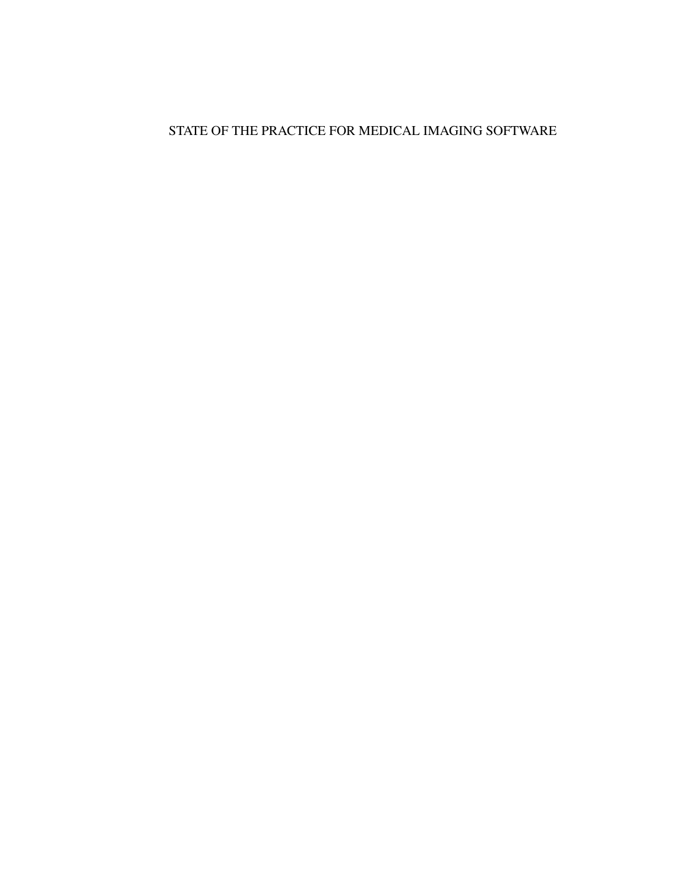# STATE OF THE PRACTICE FOR MEDICAL IMAGING SOFTWARE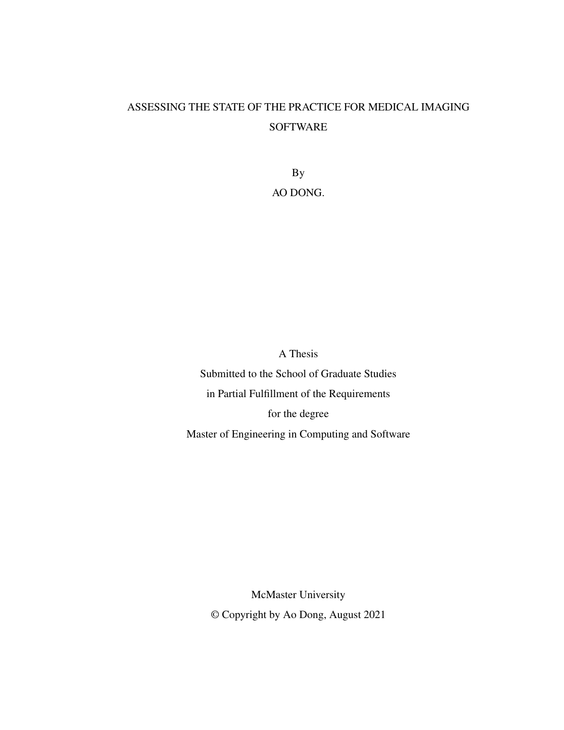# ASSESSING THE STATE OF THE PRACTICE FOR MEDICAL IMAGING SOFTWARE

By

AO DONG.

A Thesis

Submitted to the School of Graduate Studies

in Partial Fulfillment of the Requirements

for the degree

Master of Engineering in Computing and Software

McMaster University

© Copyright by Ao Dong, August 2021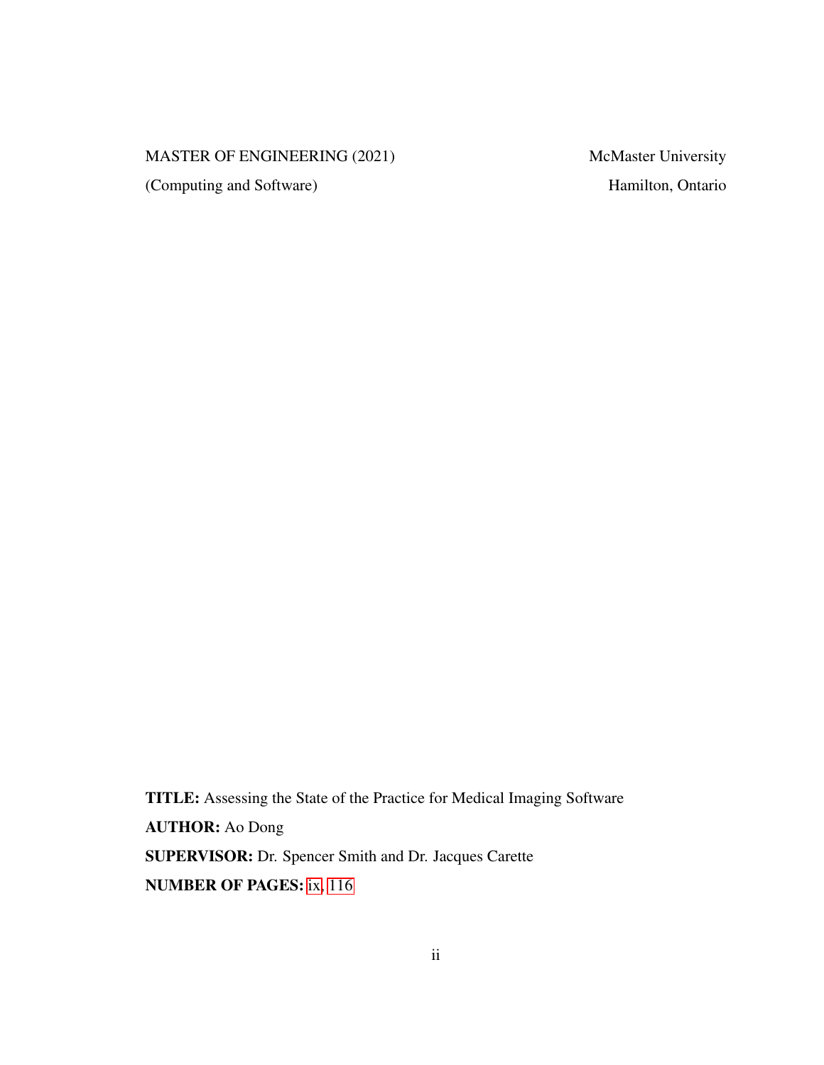MASTER OF ENGINEERING (2021) McMaster University

(Computing and Software) Hamilton, Ontario

**TITLE:** Assessing the State of the Practice for Medical Imaging Software

**AUTHOR:** Ao Dong

**SUPERVISOR:** Dr. Spencer Smith and Dr. Jacques Carette

**NUMBER OF PAGES:** ix, 116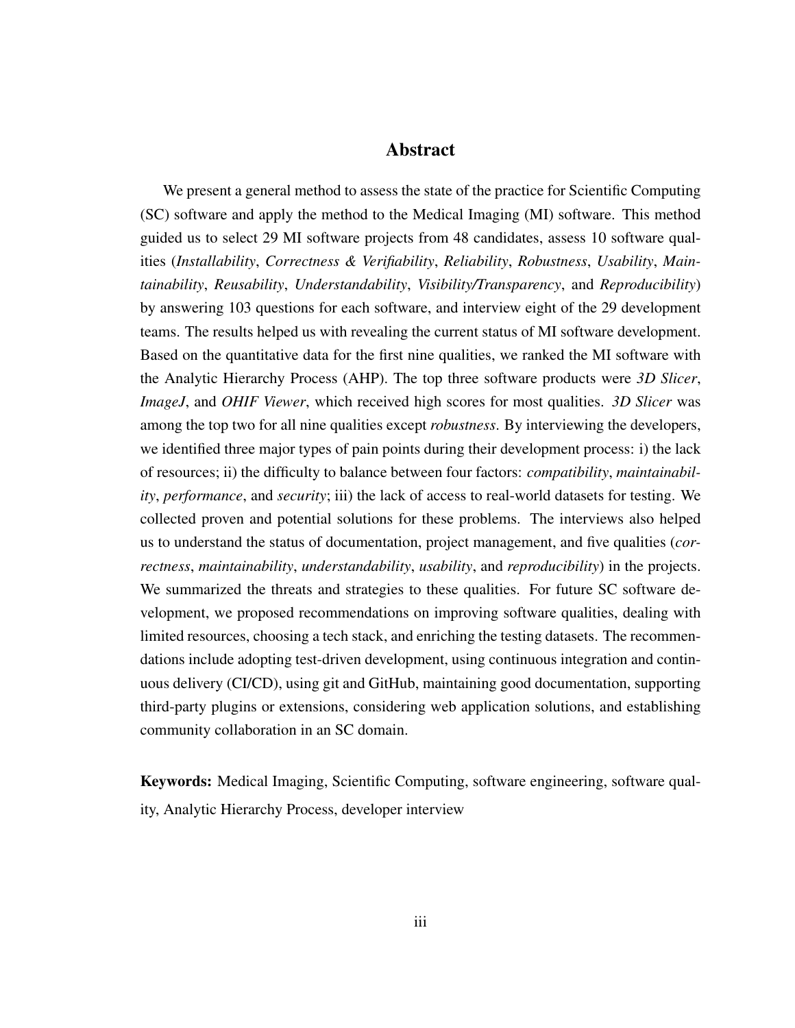# Abstract

We present a general method to assess the state of the practice for Scientific Computing (SC) software and apply the method to the Medical Imaging (MI) software. This method guided us to select 29 MI software projects from 48 candidates, assess 10 software qualities (*Installability*, *Correctness & Verifiability*, *Reliability*, *Robustness*, *Usability*, *Maintainability*, *Reusability*, *Understandability*, *Visibility/Transparency*, and *Reproducibility*) by answering 103 questions for each software, and interview eight of the 29 development teams. The results helped us with revealing the current status of MI software development. Based on the quantitative data for the first nine qualities, we ranked the MI software with the Analytic Hierarchy Process (AHP). The top three software products were *3D Slicer*, *ImageJ*, and *OHIF Viewer*, which received high scores for most qualities. *3D Slicer* was among the top two for all nine qualities except *robustness*. By interviewing the developers, we identified three major types of pain points during their development process: i) the lack of resources; ii) the difficulty to balance between four factors: *compatibility*, *maintainability*, *performance*, and *security*; iii) the lack of access to real-world datasets for testing. We collected proven and potential solutions for these problems. The interviews also helped us to understand the status of documentation, project management, and five qualities (*correctness*, *maintainability*, *understandability*, *usability*, and *reproducibility*) in the projects. We summarized the threats and strategies to these qualities. For future SC software development, we proposed recommendations on improving software qualities, dealing with limited resources, choosing a tech stack, and enriching the testing datasets. The recommendations include adopting test-driven development, using continuous integration and continuous delivery (CI/CD), using git and GitHub, maintaining good documentation, supporting third-party plugins or extensions, considering web application solutions, and establishing community collaboration in an SC domain.

**Keywords:** Medical Imaging, Scientific Computing, software engineering, software quality, Analytic Hierarchy Process, developer interview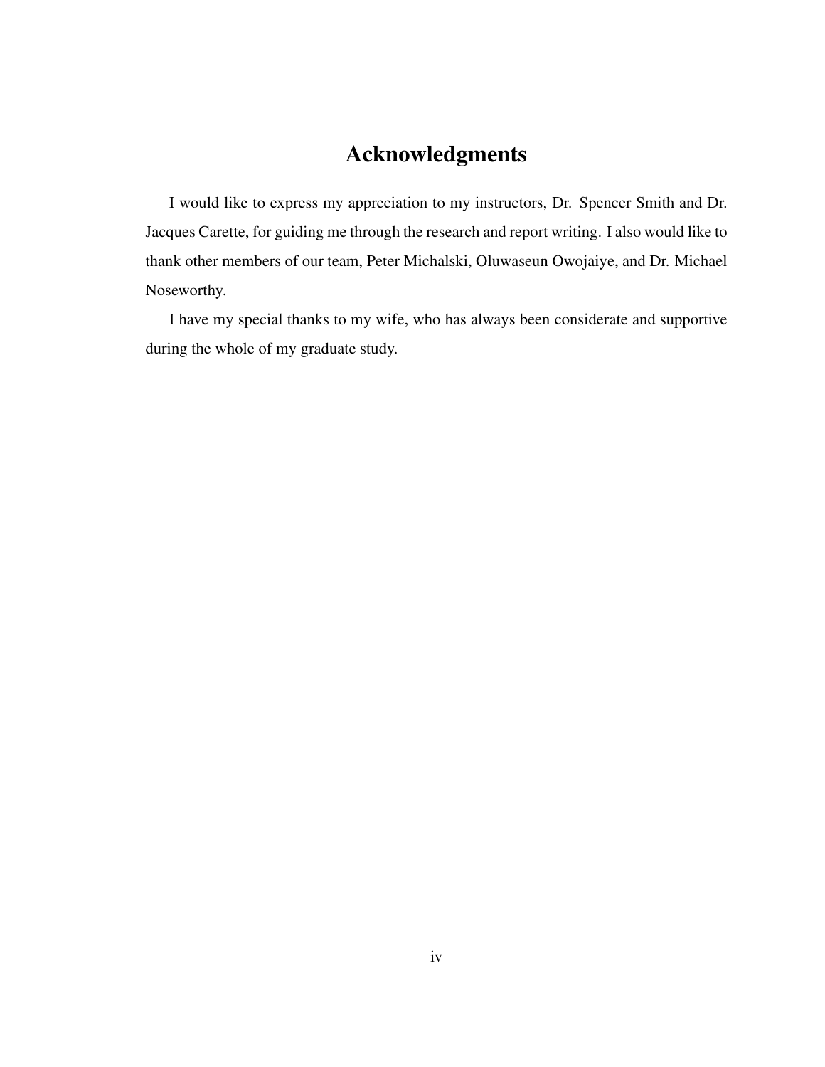# Acknowledgments

I would like to express my appreciation to my instructors, Dr. Spencer Smith and Dr. Jacques Carette, for guiding me through the research and report writing. I also would like to thank other members of our team, Peter Michalski, Oluwaseun Owojaiye, and Dr. Michael Noseworthy.

I have my special thanks to my wife, who has always been considerate and supportive during the whole of my graduate study.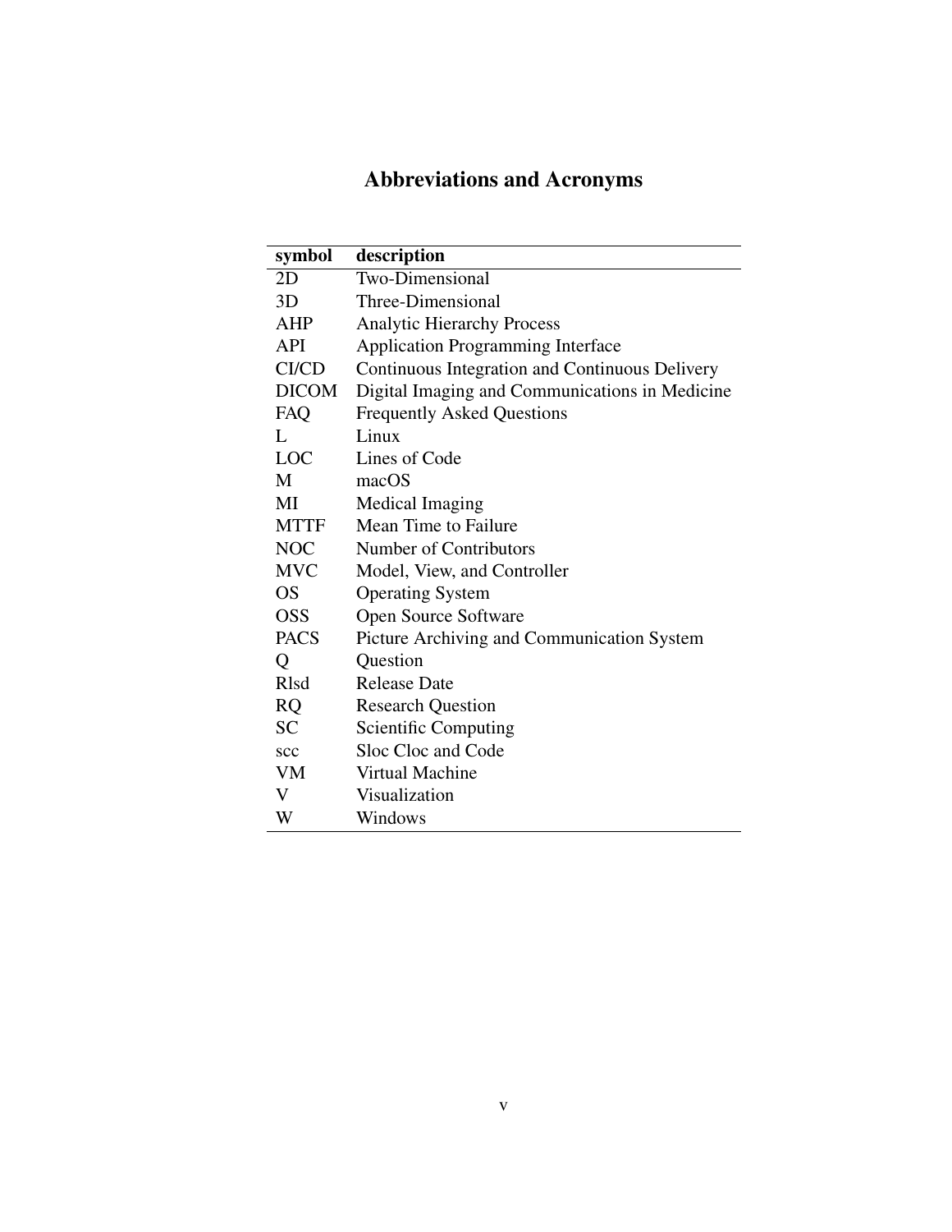# Abbreviations and Acronyms

| symbol | description |
|---|---|
| 2D | Two-Dimensional |
| 3D | Three-Dimensional |
| AHP | Analytic Hierarchy Process |
| API | Application Programming Interface |
| CI/CD | Continuous Integration and Continuous Delivery |
| DICOM | Digital Imaging and Communications in Medicine |
| FAQ | Frequently Asked Questions |
| L | Linux |
| LOC | Lines of Code |
| M | macOS |
| MI | Medical Imaging |
| MTTF | Mean Time to Failure |
| NOC | Number of Contributors |
| MVC | Model, View, and Controller |
| OS | Operating System |
| OSS | Open Source Software |
| PACS | Picture Archiving and Communication System |
| Q | Question |
| Rlsd | Release Date |
| RQ | Research Question |
| SC | Scientific Computing |
| scc | Sloc Cloc and Code |
| VM | Virtual Machine |
| V | Visualization |
| W | Windows |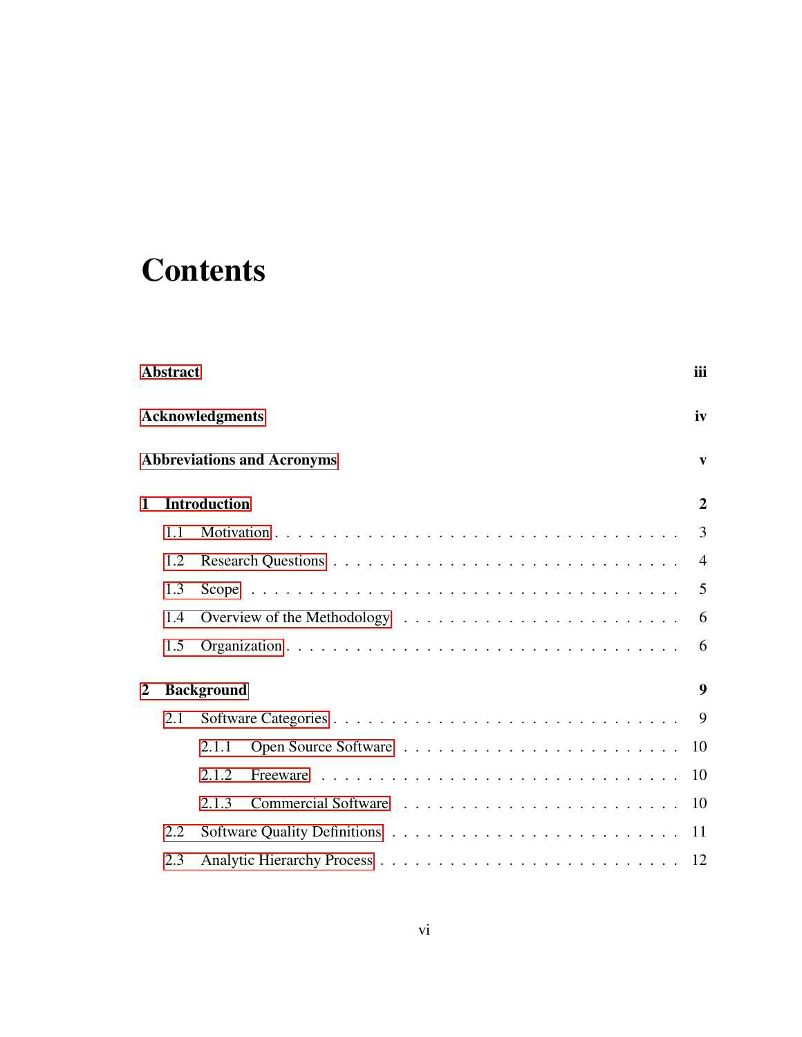# Contents

**Abstract** iii

**Acknowledgments** iv

**Abbreviations and Acronyms** v

**1 Introduction** 2

- 1.1 Motivation . . . . . . . . . . . . . . . . . . . . . . . . . . . . . . . . 3
- 1.2 Research Questions . . . . . . . . . . . . . . . . . . . . . . . . . . . . 4
- 1.3 Scope . . . . . . . . . . . . . . . . . . . . . . . . . . . . . . . . . . . 5
- 1.4 Overview of the Methodology . . . . . . . . . . . . . . . . . . . . . . 6
- 1.5 Organization . . . . . . . . . . . . . . . . . . . . . . . . . . . . . . . 6

**2 Background** 9

- 2.1 Software Categories . . . . . . . . . . . . . . . . . . . . . . . . . . . 9
  - 2.1.1 Open Source Software . . . . . . . . . . . . . . . . . . . . . . 10
  - 2.1.2 Freeware . . . . . . . . . . . . . . . . . . . . . . . . . . . . . 10
  - 2.1.3 Commercial Software . . . . . . . . . . . . . . . . . . . . . . 10
- 2.2 Software Quality Definitions . . . . . . . . . . . . . . . . . . . . . . 11
- 2.3 Analytic Hierarchy Process . . . . . . . . . . . . . . . . . . . . . . . 12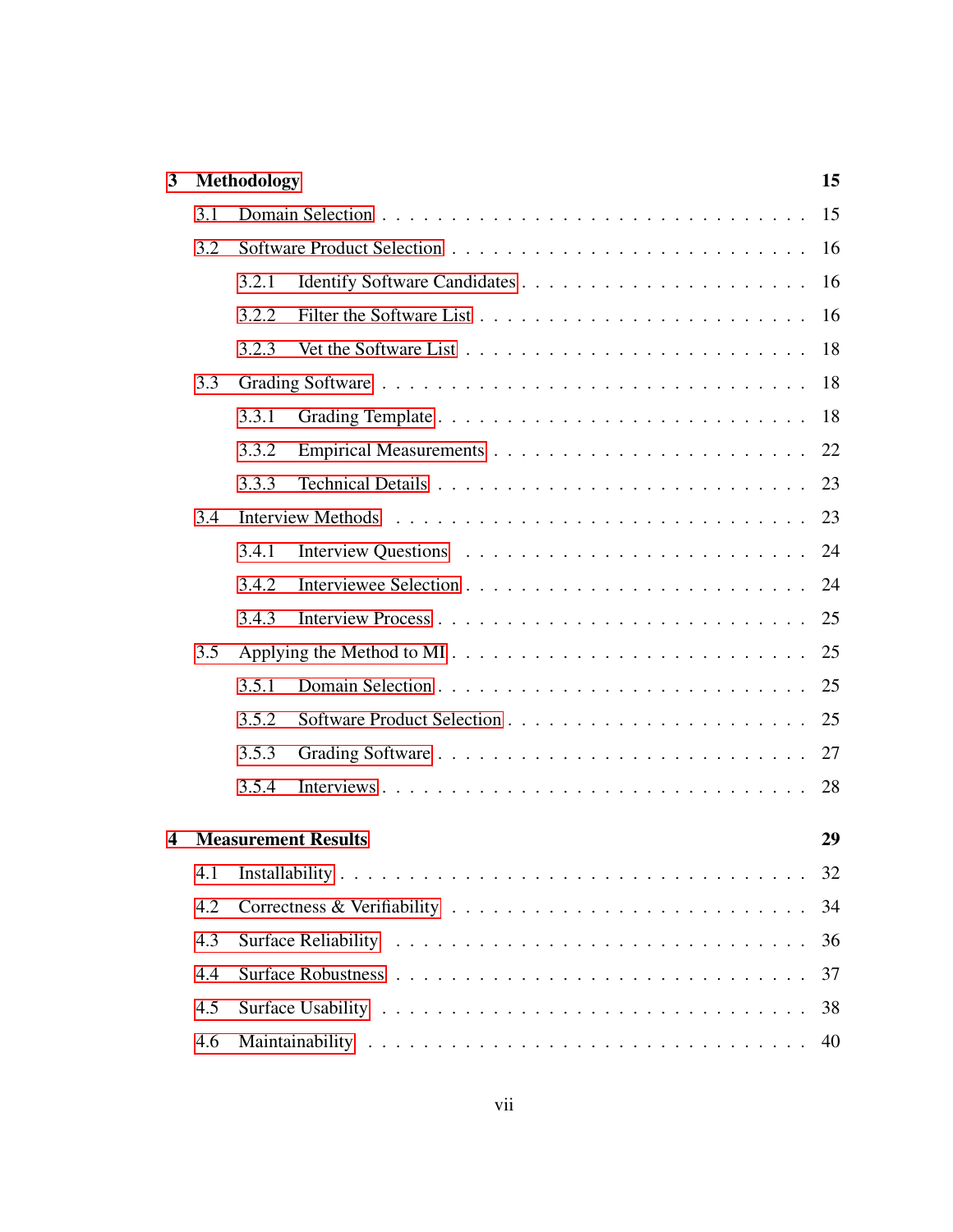**3 Methodology** **15**

3.1 Domain Selection . . . . . . . . . . . . . . . . . . . . . . . . . . . . 15

3.2 Software Product Selection . . . . . . . . . . . . . . . . . . . . . . . 16

3.2.1 Identify Software Candidates . . . . . . . . . . . . . . . . . . . 16

3.2.2 Filter the Software List . . . . . . . . . . . . . . . . . . . . . . 16

3.2.3 Vet the Software List . . . . . . . . . . . . . . . . . . . . . . . 18

3.3 Grading Software . . . . . . . . . . . . . . . . . . . . . . . . . . . . 18

3.3.1 Grading Template . . . . . . . . . . . . . . . . . . . . . . . . 18

3.3.2 Empirical Measurements . . . . . . . . . . . . . . . . . . . . . 22

3.3.3 Technical Details . . . . . . . . . . . . . . . . . . . . . . . . . 23

3.4 Interview Methods . . . . . . . . . . . . . . . . . . . . . . . . . . . . 23

3.4.1 Interview Questions . . . . . . . . . . . . . . . . . . . . . . . 24

3.4.2 Interviewee Selection . . . . . . . . . . . . . . . . . . . . . . . 24

3.4.3 Interview Process . . . . . . . . . . . . . . . . . . . . . . . . . 25

3.5 Applying the Method to MI . . . . . . . . . . . . . . . . . . . . . . . 25

3.5.1 Domain Selection . . . . . . . . . . . . . . . . . . . . . . . . . 25

3.5.2 Software Product Selection . . . . . . . . . . . . . . . . . . . . 25

3.5.3 Grading Software . . . . . . . . . . . . . . . . . . . . . . . . . 27

3.5.4 Interviews . . . . . . . . . . . . . . . . . . . . . . . . . . . . . 28

**4 Measurement Results** **29**

4.1 Installability . . . . . . . . . . . . . . . . . . . . . . . . . . . . . . . 32

4.2 Correctness & Verifiability . . . . . . . . . . . . . . . . . . . . . . . 34

4.3 Surface Reliability . . . . . . . . . . . . . . . . . . . . . . . . . . . . 36

4.4 Surface Robustness . . . . . . . . . . . . . . . . . . . . . . . . . . . 37

4.5 Surface Usability . . . . . . . . . . . . . . . . . . . . . . . . . . . . 38

4.6 Maintainability . . . . . . . . . . . . . . . . . . . . . . . . . . . . . 40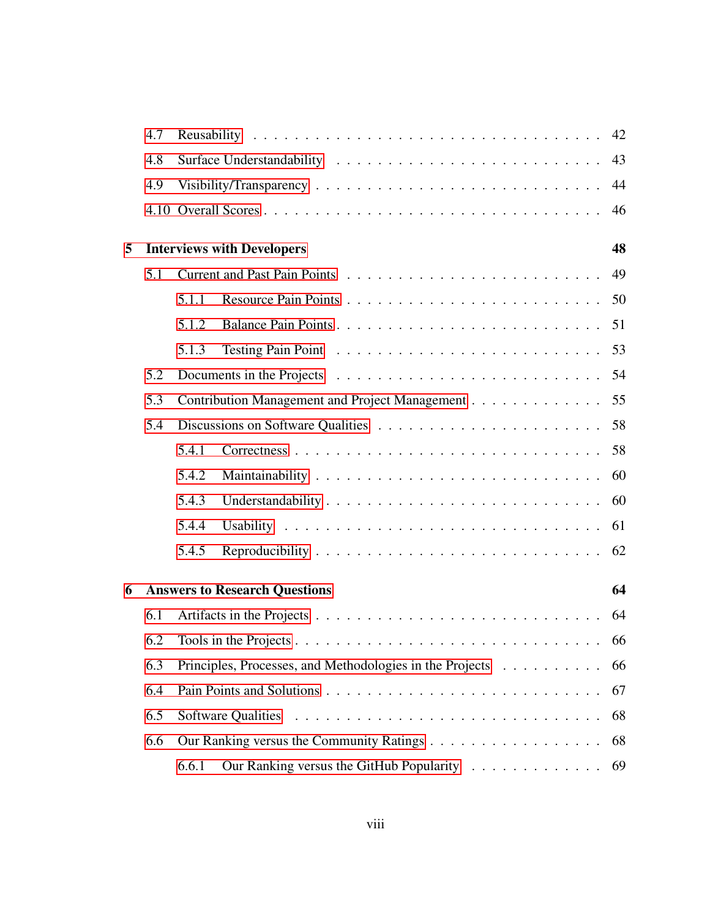- 4.7 Reusability . . . . . . . . . . . . . . . . . . . . . . . . . . . . . . 42
- 4.8 Surface Understandability . . . . . . . . . . . . . . . . . . . . . . . 43
- 4.9 Visibility/Transparency . . . . . . . . . . . . . . . . . . . . . . . . 44
- 4.10 Overall Scores . . . . . . . . . . . . . . . . . . . . . . . . . . . . 46

**5 Interviews with Developers** **48**

- 5.1 Current and Past Pain Points . . . . . . . . . . . . . . . . . . . . . 49
  - 5.1.1 Resource Pain Points . . . . . . . . . . . . . . . . . . . . . . 50
  - 5.1.2 Balance Pain Points . . . . . . . . . . . . . . . . . . . . . . 51
  - 5.1.3 Testing Pain Point . . . . . . . . . . . . . . . . . . . . . . . 53
- 5.2 Documents in the Projects . . . . . . . . . . . . . . . . . . . . . . 54
- 5.3 Contribution Management and Project Management . . . . . . . . . . 55
- 5.4 Discussions on Software Qualities . . . . . . . . . . . . . . . . . . . 58
  - 5.4.1 Correctness . . . . . . . . . . . . . . . . . . . . . . . . . . 58
  - 5.4.2 Maintainability . . . . . . . . . . . . . . . . . . . . . . . . 60
  - 5.4.3 Understandability . . . . . . . . . . . . . . . . . . . . . . . 60
  - 5.4.4 Usability . . . . . . . . . . . . . . . . . . . . . . . . . . . 61
  - 5.4.5 Reproducibility . . . . . . . . . . . . . . . . . . . . . . . . 62

**6 Answers to Research Questions** **64**

- 6.1 Artifacts in the Projects . . . . . . . . . . . . . . . . . . . . . . . 64
- 6.2 Tools in the Projects . . . . . . . . . . . . . . . . . . . . . . . . . 66
- 6.3 Principles, Processes, and Methodologies in the Projects . . . . . . . 66
- 6.4 Pain Points and Solutions . . . . . . . . . . . . . . . . . . . . . . . 67
- 6.5 Software Qualities . . . . . . . . . . . . . . . . . . . . . . . . . . . 68
- 6.6 Our Ranking versus the Community Ratings . . . . . . . . . . . . . . 68
  - 6.6.1 Our Ranking versus the GitHub Popularity . . . . . . . . . . . 69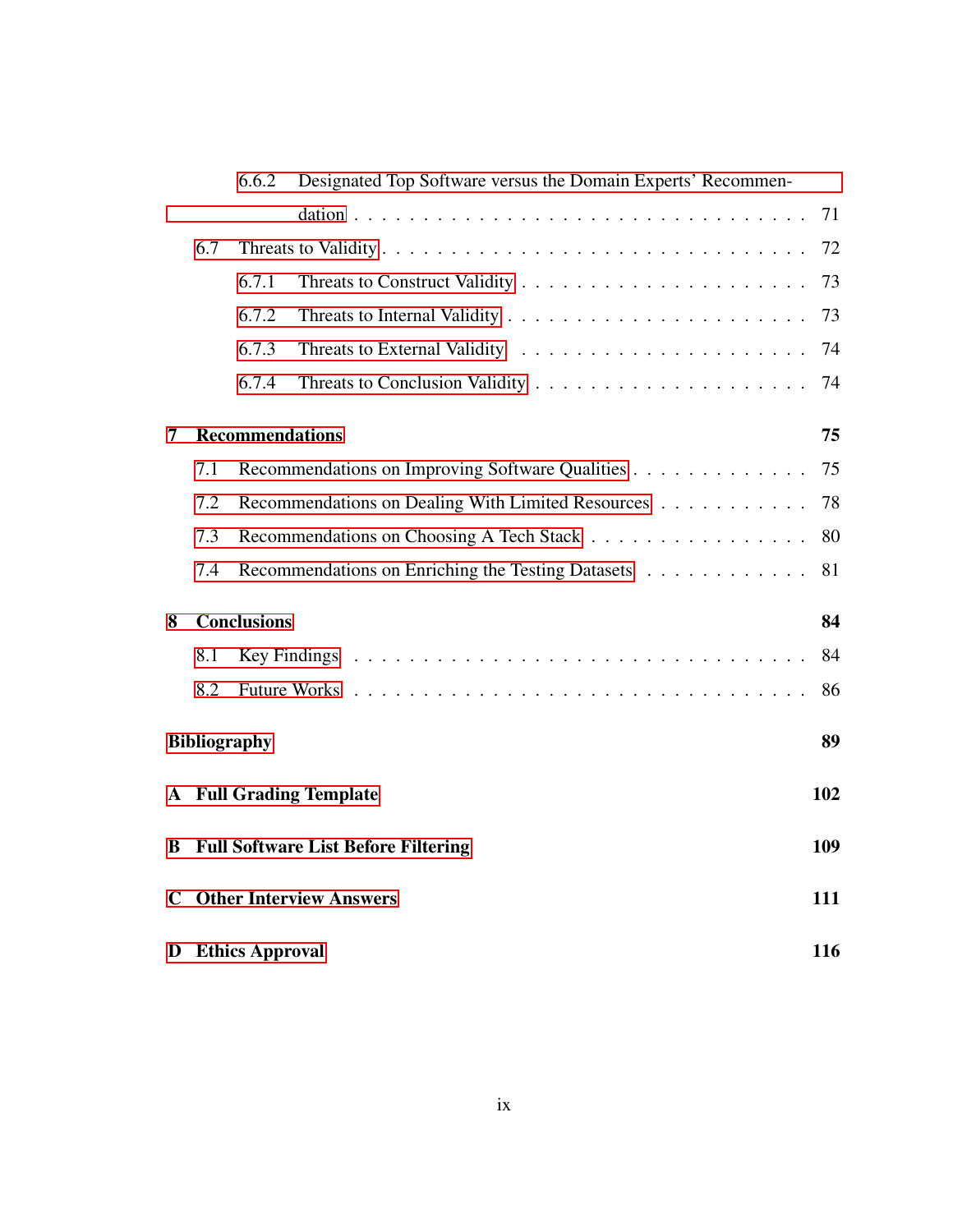- 6.6.2 Designated Top Software versus the Domain Experts' Recommendation . . . 71
- 6.7 Threats to Validity . . . 72
  - 6.7.1 Threats to Construct Validity . . . 73
  - 6.7.2 Threats to Internal Validity . . . 73
  - 6.7.3 Threats to External Validity . . . 74
  - 6.7.4 Threats to Conclusion Validity . . . 74

**7 Recommendations** **75**

- 7.1 Recommendations on Improving Software Qualities . . . 75
- 7.2 Recommendations on Dealing With Limited Resources . . . 78
- 7.3 Recommendations on Choosing A Tech Stack . . . 80
- 7.4 Recommendations on Enriching the Testing Datasets . . . 81

**8 Conclusions** **84**

- 8.1 Key Findings . . . 84
- 8.2 Future Works . . . 86

**Bibliography** **89**

**A Full Grading Template** **102**

**B Full Software List Before Filtering** **109**

**C Other Interview Answers** **111**

**D Ethics Approval** **116**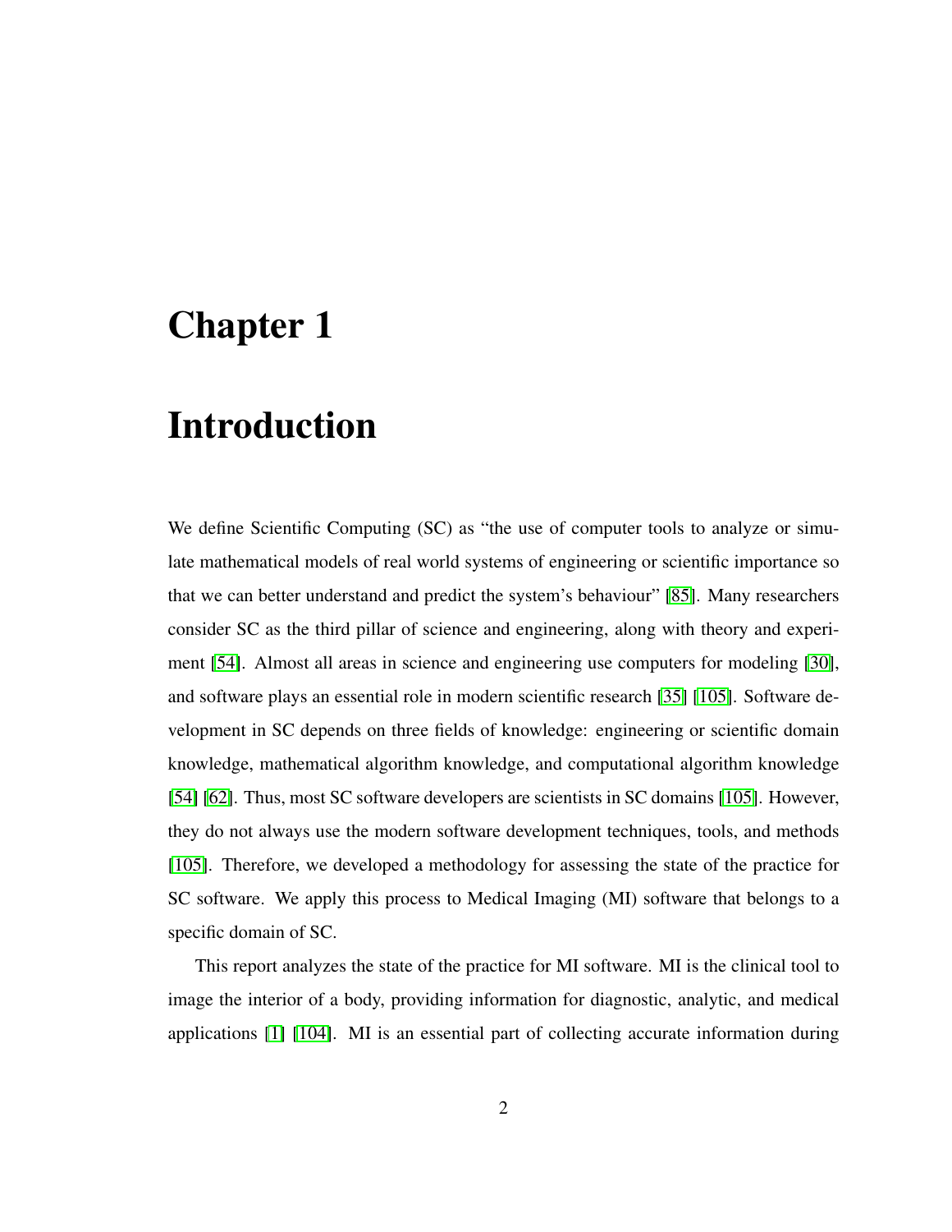# Chapter 1

# Introduction

We define Scientific Computing (SC) as "the use of computer tools to analyze or simulate mathematical models of real world systems of engineering or scientific importance so that we can better understand and predict the system's behaviour" [85]. Many researchers consider SC as the third pillar of science and engineering, along with theory and experiment [54]. Almost all areas in science and engineering use computers for modeling [30], and software plays an essential role in modern scientific research [35] [105]. Software development in SC depends on three fields of knowledge: engineering or scientific domain knowledge, mathematical algorithm knowledge, and computational algorithm knowledge [54] [62]. Thus, most SC software developers are scientists in SC domains [105]. However, they do not always use the modern software development techniques, tools, and methods [105]. Therefore, we developed a methodology for assessing the state of the practice for SC software. We apply this process to Medical Imaging (MI) software that belongs to a specific domain of SC.

This report analyzes the state of the practice for MI software. MI is the clinical tool to image the interior of a body, providing information for diagnostic, analytic, and medical applications [1] [104]. MI is an essential part of collecting accurate information during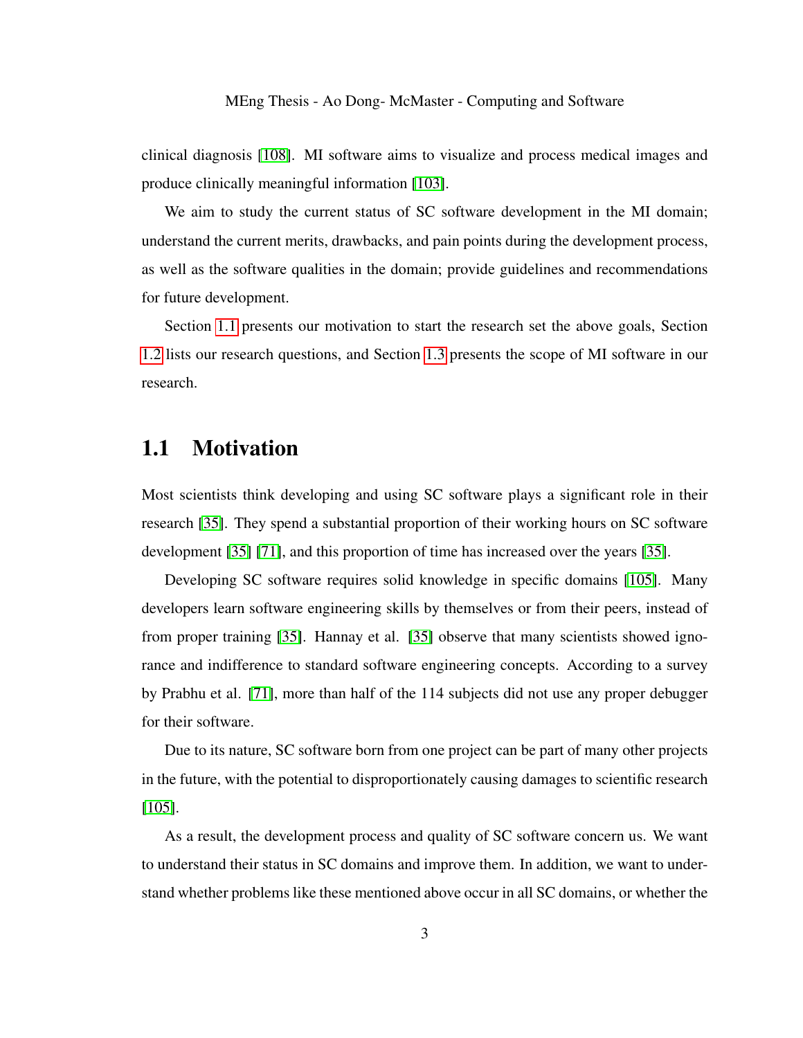clinical diagnosis [108]. MI software aims to visualize and process medical images and produce clinically meaningful information [103].

We aim to study the current status of SC software development in the MI domain; understand the current merits, drawbacks, and pain points during the development process, as well as the software qualities in the domain; provide guidelines and recommendations for future development.

Section 1.1 presents our motivation to start the research set the above goals, Section 1.2 lists our research questions, and Section 1.3 presents the scope of MI software in our research.

## 1.1 Motivation

Most scientists think developing and using SC software plays a significant role in their research [35]. They spend a substantial proportion of their working hours on SC software development [35] [71], and this proportion of time has increased over the years [35].

Developing SC software requires solid knowledge in specific domains [105]. Many developers learn software engineering skills by themselves or from their peers, instead of from proper training [35]. Hannay et al. [35] observe that many scientists showed ignorance and indifference to standard software engineering concepts. According to a survey by Prabhu et al. [71], more than half of the 114 subjects did not use any proper debugger for their software.

Due to its nature, SC software born from one project can be part of many other projects in the future, with the potential to disproportionately causing damages to scientific research [105].

As a result, the development process and quality of SC software concern us. We want to understand their status in SC domains and improve them. In addition, we want to understand whether problems like these mentioned above occur in all SC domains, or whether the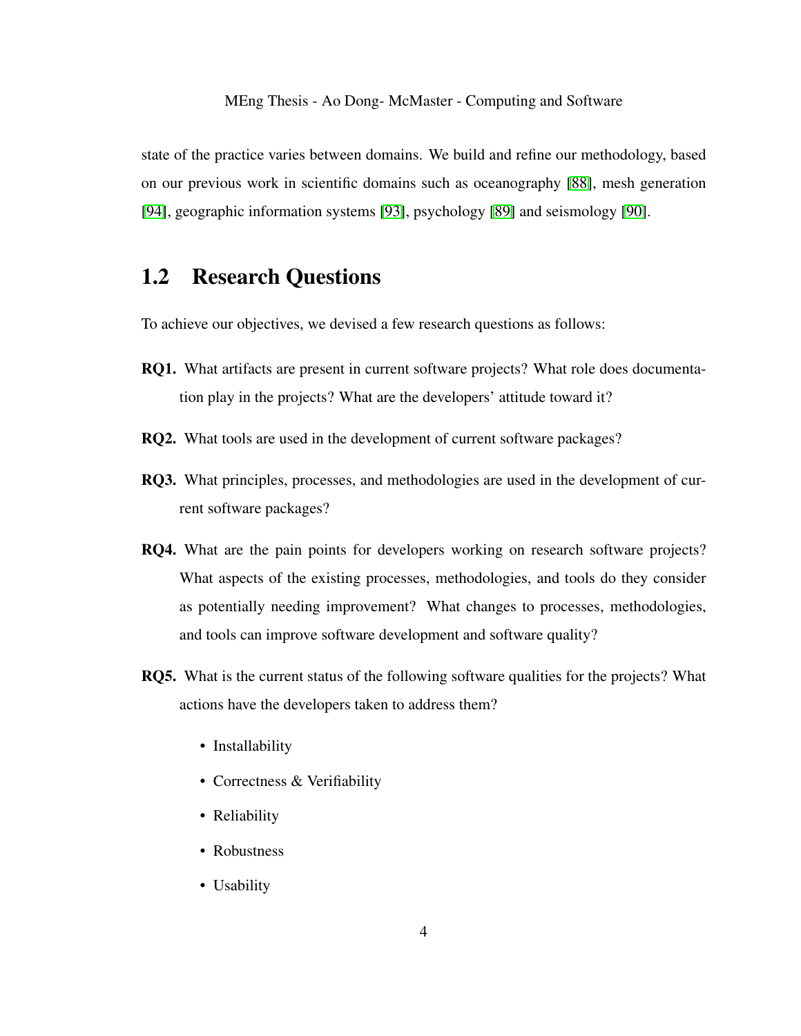state of the practice varies between domains. We build and refine our methodology, based on our previous work in scientific domains such as oceanography [88], mesh generation [94], geographic information systems [93], psychology [89] and seismology [90].

## 1.2 Research Questions

To achieve our objectives, we devised a few research questions as follows:

**RQ1.** What artifacts are present in current software projects? What role does documentation play in the projects? What are the developers' attitude toward it?

**RQ2.** What tools are used in the development of current software packages?

**RQ3.** What principles, processes, and methodologies are used in the development of current software packages?

**RQ4.** What are the pain points for developers working on research software projects? What aspects of the existing processes, methodologies, and tools do they consider as potentially needing improvement? What changes to processes, methodologies, and tools can improve software development and software quality?

**RQ5.** What is the current status of the following software qualities for the projects? What actions have the developers taken to address them?

- Installability
- Correctness & Verifiability
- Reliability
- Robustness
- Usability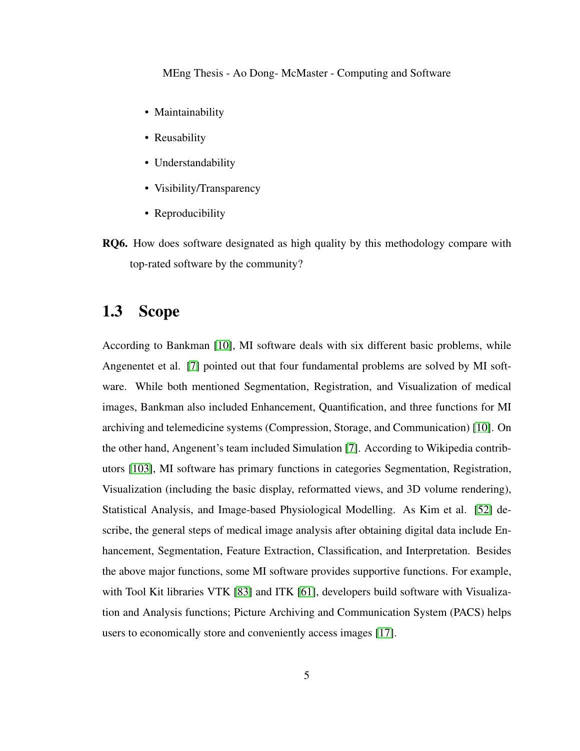- Maintainability
- Reusability
- Understandability
- Visibility/Transparency
- Reproducibility

**RQ6.** How does software designated as high quality by this methodology compare with top-rated software by the community?

## 1.3 Scope

According to Bankman [10], MI software deals with six different basic problems, while Angenentet et al. [7] pointed out that four fundamental problems are solved by MI software. While both mentioned Segmentation, Registration, and Visualization of medical images, Bankman also included Enhancement, Quantification, and three functions for MI archiving and telemedicine systems (Compression, Storage, and Communication) [10]. On the other hand, Angenent's team included Simulation [7]. According to Wikipedia contributors [103], MI software has primary functions in categories Segmentation, Registration, Visualization (including the basic display, reformatted views, and 3D volume rendering), Statistical Analysis, and Image-based Physiological Modelling. As Kim et al. [52] describe, the general steps of medical image analysis after obtaining digital data include Enhancement, Segmentation, Feature Extraction, Classification, and Interpretation. Besides the above major functions, some MI software provides supportive functions. For example, with Tool Kit libraries VTK [83] and ITK [61], developers build software with Visualization and Analysis functions; Picture Archiving and Communication System (PACS) helps users to economically store and conveniently access images [17].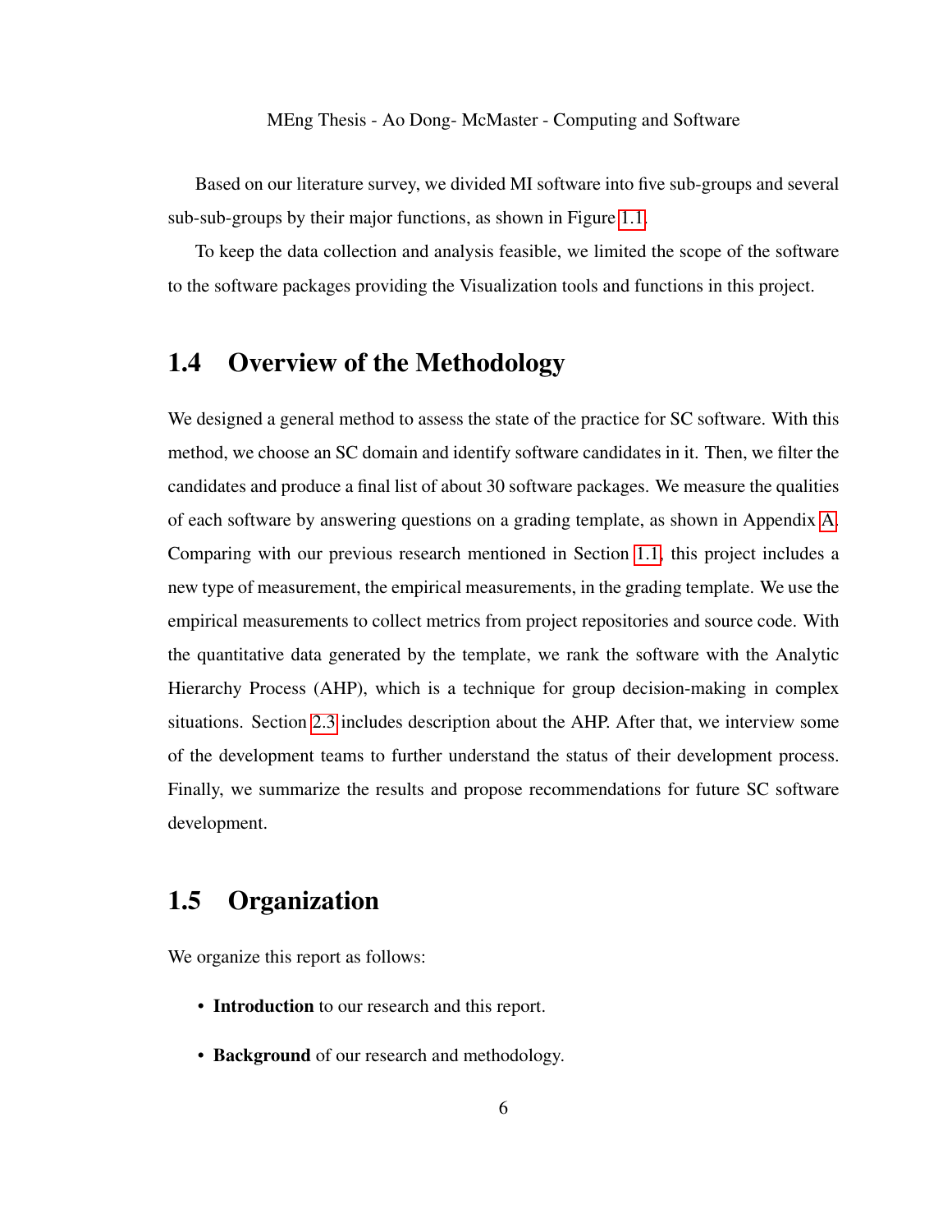Based on our literature survey, we divided MI software into five sub-groups and several sub-sub-groups by their major functions, as shown in Figure 1.1.

To keep the data collection and analysis feasible, we limited the scope of the software to the software packages providing the Visualization tools and functions in this project.

## 1.4 Overview of the Methodology

We designed a general method to assess the state of the practice for SC software. With this method, we choose an SC domain and identify software candidates in it. Then, we filter the candidates and produce a final list of about 30 software packages. We measure the qualities of each software by answering questions on a grading template, as shown in Appendix A. Comparing with our previous research mentioned in Section 1.1, this project includes a new type of measurement, the empirical measurements, in the grading template. We use the empirical measurements to collect metrics from project repositories and source code. With the quantitative data generated by the template, we rank the software with the Analytic Hierarchy Process (AHP), which is a technique for group decision-making in complex situations. Section 2.3 includes description about the AHP. After that, we interview some of the development teams to further understand the status of their development process. Finally, we summarize the results and propose recommendations for future SC software development.

## 1.5 Organization

We organize this report as follows:

- **Introduction** to our research and this report.
- **Background** of our research and methodology.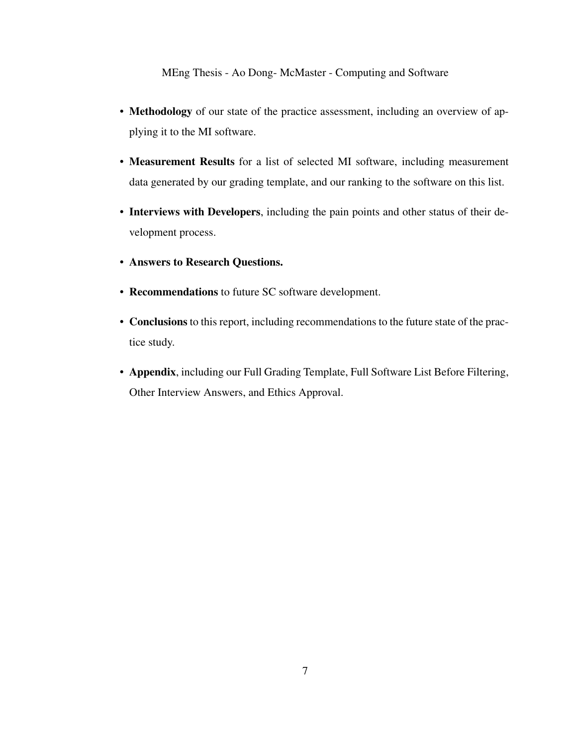- **Methodology** of our state of the practice assessment, including an overview of applying it to the MI software.
- **Measurement Results** for a list of selected MI software, including measurement data generated by our grading template, and our ranking to the software on this list.
- **Interviews with Developers**, including the pain points and other status of their development process.
- **Answers to Research Questions.**
- **Recommendations** to future SC software development.
- **Conclusions** to this report, including recommendations to the future state of the practice study.
- **Appendix**, including our Full Grading Template, Full Software List Before Filtering, Other Interview Answers, and Ethics Approval.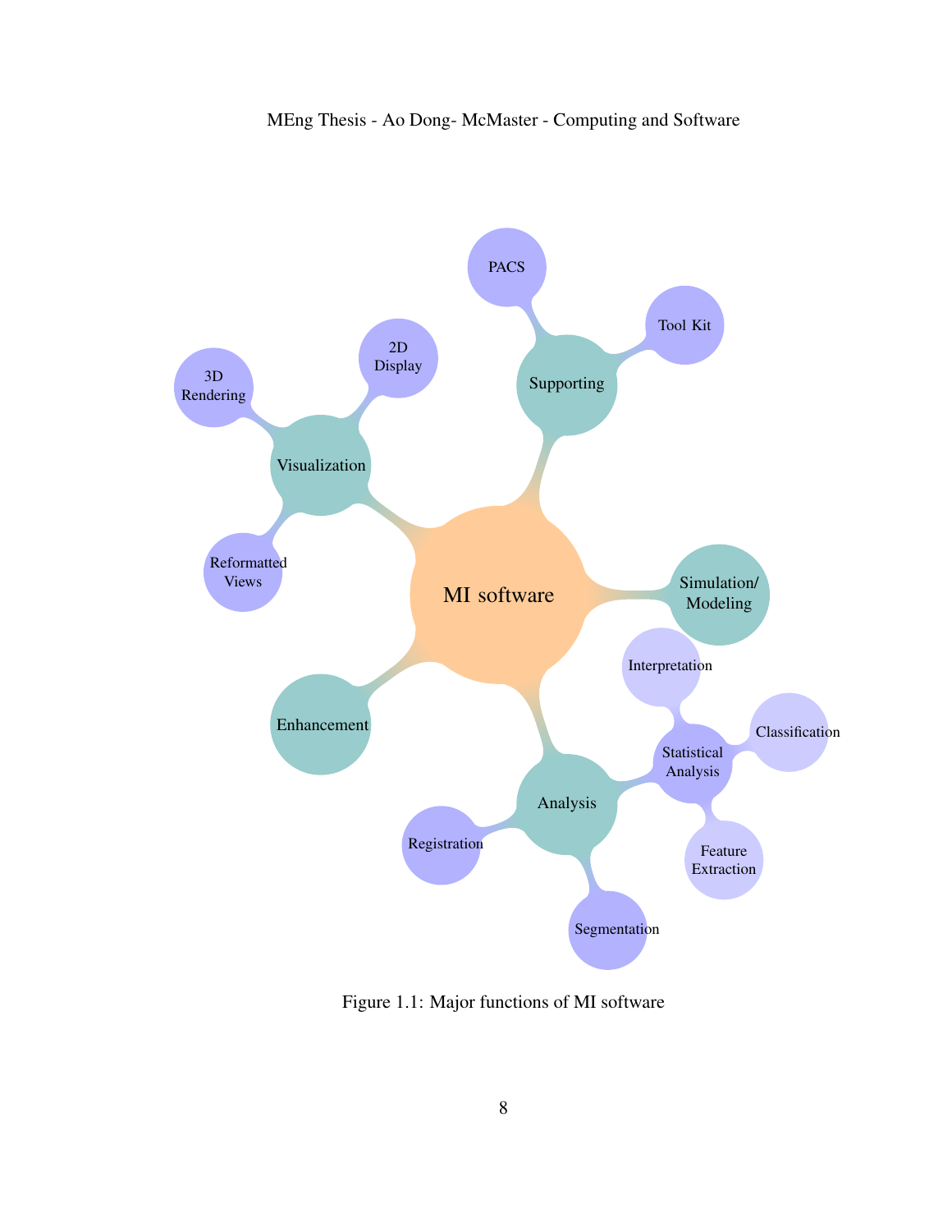Figure 1.1: Major functions of MI software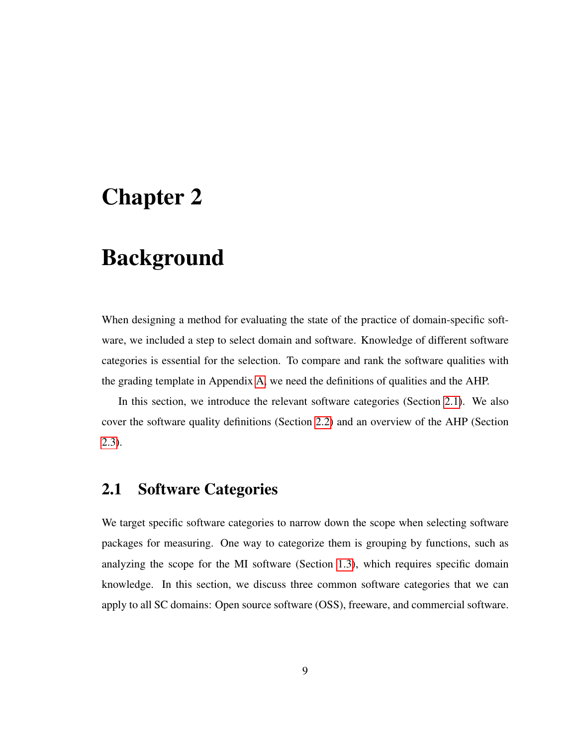# Chapter 2

# Background

When designing a method for evaluating the state of the practice of domain-specific software, we included a step to select domain and software. Knowledge of different software categories is essential for the selection. To compare and rank the software qualities with the grading template in Appendix A, we need the definitions of qualities and the AHP.

In this section, we introduce the relevant software categories (Section 2.1). We also cover the software quality definitions (Section 2.2) and an overview of the AHP (Section 2.3).

## 2.1 Software Categories

We target specific software categories to narrow down the scope when selecting software packages for measuring. One way to categorize them is grouping by functions, such as analyzing the scope for the MI software (Section 1.3), which requires specific domain knowledge. In this section, we discuss three common software categories that we can apply to all SC domains: Open source software (OSS), freeware, and commercial software.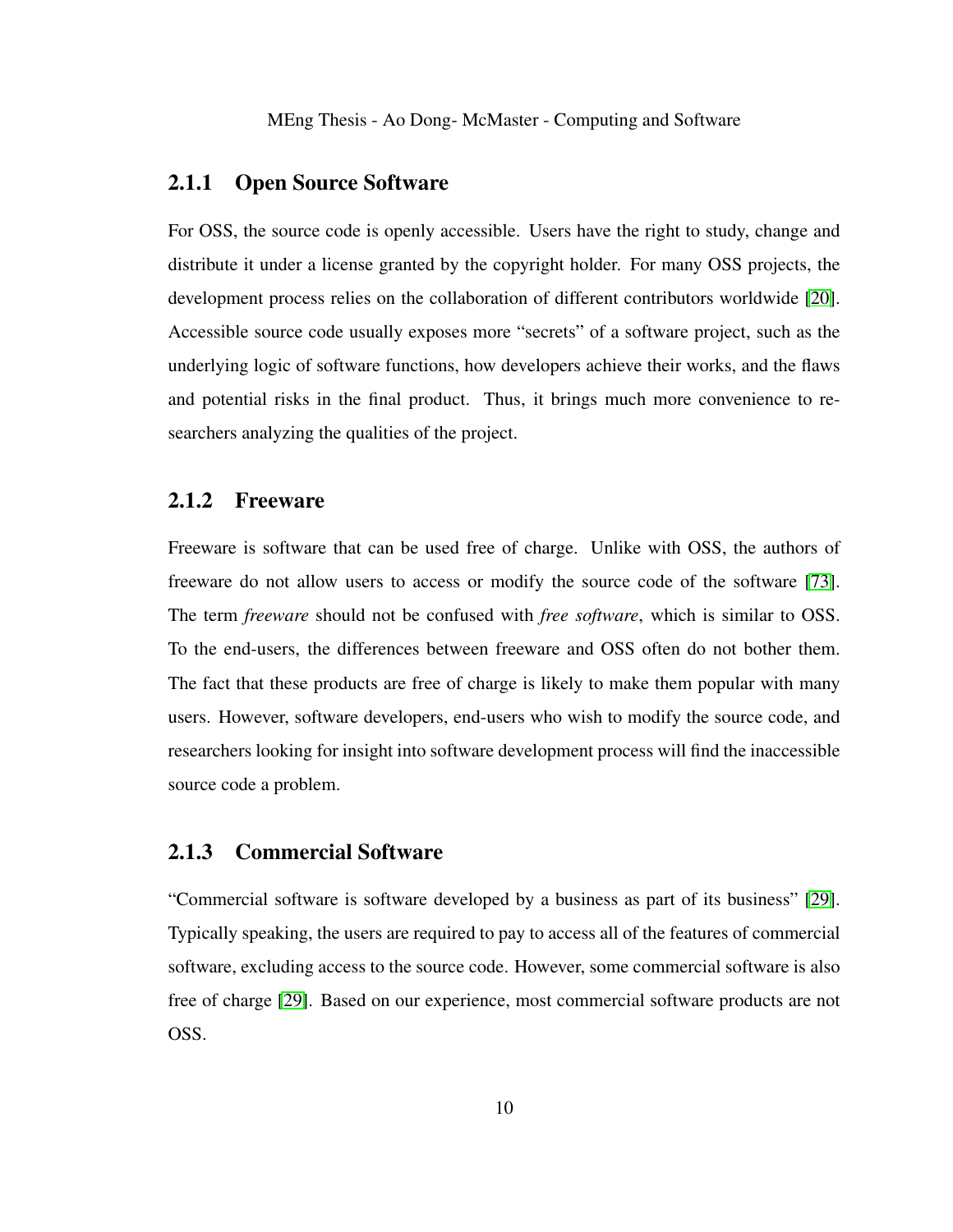### 2.1.1 Open Source Software

For OSS, the source code is openly accessible. Users have the right to study, change and distribute it under a license granted by the copyright holder. For many OSS projects, the development process relies on the collaboration of different contributors worldwide [20]. Accessible source code usually exposes more "secrets" of a software project, such as the underlying logic of software functions, how developers achieve their works, and the flaws and potential risks in the final product. Thus, it brings much more convenience to researchers analyzing the qualities of the project.

### 2.1.2 Freeware

Freeware is software that can be used free of charge. Unlike with OSS, the authors of freeware do not allow users to access or modify the source code of the software [73]. The term *freeware* should not be confused with *free software*, which is similar to OSS. To the end-users, the differences between freeware and OSS often do not bother them. The fact that these products are free of charge is likely to make them popular with many users. However, software developers, end-users who wish to modify the source code, and researchers looking for insight into software development process will find the inaccessible source code a problem.

### 2.1.3 Commercial Software

"Commercial software is software developed by a business as part of its business" [29]. Typically speaking, the users are required to pay to access all of the features of commercial software, excluding access to the source code. However, some commercial software is also free of charge [29]. Based on our experience, most commercial software products are not OSS.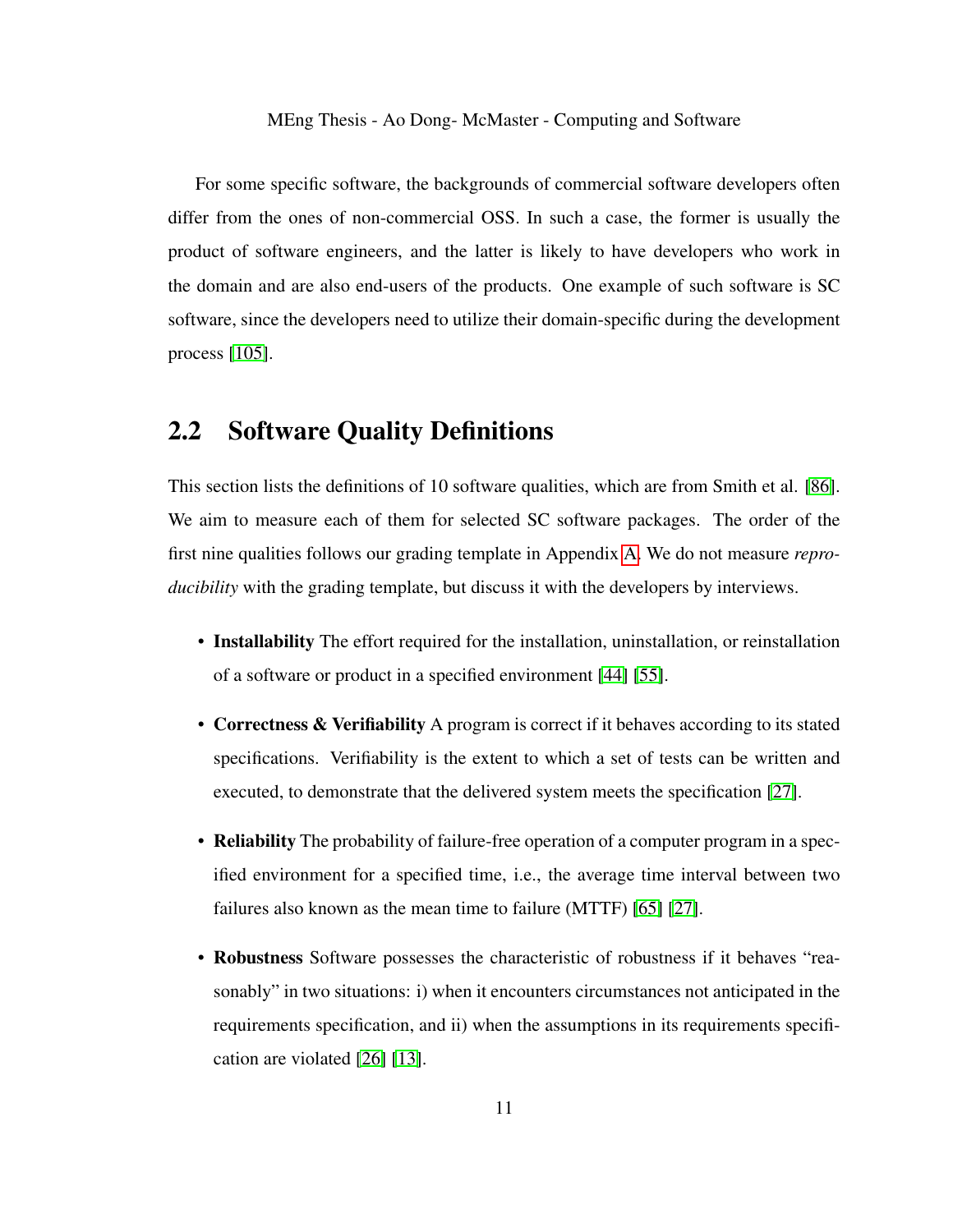For some specific software, the backgrounds of commercial software developers often differ from the ones of non-commercial OSS. In such a case, the former is usually the product of software engineers, and the latter is likely to have developers who work in the domain and are also end-users of the products. One example of such software is SC software, since the developers need to utilize their domain-specific during the development process [105].

## 2.2 Software Quality Definitions

This section lists the definitions of 10 software qualities, which are from Smith et al. [86]. We aim to measure each of them for selected SC software packages. The order of the first nine qualities follows our grading template in Appendix A. We do not measure *reproducibility* with the grading template, but discuss it with the developers by interviews.

- **Installability** The effort required for the installation, uninstallation, or reinstallation of a software or product in a specified environment [44] [55].
- **Correctness & Verifiability** A program is correct if it behaves according to its stated specifications. Verifiability is the extent to which a set of tests can be written and executed, to demonstrate that the delivered system meets the specification [27].
- **Reliability** The probability of failure-free operation of a computer program in a specified environment for a specified time, i.e., the average time interval between two failures also known as the mean time to failure (MTTF) [65] [27].
- **Robustness** Software possesses the characteristic of robustness if it behaves "reasonably" in two situations: i) when it encounters circumstances not anticipated in the requirements specification, and ii) when the assumptions in its requirements specification are violated [26] [13].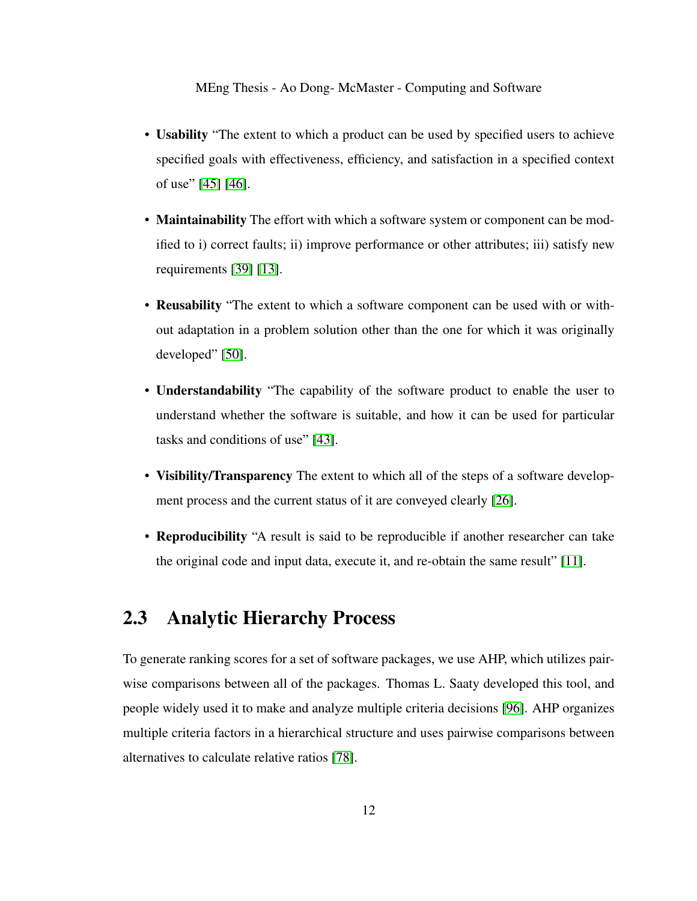- **Usability** "The extent to which a product can be used by specified users to achieve specified goals with effectiveness, efficiency, and satisfaction in a specified context of use" [45] [46].
- **Maintainability** The effort with which a software system or component can be modified to i) correct faults; ii) improve performance or other attributes; iii) satisfy new requirements [39] [13].
- **Reusability** "The extent to which a software component can be used with or without adaptation in a problem solution other than the one for which it was originally developed" [50].
- **Understandability** "The capability of the software product to enable the user to understand whether the software is suitable, and how it can be used for particular tasks and conditions of use" [43].
- **Visibility/Transparency** The extent to which all of the steps of a software development process and the current status of it are conveyed clearly [26].
- **Reproducibility** "A result is said to be reproducible if another researcher can take the original code and input data, execute it, and re-obtain the same result" [11].

## 2.3 Analytic Hierarchy Process

To generate ranking scores for a set of software packages, we use AHP, which utilizes pairwise comparisons between all of the packages. Thomas L. Saaty developed this tool, and people widely used it to make and analyze multiple criteria decisions [96]. AHP organizes multiple criteria factors in a hierarchical structure and uses pairwise comparisons between alternatives to calculate relative ratios [78].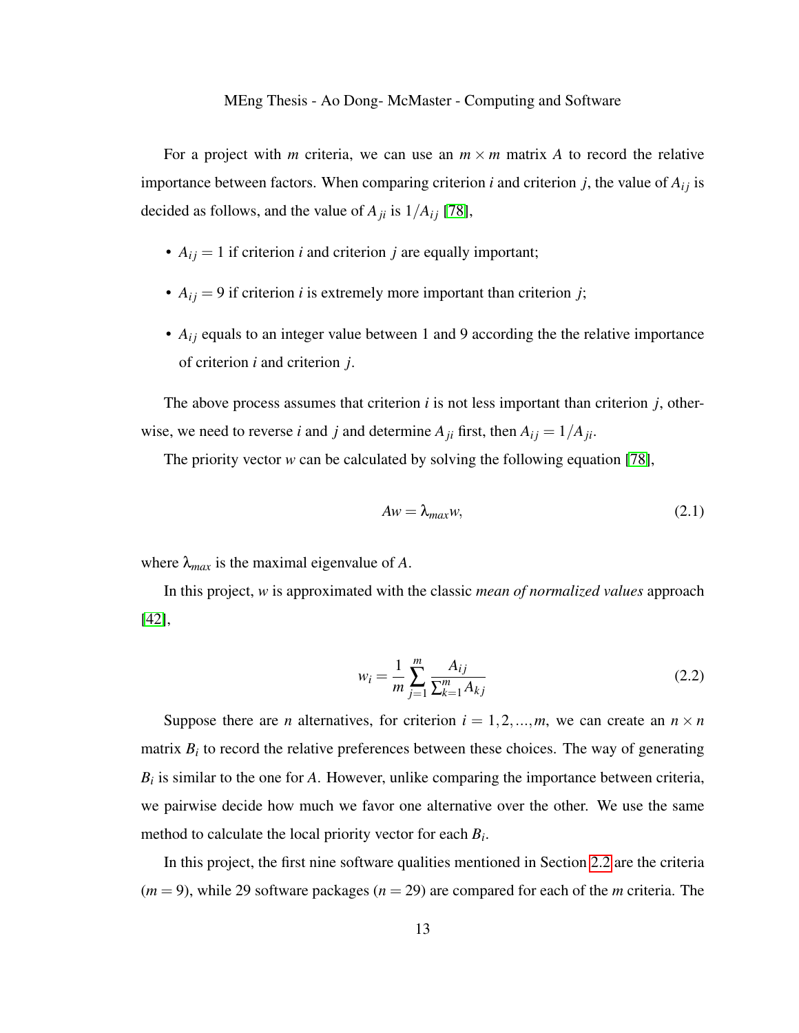For a project with $m$ criteria, we can use an $m \times m$ matrix $A$ to record the relative importance between factors. When comparing criterion $i$ and criterion $j$, the value of $A_{ij}$ is decided as follows, and the value of $A_{ji}$ is $1/A_{ij}$ [78],

- $A_{ij} = 1$ if criterion $i$ and criterion $j$ are equally important;
- $A_{ij} = 9$ if criterion $i$ is extremely more important than criterion $j$;
- $A_{ij}$ equals to an integer value between 1 and 9 according the the relative importance of criterion $i$ and criterion $j$.

The above process assumes that criterion $i$ is not less important than criterion $j$, otherwise, we need to reverse $i$ and $j$ and determine $A_{ji}$ first, then $A_{ij} = 1/A_{ji}$.

The priority vector $w$ can be calculated by solving the following equation [78],

$$Aw = \lambda_{max} w, \tag{2.1}$$

where $\lambda_{max}$ is the maximal eigenvalue of $A$.

In this project, $w$ is approximated with the classic *mean of normalized values* approach [42],

$$w_i = \frac{1}{m} \sum_{j=1}^{m} \frac{A_{ij}}{\sum_{k=1}^{m} A_{kj}} \tag{2.2}$$

Suppose there are $n$ alternatives, for criterion $i = 1, 2, ..., m$, we can create an $n \times n$ matrix $B_i$ to record the relative preferences between these choices. The way of generating $B_i$ is similar to the one for $A$. However, unlike comparing the importance between criteria, we pairwise decide how much we favor one alternative over the other. We use the same method to calculate the local priority vector for each $B_i$.

In this project, the first nine software qualities mentioned in Section 2.2 are the criteria ($m = 9$), while 29 software packages ($n = 29$) are compared for each of the $m$ criteria. The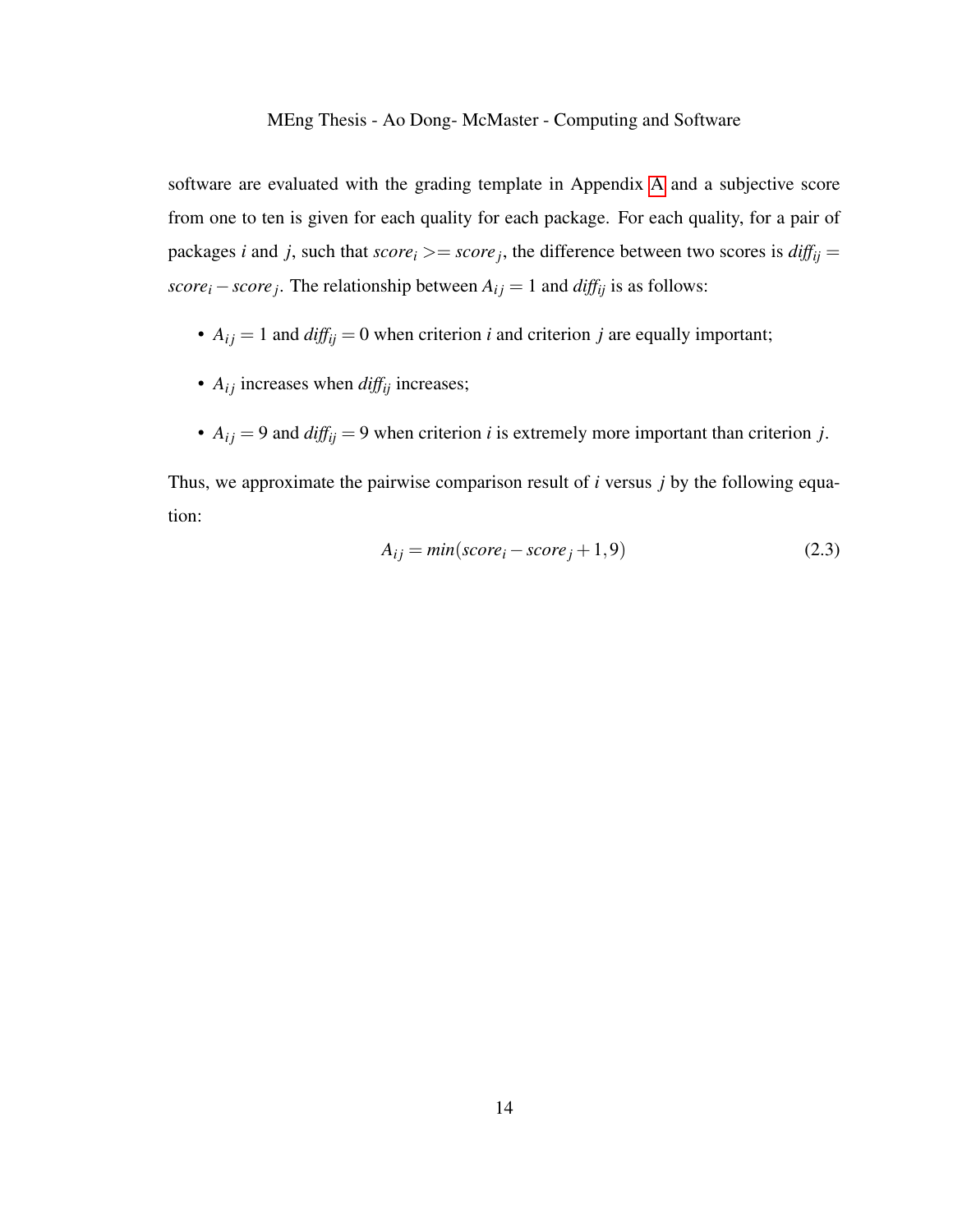software are evaluated with the grading template in Appendix A and a subjective score from one to ten is given for each quality for each package. For each quality, for a pair of packages $i$ and $j$, such that $score_i >= score_j$, the difference between two scores is $diff_{ij} = score_i - score_j$. The relationship between $A_{ij} = 1$ and $diff_{ij}$ is as follows:

- $A_{ij} = 1$ and $diff_{ij} = 0$ when criterion $i$ and criterion $j$ are equally important;
- $A_{ij}$ increases when $diff_{ij}$ increases;
- $A_{ij} = 9$ and $diff_{ij} = 9$ when criterion $i$ is extremely more important than criterion $j$.

Thus, we approximate the pairwise comparison result of $i$ versus $j$ by the following equation:

$$A_{ij} = min(score_i - score_j + 1, 9) \tag{2.3}$$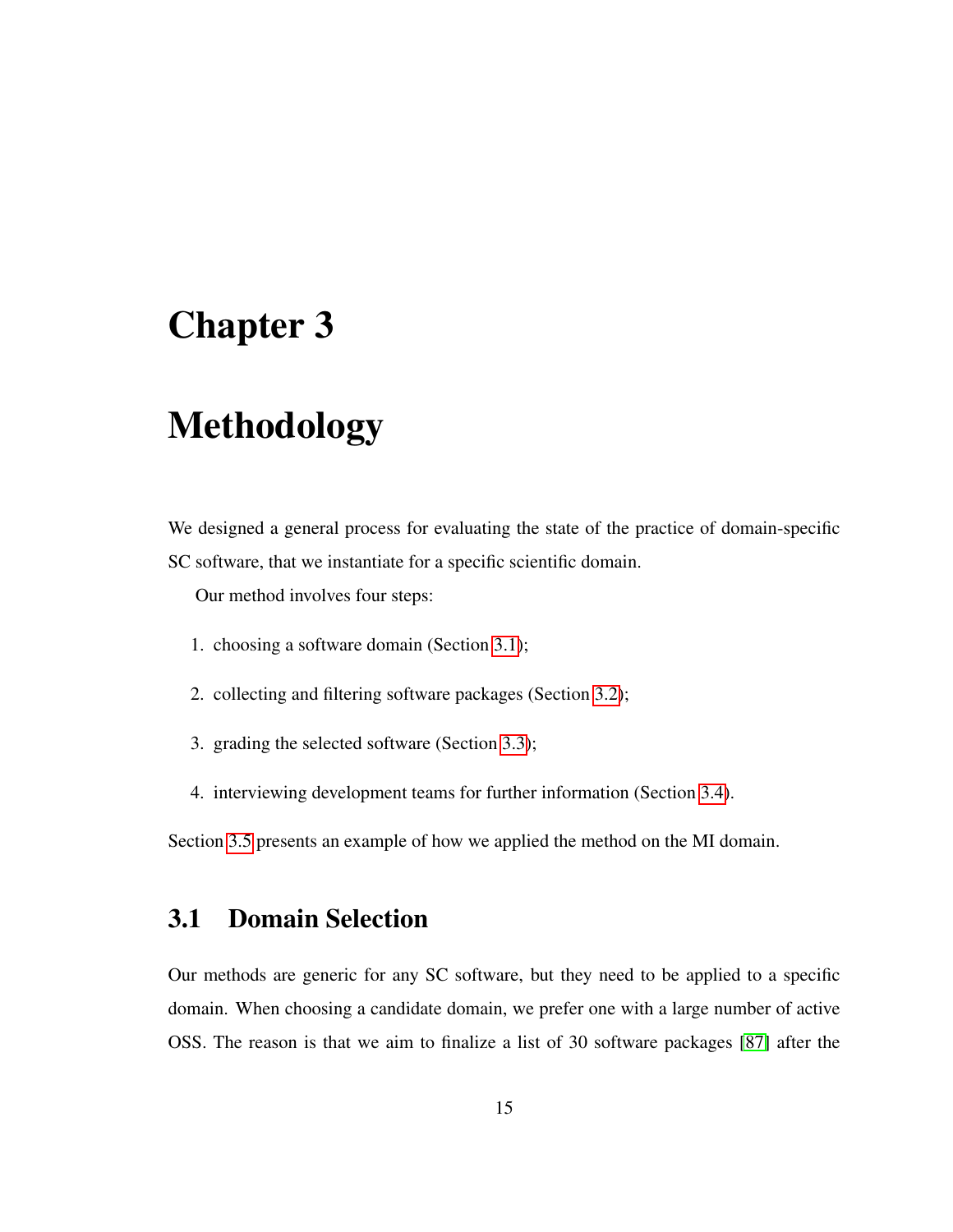# Chapter 3

# Methodology

We designed a general process for evaluating the state of the practice of domain-specific SC software, that we instantiate for a specific scientific domain.

Our method involves four steps:

1. choosing a software domain (Section 3.1);
2. collecting and filtering software packages (Section 3.2);
3. grading the selected software (Section 3.3);
4. interviewing development teams for further information (Section 3.4).

Section 3.5 presents an example of how we applied the method on the MI domain.

## 3.1 Domain Selection

Our methods are generic for any SC software, but they need to be applied to a specific domain. When choosing a candidate domain, we prefer one with a large number of active OSS. The reason is that we aim to finalize a list of 30 software packages [87] after the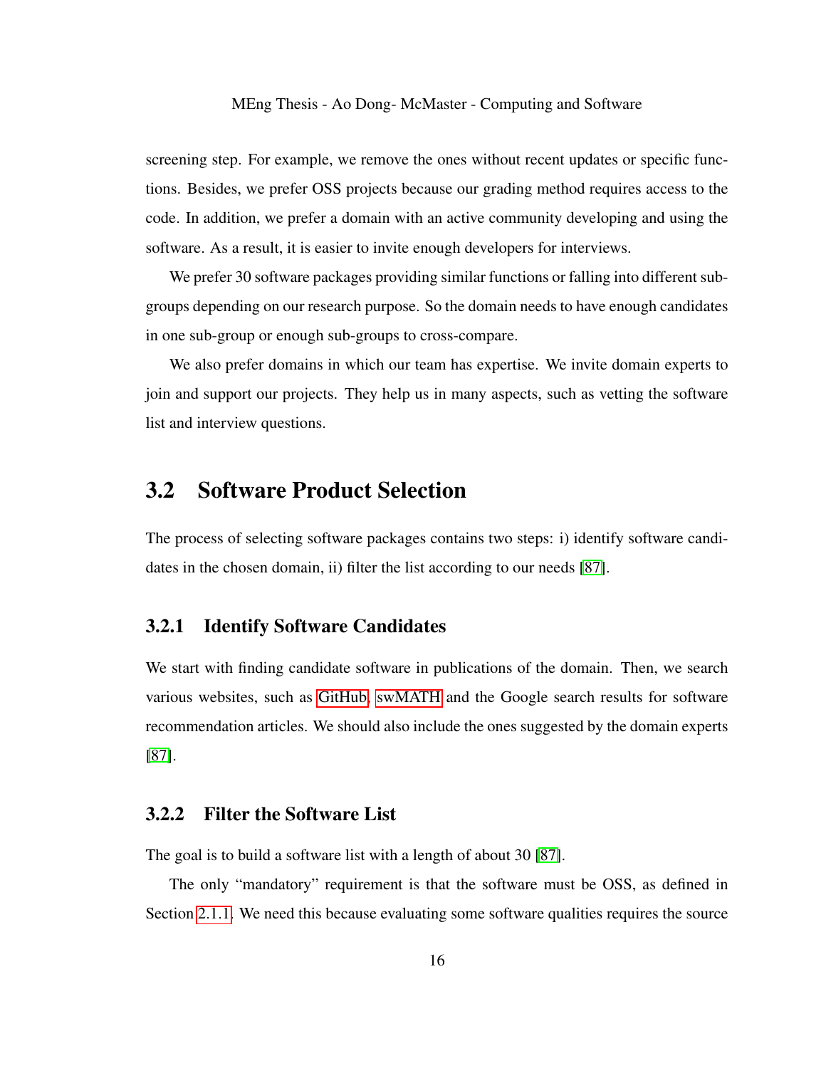screening step. For example, we remove the ones without recent updates or specific functions. Besides, we prefer OSS projects because our grading method requires access to the code. In addition, we prefer a domain with an active community developing and using the software. As a result, it is easier to invite enough developers for interviews.

We prefer 30 software packages providing similar functions or falling into different subgroups depending on our research purpose. So the domain needs to have enough candidates in one sub-group or enough sub-groups to cross-compare.

We also prefer domains in which our team has expertise. We invite domain experts to join and support our projects. They help us in many aspects, such as vetting the software list and interview questions.

## 3.2 Software Product Selection

The process of selecting software packages contains two steps: i) identify software candidates in the chosen domain, ii) filter the list according to our needs [87].

### 3.2.1 Identify Software Candidates

We start with finding candidate software in publications of the domain. Then, we search various websites, such as GitHub, swMATH and the Google search results for software recommendation articles. We should also include the ones suggested by the domain experts [87].

### 3.2.2 Filter the Software List

The goal is to build a software list with a length of about 30 [87].

The only "mandatory" requirement is that the software must be OSS, as defined in Section 2.1.1. We need this because evaluating some software qualities requires the source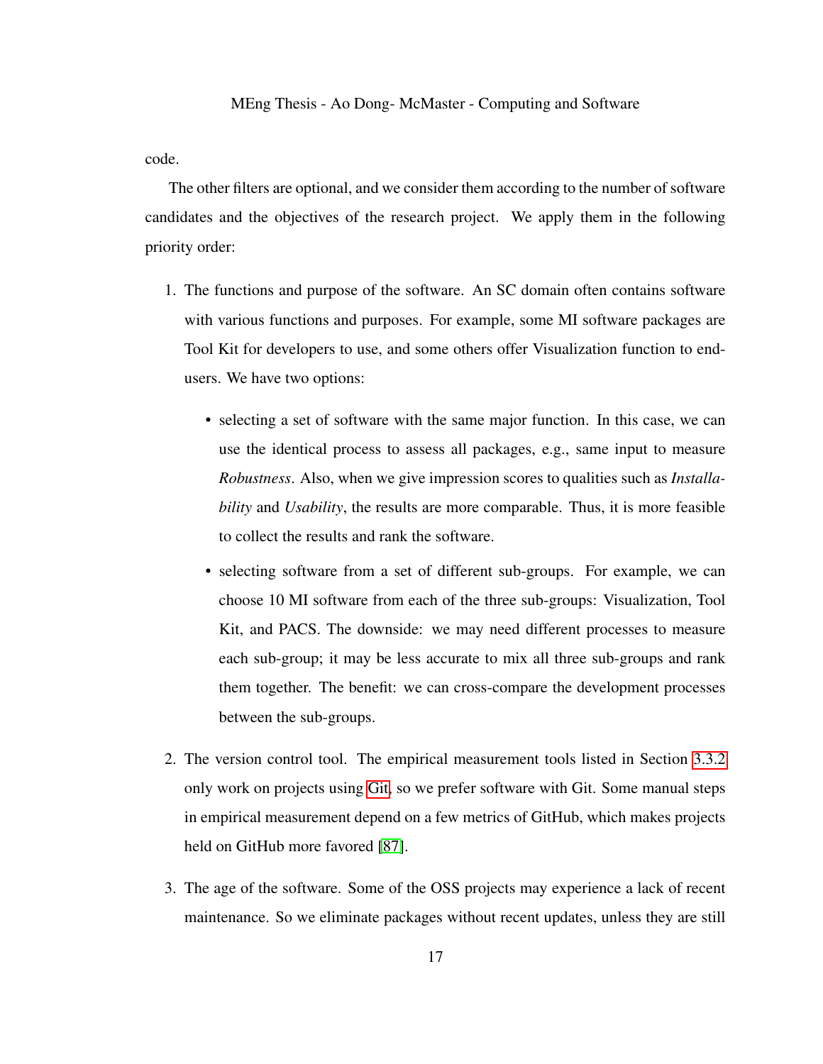code.

The other filters are optional, and we consider them according to the number of software candidates and the objectives of the research project. We apply them in the following priority order:

1. The functions and purpose of the software. An SC domain often contains software with various functions and purposes. For example, some MI software packages are Tool Kit for developers to use, and some others offer Visualization function to end-users. We have two options:

   - selecting a set of software with the same major function. In this case, we can use the identical process to assess all packages, e.g., same input to measure *Robustness*. Also, when we give impression scores to qualities such as *Installability* and *Usability*, the results are more comparable. Thus, it is more feasible to collect the results and rank the software.
   - selecting software from a set of different sub-groups. For example, we can choose 10 MI software from each of the three sub-groups: Visualization, Tool Kit, and PACS. The downside: we may need different processes to measure each sub-group; it may be less accurate to mix all three sub-groups and rank them together. The benefit: we can cross-compare the development processes between the sub-groups.

2. The version control tool. The empirical measurement tools listed in Section 3.3.2 only work on projects using Git, so we prefer software with Git. Some manual steps in empirical measurement depend on a few metrics of GitHub, which makes projects held on GitHub more favored [87].

3. The age of the software. Some of the OSS projects may experience a lack of recent maintenance. So we eliminate packages without recent updates, unless they are still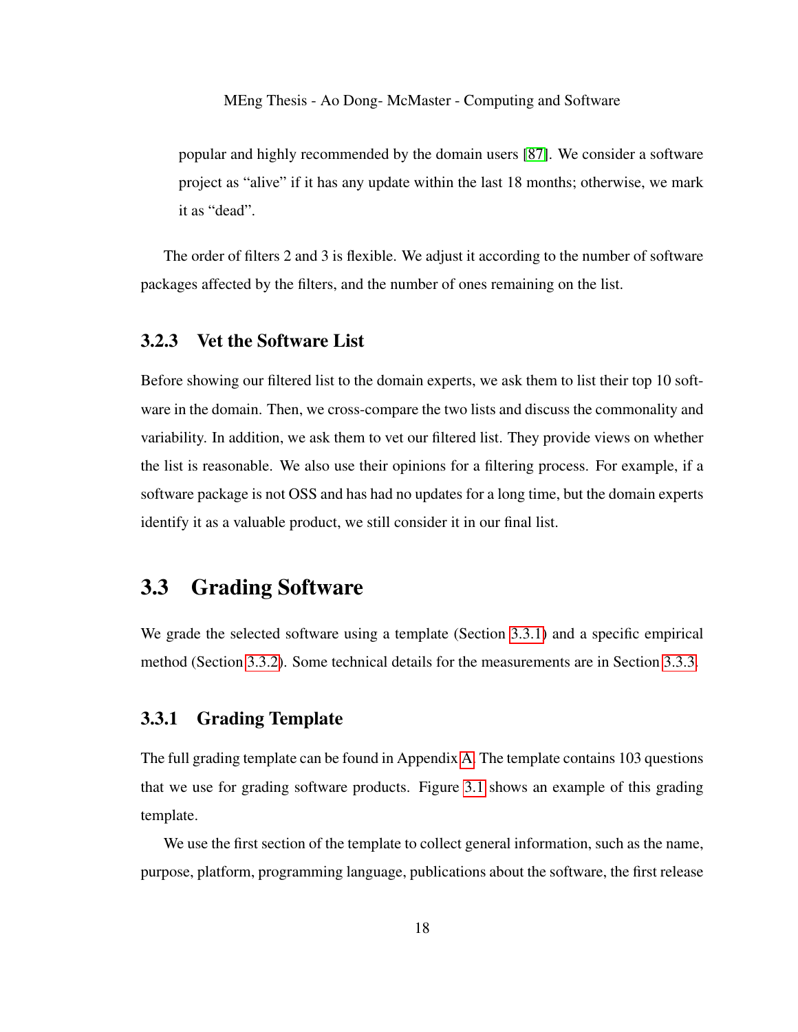popular and highly recommended by the domain users [87]. We consider a software project as "alive" if it has any update within the last 18 months; otherwise, we mark it as "dead".

The order of filters 2 and 3 is flexible. We adjust it according to the number of software packages affected by the filters, and the number of ones remaining on the list.

### 3.2.3 Vet the Software List

Before showing our filtered list to the domain experts, we ask them to list their top 10 software in the domain. Then, we cross-compare the two lists and discuss the commonality and variability. In addition, we ask them to vet our filtered list. They provide views on whether the list is reasonable. We also use their opinions for a filtering process. For example, if a software package is not OSS and has had no updates for a long time, but the domain experts identify it as a valuable product, we still consider it in our final list.

## 3.3 Grading Software

We grade the selected software using a template (Section 3.3.1) and a specific empirical method (Section 3.3.2). Some technical details for the measurements are in Section 3.3.3.

### 3.3.1 Grading Template

The full grading template can be found in Appendix A. The template contains 103 questions that we use for grading software products. Figure 3.1 shows an example of this grading template.

We use the first section of the template to collect general information, such as the name, purpose, platform, programming language, publications about the software, the first release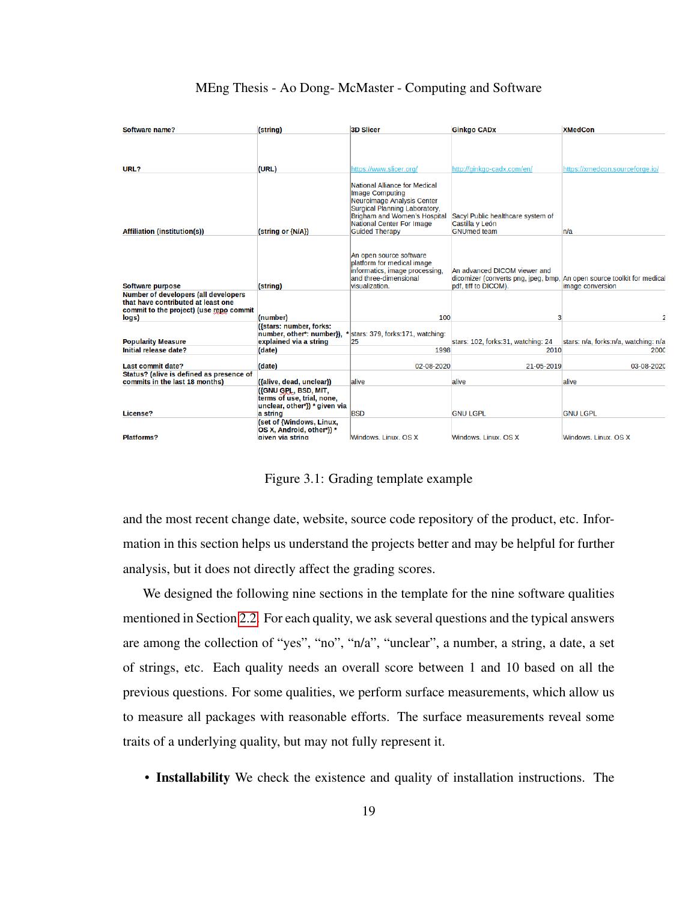| Software name? | (string) | 3D Slicer | Ginkgo CADx | XMedCon |
|---|---|---|---|---|
| URL? | (URL) | https://www.slicer.org/ | http://ginkgo-cadx.com/en/ | https://xmedcon.sourceforge.io/ |
| Affiliation (institution(s)) | (string or {N/A}) | National Alliance for Medical Image Computing Neuroimage Analysis Center Surgical Planning Laboratory, Brigham and Women's Hospital National Center For Image Guided Therapy | Sacyl Public healthcare system of Castilla y León GNUmed team | n/a |
| Software purpose | (string) | An open source software platform for medical image informatics, image processing, and three-dimensional visualization. | An advanced DICOM viewer and dicomizer (converts png, jpeg, bmp, pdf, tiff to DICOM). | An open source toolkit for medical image conversion |
| Number of developers (all developers that have contributed at least one commit to the project) (use repo commit logs) | (number) | 100 | 3 | 2 |
| Popularity Measure | ({stars: number, forks: number, other*: number}), * explained via a string | stars: 379, forks:171, watching: 25 | stars: 102, forks:31, watching: 24 | stars: n/a, forks:n/a, watching: n/a |
| Initial release date? | (date) | 1998 | 2010 | 2000 |
| Last commit date? | (date) | 02-08-2020 | 21-05-2019 | 03-08-2020 |
| Status? (alive is defined as presence of commits in the last 18 months) | ({alive, dead, unclear}) | alive | alive | alive |
| License? | ({GNU GPL, BSD, MIT, terms of use, trial, none, unclear, other*}) * given via a string | BSD | GNU LGPL | GNU LGPL |
| Platforms? | (set of {Windows, Linux, OS X, Android, other*}) * given via string | Windows, Linux, OS X | Windows, Linux, OS X | Windows, Linux, OS X |

Figure 3.1: Grading template example

and the most recent change date, website, source code repository of the product, etc. Information in this section helps us understand the projects better and may be helpful for further analysis, but it does not directly affect the grading scores.

We designed the following nine sections in the template for the nine software qualities mentioned in Section 2.2. For each quality, we ask several questions and the typical answers are among the collection of "yes", "no", "n/a", "unclear", a number, a string, a date, a set of strings, etc. Each quality needs an overall score between 1 and 10 based on all the previous questions. For some qualities, we perform surface measurements, which allow us to measure all packages with reasonable efforts. The surface measurements reveal some traits of a underlying quality, but may not fully represent it.

- **Installability** We check the existence and quality of installation instructions. The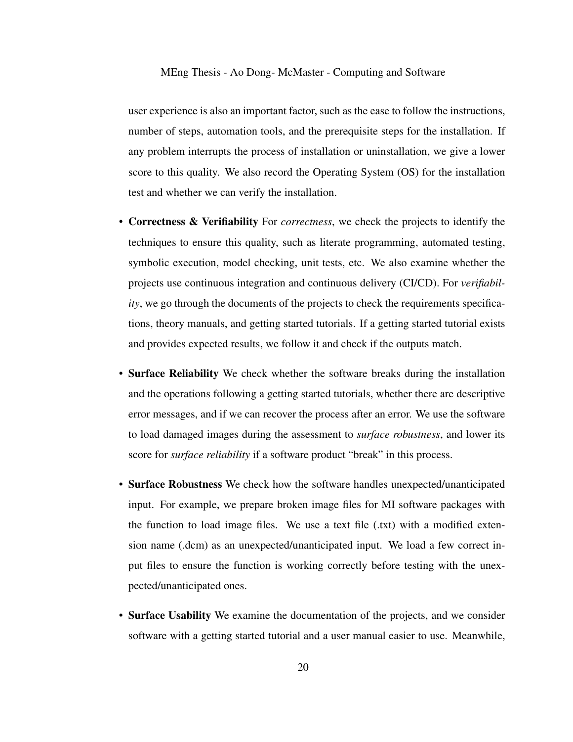user experience is also an important factor, such as the ease to follow the instructions, number of steps, automation tools, and the prerequisite steps for the installation. If any problem interrupts the process of installation or uninstallation, we give a lower score to this quality. We also record the Operating System (OS) for the installation test and whether we can verify the installation.

- **Correctness & Verifiability** For *correctness*, we check the projects to identify the techniques to ensure this quality, such as literate programming, automated testing, symbolic execution, model checking, unit tests, etc. We also examine whether the projects use continuous integration and continuous delivery (CI/CD). For *verifiability*, we go through the documents of the projects to check the requirements specifications, theory manuals, and getting started tutorials. If a getting started tutorial exists and provides expected results, we follow it and check if the outputs match.
- **Surface Reliability** We check whether the software breaks during the installation and the operations following a getting started tutorials, whether there are descriptive error messages, and if we can recover the process after an error. We use the software to load damaged images during the assessment to *surface robustness*, and lower its score for *surface reliability* if a software product "break" in this process.
- **Surface Robustness** We check how the software handles unexpected/unanticipated input. For example, we prepare broken image files for MI software packages with the function to load image files. We use a text file (.txt) with a modified extension name (.dcm) as an unexpected/unanticipated input. We load a few correct input files to ensure the function is working correctly before testing with the unexpected/unanticipated ones.
- **Surface Usability** We examine the documentation of the projects, and we consider software with a getting started tutorial and a user manual easier to use. Meanwhile,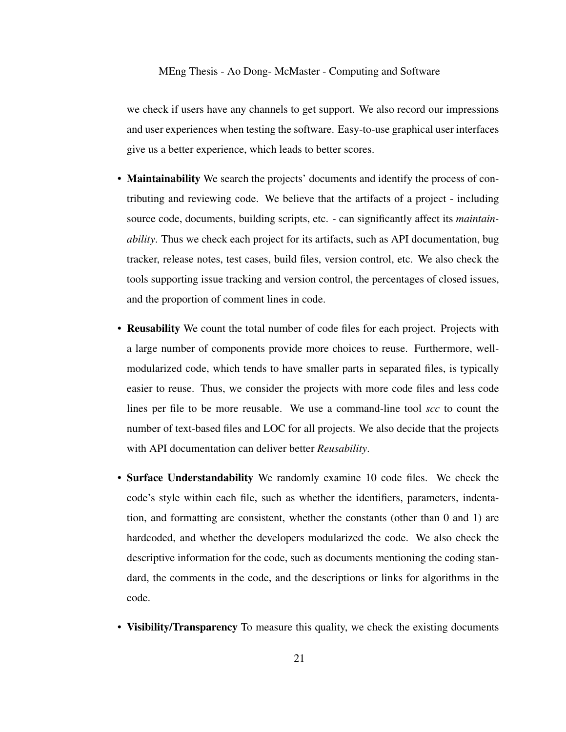we check if users have any channels to get support. We also record our impressions and user experiences when testing the software. Easy-to-use graphical user interfaces give us a better experience, which leads to better scores.

- **Maintainability** We search the projects' documents and identify the process of contributing and reviewing code. We believe that the artifacts of a project - including source code, documents, building scripts, etc. - can significantly affect its *maintainability*. Thus we check each project for its artifacts, such as API documentation, bug tracker, release notes, test cases, build files, version control, etc. We also check the tools supporting issue tracking and version control, the percentages of closed issues, and the proportion of comment lines in code.

- **Reusability** We count the total number of code files for each project. Projects with a large number of components provide more choices to reuse. Furthermore, well-modularized code, which tends to have smaller parts in separated files, is typically easier to reuse. Thus, we consider the projects with more code files and less code lines per file to be more reusable. We use a command-line tool *scc* to count the number of text-based files and LOC for all projects. We also decide that the projects with API documentation can deliver better *Reusability*.

- **Surface Understandability** We randomly examine 10 code files. We check the code's style within each file, such as whether the identifiers, parameters, indentation, and formatting are consistent, whether the constants (other than 0 and 1) are hardcoded, and whether the developers modularized the code. We also check the descriptive information for the code, such as documents mentioning the coding standard, the comments in the code, and the descriptions or links for algorithms in the code.

- **Visibility/Transparency** To measure this quality, we check the existing documents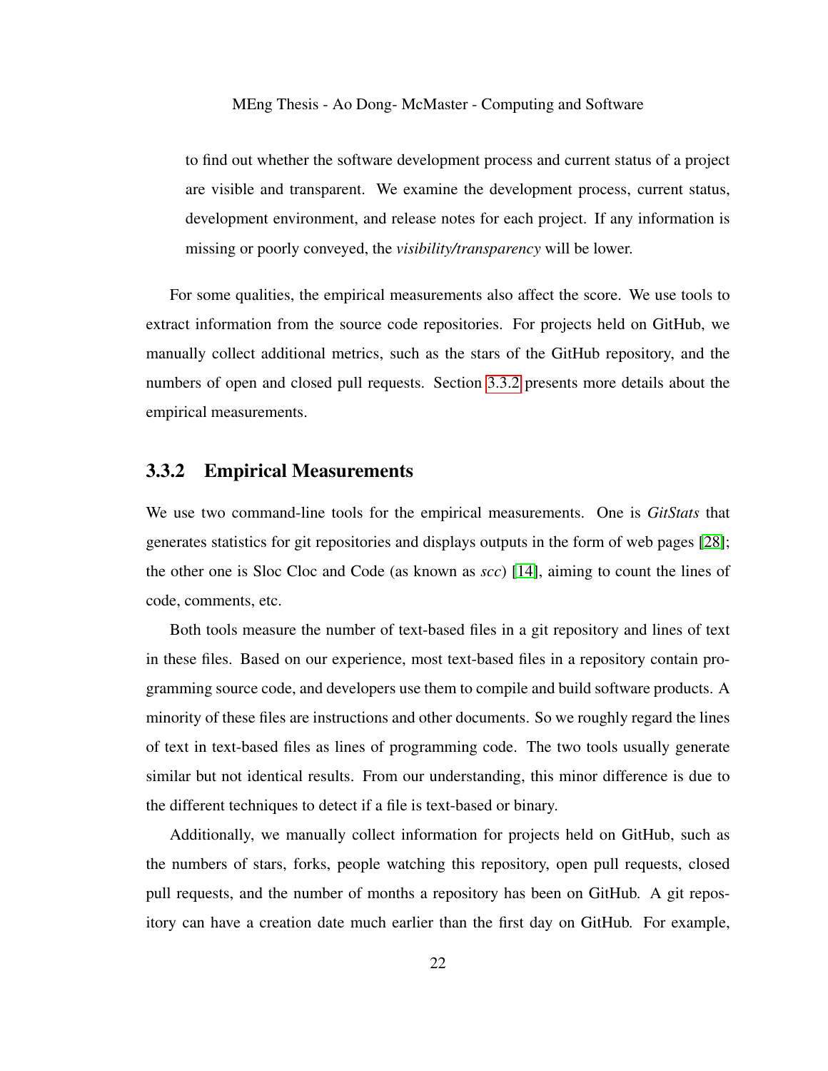to find out whether the software development process and current status of a project are visible and transparent. We examine the development process, current status, development environment, and release notes for each project. If any information is missing or poorly conveyed, the *visibility/transparency* will be lower.

For some qualities, the empirical measurements also affect the score. We use tools to extract information from the source code repositories. For projects held on GitHub, we manually collect additional metrics, such as the stars of the GitHub repository, and the numbers of open and closed pull requests. Section 3.3.2 presents more details about the empirical measurements.

### 3.3.2 Empirical Measurements

We use two command-line tools for the empirical measurements. One is *GitStats* that generates statistics for git repositories and displays outputs in the form of web pages [28]; the other one is Sloc Cloc and Code (as known as *scc*) [14], aiming to count the lines of code, comments, etc.

Both tools measure the number of text-based files in a git repository and lines of text in these files. Based on our experience, most text-based files in a repository contain programming source code, and developers use them to compile and build software products. A minority of these files are instructions and other documents. So we roughly regard the lines of text in text-based files as lines of programming code. The two tools usually generate similar but not identical results. From our understanding, this minor difference is due to the different techniques to detect if a file is text-based or binary.

Additionally, we manually collect information for projects held on GitHub, such as the numbers of stars, forks, people watching this repository, open pull requests, closed pull requests, and the number of months a repository has been on GitHub. A git repository can have a creation date much earlier than the first day on GitHub. For example,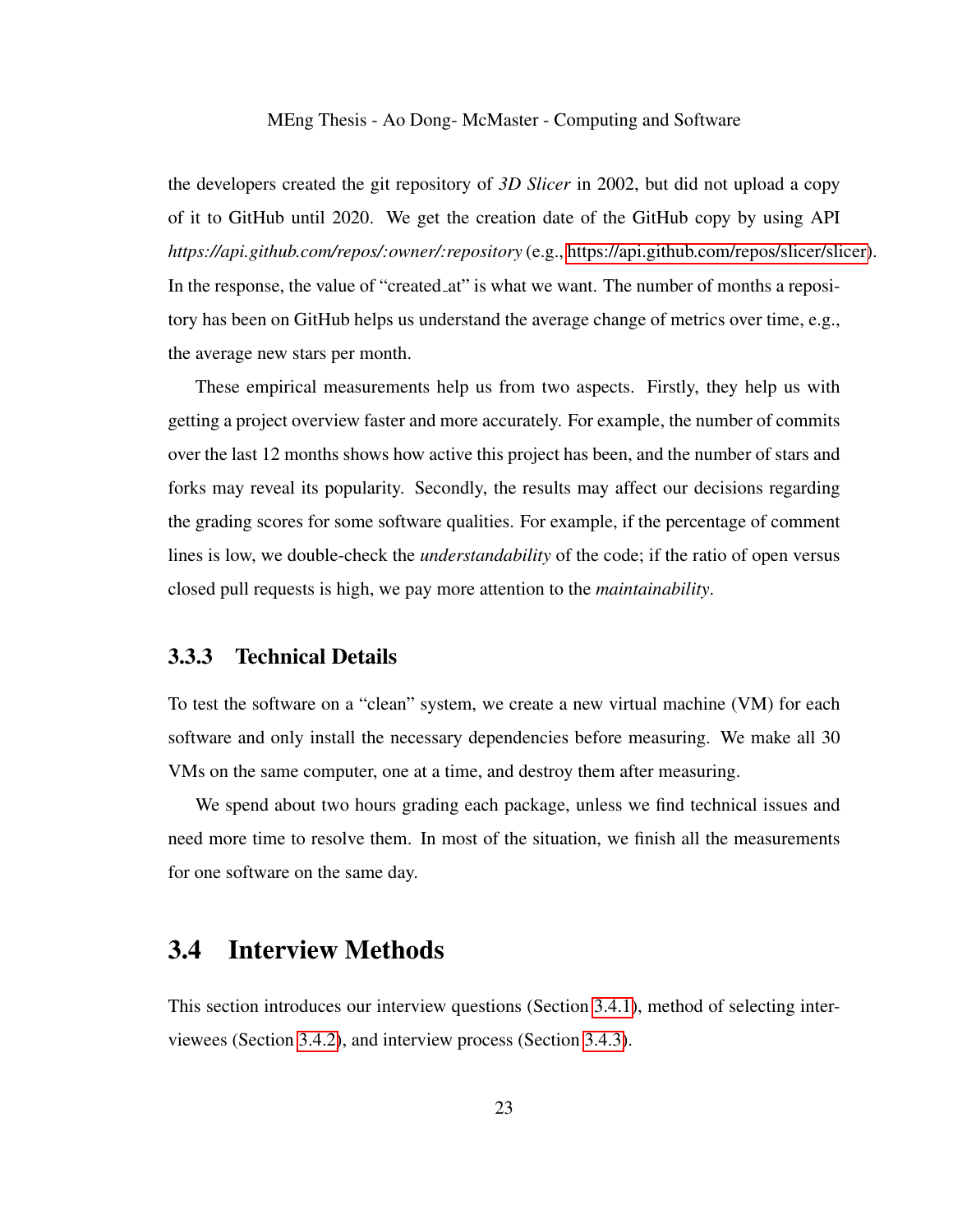the developers created the git repository of *3D Slicer* in 2002, but did not upload a copy of it to GitHub until 2020. We get the creation date of the GitHub copy by using API *https://api.github.com/repos/:owner/:repository* (e.g., https://api.github.com/repos/slicer/slicer). In the response, the value of "created_at" is what we want. The number of months a repository has been on GitHub helps us understand the average change of metrics over time, e.g., the average new stars per month.

These empirical measurements help us from two aspects. Firstly, they help us with getting a project overview faster and more accurately. For example, the number of commits over the last 12 months shows how active this project has been, and the number of stars and forks may reveal its popularity. Secondly, the results may affect our decisions regarding the grading scores for some software qualities. For example, if the percentage of comment lines is low, we double-check the *understandability* of the code; if the ratio of open versus closed pull requests is high, we pay more attention to the *maintainability*.

### 3.3.3 Technical Details

To test the software on a "clean" system, we create a new virtual machine (VM) for each software and only install the necessary dependencies before measuring. We make all 30 VMs on the same computer, one at a time, and destroy them after measuring.

We spend about two hours grading each package, unless we find technical issues and need more time to resolve them. In most of the situation, we finish all the measurements for one software on the same day.

## 3.4 Interview Methods

This section introduces our interview questions (Section 3.4.1), method of selecting interviewees (Section 3.4.2), and interview process (Section 3.4.3).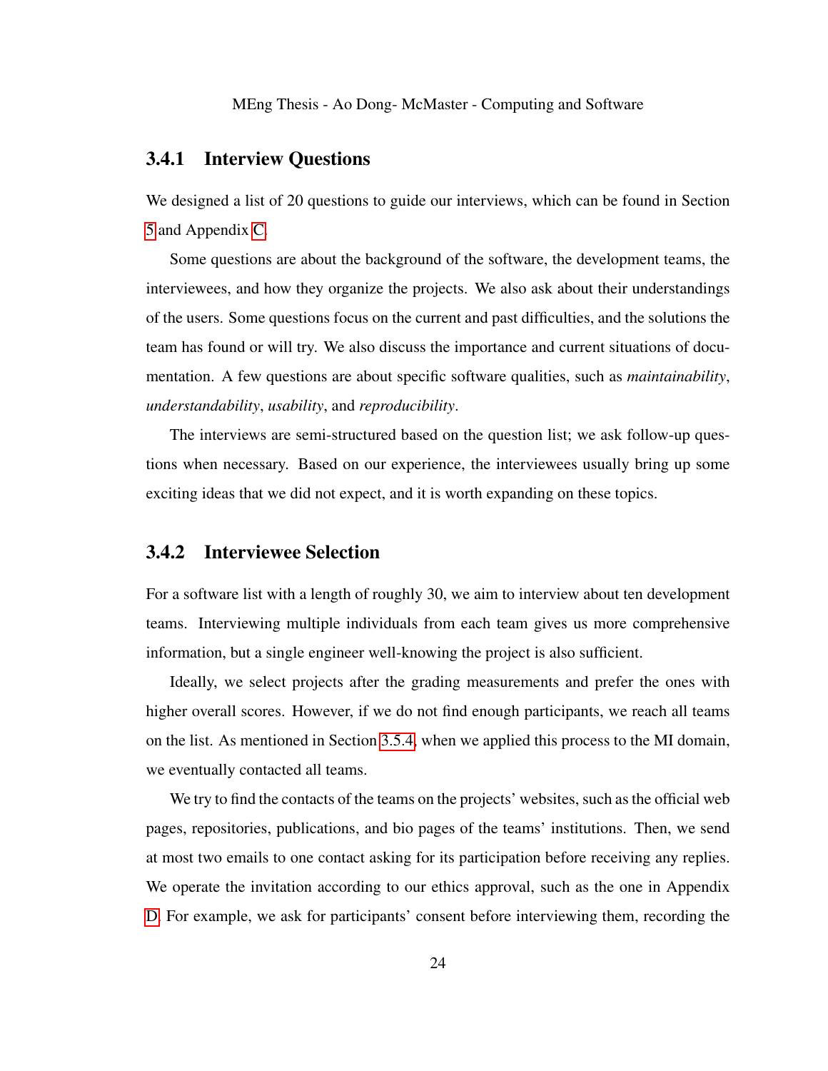### 3.4.1 Interview Questions

We designed a list of 20 questions to guide our interviews, which can be found in Section 5 and Appendix C.

Some questions are about the background of the software, the development teams, the interviewees, and how they organize the projects. We also ask about their understandings of the users. Some questions focus on the current and past difficulties, and the solutions the team has found or will try. We also discuss the importance and current situations of documentation. A few questions are about specific software qualities, such as *maintainability*, *understandability*, *usability*, and *reproducibility*.

The interviews are semi-structured based on the question list; we ask follow-up questions when necessary. Based on our experience, the interviewees usually bring up some exciting ideas that we did not expect, and it is worth expanding on these topics.

### 3.4.2 Interviewee Selection

For a software list with a length of roughly 30, we aim to interview about ten development teams. Interviewing multiple individuals from each team gives us more comprehensive information, but a single engineer well-knowing the project is also sufficient.

Ideally, we select projects after the grading measurements and prefer the ones with higher overall scores. However, if we do not find enough participants, we reach all teams on the list. As mentioned in Section 3.5.4, when we applied this process to the MI domain, we eventually contacted all teams.

We try to find the contacts of the teams on the projects' websites, such as the official web pages, repositories, publications, and bio pages of the teams' institutions. Then, we send at most two emails to one contact asking for its participation before receiving any replies. We operate the invitation according to our ethics approval, such as the one in Appendix D. For example, we ask for participants' consent before interviewing them, recording the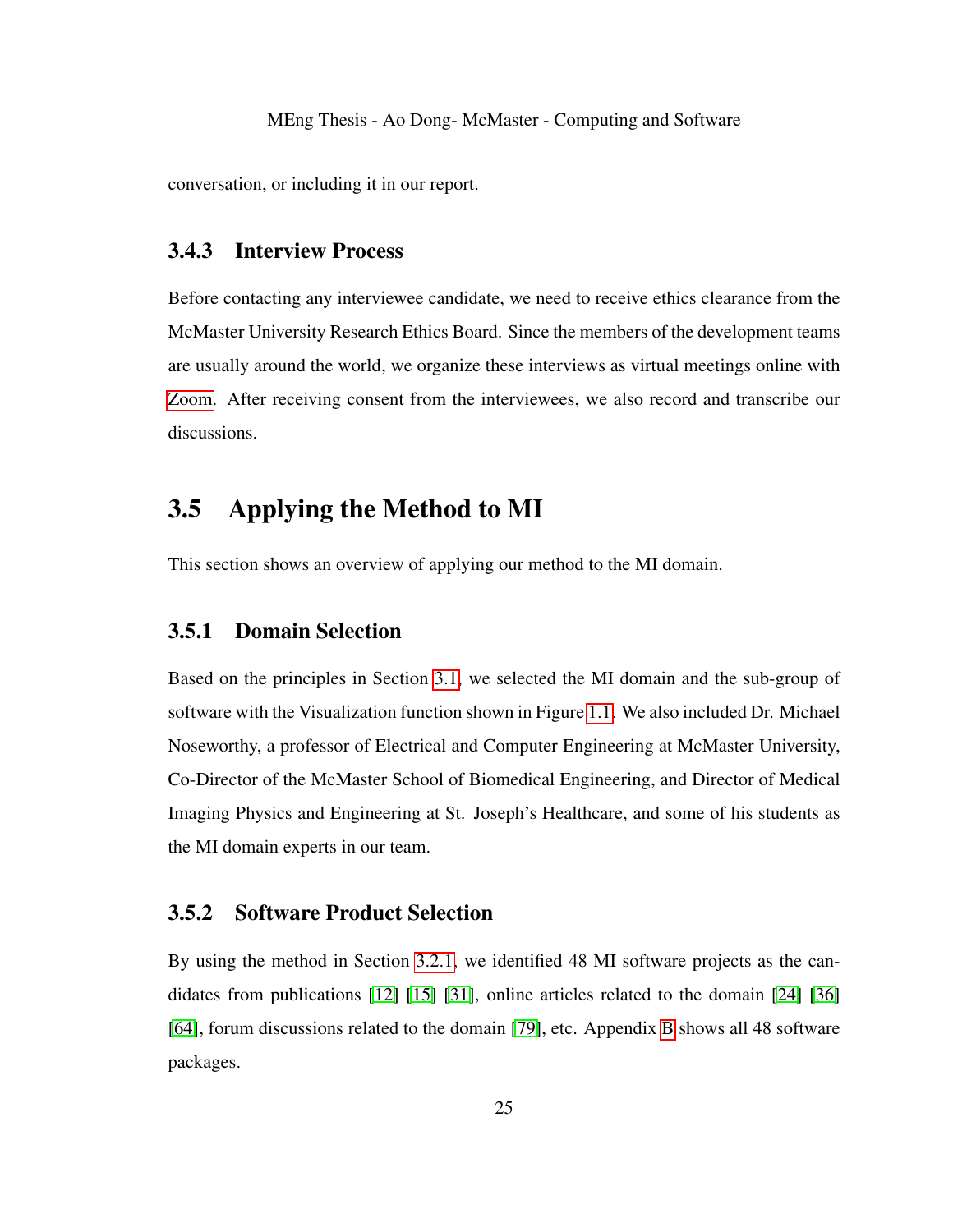conversation, or including it in our report.

### 3.4.3 Interview Process

Before contacting any interviewee candidate, we need to receive ethics clearance from the McMaster University Research Ethics Board. Since the members of the development teams are usually around the world, we organize these interviews as virtual meetings online with Zoom. After receiving consent from the interviewees, we also record and transcribe our discussions.

## 3.5 Applying the Method to MI

This section shows an overview of applying our method to the MI domain.

### 3.5.1 Domain Selection

Based on the principles in Section 3.1, we selected the MI domain and the sub-group of software with the Visualization function shown in Figure 1.1. We also included Dr. Michael Noseworthy, a professor of Electrical and Computer Engineering at McMaster University, Co-Director of the McMaster School of Biomedical Engineering, and Director of Medical Imaging Physics and Engineering at St. Joseph's Healthcare, and some of his students as the MI domain experts in our team.

### 3.5.2 Software Product Selection

By using the method in Section 3.2.1, we identified 48 MI software projects as the candidates from publications [12] [15] [31], online articles related to the domain [24] [36] [64], forum discussions related to the domain [79], etc. Appendix B shows all 48 software packages.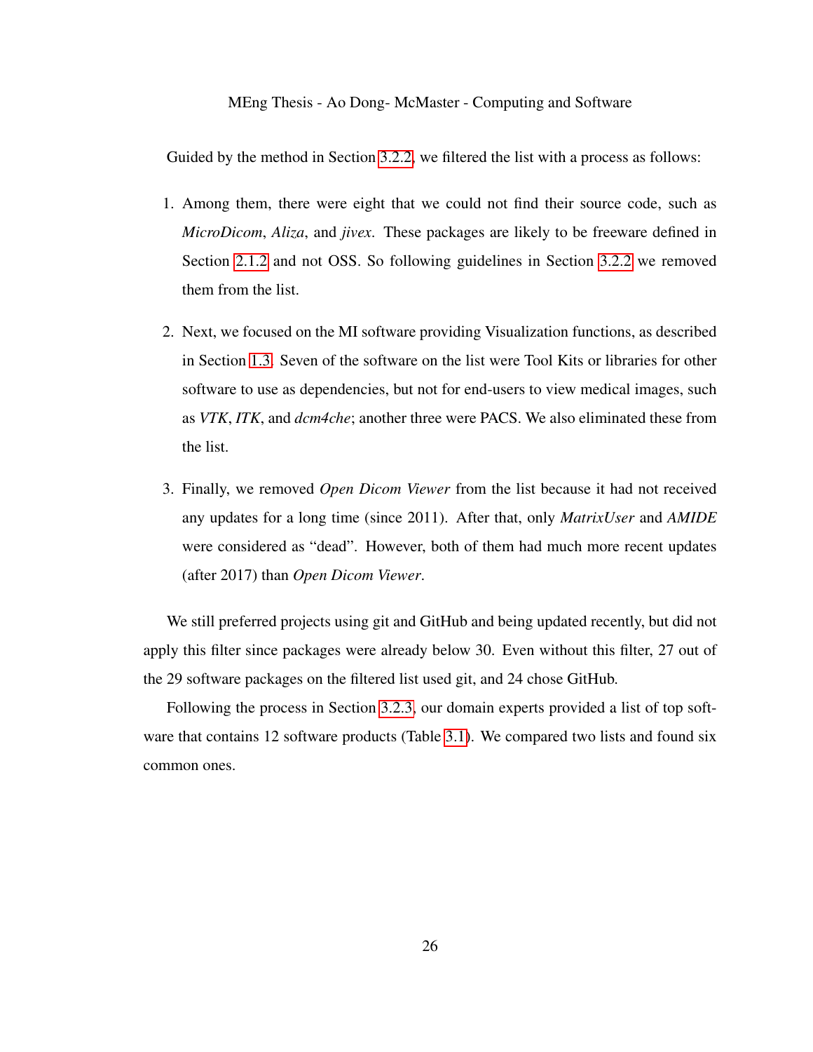Guided by the method in Section 3.2.2, we filtered the list with a process as follows:

1. Among them, there were eight that we could not find their source code, such as *MicroDicom*, *Aliza*, and *jivex*. These packages are likely to be freeware defined in Section 2.1.2 and not OSS. So following guidelines in Section 3.2.2 we removed them from the list.

2. Next, we focused on the MI software providing Visualization functions, as described in Section 1.3. Seven of the software on the list were Tool Kits or libraries for other software to use as dependencies, but not for end-users to view medical images, such as *VTK*, *ITK*, and *dcm4che*; another three were PACS. We also eliminated these from the list.

3. Finally, we removed *Open Dicom Viewer* from the list because it had not received any updates for a long time (since 2011). After that, only *MatrixUser* and *AMIDE* were considered as "dead". However, both of them had much more recent updates (after 2017) than *Open Dicom Viewer*.

We still preferred projects using git and GitHub and being updated recently, but did not apply this filter since packages were already below 30. Even without this filter, 27 out of the 29 software packages on the filtered list used git, and 24 chose GitHub.

Following the process in Section 3.2.3, our domain experts provided a list of top software that contains 12 software products (Table 3.1). We compared two lists and found six common ones.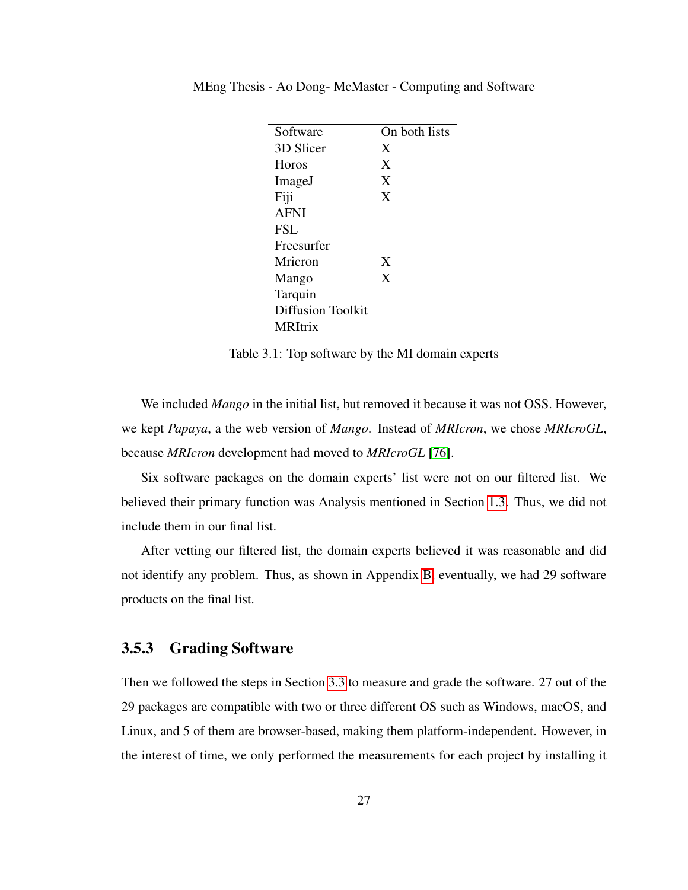| Software | On both lists |
|---|---|
| 3D Slicer | X |
| Horos | X |
| ImageJ | X |
| Fiji | X |
| AFNI | |
| FSL | |
| Freesurfer | |
| Mricron | X |
| Mango | X |
| Tarquin | |
| Diffusion Toolkit | |
| MRItrix | |

Table 3.1: Top software by the MI domain experts

We included *Mango* in the initial list, but removed it because it was not OSS. However, we kept *Papaya*, a the web version of *Mango*. Instead of *MRIcron*, we chose *MRIcroGL*, because *MRIcron* development had moved to *MRIcroGL* [76].

Six software packages on the domain experts' list were not on our filtered list. We believed their primary function was Analysis mentioned in Section 1.3. Thus, we did not include them in our final list.

After vetting our filtered list, the domain experts believed it was reasonable and did not identify any problem. Thus, as shown in Appendix B, eventually, we had 29 software products on the final list.

### 3.5.3 Grading Software

Then we followed the steps in Section 3.3 to measure and grade the software. 27 out of the 29 packages are compatible with two or three different OS such as Windows, macOS, and Linux, and 5 of them are browser-based, making them platform-independent. However, in the interest of time, we only performed the measurements for each project by installing it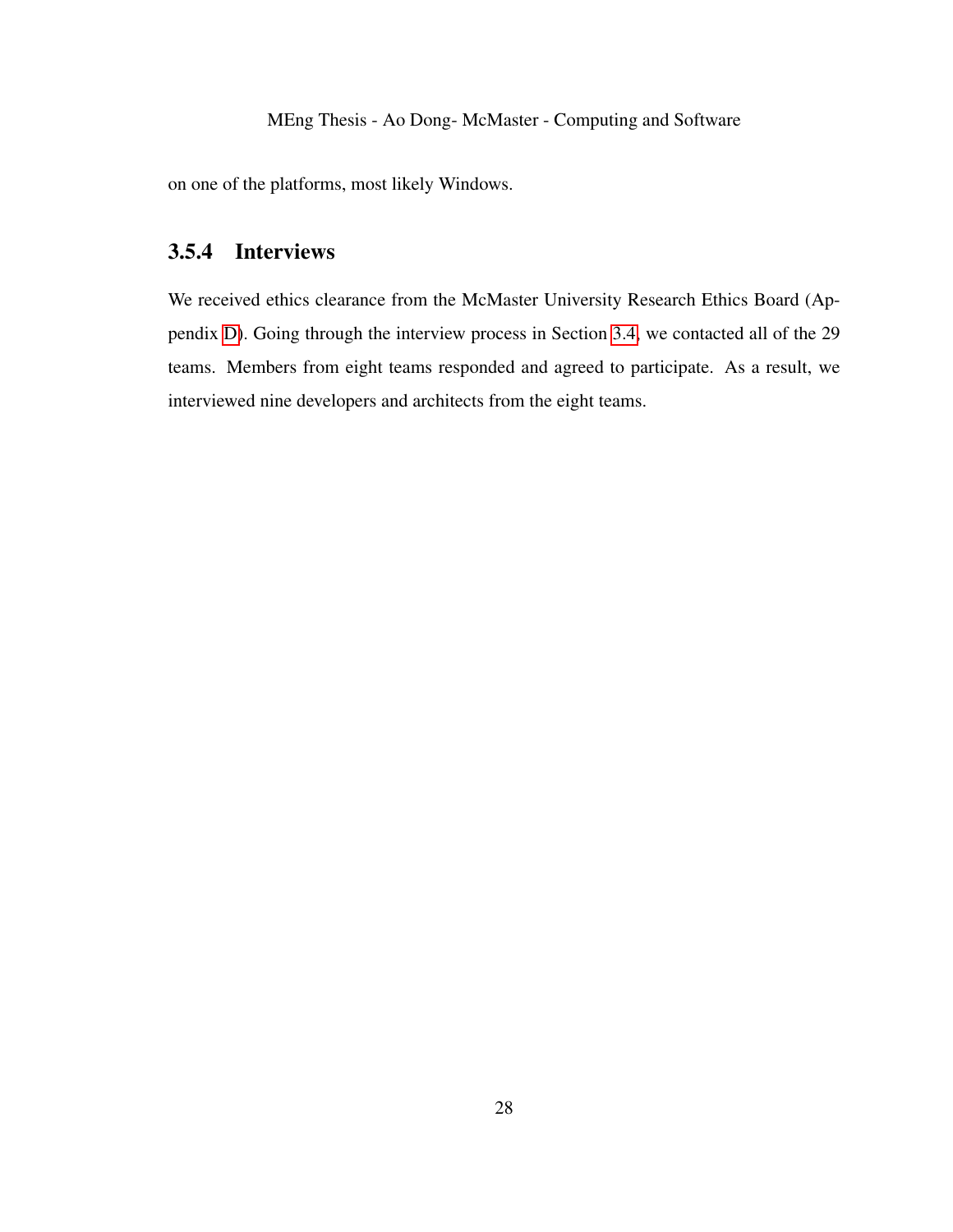on one of the platforms, most likely Windows.

### 3.5.4 Interviews

We received ethics clearance from the McMaster University Research Ethics Board (Appendix D). Going through the interview process in Section 3.4, we contacted all of the 29 teams. Members from eight teams responded and agreed to participate. As a result, we interviewed nine developers and architects from the eight teams.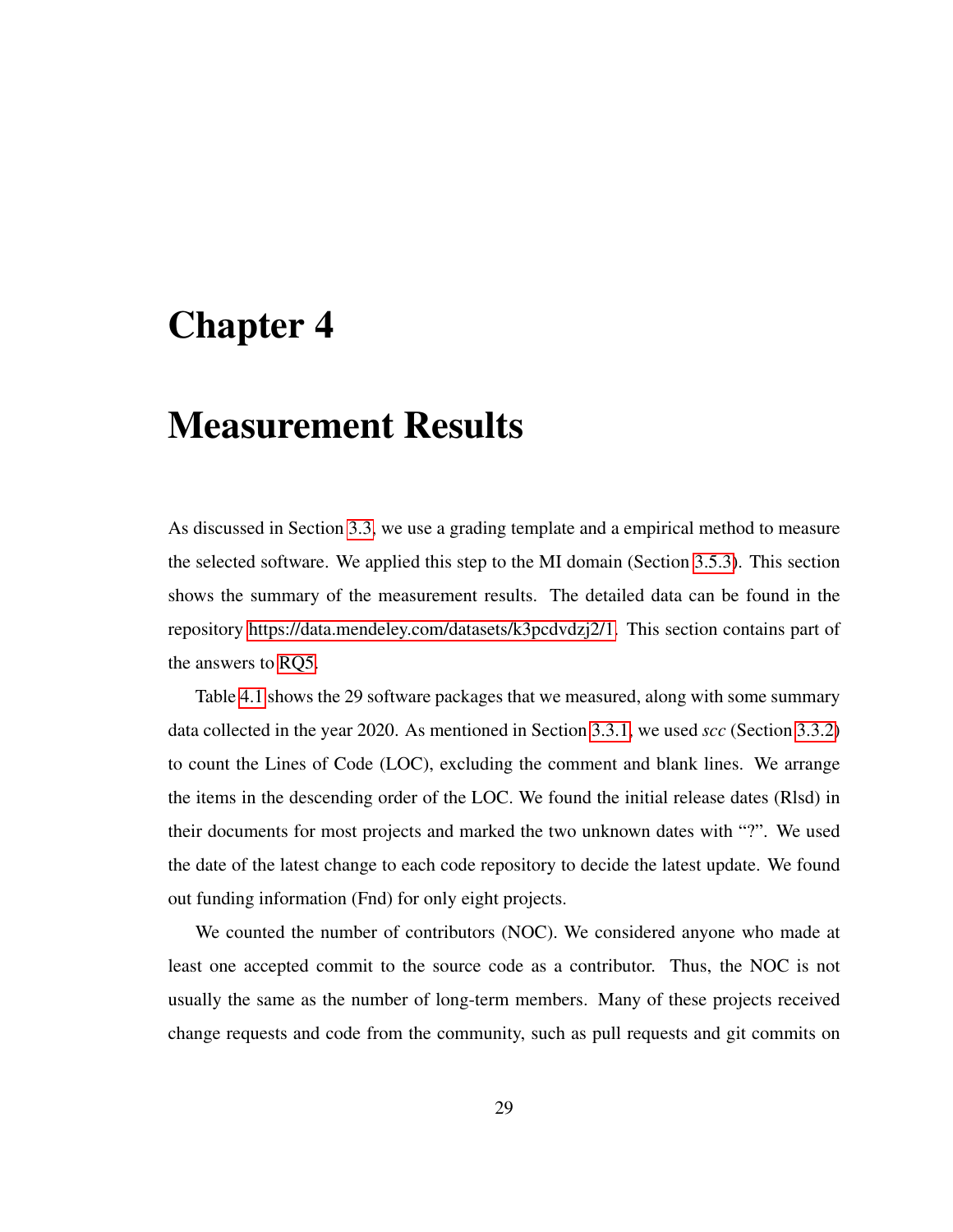# Chapter 4

# Measurement Results

As discussed in Section 3.3, we use a grading template and a empirical method to measure the selected software. We applied this step to the MI domain (Section 3.5.3). This section shows the summary of the measurement results. The detailed data can be found in the repository https://data.mendeley.com/datasets/k3pcdvdzj2/1. This section contains part of the answers to RQ5.

Table 4.1 shows the 29 software packages that we measured, along with some summary data collected in the year 2020. As mentioned in Section 3.3.1, we used *scc* (Section 3.3.2) to count the Lines of Code (LOC), excluding the comment and blank lines. We arrange the items in the descending order of the LOC. We found the initial release dates (Rlsd) in their documents for most projects and marked the two unknown dates with "?". We used the date of the latest change to each code repository to decide the latest update. We found out funding information (Fnd) for only eight projects.

We counted the number of contributors (NOC). We considered anyone who made at least one accepted commit to the source code as a contributor. Thus, the NOC is not usually the same as the number of long-term members. Many of these projects received change requests and code from the community, such as pull requests and git commits on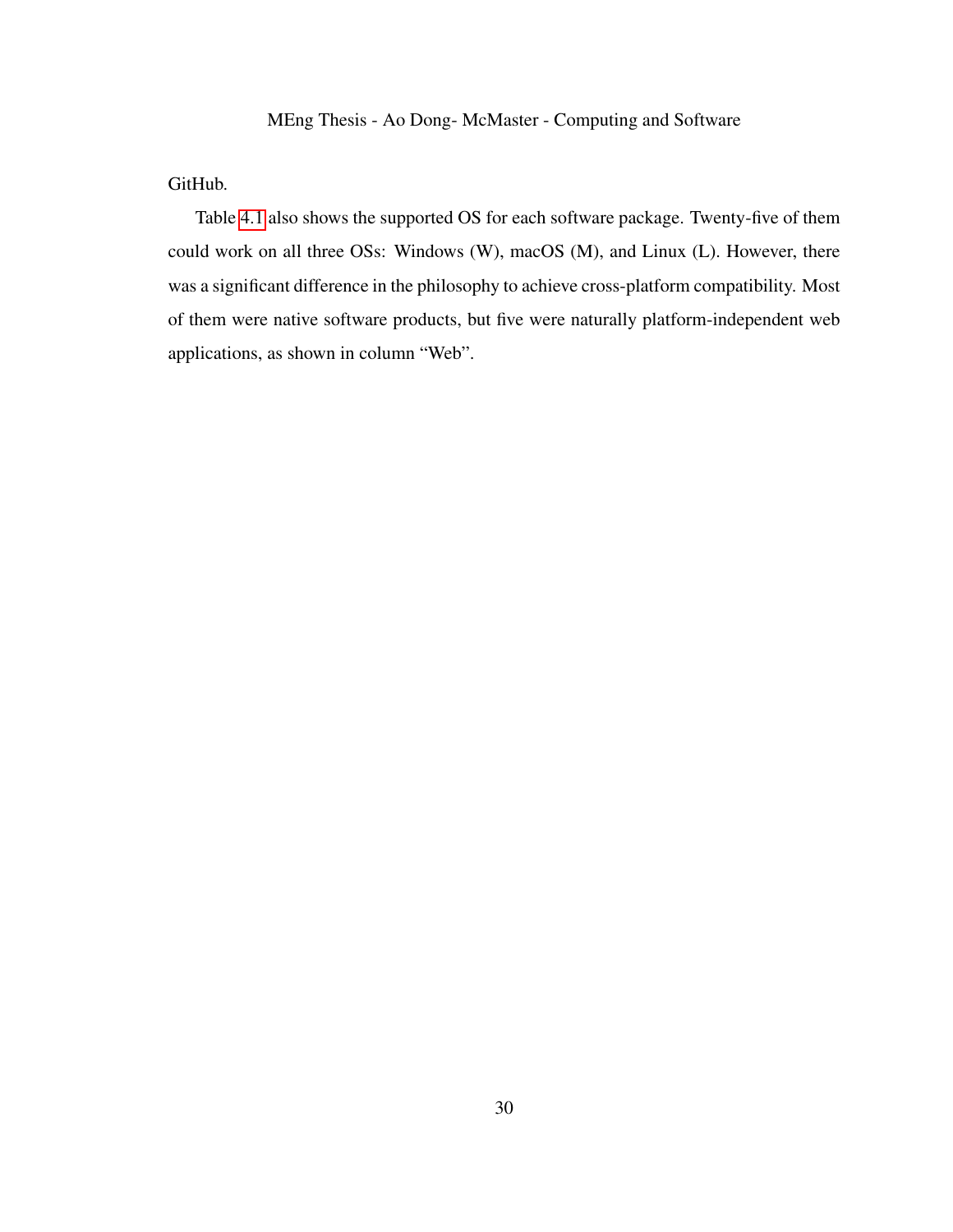GitHub.

Table 4.1 also shows the supported OS for each software package. Twenty-five of them could work on all three OSs: Windows (W), macOS (M), and Linux (L). However, there was a significant difference in the philosophy to achieve cross-platform compatibility. Most of them were native software products, but five were naturally platform-independent web applications, as shown in column “Web”.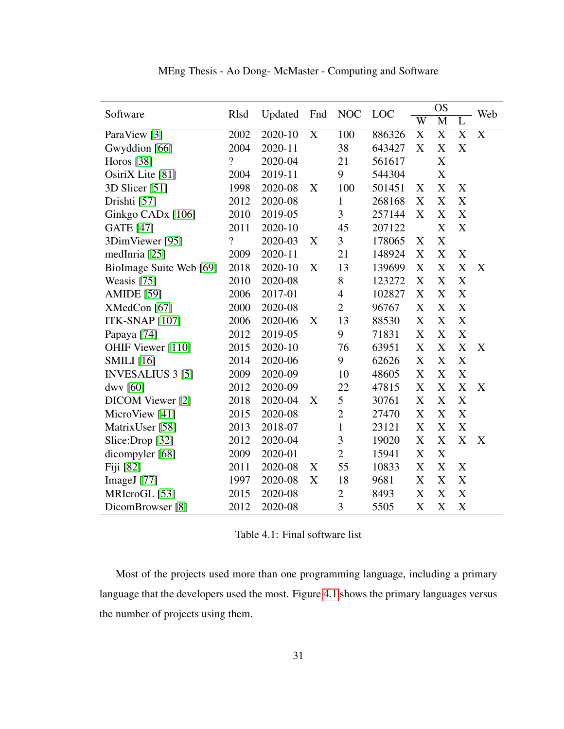| Software | Rlsd | Updated | Fnd | NOC | LOC | OS | | | Web |
|---|---|---|---|---|---|---|---|---|---|
| | | | | | | W | M | L | |
| ParaView [3] | 2002 | 2020-10 | X | 100 | 886326 | X | X | X | X |
| Gwyddion [66] | 2004 | 2020-11 | | 38 | 643427 | X | X | X | |
| Horos [38] | ? | 2020-04 | | 21 | 561617 | | X | | |
| OsiriX Lite [81] | 2004 | 2019-11 | | 9 | 544304 | | X | | |
| 3D Slicer [51] | 1998 | 2020-08 | X | 100 | 501451 | X | X | X | |
| Drishti [57] | 2012 | 2020-08 | | 1 | 268168 | X | X | X | |
| Ginkgo CADx [106] | 2010 | 2019-05 | | 3 | 257144 | X | X | X | |
| GATE [47] | 2011 | 2020-10 | | 45 | 207122 | | X | X | |
| 3DimViewer [95] | ? | 2020-03 | X | 3 | 178065 | X | X | | |
| medInria [25] | 2009 | 2020-11 | | 21 | 148924 | X | X | X | |
| BioImage Suite Web [69] | 2018 | 2020-10 | X | 13 | 139699 | X | X | X | X |
| Weasis [75] | 2010 | 2020-08 | | 8 | 123272 | X | X | X | |
| AMIDE [59] | 2006 | 2017-01 | | 4 | 102827 | X | X | X | |
| XMedCon [67] | 2000 | 2020-08 | | 2 | 96767 | X | X | X | |
| ITK-SNAP [107] | 2006 | 2020-06 | X | 13 | 88530 | X | X | X | |
| Papaya [74] | 2012 | 2019-05 | | 9 | 71831 | X | X | X | |
| OHIF Viewer [110] | 2015 | 2020-10 | | 76 | 63951 | X | X | X | X |
| SMILI [16] | 2014 | 2020-06 | | 9 | 62626 | X | X | X | |
| INVESALIUS 3 [5] | 2009 | 2020-09 | | 10 | 48605 | X | X | X | |
| dwv [60] | 2012 | 2020-09 | | 22 | 47815 | X | X | X | X |
| DICOM Viewer [2] | 2018 | 2020-04 | X | 5 | 30761 | X | X | X | |
| MicroView [41] | 2015 | 2020-08 | | 2 | 27470 | X | X | X | |
| MatrixUser [58] | 2013 | 2018-07 | | 1 | 23121 | X | X | X | |
| Slice:Drop [32] | 2012 | 2020-04 | | 3 | 19020 | X | X | X | X |
| dicompyler [68] | 2009 | 2020-01 | | 2 | 15941 | X | X | | |
| Fiji [82] | 2011 | 2020-08 | X | 55 | 10833 | X | X | X | |
| ImageJ [77] | 1997 | 2020-08 | X | 18 | 9681 | X | X | X | |
| MRIcroGL [53] | 2015 | 2020-08 | | 2 | 8493 | X | X | X | |
| DicomBrowser [8] | 2012 | 2020-08 | | 3 | 5505 | X | X | X | |

Table 4.1: Final software list

Most of the projects used more than one programming language, including a primary language that the developers used the most. Figure 4.1 shows the primary languages versus the number of projects using them.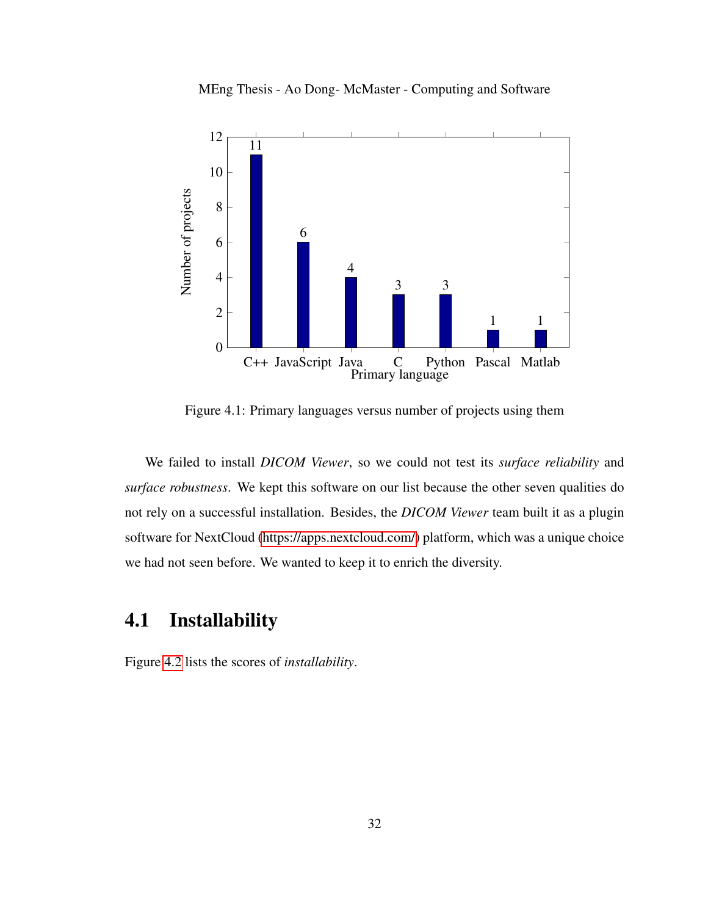Figure 4.1: Primary languages versus number of projects using them

We failed to install *DICOM Viewer*, so we could not test its *surface reliability* and *surface robustness*. We kept this software on our list because the other seven qualities do not rely on a successful installation. Besides, the *DICOM Viewer* team built it as a plugin software for NextCloud (https://apps.nextcloud.com/) platform, which was a unique choice we had not seen before. We wanted to keep it to enrich the diversity.

## 4.1 Installability

Figure 4.2 lists the scores of *installability*.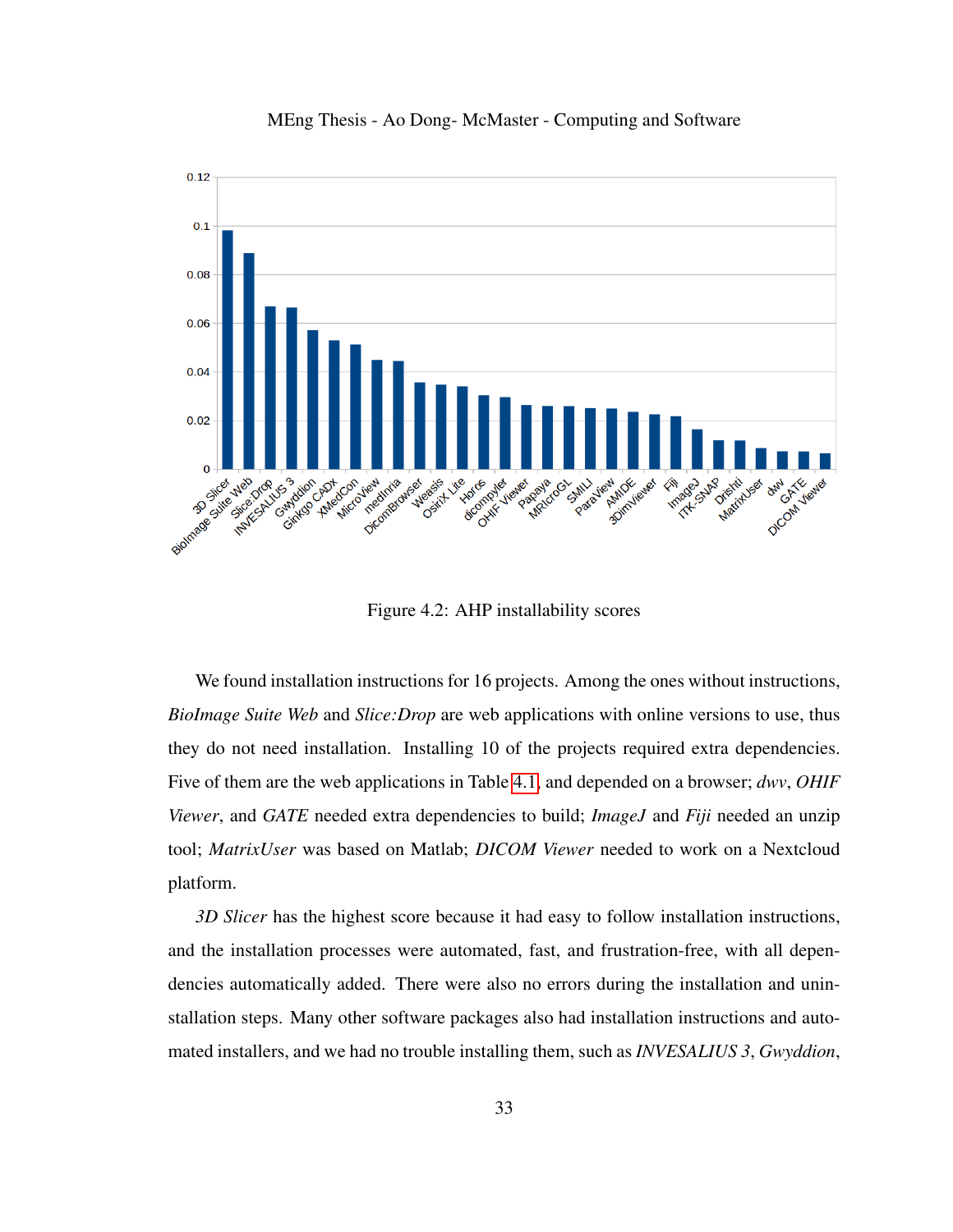Figure 4.2: AHP installability scores

We found installation instructions for 16 projects. Among the ones without instructions, *BioImage Suite Web* and *Slice:Drop* are web applications with online versions to use, thus they do not need installation. Installing 10 of the projects required extra dependencies. Five of them are the web applications in Table 4.1, and depended on a browser; *dwv*, *OHIF Viewer*, and *GATE* needed extra dependencies to build; *ImageJ* and *Fiji* needed an unzip tool; *MatrixUser* was based on Matlab; *DICOM Viewer* needed to work on a Nextcloud platform.

*3D Slicer* has the highest score because it had easy to follow installation instructions, and the installation processes were automated, fast, and frustration-free, with all dependencies automatically added. There were also no errors during the installation and uninstallation steps. Many other software packages also had installation instructions and automated installers, and we had no trouble installing them, such as *INVESALIUS 3*, *Gwyddion*,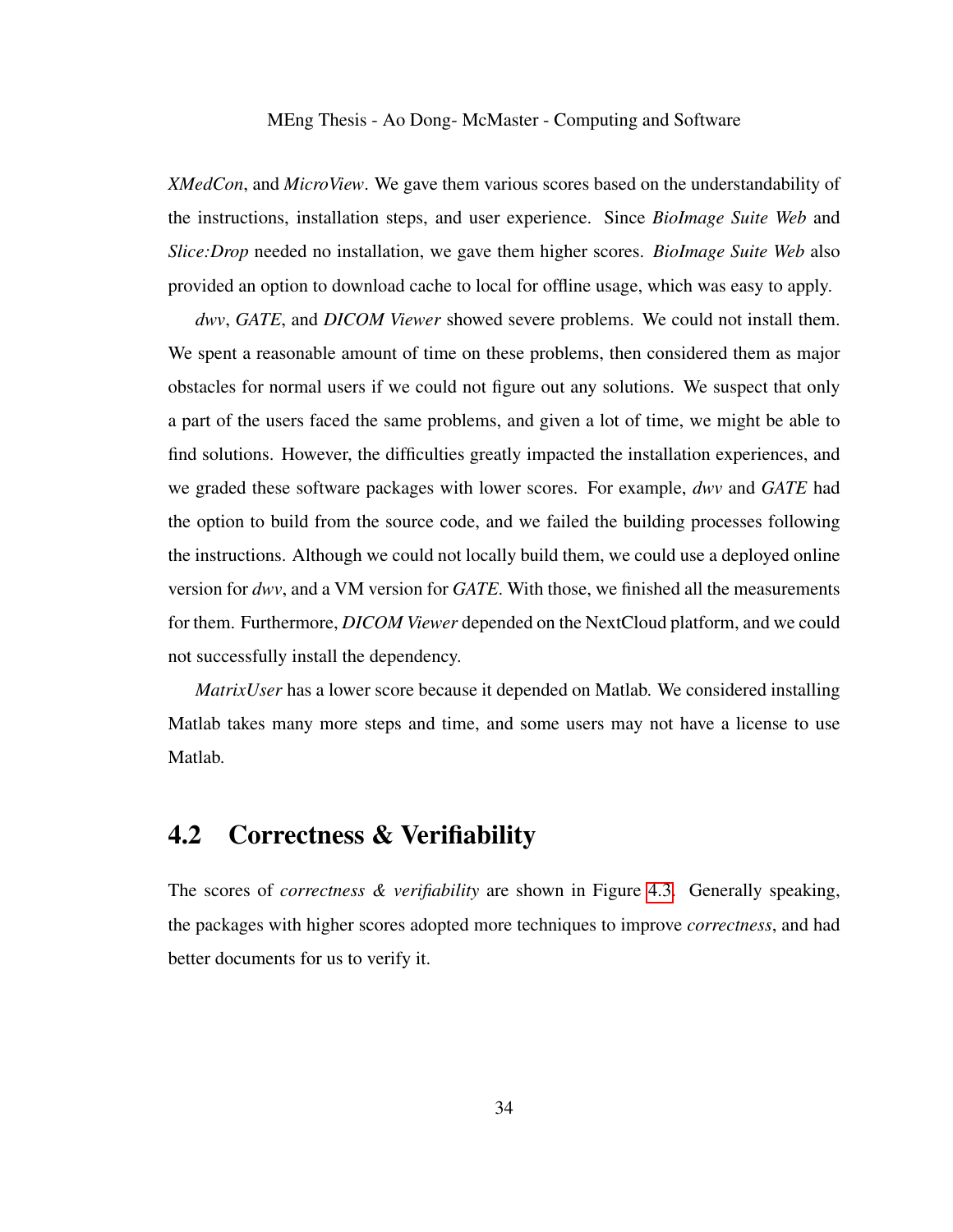*XMedCon*, and *MicroView*. We gave them various scores based on the understandability of the instructions, installation steps, and user experience. Since *BioImage Suite Web* and *Slice:Drop* needed no installation, we gave them higher scores. *BioImage Suite Web* also provided an option to download cache to local for offline usage, which was easy to apply.

*dwv*, *GATE*, and *DICOM Viewer* showed severe problems. We could not install them. We spent a reasonable amount of time on these problems, then considered them as major obstacles for normal users if we could not figure out any solutions. We suspect that only a part of the users faced the same problems, and given a lot of time, we might be able to find solutions. However, the difficulties greatly impacted the installation experiences, and we graded these software packages with lower scores. For example, *dwv* and *GATE* had the option to build from the source code, and we failed the building processes following the instructions. Although we could not locally build them, we could use a deployed online version for *dwv*, and a VM version for *GATE*. With those, we finished all the measurements for them. Furthermore, *DICOM Viewer* depended on the NextCloud platform, and we could not successfully install the dependency.

*MatrixUser* has a lower score because it depended on Matlab. We considered installing Matlab takes many more steps and time, and some users may not have a license to use Matlab.

## 4.2 Correctness & Verifiability

The scores of *correctness & verifiability* are shown in Figure 4.3. Generally speaking, the packages with higher scores adopted more techniques to improve *correctness*, and had better documents for us to verify it.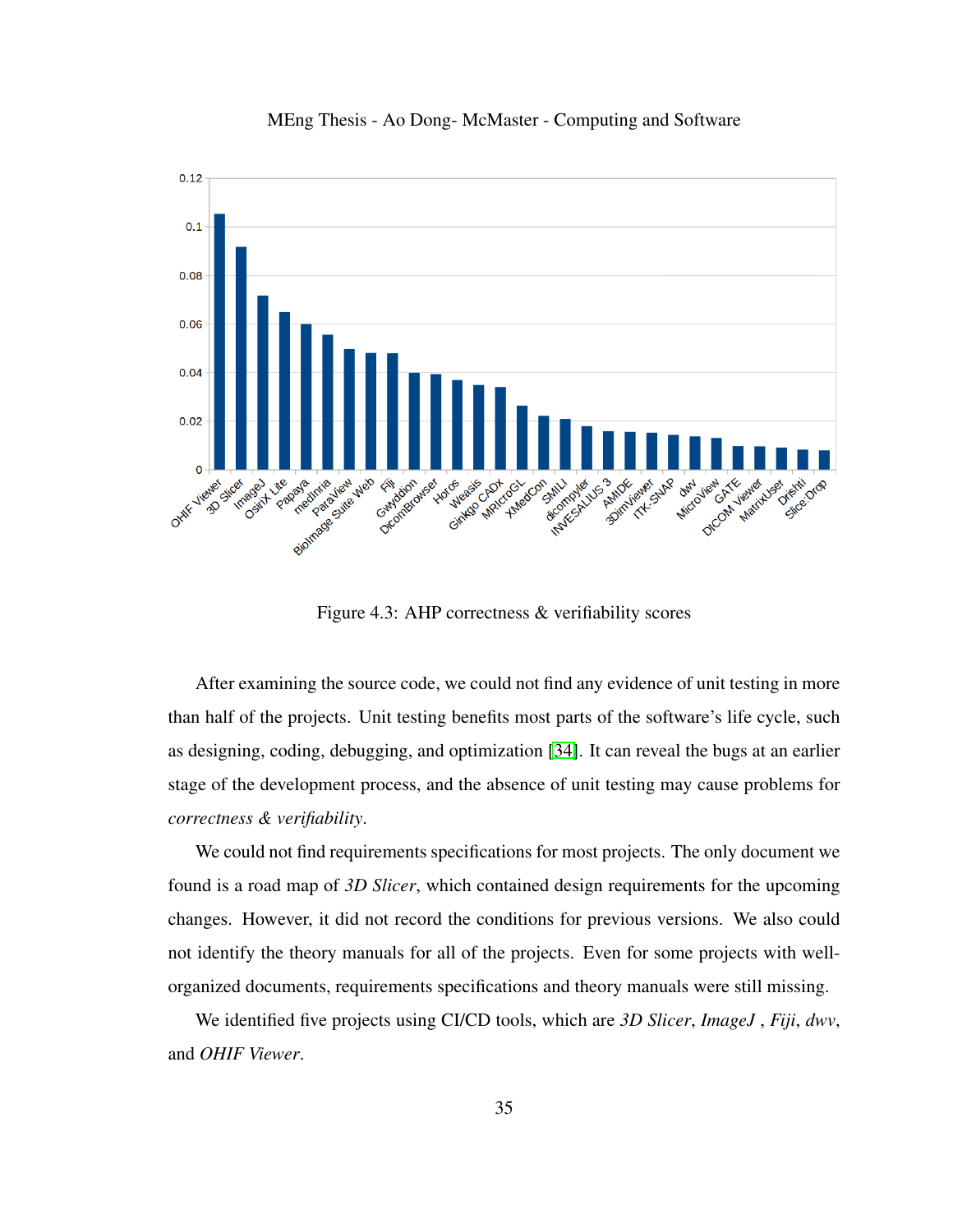Figure 4.3: AHP correctness & verifiability scores

After examining the source code, we could not find any evidence of unit testing in more than half of the projects. Unit testing benefits most parts of the software's life cycle, such as designing, coding, debugging, and optimization [34]. It can reveal the bugs at an earlier stage of the development process, and the absence of unit testing may cause problems for *correctness & verifiability*.

We could not find requirements specifications for most projects. The only document we found is a road map of *3D Slicer*, which contained design requirements for the upcoming changes. However, it did not record the conditions for previous versions. We also could not identify the theory manuals for all of the projects. Even for some projects with well-organized documents, requirements specifications and theory manuals were still missing.

We identified five projects using CI/CD tools, which are *3D Slicer*, *ImageJ* , *Fiji*, *dwv*, and *OHIF Viewer*.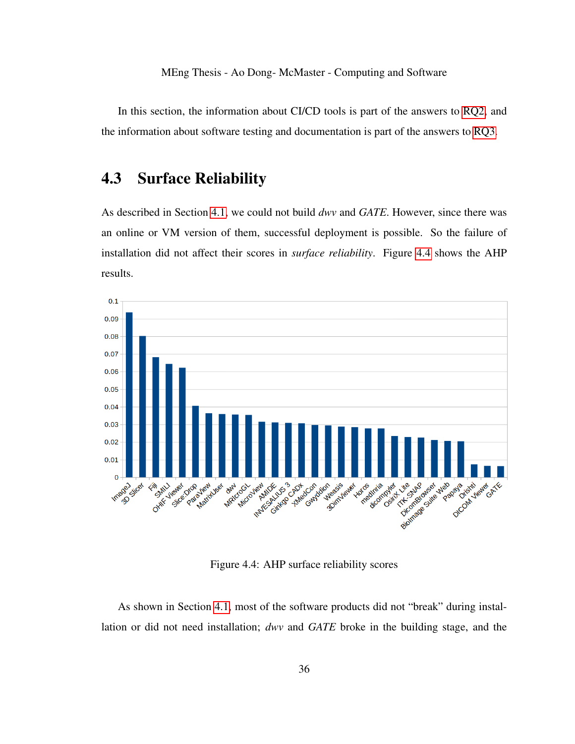In this section, the information about CI/CD tools is part of the answers to RQ2, and the information about software testing and documentation is part of the answers to RQ3.

## 4.3 Surface Reliability

As described in Section 4.1, we could not build *dwv* and *GATE*. However, since there was an online or VM version of them, successful deployment is possible. So the failure of installation did not affect their scores in *surface reliability*. Figure 4.4 shows the AHP results.

Figure 4.4: AHP surface reliability scores

As shown in Section 4.1, most of the software products did not "break" during installation or did not need installation; *dwv* and *GATE* broke in the building stage, and the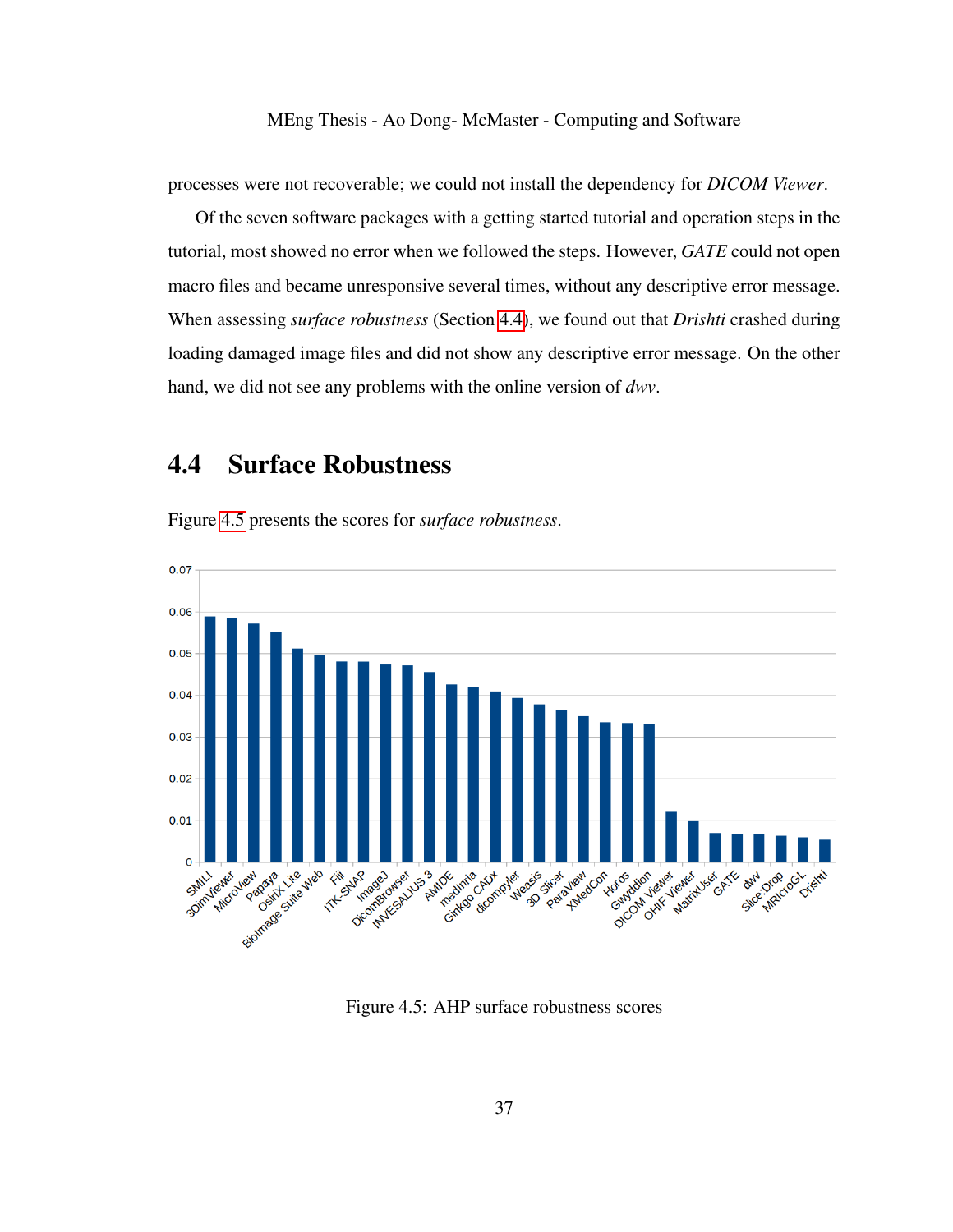processes were not recoverable; we could not install the dependency for *DICOM Viewer*.

Of the seven software packages with a getting started tutorial and operation steps in the tutorial, most showed no error when we followed the steps. However, *GATE* could not open macro files and became unresponsive several times, without any descriptive error message. When assessing *surface robustness* (Section 4.4), we found out that *Drishti* crashed during loading damaged image files and did not show any descriptive error message. On the other hand, we did not see any problems with the online version of *dwv*.

## 4.4 Surface Robustness

Figure 4.5 presents the scores for *surface robustness*.

Figure 4.5: AHP surface robustness scores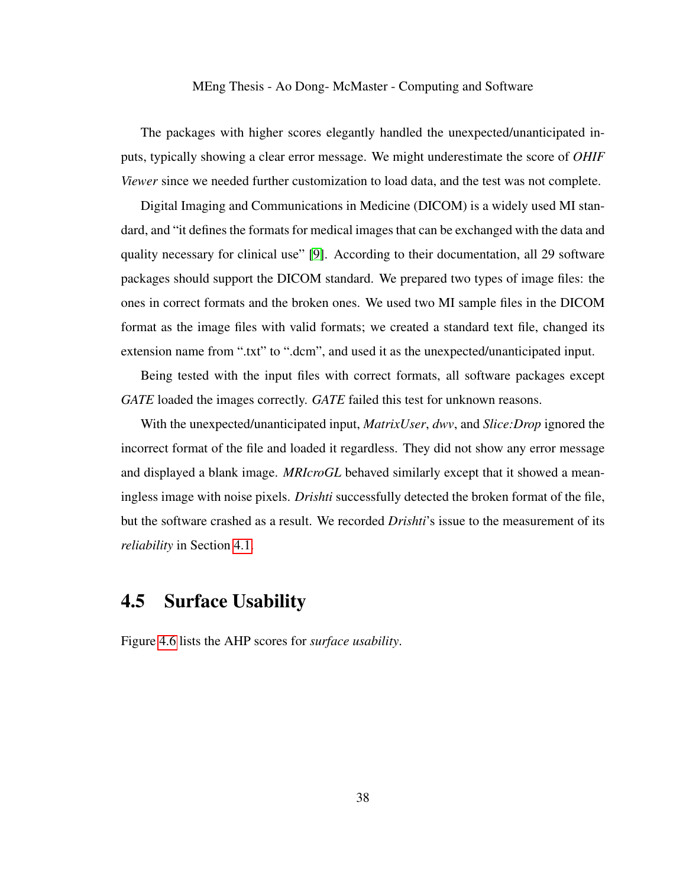The packages with higher scores elegantly handled the unexpected/unanticipated inputs, typically showing a clear error message. We might underestimate the score of *OHIF Viewer* since we needed further customization to load data, and the test was not complete.

Digital Imaging and Communications in Medicine (DICOM) is a widely used MI standard, and "it defines the formats for medical images that can be exchanged with the data and quality necessary for clinical use" [9]. According to their documentation, all 29 software packages should support the DICOM standard. We prepared two types of image files: the ones in correct formats and the broken ones. We used two MI sample files in the DICOM format as the image files with valid formats; we created a standard text file, changed its extension name from ".txt" to ".dcm", and used it as the unexpected/unanticipated input.

Being tested with the input files with correct formats, all software packages except *GATE* loaded the images correctly. *GATE* failed this test for unknown reasons.

With the unexpected/unanticipated input, *MatrixUser*, *dwv*, and *Slice:Drop* ignored the incorrect format of the file and loaded it regardless. They did not show any error message and displayed a blank image. *MRIcroGL* behaved similarly except that it showed a meaningless image with noise pixels. *Drishti* successfully detected the broken format of the file, but the software crashed as a result. We recorded *Drishti*'s issue to the measurement of its *reliability* in Section 4.1.

## 4.5 Surface Usability

Figure 4.6 lists the AHP scores for *surface usability*.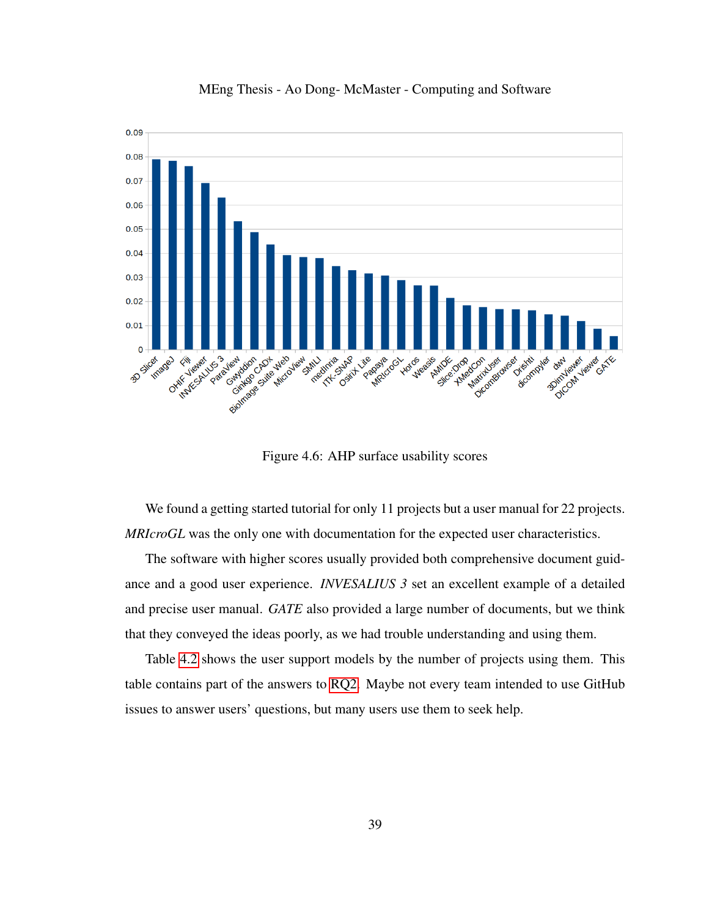Figure 4.6: AHP surface usability scores

We found a getting started tutorial for only 11 projects but a user manual for 22 projects. *MRIcroGL* was the only one with documentation for the expected user characteristics.

The software with higher scores usually provided both comprehensive document guidance and a good user experience. *INVESALIUS 3* set an excellent example of a detailed and precise user manual. *GATE* also provided a large number of documents, but we think that they conveyed the ideas poorly, as we had trouble understanding and using them.

Table 4.2 shows the user support models by the number of projects using them. This table contains part of the answers to RQ2. Maybe not every team intended to use GitHub issues to answer users' questions, but many users use them to seek help.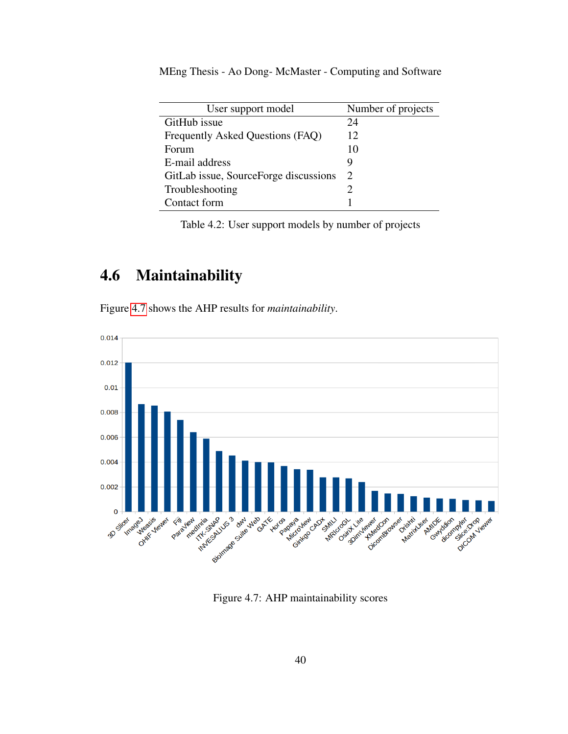| User support model | Number of projects |
|---|---|
| GitHub issue | 24 |
| Frequently Asked Questions (FAQ) | 12 |
| Forum | 10 |
| E-mail address | 9 |
| GitLab issue, SourceForge discussions | 2 |
| Troubleshooting | 2 |
| Contact form | 1 |

Table 4.2: User support models by number of projects

## 4.6 Maintainability

Figure 4.7 shows the AHP results for *maintainability*.

Figure 4.7: AHP maintainability scores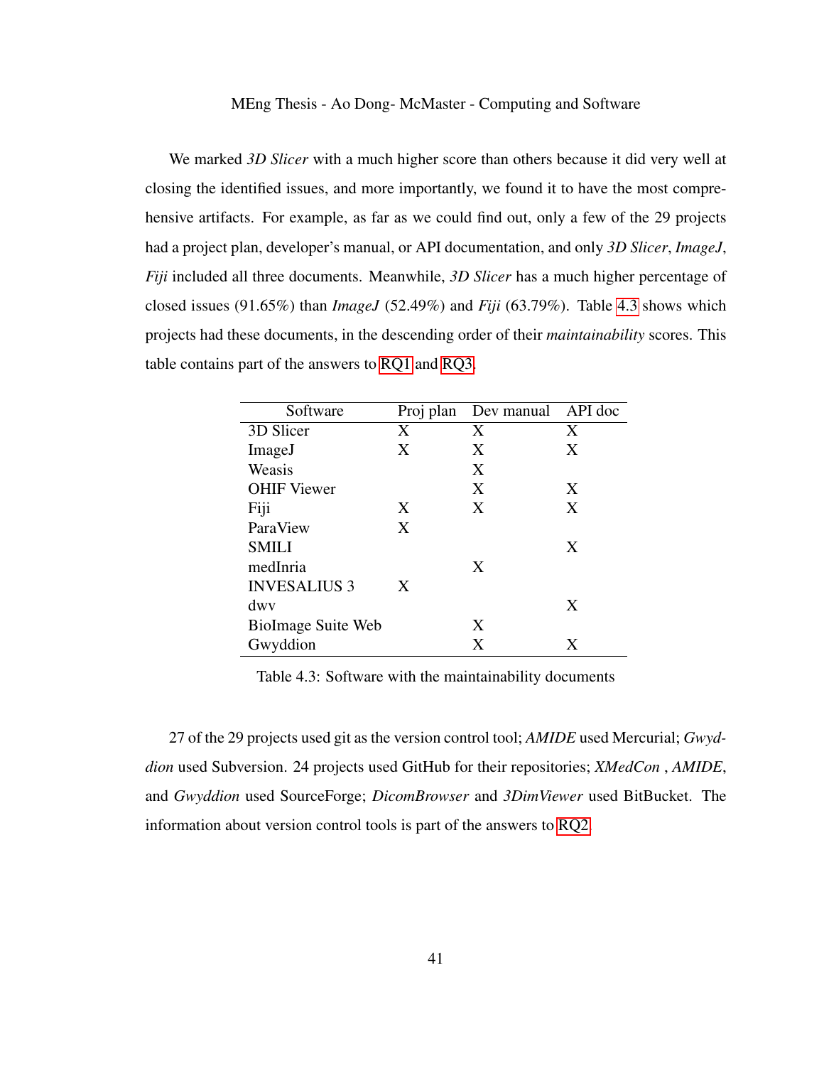We marked *3D Slicer* with a much higher score than others because it did very well at closing the identified issues, and more importantly, we found it to have the most comprehensive artifacts. For example, as far as we could find out, only a few of the 29 projects had a project plan, developer's manual, or API documentation, and only *3D Slicer*, *ImageJ*, *Fiji* included all three documents. Meanwhile, *3D Slicer* has a much higher percentage of closed issues (91.65%) than *ImageJ* (52.49%) and *Fiji* (63.79%). Table 4.3 shows which projects had these documents, in the descending order of their *maintainability* scores. This table contains part of the answers to RQ1 and RQ3.

| Software | Proj plan | Dev manual | API doc |
|---|---|---|---|
| 3D Slicer | X | X | X |
| ImageJ | X | X | X |
| Weasis | | X | |
| OHIF Viewer | | X | X |
| Fiji | X | X | X |
| ParaView | X | | |
| SMILI | | | X |
| medInria | | X | |
| INVESALIUS 3 | X | | |
| dwv | | | X |
| BioImage Suite Web | | X | |
| Gwyddion | | X | X |

Table 4.3: Software with the maintainability documents

27 of the 29 projects used git as the version control tool; *AMIDE* used Mercurial; *Gwyddion* used Subversion. 24 projects used GitHub for their repositories; *XMedCon* , *AMIDE*, and *Gwyddion* used SourceForge; *DicomBrowser* and *3DimViewer* used BitBucket. The information about version control tools is part of the answers to RQ2.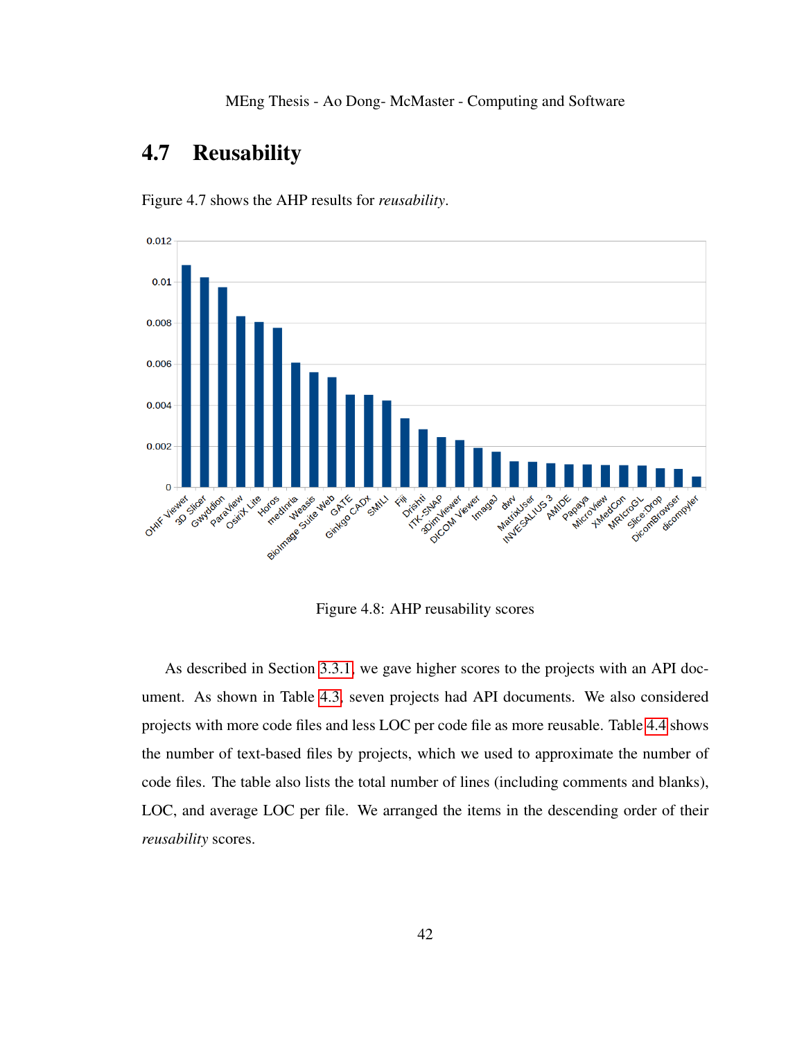## 4.7 Reusability

Figure 4.7 shows the AHP results for *reusability*.

Figure 4.8: AHP reusability scores

As described in Section 3.3.1, we gave higher scores to the projects with an API document. As shown in Table 4.3, seven projects had API documents. We also considered projects with more code files and less LOC per code file as more reusable. Table 4.4 shows the number of text-based files by projects, which we used to approximate the number of code files. The table also lists the total number of lines (including comments and blanks), LOC, and average LOC per file. We arranged the items in the descending order of their *reusability* scores.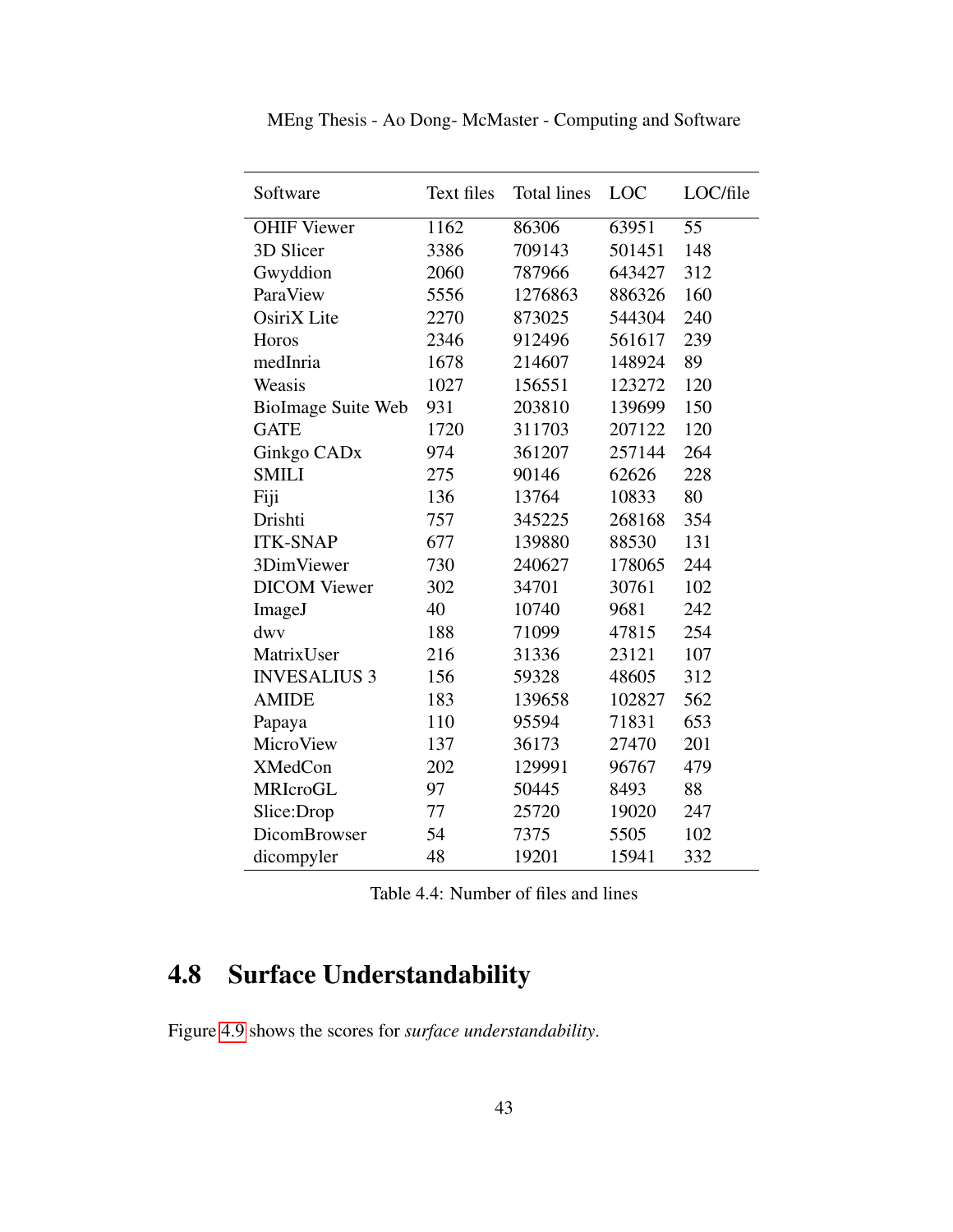| Software | Text files | Total lines | LOC | LOC/file |
|---|---|---|---|---|
| OHIF Viewer | 1162 | 86306 | 63951 | 55 |
| 3D Slicer | 3386 | 709143 | 501451 | 148 |
| Gwyddion | 2060 | 787966 | 643427 | 312 |
| ParaView | 5556 | 1276863 | 886326 | 160 |
| OsiriX Lite | 2270 | 873025 | 544304 | 240 |
| Horos | 2346 | 912496 | 561617 | 239 |
| medInria | 1678 | 214607 | 148924 | 89 |
| Weasis | 1027 | 156551 | 123272 | 120 |
| BioImage Suite Web | 931 | 203810 | 139699 | 150 |
| GATE | 1720 | 311703 | 207122 | 120 |
| Ginkgo CADx | 974 | 361207 | 257144 | 264 |
| SMILI | 275 | 90146 | 62626 | 228 |
| Fiji | 136 | 13764 | 10833 | 80 |
| Drishti | 757 | 345225 | 268168 | 354 |
| ITK-SNAP | 677 | 139880 | 88530 | 131 |
| 3DimViewer | 730 | 240627 | 178065 | 244 |
| DICOM Viewer | 302 | 34701 | 30761 | 102 |
| ImageJ | 40 | 10740 | 9681 | 242 |
| dwv | 188 | 71099 | 47815 | 254 |
| MatrixUser | 216 | 31336 | 23121 | 107 |
| INVESALIUS 3 | 156 | 59328 | 48605 | 312 |
| AMIDE | 183 | 139658 | 102827 | 562 |
| Papaya | 110 | 95594 | 71831 | 653 |
| MicroView | 137 | 36173 | 27470 | 201 |
| XMedCon | 202 | 129991 | 96767 | 479 |
| MRIcroGL | 97 | 50445 | 8493 | 88 |
| Slice:Drop | 77 | 25720 | 19020 | 247 |
| DicomBrowser | 54 | 7375 | 5505 | 102 |
| dicompyler | 48 | 19201 | 15941 | 332 |

Table 4.4: Number of files and lines

## 4.8 Surface Understandability

Figure 4.9 shows the scores for *surface understandability*.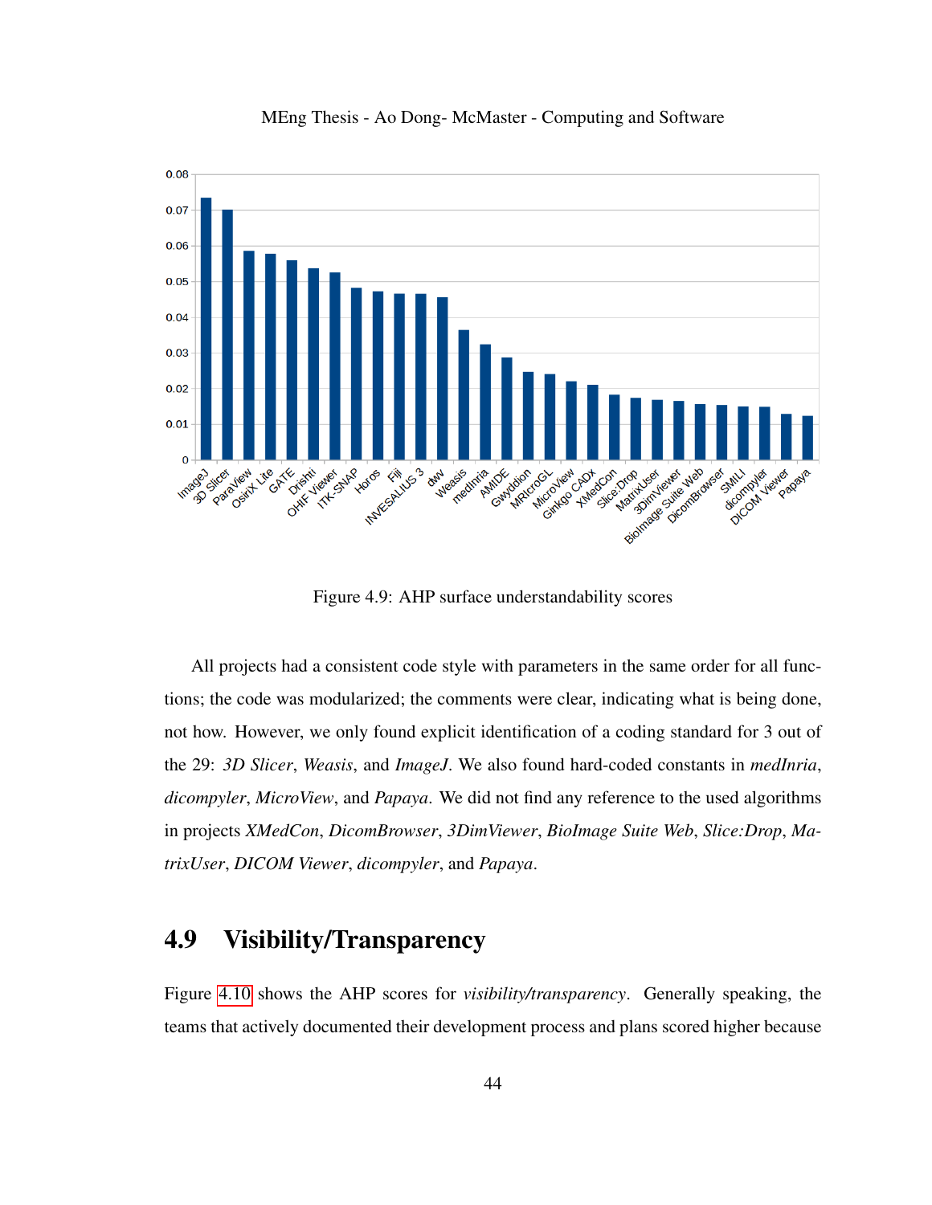Figure 4.9: AHP surface understandability scores

All projects had a consistent code style with parameters in the same order for all functions; the code was modularized; the comments were clear, indicating what is being done, not how. However, we only found explicit identification of a coding standard for 3 out of the 29: *3D Slicer*, *Weasis*, and *ImageJ*. We also found hard-coded constants in *medInria*, *dicompyler*, *MicroView*, and *Papaya*. We did not find any reference to the used algorithms in projects *XMedCon*, *DicomBrowser*, *3DimViewer*, *BioImage Suite Web*, *Slice:Drop*, *MatrixUser*, *DICOM Viewer*, *dicompyler*, and *Papaya*.

## 4.9 Visibility/Transparency

Figure 4.10 shows the AHP scores for *visibility/transparency*. Generally speaking, the teams that actively documented their development process and plans scored higher because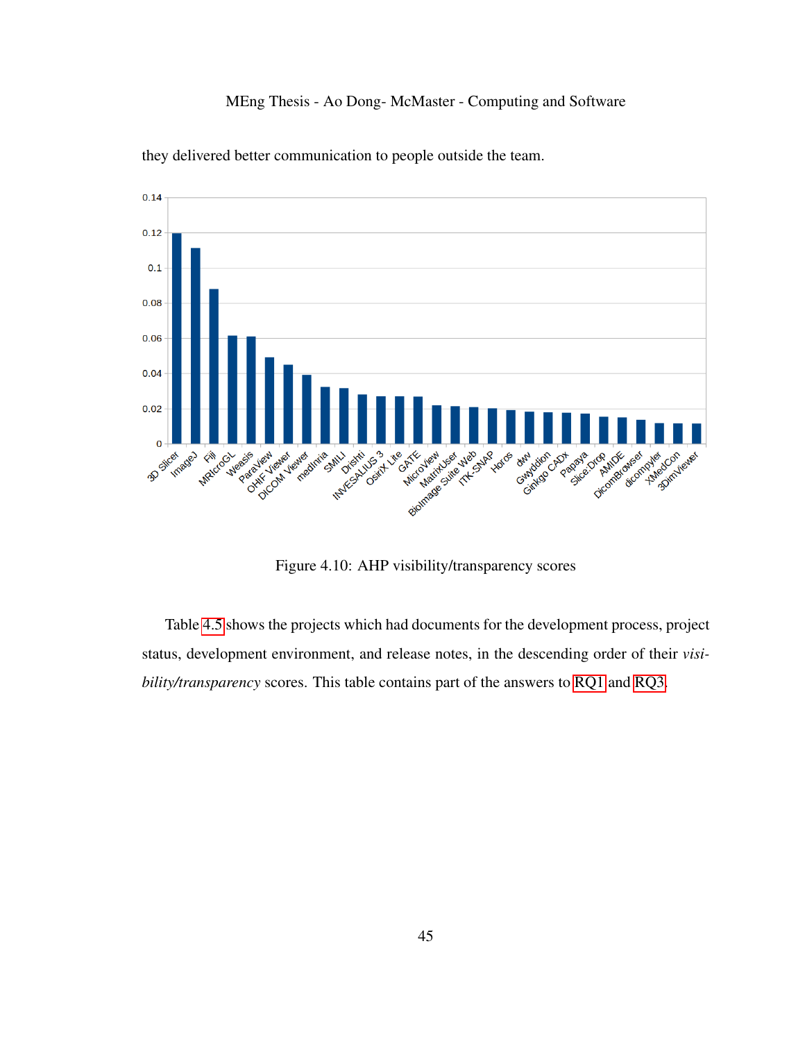they delivered better communication to people outside the team.

Figure 4.10: AHP visibility/transparency scores

Table 4.5 shows the projects which had documents for the development process, project status, development environment, and release notes, in the descending order of their *visibility/transparency* scores. This table contains part of the answers to RQ1 and RQ3.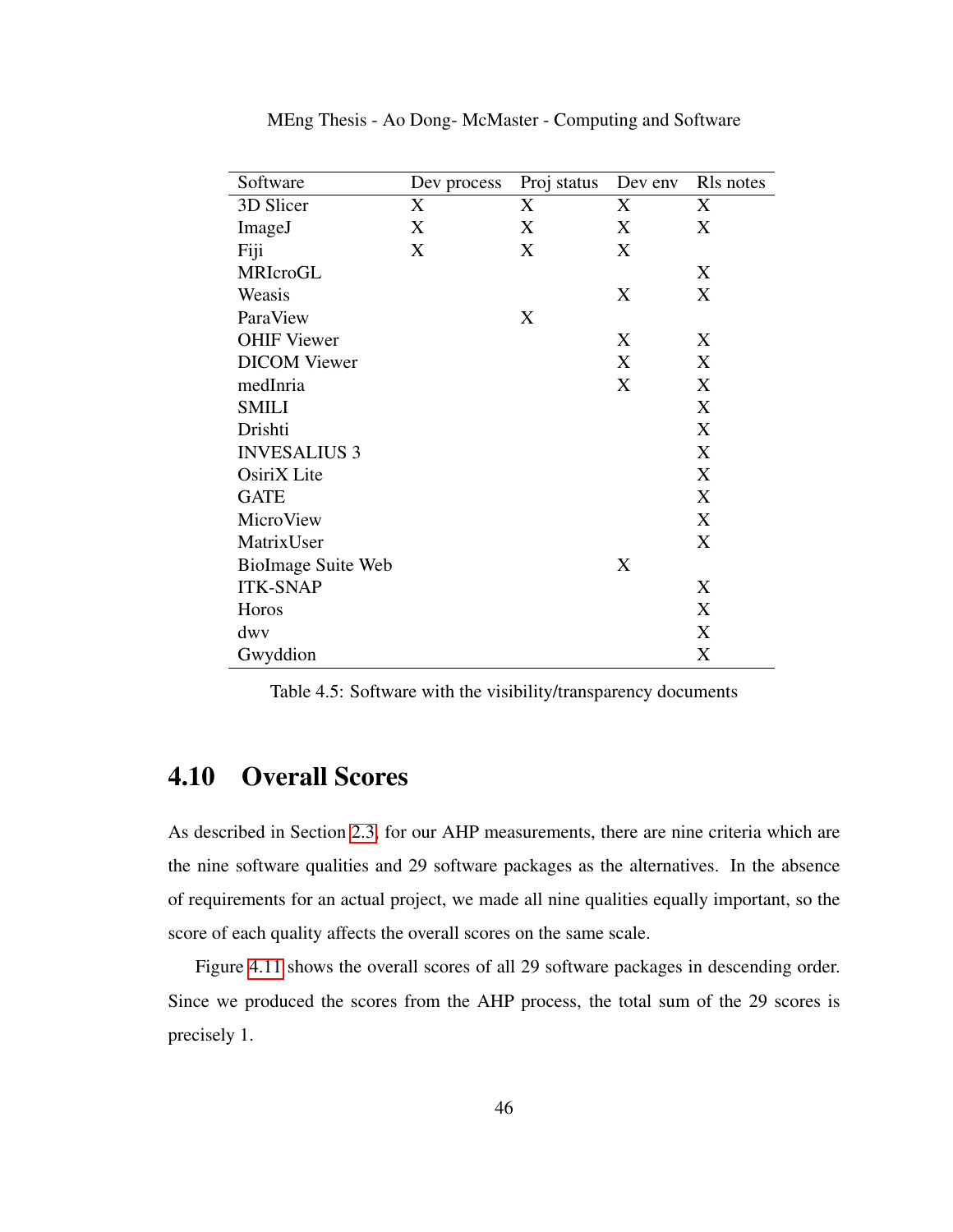| Software | Dev process | Proj status | Dev env | Rls notes |
|---|---|---|---|---|
| 3D Slicer | X | X | X | X |
| ImageJ | X | X | X | X |
| Fiji | X | X | X | |
| MRIcroGL | | | | X |
| Weasis | | | X | X |
| ParaView | | X | | |
| OHIF Viewer | | | X | X |
| DICOM Viewer | | | X | X |
| medInria | | | X | X |
| SMILI | | | | X |
| Drishti | | | | X |
| INVESALIUS 3 | | | | X |
| OsiriX Lite | | | | X |
| GATE | | | | X |
| MicroView | | | | X |
| MatrixUser | | | | X |
| BioImage Suite Web | | | X | |
| ITK-SNAP | | | | X |
| Horos | | | | X |
| dwv | | | | X |
| Gwyddion | | | | X |

Table 4.5: Software with the visibility/transparency documents

## 4.10 Overall Scores

As described in Section 2.3, for our AHP measurements, there are nine criteria which are the nine software qualities and 29 software packages as the alternatives. In the absence of requirements for an actual project, we made all nine qualities equally important, so the score of each quality affects the overall scores on the same scale.

Figure 4.11 shows the overall scores of all 29 software packages in descending order. Since we produced the scores from the AHP process, the total sum of the 29 scores is precisely 1.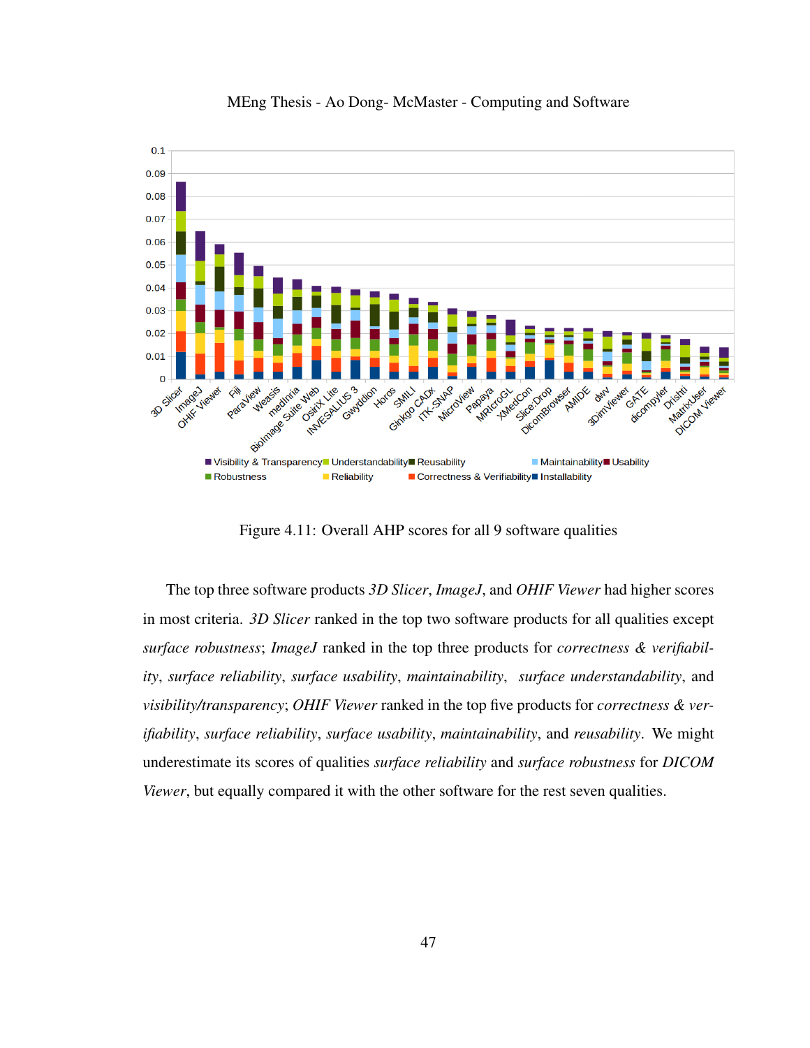Figure 4.11: Overall AHP scores for all 9 software qualities

The top three software products *3D Slicer*, *ImageJ*, and *OHIF Viewer* had higher scores in most criteria. *3D Slicer* ranked in the top two software products for all qualities except *surface robustness*; *ImageJ* ranked in the top three products for *correctness & verifiability*, *surface reliability*, *surface usability*, *maintainability*, *surface understandability*, and *visibility/transparency*; *OHIF Viewer* ranked in the top five products for *correctness & verifiability*, *surface reliability*, *surface usability*, *maintainability*, and *reusability*. We might underestimate its scores of qualities *surface reliability* and *surface robustness* for *DICOM Viewer*, but equally compared it with the other software for the rest seven qualities.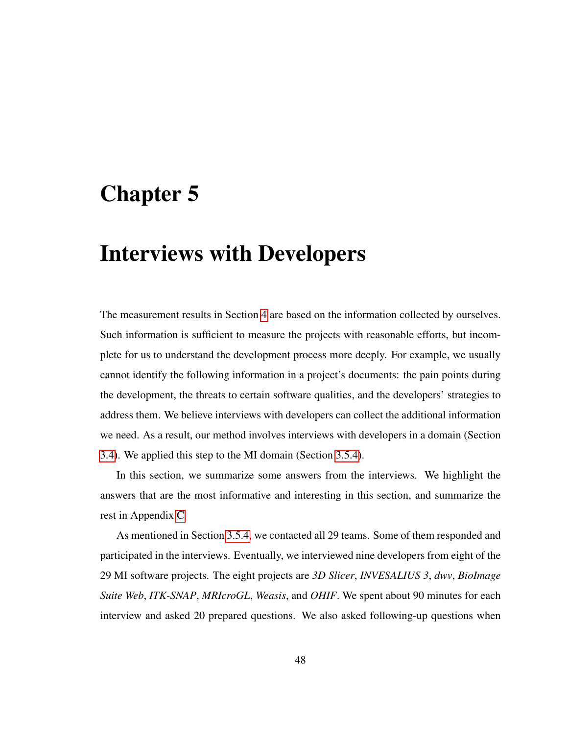# Chapter 5

# Interviews with Developers

The measurement results in Section 4 are based on the information collected by ourselves. Such information is sufficient to measure the projects with reasonable efforts, but incomplete for us to understand the development process more deeply. For example, we usually cannot identify the following information in a project's documents: the pain points during the development, the threats to certain software qualities, and the developers' strategies to address them. We believe interviews with developers can collect the additional information we need. As a result, our method involves interviews with developers in a domain (Section 3.4). We applied this step to the MI domain (Section 3.5.4).

In this section, we summarize some answers from the interviews. We highlight the answers that are the most informative and interesting in this section, and summarize the rest in Appendix C.

As mentioned in Section 3.5.4, we contacted all 29 teams. Some of them responded and participated in the interviews. Eventually, we interviewed nine developers from eight of the 29 MI software projects. The eight projects are *3D Slicer*, *INVESALIUS 3*, *dwv*, *BioImage Suite Web*, *ITK-SNAP*, *MRIcroGL*, *Weasis*, and *OHIF*. We spent about 90 minutes for each interview and asked 20 prepared questions. We also asked following-up questions when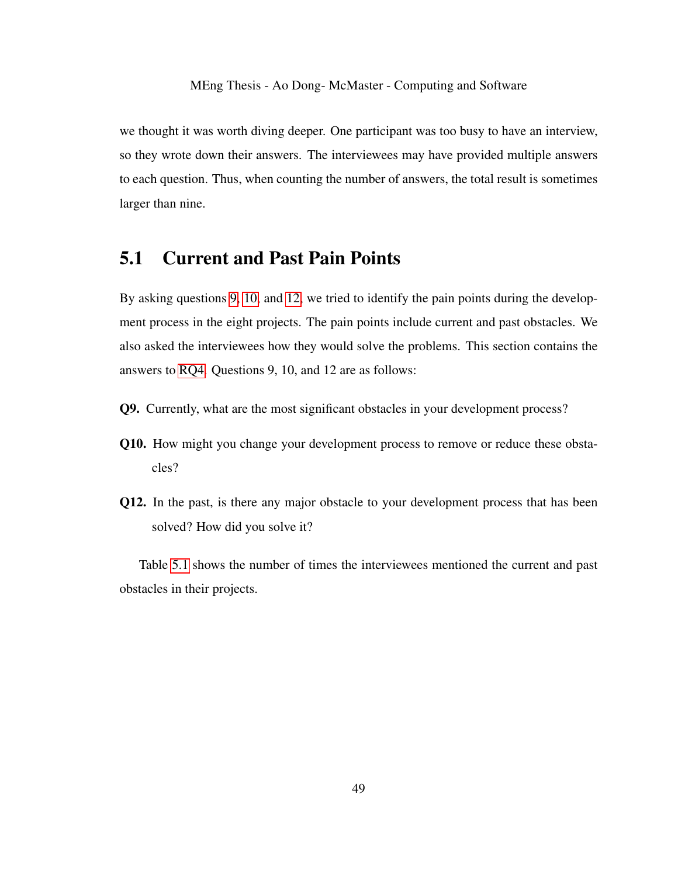we thought it was worth diving deeper. One participant was too busy to have an interview, so they wrote down their answers. The interviewees may have provided multiple answers to each question. Thus, when counting the number of answers, the total result is sometimes larger than nine.

## 5.1 Current and Past Pain Points

By asking questions 9, 10, and 12, we tried to identify the pain points during the development process in the eight projects. The pain points include current and past obstacles. We also asked the interviewees how they would solve the problems. This section contains the answers to RQ4. Questions 9, 10, and 12 are as follows:

**Q9.** Currently, what are the most significant obstacles in your development process?

**Q10.** How might you change your development process to remove or reduce these obstacles?

**Q12.** In the past, is there any major obstacle to your development process that has been solved? How did you solve it?

Table 5.1 shows the number of times the interviewees mentioned the current and past obstacles in their projects.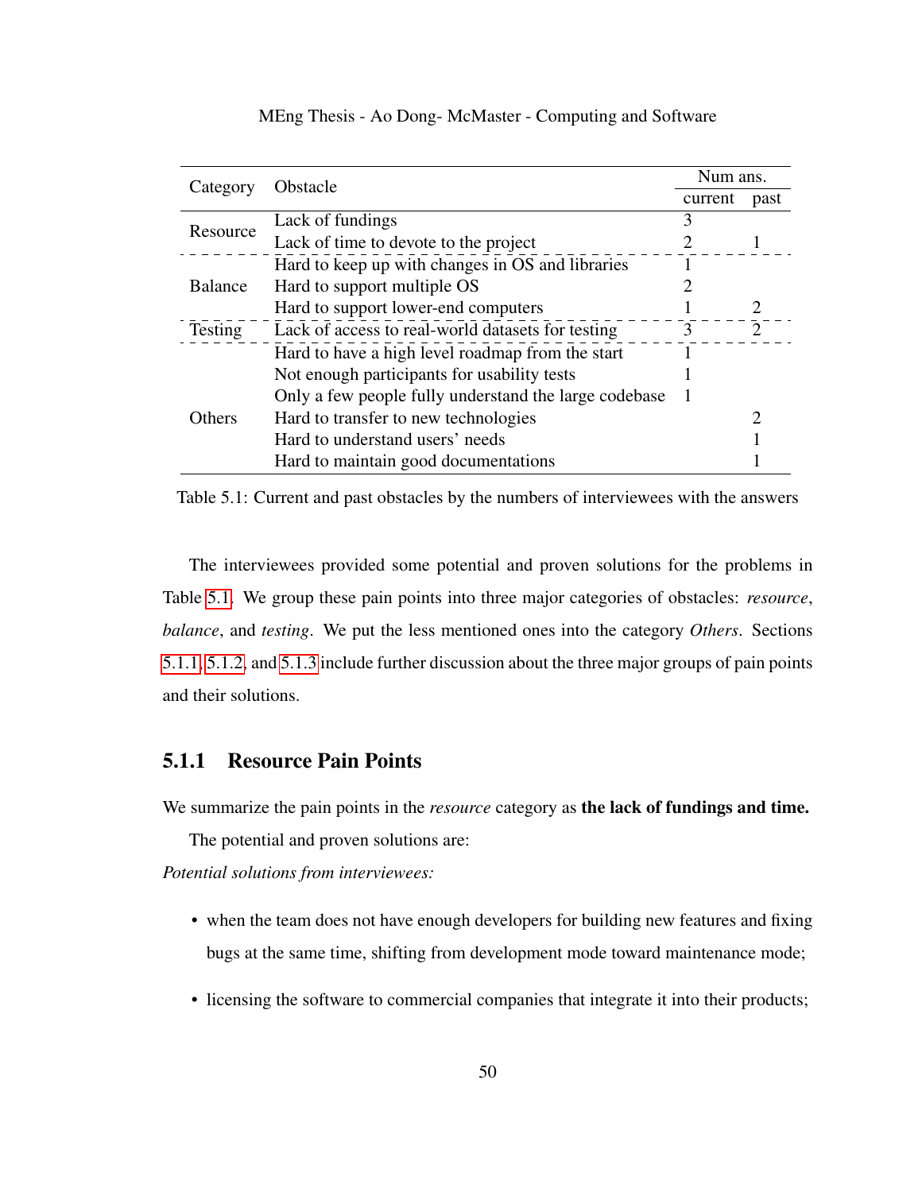| Category | Obstacle | Num ans. | |
|---|---|---|---|
| | | current | past |
| Resource | Lack of fundings | 3 | |
| | Lack of time to devote to the project | 2 | 1 |
| Balance | Hard to keep up with changes in OS and libraries | 1 | |
| | Hard to support multiple OS | 2 | |
| | Hard to support lower-end computers | 1 | 2 |
| Testing | Lack of access to real-world datasets for testing | 3 | 2 |
| Others | Hard to have a high level roadmap from the start | 1 | |
| | Not enough participants for usability tests | 1 | |
| | Only a few people fully understand the large codebase | 1 | |
| | Hard to transfer to new technologies | | 2 |
| | Hard to understand users' needs | | 1 |
| | Hard to maintain good documentations | | 1 |

Table 5.1: Current and past obstacles by the numbers of interviewees with the answers

The interviewees provided some potential and proven solutions for the problems in Table 5.1. We group these pain points into three major categories of obstacles: *resource*, *balance*, and *testing*. We put the less mentioned ones into the category *Others*. Sections 5.1.1, 5.1.2, and 5.1.3 include further discussion about the three major groups of pain points and their solutions.

### 5.1.1 Resource Pain Points

We summarize the pain points in the *resource* category as **the lack of fundings and time.**

The potential and proven solutions are:

*Potential solutions from interviewees:*

- when the team does not have enough developers for building new features and fixing bugs at the same time, shifting from development mode toward maintenance mode;
- licensing the software to commercial companies that integrate it into their products;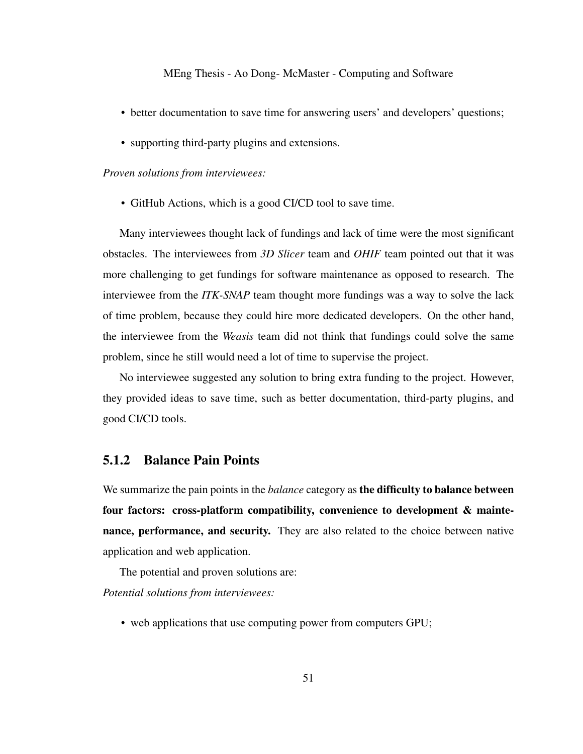- better documentation to save time for answering users' and developers' questions;
- supporting third-party plugins and extensions.

*Proven solutions from interviewees:*

- GitHub Actions, which is a good CI/CD tool to save time.

Many interviewees thought lack of fundings and lack of time were the most significant obstacles. The interviewees from *3D Slicer* team and *OHIF* team pointed out that it was more challenging to get fundings for software maintenance as opposed to research. The interviewee from the *ITK-SNAP* team thought more fundings was a way to solve the lack of time problem, because they could hire more dedicated developers. On the other hand, the interviewee from the *Weasis* team did not think that fundings could solve the same problem, since he still would need a lot of time to supervise the project.

No interviewee suggested any solution to bring extra funding to the project. However, they provided ideas to save time, such as better documentation, third-party plugins, and good CI/CD tools.

### 5.1.2 Balance Pain Points

We summarize the pain points in the *balance* category as **the difficulty to balance between four factors: cross-platform compatibility, convenience to development & maintenance, performance, and security.** They are also related to the choice between native application and web application.

The potential and proven solutions are:

*Potential solutions from interviewees:*

- web applications that use computing power from computers GPU;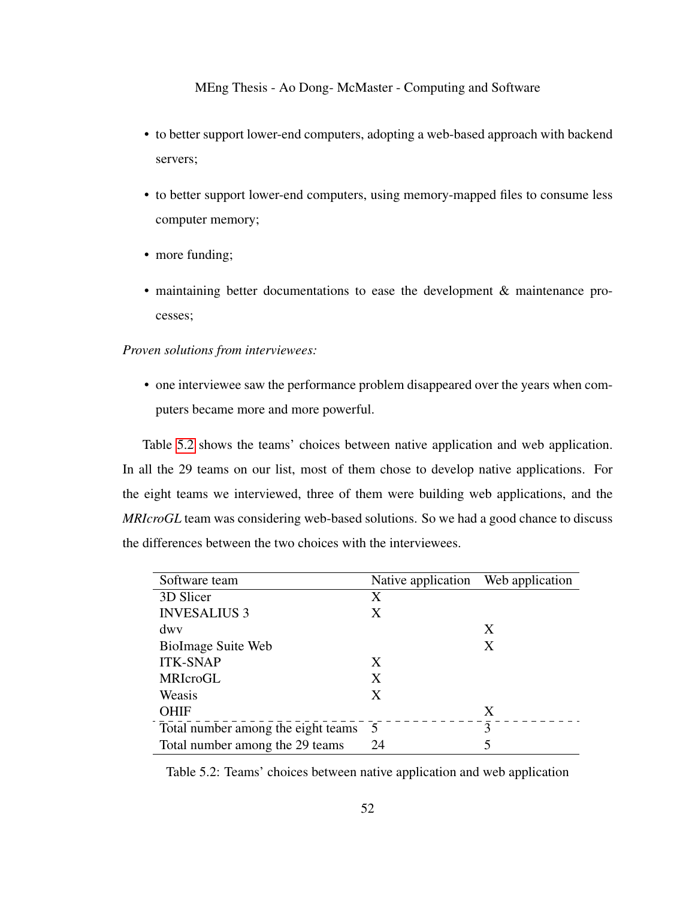- to better support lower-end computers, adopting a web-based approach with backend servers;
- to better support lower-end computers, using memory-mapped files to consume less computer memory;
- more funding;
- maintaining better documentations to ease the development & maintenance processes;

*Proven solutions from interviewees:*

- one interviewee saw the performance problem disappeared over the years when computers became more and more powerful.

Table 5.2 shows the teams' choices between native application and web application. In all the 29 teams on our list, most of them chose to develop native applications. For the eight teams we interviewed, three of them were building web applications, and the *MRIcroGL* team was considering web-based solutions. So we had a good chance to discuss the differences between the two choices with the interviewees.

| Software team | Native application | Web application |
|---|---|---|
| 3D Slicer | X | |
| INVESALIUS 3 | X | |
| dwv | | X |
| BioImage Suite Web | | X |
| ITK-SNAP | X | |
| MRIcroGL | X | |
| Weasis | X | |
| OHIF | | X |
| Total number among the eight teams | 5 | 3 |
| Total number among the 29 teams | 24 | 5 |

Table 5.2: Teams' choices between native application and web application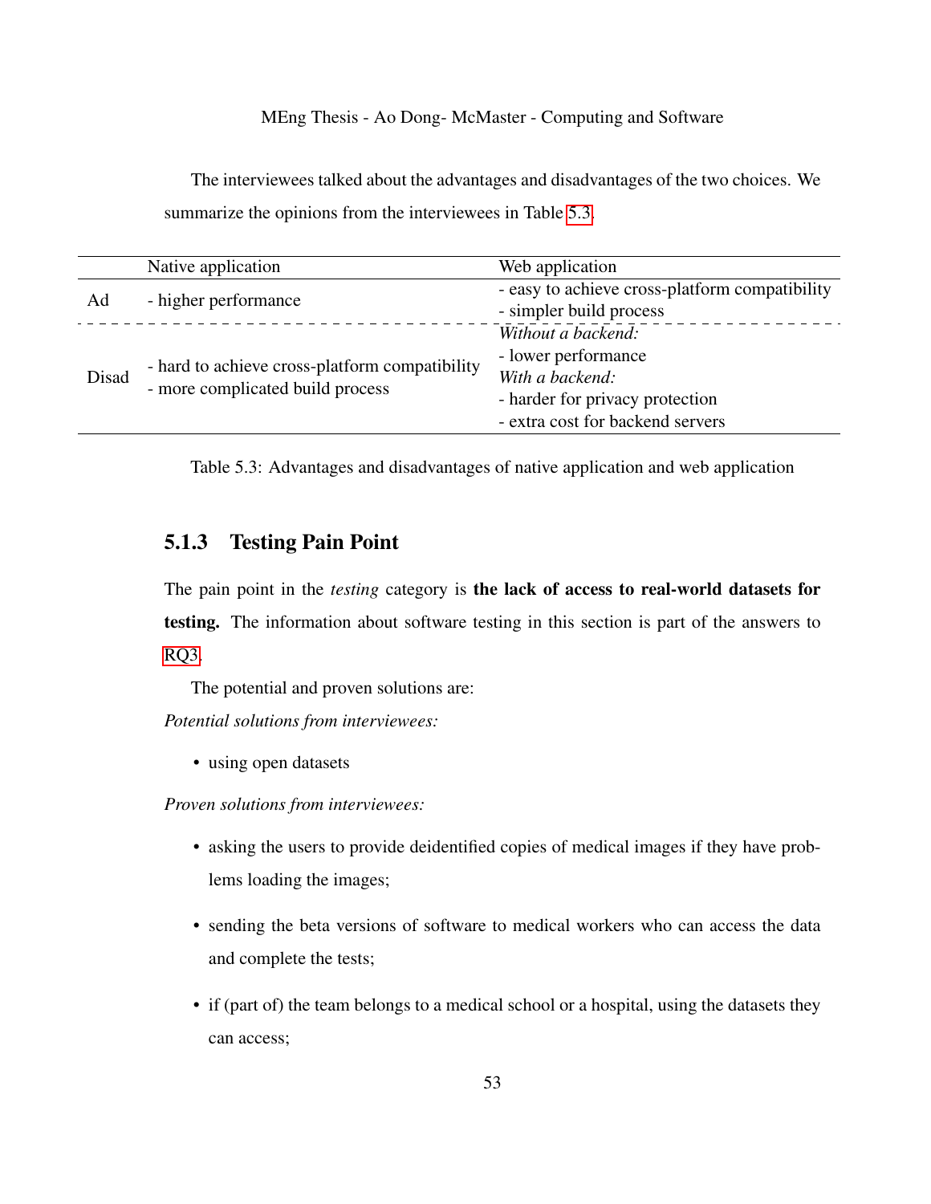The interviewees talked about the advantages and disadvantages of the two choices. We summarize the opinions from the interviewees in Table 5.3.

| | Native application | Web application |
| --- | --- | --- |
| Ad | - higher performance | - easy to achieve cross-platform compatibility<br>- simpler build process |
| Disad | - hard to achieve cross-platform compatibility<br>- more complicated build process | *Without a backend:*<br>- lower performance<br>*With a backend:*<br>- harder for privacy protection<br>- extra cost for backend servers |

Table 5.3: Advantages and disadvantages of native application and web application

### 5.1.3 Testing Pain Point

The pain point in the *testing* category is **the lack of access to real-world datasets for testing.** The information about software testing in this section is part of the answers to RQ3.

The potential and proven solutions are:

*Potential solutions from interviewees:*

- using open datasets

*Proven solutions from interviewees:*

- asking the users to provide deidentified copies of medical images if they have problems loading the images;
- sending the beta versions of software to medical workers who can access the data and complete the tests;
- if (part of) the team belongs to a medical school or a hospital, using the datasets they can access;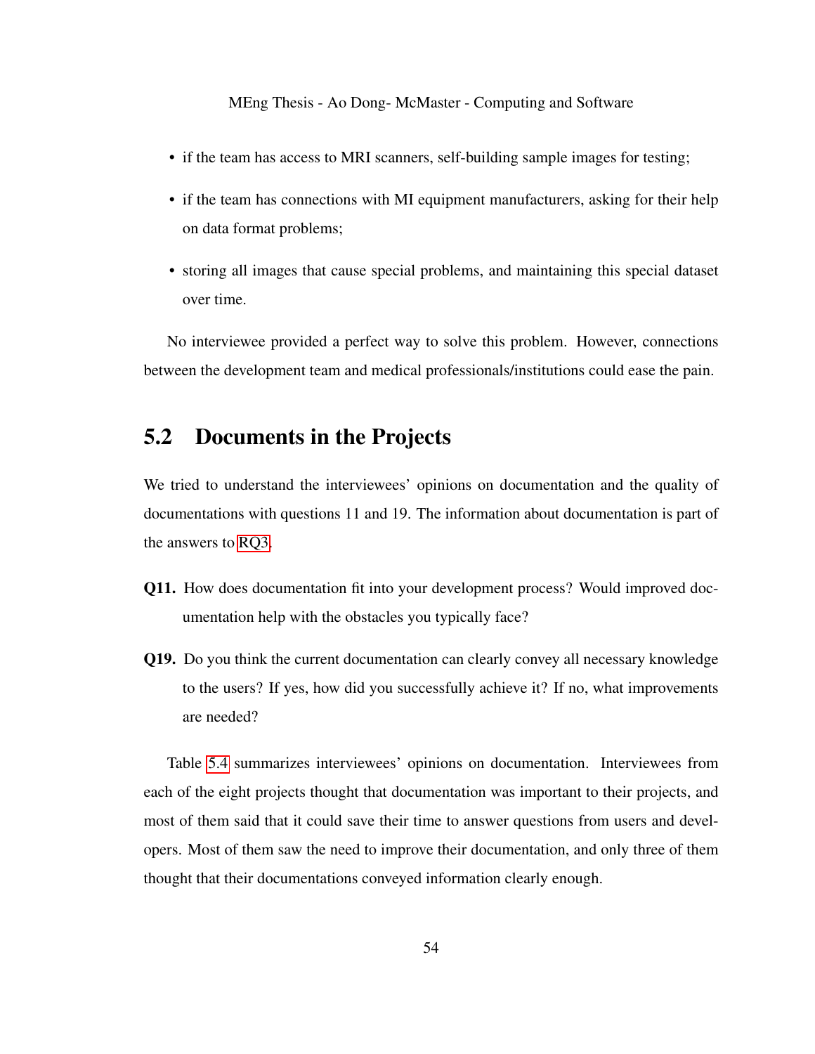- if the team has access to MRI scanners, self-building sample images for testing;
- if the team has connections with MI equipment manufacturers, asking for their help on data format problems;
- storing all images that cause special problems, and maintaining this special dataset over time.

No interviewee provided a perfect way to solve this problem. However, connections between the development team and medical professionals/institutions could ease the pain.

## 5.2 Documents in the Projects

We tried to understand the interviewees' opinions on documentation and the quality of documentations with questions 11 and 19. The information about documentation is part of the answers to RQ3.

**Q11.** How does documentation fit into your development process? Would improved documentation help with the obstacles you typically face?

**Q19.** Do you think the current documentation can clearly convey all necessary knowledge to the users? If yes, how did you successfully achieve it? If no, what improvements are needed?

Table 5.4 summarizes interviewees' opinions on documentation. Interviewees from each of the eight projects thought that documentation was important to their projects, and most of them said that it could save their time to answer questions from users and developers. Most of them saw the need to improve their documentation, and only three of them thought that their documentations conveyed information clearly enough.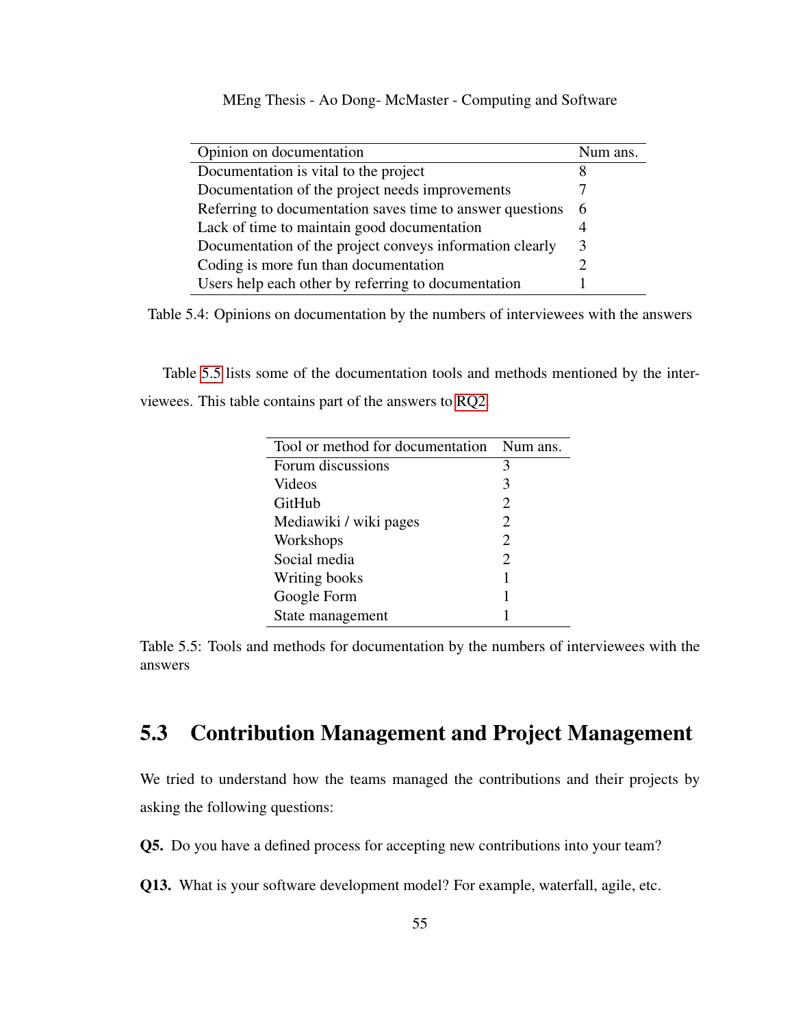| Opinion on documentation | Num ans. |
|---|---|
| Documentation is vital to the project | 8 |
| Documentation of the project needs improvements | 7 |
| Referring to documentation saves time to answer questions | 6 |
| Lack of time to maintain good documentation | 4 |
| Documentation of the project conveys information clearly | 3 |
| Coding is more fun than documentation | 2 |
| Users help each other by referring to documentation | 1 |

Table 5.4: Opinions on documentation by the numbers of interviewees with the answers

Table 5.5 lists some of the documentation tools and methods mentioned by the interviewees. This table contains part of the answers to RQ2.

| Tool or method for documentation | Num ans. |
|---|---|
| Forum discussions | 3 |
| Videos | 3 |
| GitHub | 2 |
| Mediawiki / wiki pages | 2 |
| Workshops | 2 |
| Social media | 2 |
| Writing books | 1 |
| Google Form | 1 |
| State management | 1 |

Table 5.5: Tools and methods for documentation by the numbers of interviewees with the answers

## 5.3 Contribution Management and Project Management

We tried to understand how the teams managed the contributions and their projects by asking the following questions:

**Q5.** Do you have a defined process for accepting new contributions into your team?

**Q13.** What is your software development model? For example, waterfall, agile, etc.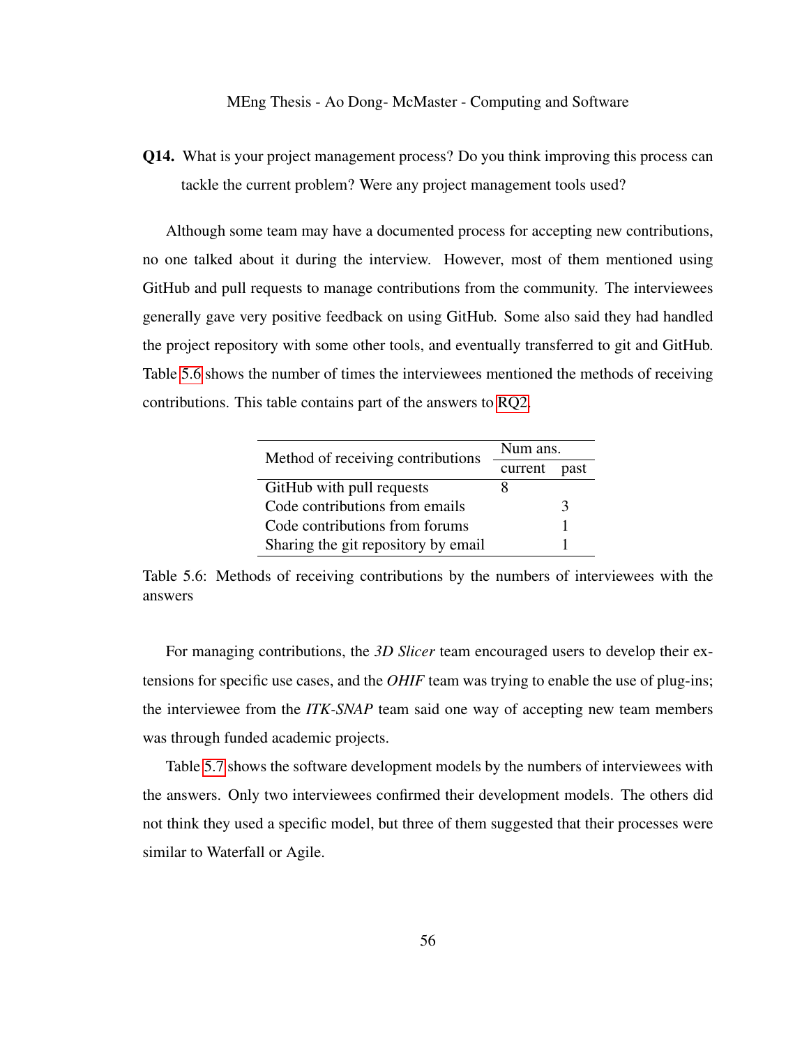**Q14.** What is your project management process? Do you think improving this process can tackle the current problem? Were any project management tools used?

Although some team may have a documented process for accepting new contributions, no one talked about it during the interview. However, most of them mentioned using GitHub and pull requests to manage contributions from the community. The interviewees generally gave very positive feedback on using GitHub. Some also said they had handled the project repository with some other tools, and eventually transferred to git and GitHub. Table 5.6 shows the number of times the interviewees mentioned the methods of receiving contributions. This table contains part of the answers to RQ2.

| Method of receiving contributions | Num ans. | |
|---|---|---|
| | current | past |
| GitHub with pull requests | 8 | |
| Code contributions from emails | | 3 |
| Code contributions from forums | | 1 |
| Sharing the git repository by email | | 1 |

Table 5.6: Methods of receiving contributions by the numbers of interviewees with the answers

For managing contributions, the *3D Slicer* team encouraged users to develop their extensions for specific use cases, and the *OHIF* team was trying to enable the use of plug-ins; the interviewee from the *ITK-SNAP* team said one way of accepting new team members was through funded academic projects.

Table 5.7 shows the software development models by the numbers of interviewees with the answers. Only two interviewees confirmed their development models. The others did not think they used a specific model, but three of them suggested that their processes were similar to Waterfall or Agile.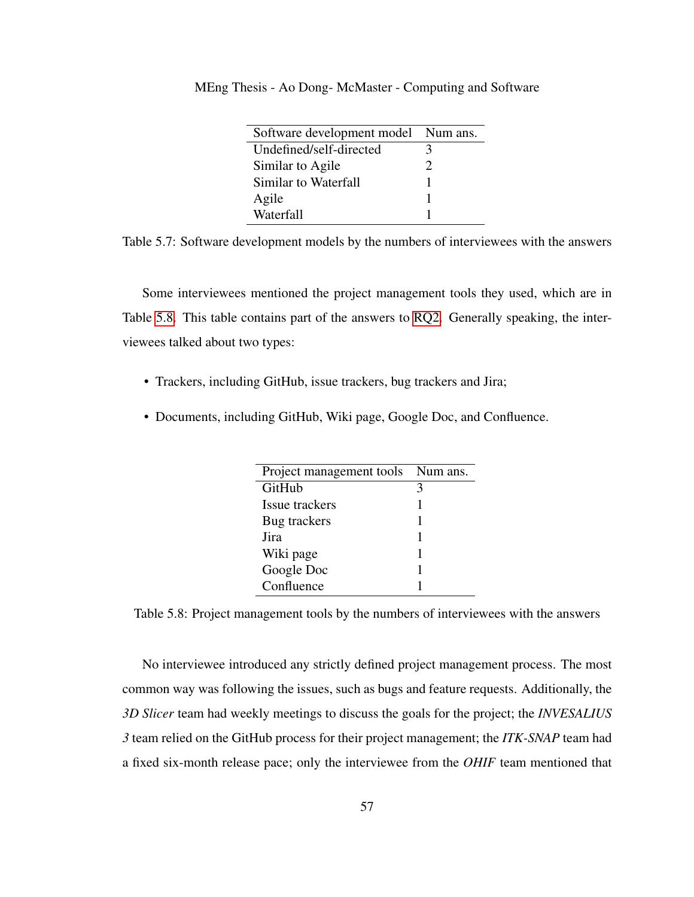| Software development model | Num ans. |
|---|---|
| Undefined/self-directed | 3 |
| Similar to Agile | 2 |
| Similar to Waterfall | 1 |
| Agile | 1 |
| Waterfall | 1 |

Table 5.7: Software development models by the numbers of interviewees with the answers

Some interviewees mentioned the project management tools they used, which are in Table 5.8. This table contains part of the answers to RQ2. Generally speaking, the interviewees talked about two types:

- Trackers, including GitHub, issue trackers, bug trackers and Jira;
- Documents, including GitHub, Wiki page, Google Doc, and Confluence.

| Project management tools | Num ans. |
|---|---|
| GitHub | 3 |
| Issue trackers | 1 |
| Bug trackers | 1 |
| Jira | 1 |
| Wiki page | 1 |
| Google Doc | 1 |
| Confluence | 1 |

Table 5.8: Project management tools by the numbers of interviewees with the answers

No interviewee introduced any strictly defined project management process. The most common way was following the issues, such as bugs and feature requests. Additionally, the *3D Slicer* team had weekly meetings to discuss the goals for the project; the *INVESALIUS 3* team relied on the GitHub process for their project management; the *ITK-SNAP* team had a fixed six-month release pace; only the interviewee from the *OHIF* team mentioned that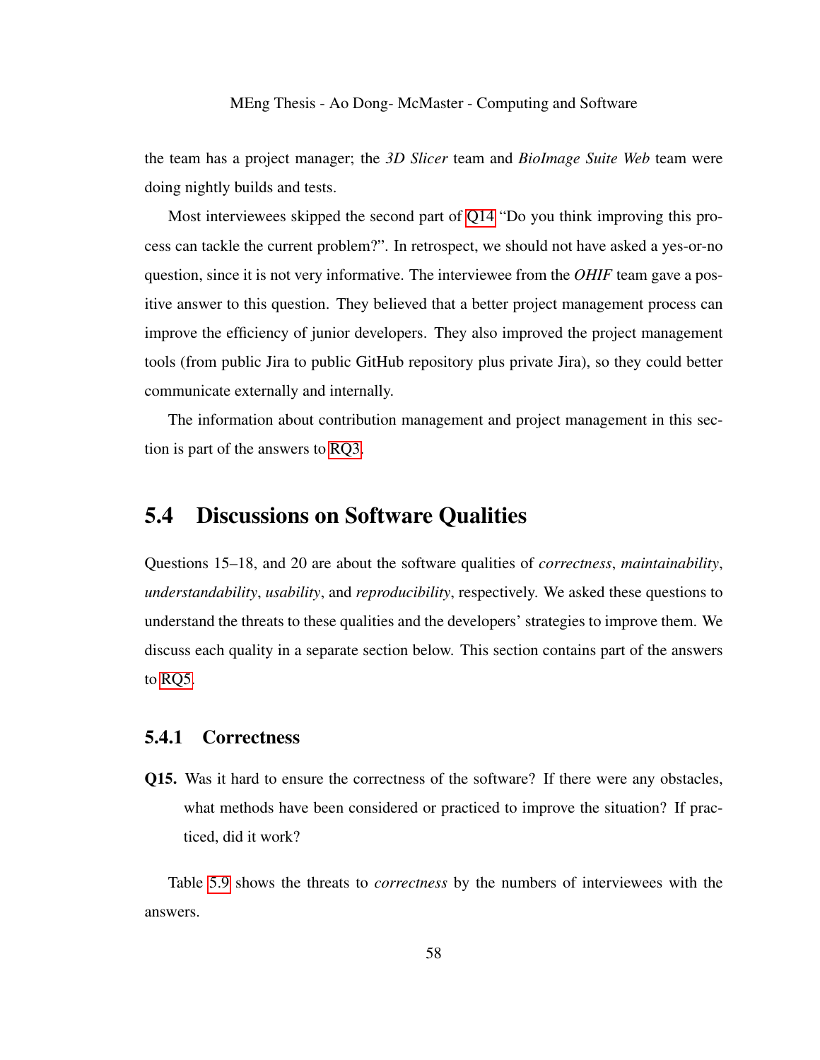the team has a project manager; the *3D Slicer* team and *BioImage Suite Web* team were doing nightly builds and tests.

Most interviewees skipped the second part of Q14 "Do you think improving this process can tackle the current problem?". In retrospect, we should not have asked a yes-or-no question, since it is not very informative. The interviewee from the *OHIF* team gave a positive answer to this question. They believed that a better project management process can improve the efficiency of junior developers. They also improved the project management tools (from public Jira to public GitHub repository plus private Jira), so they could better communicate externally and internally.

The information about contribution management and project management in this section is part of the answers to RQ3.

## 5.4 Discussions on Software Qualities

Questions 15–18, and 20 are about the software qualities of *correctness*, *maintainability*, *understandability*, *usability*, and *reproducibility*, respectively. We asked these questions to understand the threats to these qualities and the developers' strategies to improve them. We discuss each quality in a separate section below. This section contains part of the answers to RQ5.

### 5.4.1 Correctness

**Q15.** Was it hard to ensure the correctness of the software? If there were any obstacles, what methods have been considered or practiced to improve the situation? If practiced, did it work?

Table 5.9 shows the threats to *correctness* by the numbers of interviewees with the answers.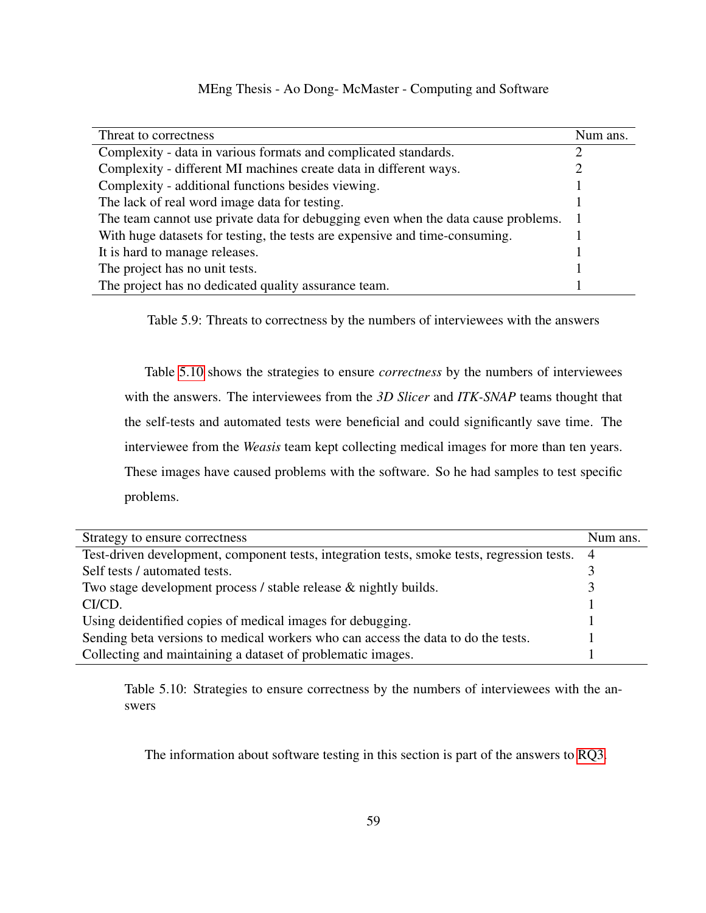| Threat to correctness | Num ans. |
|---|---|
| Complexity - data in various formats and complicated standards. | 2 |
| Complexity - different MI machines create data in different ways. | 2 |
| Complexity - additional functions besides viewing. | 1 |
| The lack of real word image data for testing. | 1 |
| The team cannot use private data for debugging even when the data cause problems. | 1 |
| With huge datasets for testing, the tests are expensive and time-consuming. | 1 |
| It is hard to manage releases. | 1 |
| The project has no unit tests. | 1 |
| The project has no dedicated quality assurance team. | 1 |

Table 5.9: Threats to correctness by the numbers of interviewees with the answers

Table 5.10 shows the strategies to ensure *correctness* by the numbers of interviewees with the answers. The interviewees from the *3D Slicer* and *ITK-SNAP* teams thought that the self-tests and automated tests were beneficial and could significantly save time. The interviewee from the *Weasis* team kept collecting medical images for more than ten years. These images have caused problems with the software. So he had samples to test specific problems.

| Strategy to ensure correctness | Num ans. |
|---|---|
| Test-driven development, component tests, integration tests, smoke tests, regression tests. | 4 |
| Self tests / automated tests. | 3 |
| Two stage development process / stable release & nightly builds. | 3 |
| CI/CD. | 1 |
| Using deidentified copies of medical images for debugging. | 1 |
| Sending beta versions to medical workers who can access the data to do the tests. | 1 |
| Collecting and maintaining a dataset of problematic images. | 1 |

Table 5.10: Strategies to ensure correctness by the numbers of interviewees with the answers

The information about software testing in this section is part of the answers to RQ3.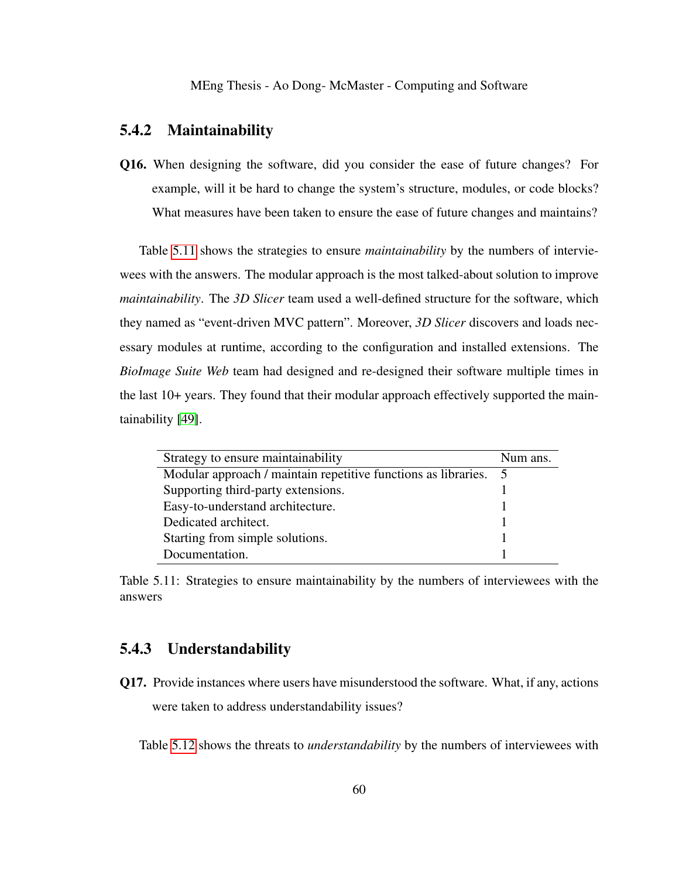### 5.4.2 Maintainability

**Q16.** When designing the software, did you consider the ease of future changes? For example, will it be hard to change the system's structure, modules, or code blocks? What measures have been taken to ensure the ease of future changes and maintains?

Table 5.11 shows the strategies to ensure *maintainability* by the numbers of interviewees with the answers. The modular approach is the most talked-about solution to improve *maintainability*. The *3D Slicer* team used a well-defined structure for the software, which they named as "event-driven MVC pattern". Moreover, *3D Slicer* discovers and loads necessary modules at runtime, according to the configuration and installed extensions. The *BioImage Suite Web* team had designed and re-designed their software multiple times in the last 10+ years. They found that their modular approach effectively supported the maintainability [49].

| Strategy to ensure maintainability | Num ans. |
| --- | --- |
| Modular approach / maintain repetitive functions as libraries. | 5 |
| Supporting third-party extensions. | 1 |
| Easy-to-understand architecture. | 1 |
| Dedicated architect. | 1 |
| Starting from simple solutions. | 1 |
| Documentation. | 1 |

Table 5.11: Strategies to ensure maintainability by the numbers of interviewees with the answers

### 5.4.3 Understandability

**Q17.** Provide instances where users have misunderstood the software. What, if any, actions were taken to address understandability issues?

Table 5.12 shows the threats to *understandability* by the numbers of interviewees with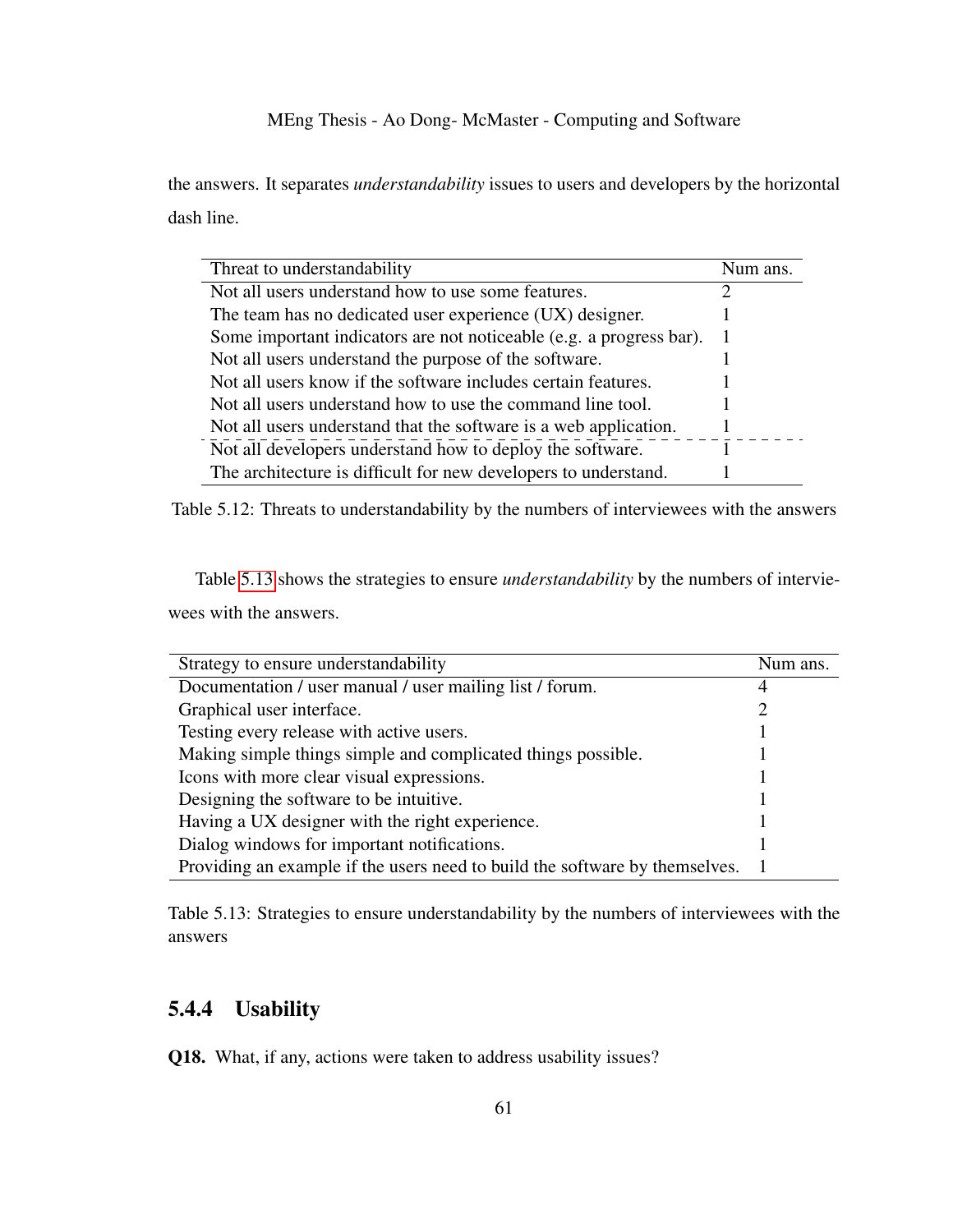the answers. It separates *understandability* issues to users and developers by the horizontal dash line.

| Threat to understandability | Num ans. |
|---|---|
| Not all users understand how to use some features. | 2 |
| The team has no dedicated user experience (UX) designer. | 1 |
| Some important indicators are not noticeable (e.g. a progress bar). | 1 |
| Not all users understand the purpose of the software. | 1 |
| Not all users know if the software includes certain features. | 1 |
| Not all users understand how to use the command line tool. | 1 |
| Not all users understand that the software is a web application. | 1 |
| Not all developers understand how to deploy the software. | 1 |
| The architecture is difficult for new developers to understand. | 1 |

Table 5.12: Threats to understandability by the numbers of interviewees with the answers

Table 5.13 shows the strategies to ensure *understandability* by the numbers of interviewees with the answers.

| Strategy to ensure understandability | Num ans. |
|---|---|
| Documentation / user manual / user mailing list / forum. | 4 |
| Graphical user interface. | 2 |
| Testing every release with active users. | 1 |
| Making simple things simple and complicated things possible. | 1 |
| Icons with more clear visual expressions. | 1 |
| Designing the software to be intuitive. | 1 |
| Having a UX designer with the right experience. | 1 |
| Dialog windows for important notifications. | 1 |
| Providing an example if the users need to build the software by themselves. | 1 |

Table 5.13: Strategies to ensure understandability by the numbers of interviewees with the answers

### 5.4.4 Usability

**Q18.** What, if any, actions were taken to address usability issues?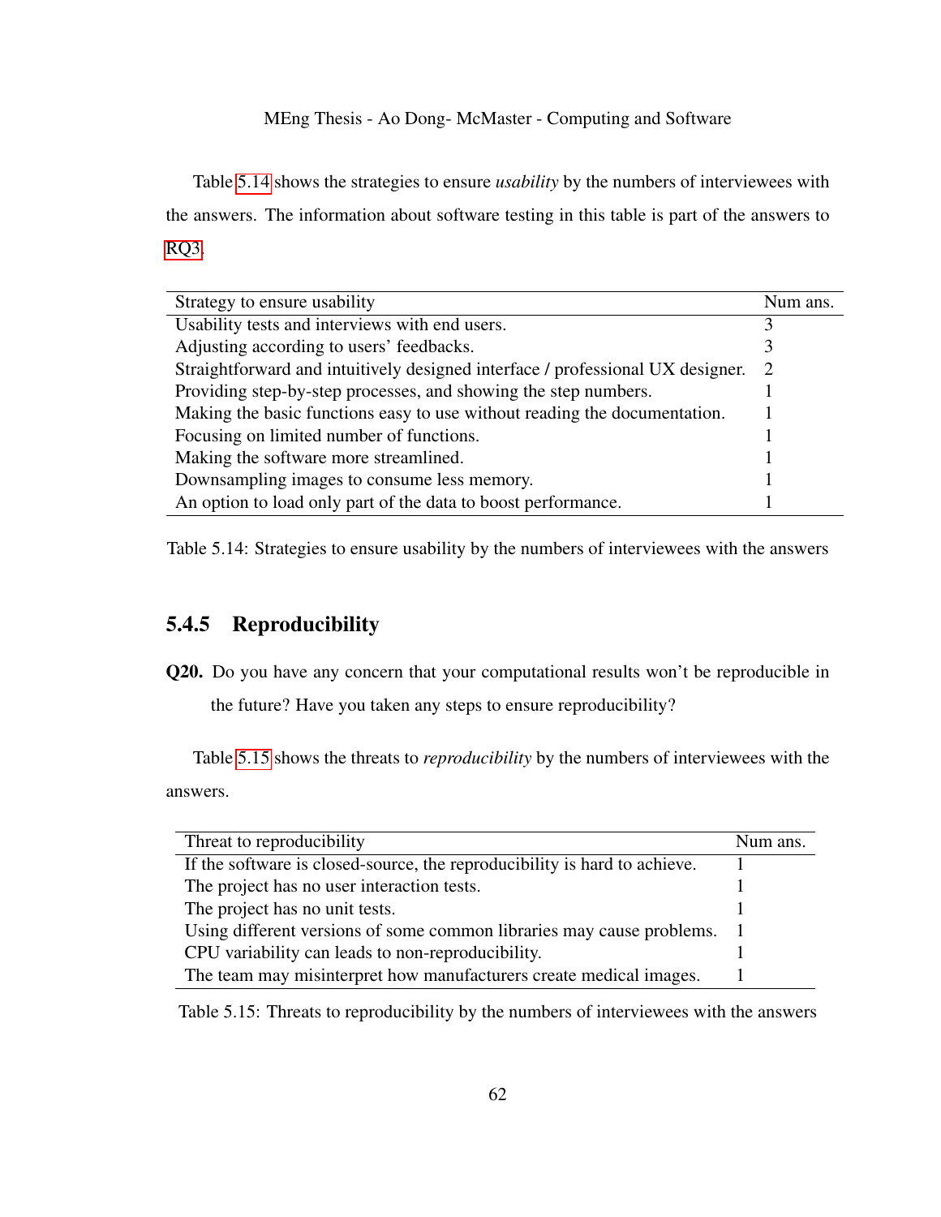Table 5.14 shows the strategies to ensure *usability* by the numbers of interviewees with the answers. The information about software testing in this table is part of the answers to RQ3.

| Strategy to ensure usability | Num ans. |
|---|---|
| Usability tests and interviews with end users. | 3 |
| Adjusting according to users' feedbacks. | 3 |
| Straightforward and intuitively designed interface / professional UX designer. | 2 |
| Providing step-by-step processes, and showing the step numbers. | 1 |
| Making the basic functions easy to use without reading the documentation. | 1 |
| Focusing on limited number of functions. | 1 |
| Making the software more streamlined. | 1 |
| Downsampling images to consume less memory. | 1 |
| An option to load only part of the data to boost performance. | 1 |

Table 5.14: Strategies to ensure usability by the numbers of interviewees with the answers

### 5.4.5 Reproducibility

**Q20.** Do you have any concern that your computational results won't be reproducible in the future? Have you taken any steps to ensure reproducibility?

Table 5.15 shows the threats to *reproducibility* by the numbers of interviewees with the answers.

| Threat to reproducibility | Num ans. |
|---|---|
| If the software is closed-source, the reproducibility is hard to achieve. | 1 |
| The project has no user interaction tests. | 1 |
| The project has no unit tests. | 1 |
| Using different versions of some common libraries may cause problems. | 1 |
| CPU variability can leads to non-reproducibility. | 1 |
| The team may misinterpret how manufacturers create medical images. | 1 |

Table 5.15: Threats to reproducibility by the numbers of interviewees with the answers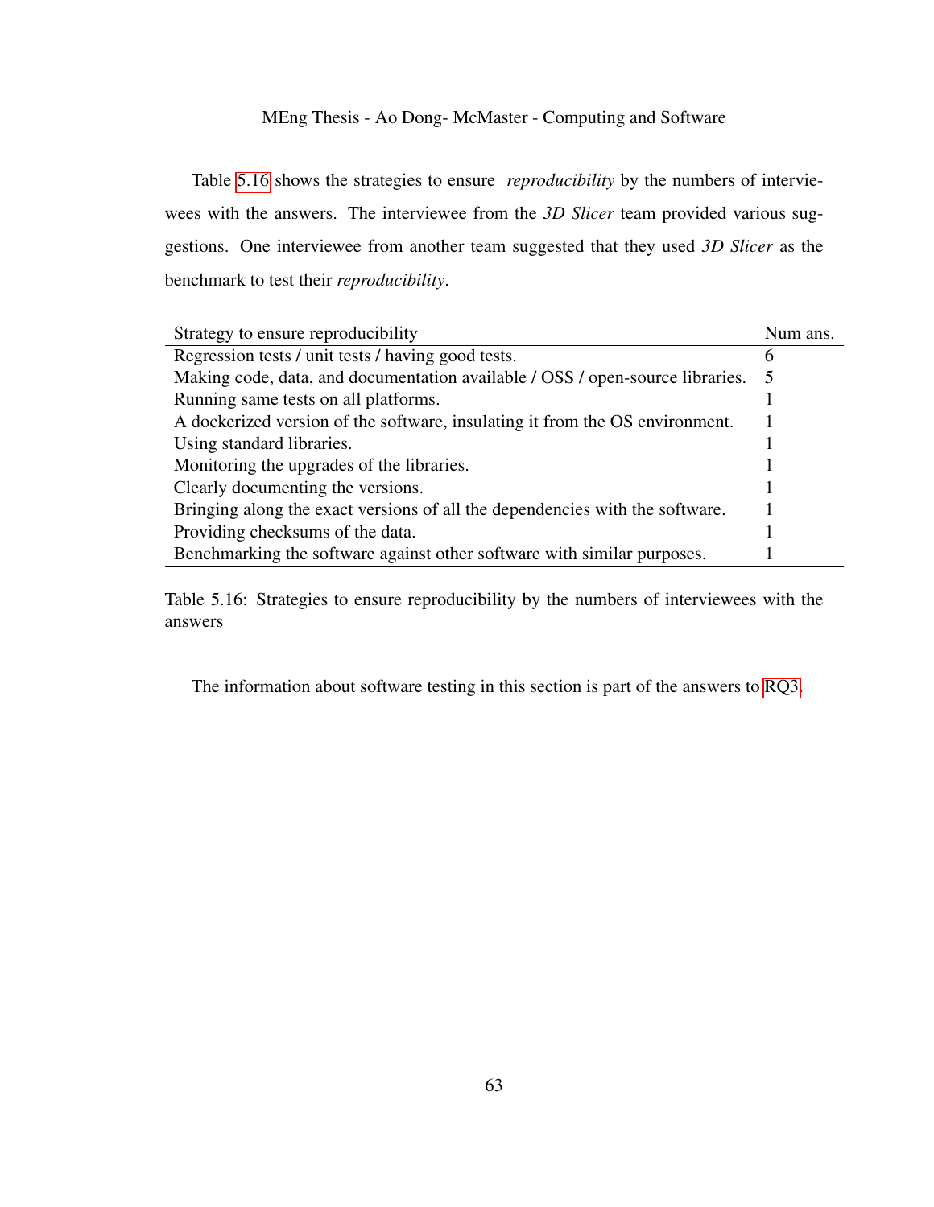Table 5.16 shows the strategies to ensure *reproducibility* by the numbers of interviewees with the answers. The interviewee from the *3D Slicer* team provided various suggestions. One interviewee from another team suggested that they used *3D Slicer* as the benchmark to test their *reproducibility*.

| Strategy to ensure reproducibility | Num ans. |
|---|---|
| Regression tests / unit tests / having good tests. | 6 |
| Making code, data, and documentation available / OSS / open-source libraries. | 5 |
| Running same tests on all platforms. | 1 |
| A dockerized version of the software, insulating it from the OS environment. | 1 |
| Using standard libraries. | 1 |
| Monitoring the upgrades of the libraries. | 1 |
| Clearly documenting the versions. | 1 |
| Bringing along the exact versions of all the dependencies with the software. | 1 |
| Providing checksums of the data. | 1 |
| Benchmarking the software against other software with similar purposes. | 1 |

Table 5.16: Strategies to ensure reproducibility by the numbers of interviewees with the answers

The information about software testing in this section is part of the answers to RQ3.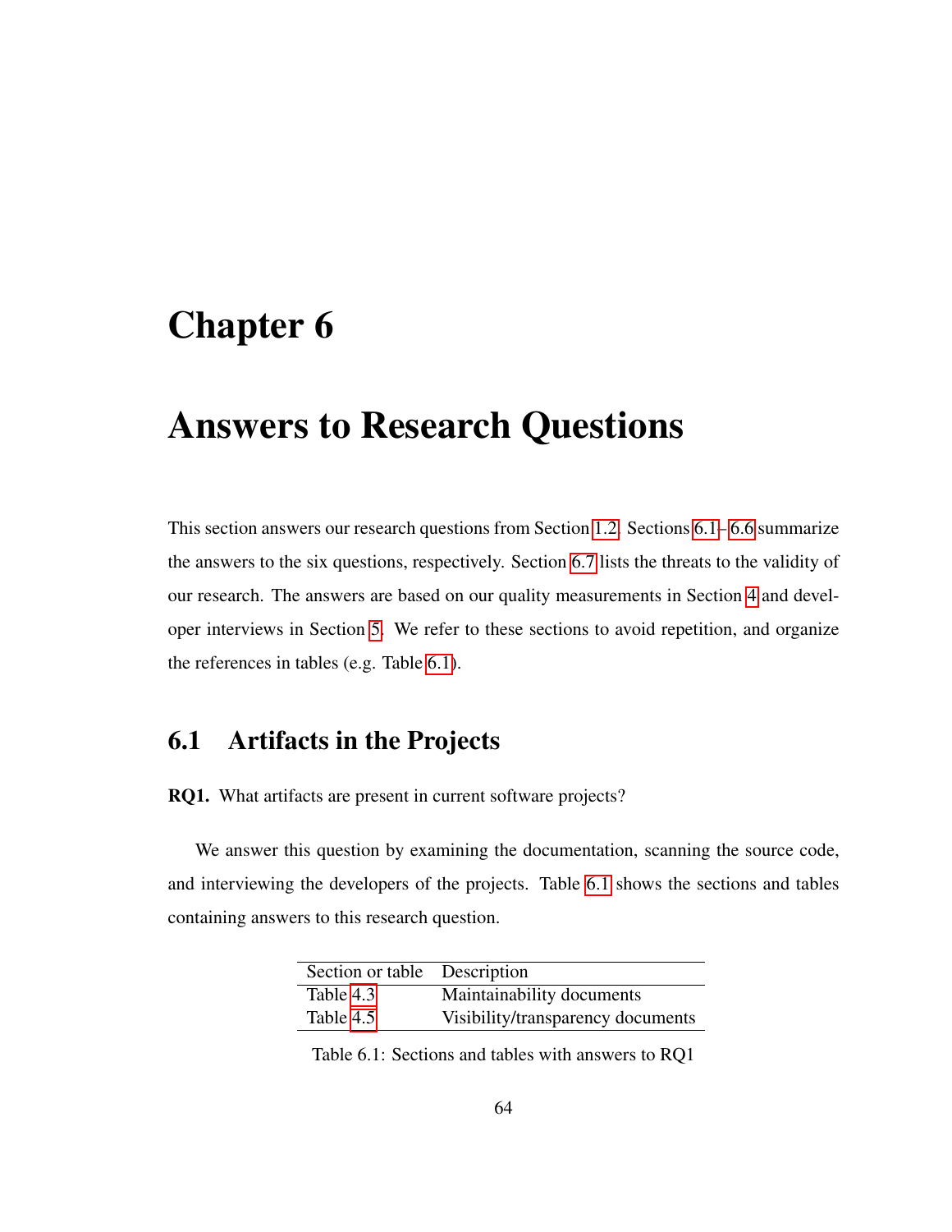# Chapter 6

# Answers to Research Questions

This section answers our research questions from Section 1.2. Sections 6.1–6.6 summarize the answers to the six questions, respectively. Section 6.7 lists the threats to the validity of our research. The answers are based on our quality measurements in Section 4 and developer interviews in Section 5. We refer to these sections to avoid repetition, and organize the references in tables (e.g. Table 6.1).

## 6.1 Artifacts in the Projects

**RQ1.** What artifacts are present in current software projects?

We answer this question by examining the documentation, scanning the source code, and interviewing the developers of the projects. Table 6.1 shows the sections and tables containing answers to this research question.

| Section or table | Description |
|---|---|
| Table 4.3 | Maintainability documents |
| Table 4.5 | Visibility/transparency documents |

Table 6.1: Sections and tables with answers to RQ1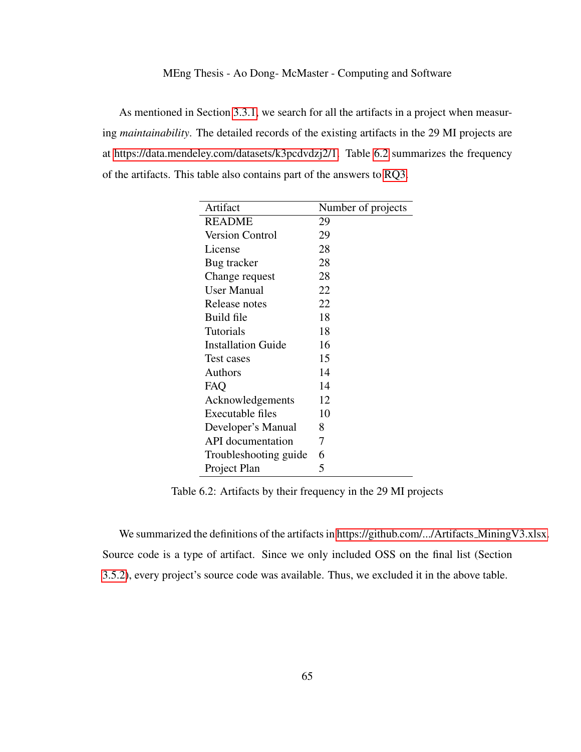As mentioned in Section 3.3.1, we search for all the artifacts in a project when measuring *maintainability*. The detailed records of the existing artifacts in the 29 MI projects are at https://data.mendeley.com/datasets/k3pcdvdzj2/1. Table 6.2 summarizes the frequency of the artifacts. This table also contains part of the answers to RQ3.

| Artifact | Number of projects |
|---|---|
| README | 29 |
| Version Control | 29 |
| License | 28 |
| Bug tracker | 28 |
| Change request | 28 |
| User Manual | 22 |
| Release notes | 22 |
| Build file | 18 |
| Tutorials | 18 |
| Installation Guide | 16 |
| Test cases | 15 |
| Authors | 14 |
| FAQ | 14 |
| Acknowledgements | 12 |
| Executable files | 10 |
| Developer's Manual | 8 |
| API documentation | 7 |
| Troubleshooting guide | 6 |
| Project Plan | 5 |

Table 6.2: Artifacts by their frequency in the 29 MI projects

We summarized the definitions of the artifacts in https://github.com/.../Artifacts_MiningV3.xlsx. Source code is a type of artifact. Since we only included OSS on the final list (Section 3.5.2), every project's source code was available. Thus, we excluded it in the above table.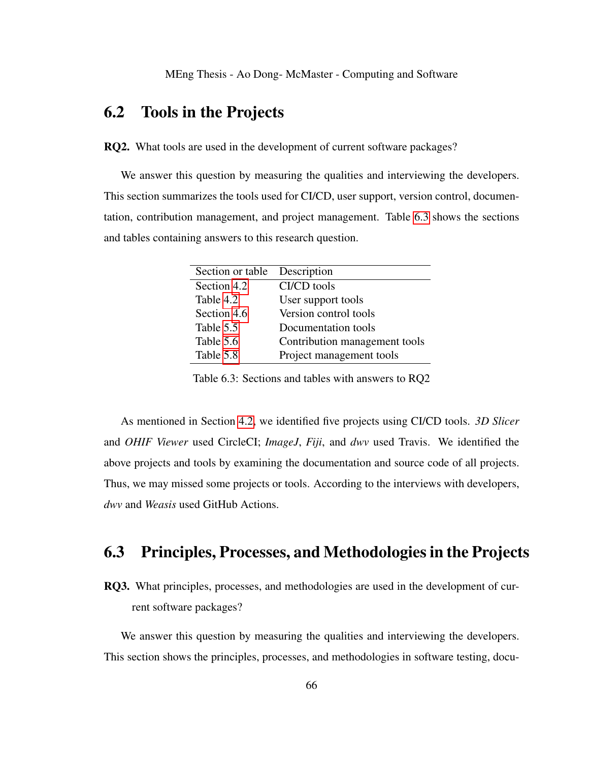## 6.2 Tools in the Projects

**RQ2.** What tools are used in the development of current software packages?

We answer this question by measuring the qualities and interviewing the developers. This section summarizes the tools used for CI/CD, user support, version control, documentation, contribution management, and project management. Table 6.3 shows the sections and tables containing answers to this research question.

| Section or table | Description |
|---|---|
| Section 4.2 | CI/CD tools |
| Table 4.2 | User support tools |
| Section 4.6 | Version control tools |
| Table 5.5 | Documentation tools |
| Table 5.6 | Contribution management tools |
| Table 5.8 | Project management tools |

Table 6.3: Sections and tables with answers to RQ2

As mentioned in Section 4.2, we identified five projects using CI/CD tools. *3D Slicer* and *OHIF Viewer* used CircleCI; *ImageJ*, *Fiji*, and *dwv* used Travis. We identified the above projects and tools by examining the documentation and source code of all projects. Thus, we may missed some projects or tools. According to the interviews with developers, *dwv* and *Weasis* used GitHub Actions.

## 6.3 Principles, Processes, and Methodologies in the Projects

**RQ3.** What principles, processes, and methodologies are used in the development of current software packages?

We answer this question by measuring the qualities and interviewing the developers. This section shows the principles, processes, and methodologies in software testing, docu-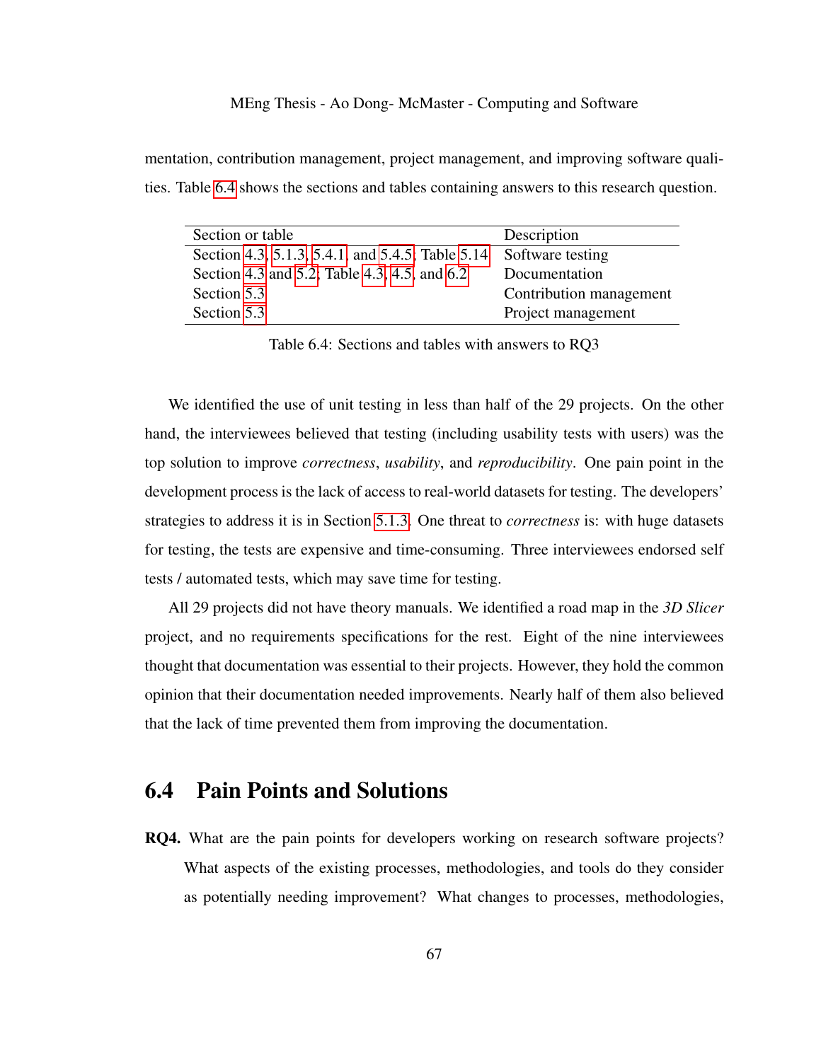mentation, contribution management, project management, and improving software qualities. Table 6.4 shows the sections and tables containing answers to this research question.

| Section or table | Description |
|---|---|
| Section 4.3, 5.1.3, 5.4.1, and 5.4.5; Table 5.14 | Software testing |
| Section 4.3 and 5.2; Table 4.3, 4.5, and 6.2 | Documentation |
| Section 5.3 | Contribution management |
| Section 5.3 | Project management |

Table 6.4: Sections and tables with answers to RQ3

We identified the use of unit testing in less than half of the 29 projects. On the other hand, the interviewees believed that testing (including usability tests with users) was the top solution to improve *correctness*, *usability*, and *reproducibility*. One pain point in the development process is the lack of access to real-world datasets for testing. The developers' strategies to address it is in Section 5.1.3. One threat to *correctness* is: with huge datasets for testing, the tests are expensive and time-consuming. Three interviewees endorsed self tests / automated tests, which may save time for testing.

All 29 projects did not have theory manuals. We identified a road map in the *3D Slicer* project, and no requirements specifications for the rest. Eight of the nine interviewees thought that documentation was essential to their projects. However, they hold the common opinion that their documentation needed improvements. Nearly half of them also believed that the lack of time prevented them from improving the documentation.

## 6.4 Pain Points and Solutions

**RQ4.** What are the pain points for developers working on research software projects? What aspects of the existing processes, methodologies, and tools do they consider as potentially needing improvement? What changes to processes, methodologies,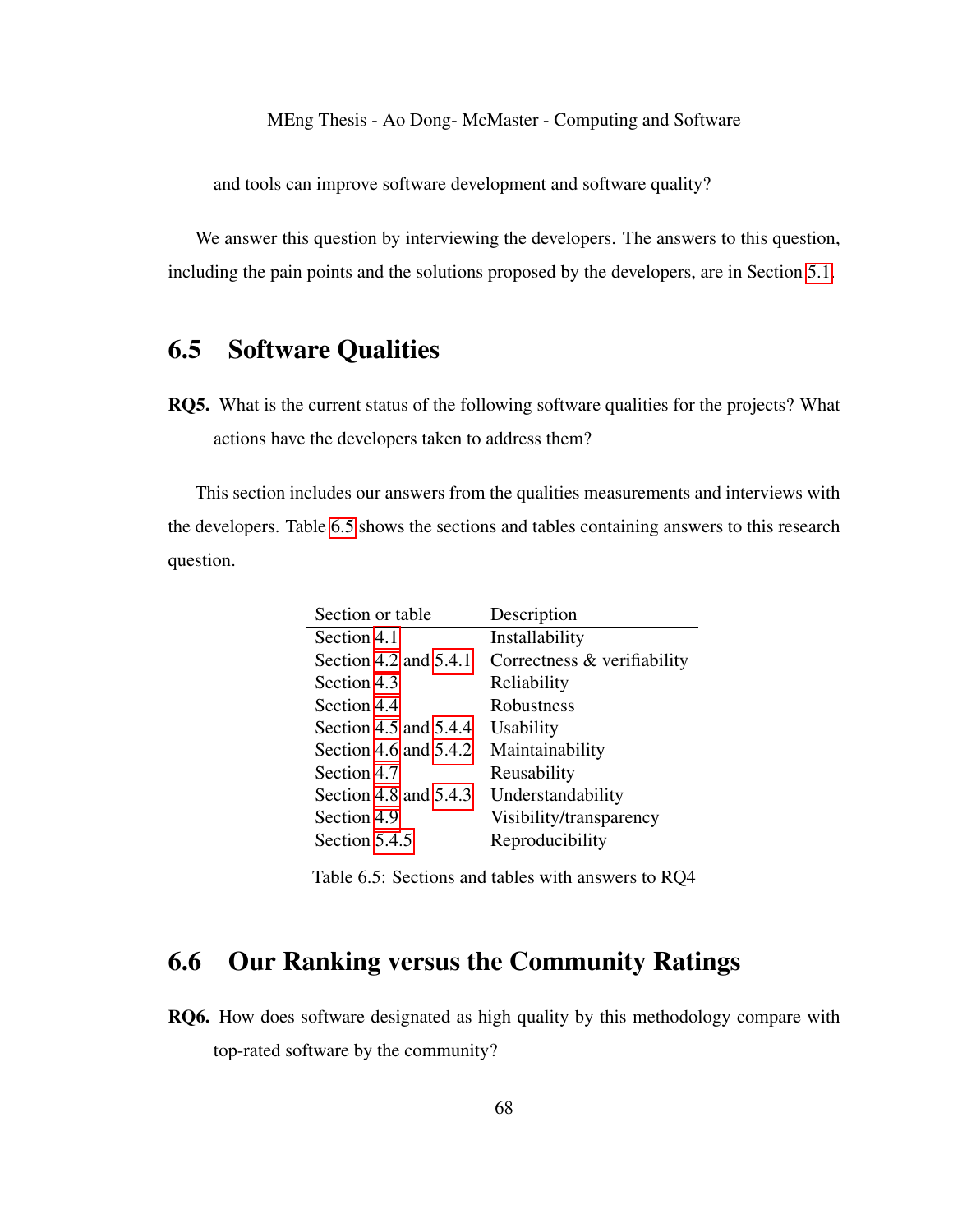and tools can improve software development and software quality?

We answer this question by interviewing the developers. The answers to this question, including the pain points and the solutions proposed by the developers, are in Section 5.1.

## 6.5 Software Qualities

**RQ5.** What is the current status of the following software qualities for the projects? What actions have the developers taken to address them?

This section includes our answers from the qualities measurements and interviews with the developers. Table 6.5 shows the sections and tables containing answers to this research question.

| Section or table | Description |
| --- | --- |
| Section 4.1 | Installability |
| Section 4.2 and 5.4.1 | Correctness & verifiability |
| Section 4.3 | Reliability |
| Section 4.4 | Robustness |
| Section 4.5 and 5.4.4 | Usability |
| Section 4.6 and 5.4.2 | Maintainability |
| Section 4.7 | Reusability |
| Section 4.8 and 5.4.3 | Understandability |
| Section 4.9 | Visibility/transparency |
| Section 5.4.5 | Reproducibility |

Table 6.5: Sections and tables with answers to RQ4

## 6.6 Our Ranking versus the Community Ratings

**RQ6.** How does software designated as high quality by this methodology compare with top-rated software by the community?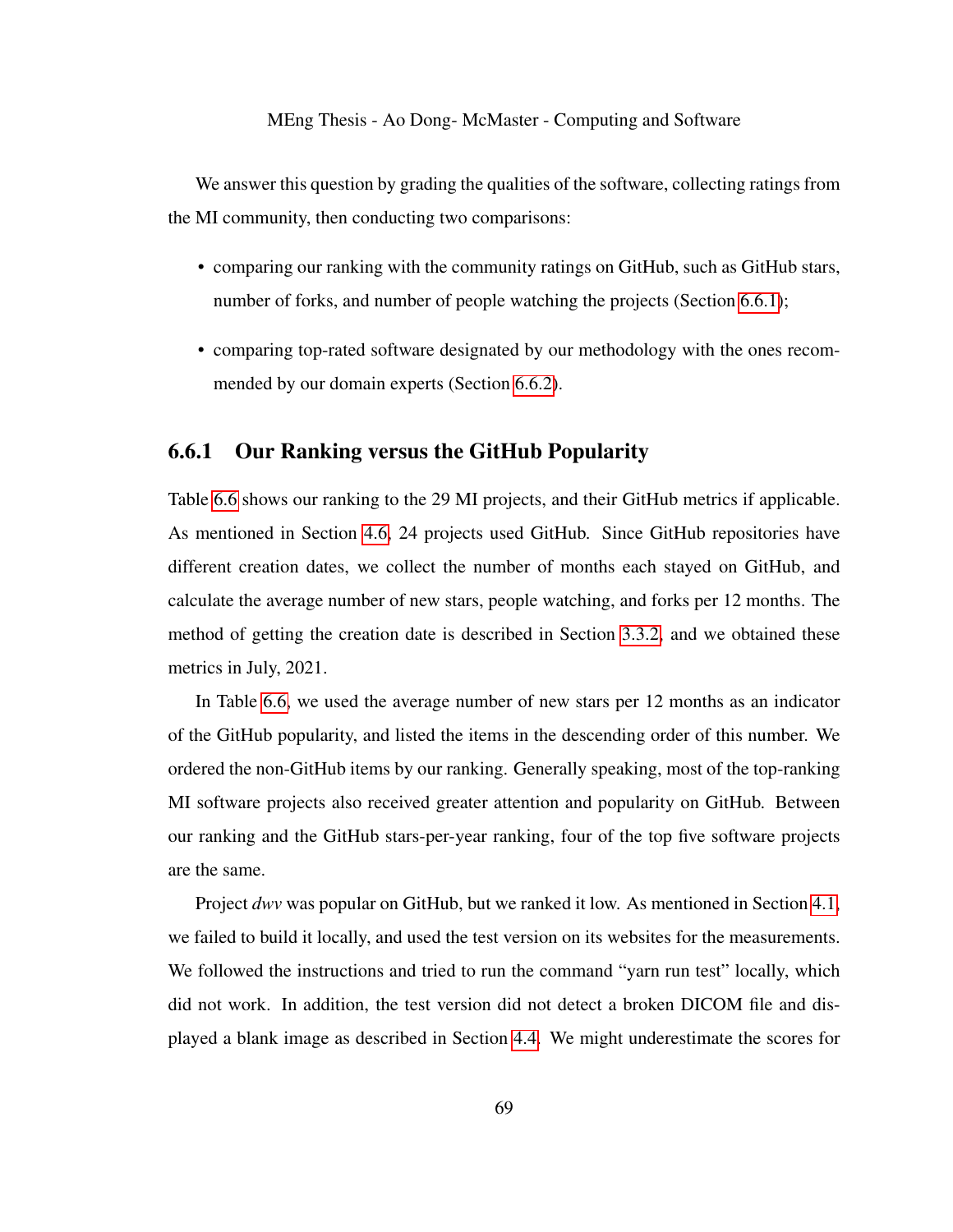We answer this question by grading the qualities of the software, collecting ratings from the MI community, then conducting two comparisons:

- comparing our ranking with the community ratings on GitHub, such as GitHub stars, number of forks, and number of people watching the projects (Section 6.6.1);
- comparing top-rated software designated by our methodology with the ones recommended by our domain experts (Section 6.6.2).

### 6.6.1 Our Ranking versus the GitHub Popularity

Table 6.6 shows our ranking to the 29 MI projects, and their GitHub metrics if applicable. As mentioned in Section 4.6, 24 projects used GitHub. Since GitHub repositories have different creation dates, we collect the number of months each stayed on GitHub, and calculate the average number of new stars, people watching, and forks per 12 months. The method of getting the creation date is described in Section 3.3.2, and we obtained these metrics in July, 2021.

In Table 6.6, we used the average number of new stars per 12 months as an indicator of the GitHub popularity, and listed the items in the descending order of this number. We ordered the non-GitHub items by our ranking. Generally speaking, most of the top-ranking MI software projects also received greater attention and popularity on GitHub. Between our ranking and the GitHub stars-per-year ranking, four of the top five software projects are the same.

Project *dwv* was popular on GitHub, but we ranked it low. As mentioned in Section 4.1, we failed to build it locally, and used the test version on its websites for the measurements. We followed the instructions and tried to run the command "yarn run test" locally, which did not work. In addition, the test version did not detect a broken DICOM file and displayed a blank image as described in Section 4.4. We might underestimate the scores for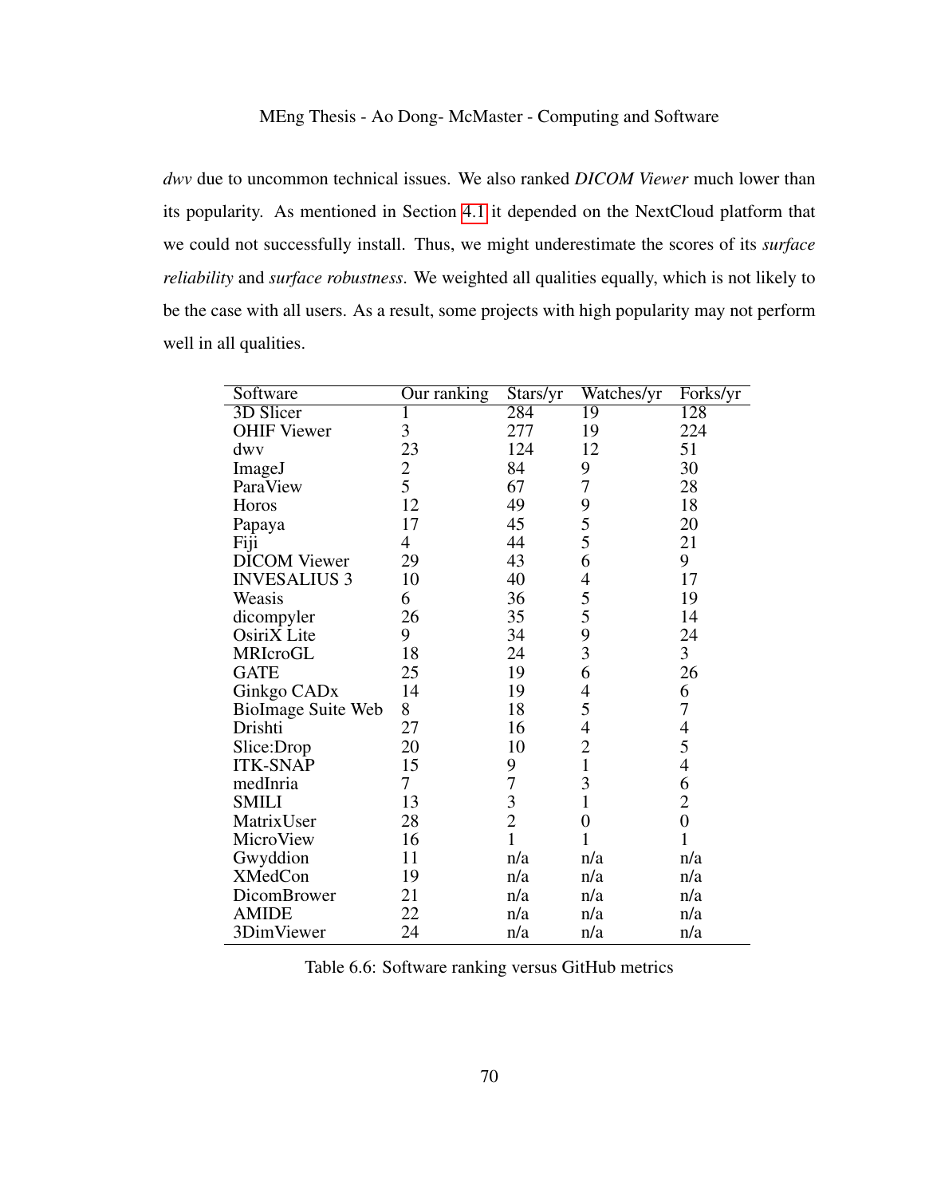*dwv* due to uncommon technical issues. We also ranked *DICOM Viewer* much lower than its popularity. As mentioned in Section 4.1 it depended on the NextCloud platform that we could not successfully install. Thus, we might underestimate the scores of its *surface reliability* and *surface robustness*. We weighted all qualities equally, which is not likely to be the case with all users. As a result, some projects with high popularity may not perform well in all qualities.

| Software | Our ranking | Stars/yr | Watches/yr | Forks/yr |
|---|---|---|---|---|
| 3D Slicer | 1 | 284 | 19 | 128 |
| OHIF Viewer | 3 | 277 | 19 | 224 |
| dwv | 23 | 124 | 12 | 51 |
| ImageJ | 2 | 84 | 9 | 30 |
| ParaView | 5 | 67 | 7 | 28 |
| Horos | 12 | 49 | 9 | 18 |
| Papaya | 17 | 45 | 5 | 20 |
| Fiji | 4 | 44 | 5 | 21 |
| DICOM Viewer | 29 | 43 | 6 | 9 |
| INVESALIUS 3 | 10 | 40 | 4 | 17 |
| Weasis | 6 | 36 | 5 | 19 |
| dicompyler | 26 | 35 | 5 | 14 |
| OsiriX Lite | 9 | 34 | 9 | 24 |
| MRIcroGL | 18 | 24 | 3 | 3 |
| GATE | 25 | 19 | 6 | 26 |
| Ginkgo CADx | 14 | 19 | 4 | 6 |
| BioImage Suite Web | 8 | 18 | 5 | 7 |
| Drishti | 27 | 16 | 4 | 4 |
| Slice:Drop | 20 | 10 | 2 | 5 |
| ITK-SNAP | 15 | 9 | 1 | 4 |
| medInria | 7 | 7 | 3 | 6 |
| SMILI | 13 | 3 | 1 | 2 |
| MatrixUser | 28 | 2 | 0 | 0 |
| MicroView | 16 | 1 | 1 | 1 |
| Gwyddion | 11 | n/a | n/a | n/a |
| XMedCon | 19 | n/a | n/a | n/a |
| DicomBrower | 21 | n/a | n/a | n/a |
| AMIDE | 22 | n/a | n/a | n/a |
| 3DimViewer | 24 | n/a | n/a | n/a |

Table 6.6: Software ranking versus GitHub metrics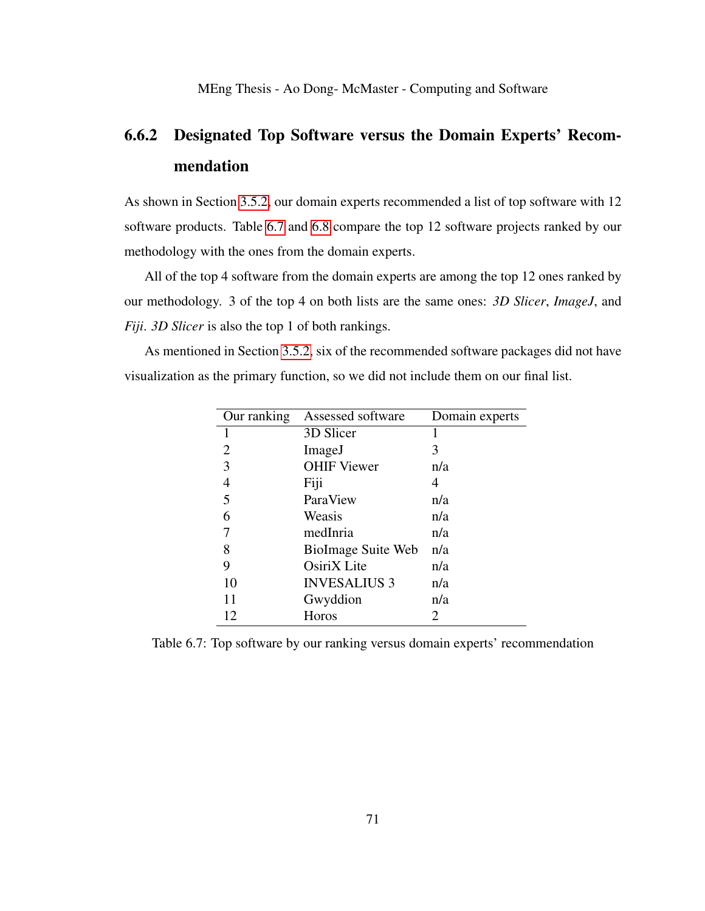### 6.6.2 Designated Top Software versus the Domain Experts' Recommendation

As shown in Section 3.5.2, our domain experts recommended a list of top software with 12 software products. Table 6.7 and 6.8 compare the top 12 software projects ranked by our methodology with the ones from the domain experts.

All of the top 4 software from the domain experts are among the top 12 ones ranked by our methodology. 3 of the top 4 on both lists are the same ones: *3D Slicer*, *ImageJ*, and *Fiji*. *3D Slicer* is also the top 1 of both rankings.

As mentioned in Section 3.5.2, six of the recommended software packages did not have visualization as the primary function, so we did not include them on our final list.

| Our ranking | Assessed software | Domain experts |
|---|---|---|
| 1 | 3D Slicer | 1 |
| 2 | ImageJ | 3 |
| 3 | OHIF Viewer | n/a |
| 4 | Fiji | 4 |
| 5 | ParaView | n/a |
| 6 | Weasis | n/a |
| 7 | medInria | n/a |
| 8 | BioImage Suite Web | n/a |
| 9 | OsiriX Lite | n/a |
| 10 | INVESALIUS 3 | n/a |
| 11 | Gwyddion | n/a |
| 12 | Horos | 2 |

Table 6.7: Top software by our ranking versus domain experts' recommendation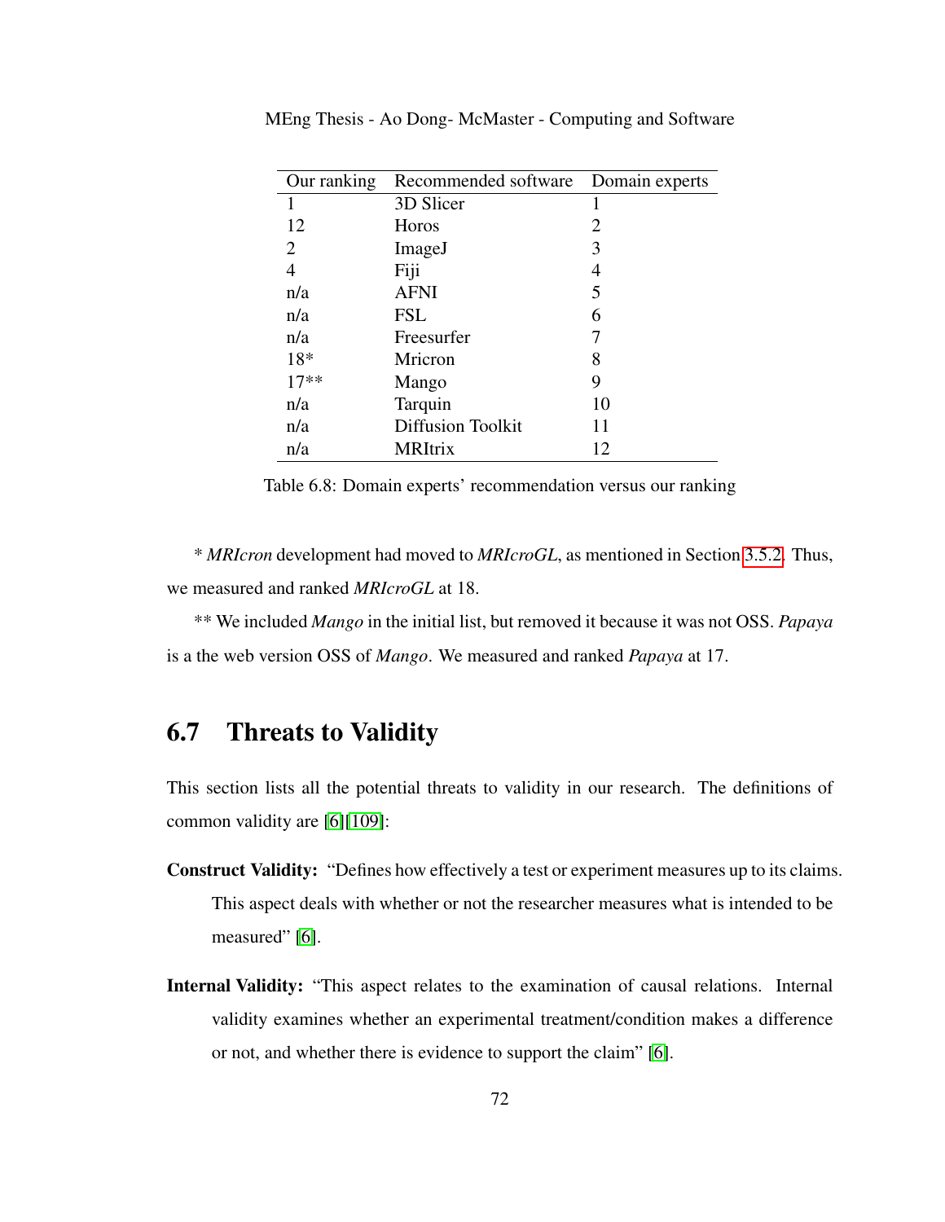| Our ranking | Recommended software | Domain experts |
| --- | --- | --- |
| 1 | 3D Slicer | 1 |
| 12 | Horos | 2 |
| 2 | ImageJ | 3 |
| 4 | Fiji | 4 |
| n/a | AFNI | 5 |
| n/a | FSL | 6 |
| n/a | Freesurfer | 7 |
| 18* | Mricron | 8 |
| 17** | Mango | 9 |
| n/a | Tarquin | 10 |
| n/a | Diffusion Toolkit | 11 |
| n/a | MRItrix | 12 |

Table 6.8: Domain experts' recommendation versus our ranking

* *MRIcron* development had moved to *MRIcroGL*, as mentioned in Section 3.5.2. Thus, we measured and ranked *MRIcroGL* at 18.

** We included *Mango* in the initial list, but removed it because it was not OSS. *Papaya* is a the web version OSS of *Mango*. We measured and ranked *Papaya* at 17.

## 6.7 Threats to Validity

This section lists all the potential threats to validity in our research. The definitions of common validity are [6][109]:

**Construct Validity:** "Defines how effectively a test or experiment measures up to its claims. This aspect deals with whether or not the researcher measures what is intended to be measured" [6].

**Internal Validity:** "This aspect relates to the examination of causal relations. Internal validity examines whether an experimental treatment/condition makes a difference or not, and whether there is evidence to support the claim" [6].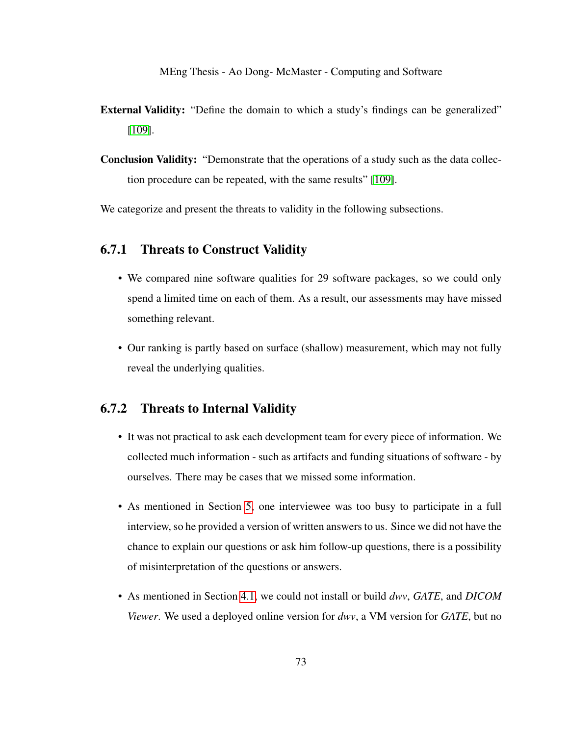**External Validity:** "Define the domain to which a study's findings can be generalized" [109].

**Conclusion Validity:** "Demonstrate that the operations of a study such as the data collection procedure can be repeated, with the same results" [109].

We categorize and present the threats to validity in the following subsections.

### 6.7.1 Threats to Construct Validity

- We compared nine software qualities for 29 software packages, so we could only spend a limited time on each of them. As a result, our assessments may have missed something relevant.
- Our ranking is partly based on surface (shallow) measurement, which may not fully reveal the underlying qualities.

### 6.7.2 Threats to Internal Validity

- It was not practical to ask each development team for every piece of information. We collected much information - such as artifacts and funding situations of software - by ourselves. There may be cases that we missed some information.
- As mentioned in Section 5, one interviewee was too busy to participate in a full interview, so he provided a version of written answers to us. Since we did not have the chance to explain our questions or ask him follow-up questions, there is a possibility of misinterpretation of the questions or answers.
- As mentioned in Section 4.1, we could not install or build *dwv*, *GATE*, and *DICOM Viewer*. We used a deployed online version for *dwv*, a VM version for *GATE*, but no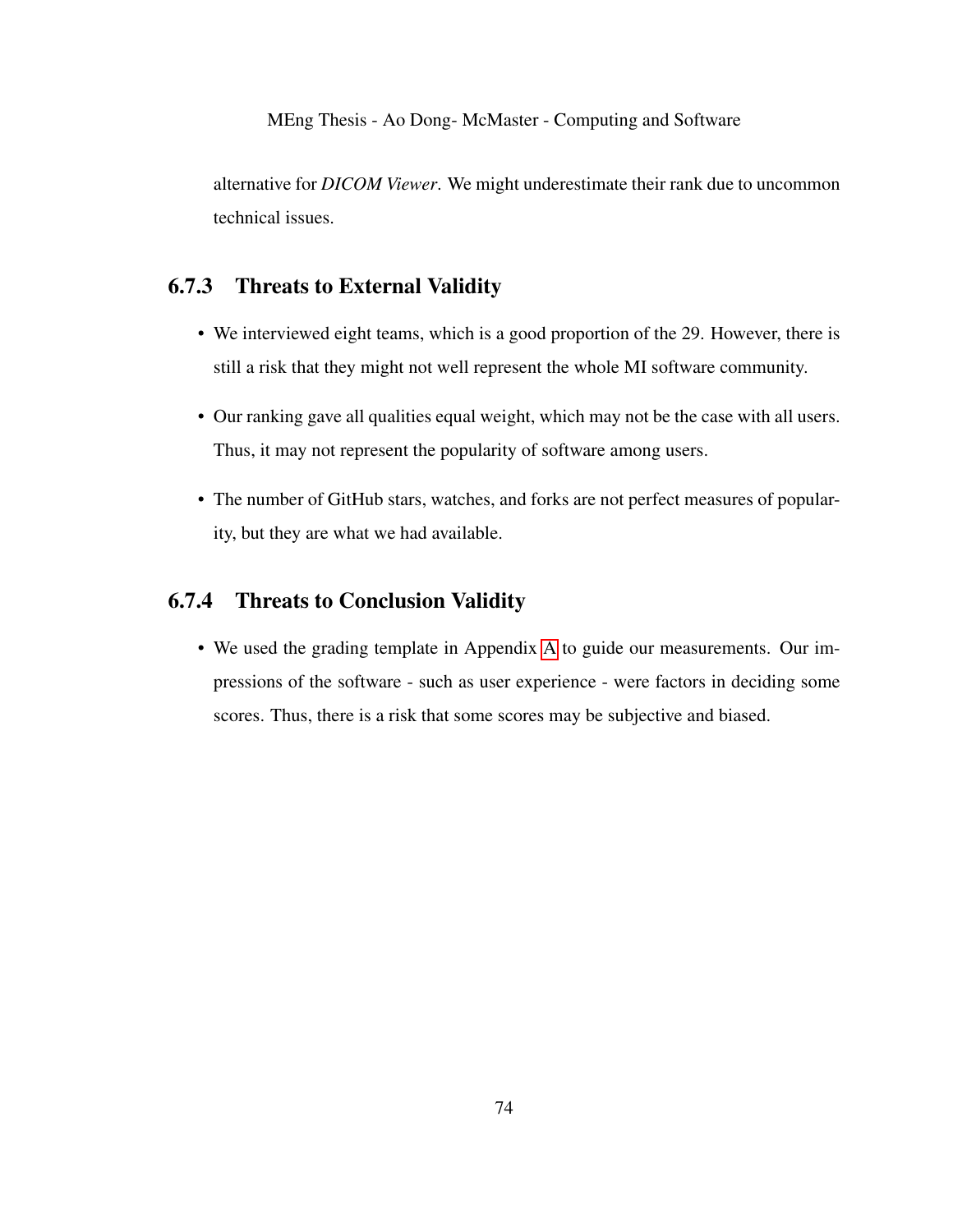alternative for *DICOM Viewer*. We might underestimate their rank due to uncommon technical issues.

### 6.7.3 Threats to External Validity

- We interviewed eight teams, which is a good proportion of the 29. However, there is still a risk that they might not well represent the whole MI software community.
- Our ranking gave all qualities equal weight, which may not be the case with all users. Thus, it may not represent the popularity of software among users.
- The number of GitHub stars, watches, and forks are not perfect measures of popularity, but they are what we had available.

### 6.7.4 Threats to Conclusion Validity

- We used the grading template in Appendix A to guide our measurements. Our impressions of the software - such as user experience - were factors in deciding some scores. Thus, there is a risk that some scores may be subjective and biased.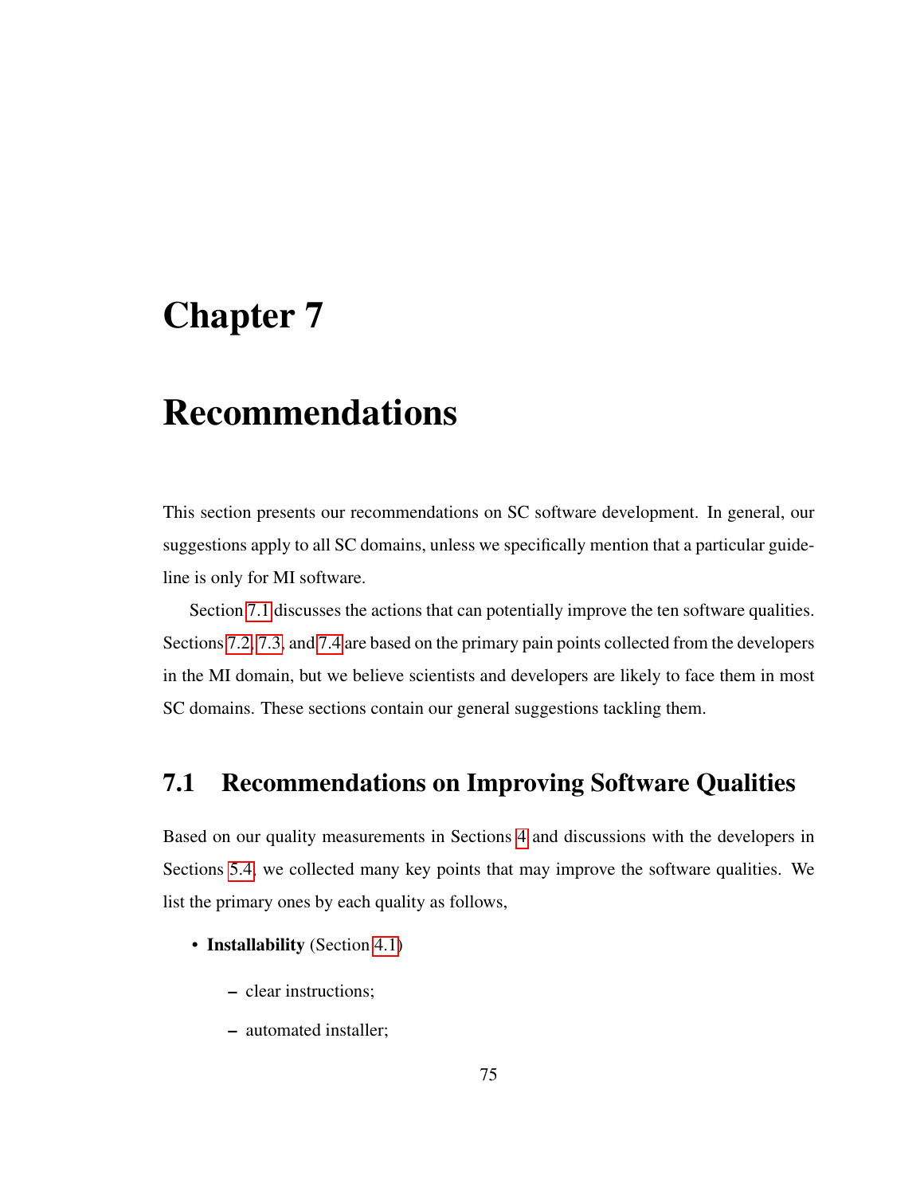# Chapter 7

# Recommendations

This section presents our recommendations on SC software development. In general, our suggestions apply to all SC domains, unless we specifically mention that a particular guideline is only for MI software.

Section 7.1 discusses the actions that can potentially improve the ten software qualities. Sections 7.2, 7.3, and 7.4 are based on the primary pain points collected from the developers in the MI domain, but we believe scientists and developers are likely to face them in most SC domains. These sections contain our general suggestions tackling them.

## 7.1 Recommendations on Improving Software Qualities

Based on our quality measurements in Sections 4 and discussions with the developers in Sections 5.4, we collected many key points that may improve the software qualities. We list the primary ones by each quality as follows,

- **Installability** (Section 4.1)
  - clear instructions;
  - automated installer;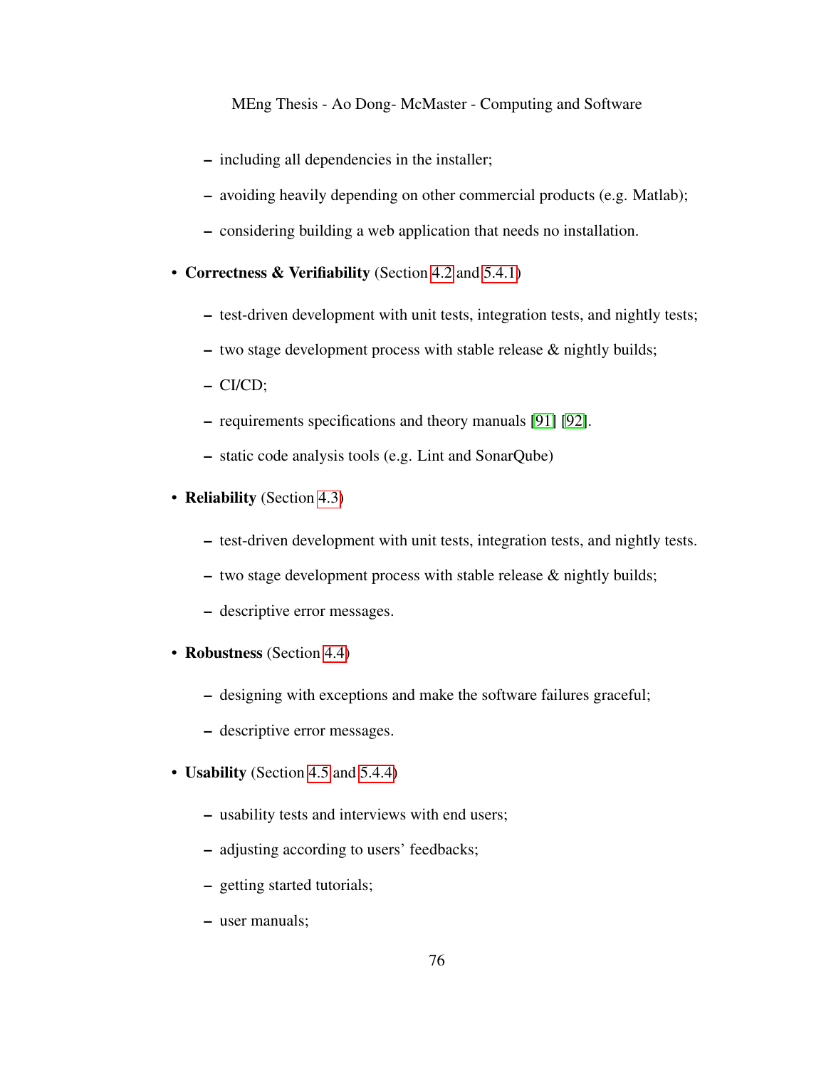- including all dependencies in the installer;
  - avoiding heavily depending on other commercial products (e.g. Matlab);
  - considering building a web application that needs no installation.

- **Correctness & Verifiability** (Section 4.2 and 5.4.1)
  - test-driven development with unit tests, integration tests, and nightly tests;
  - two stage development process with stable release & nightly builds;
  - CI/CD;
  - requirements specifications and theory manuals [91] [92].
  - static code analysis tools (e.g. Lint and SonarQube)

- **Reliability** (Section 4.3)
  - test-driven development with unit tests, integration tests, and nightly tests.
  - two stage development process with stable release & nightly builds;
  - descriptive error messages.

- **Robustness** (Section 4.4)
  - designing with exceptions and make the software failures graceful;
  - descriptive error messages.

- **Usability** (Section 4.5 and 5.4.4)
  - usability tests and interviews with end users;
  - adjusting according to users' feedbacks;
  - getting started tutorials;
  - user manuals;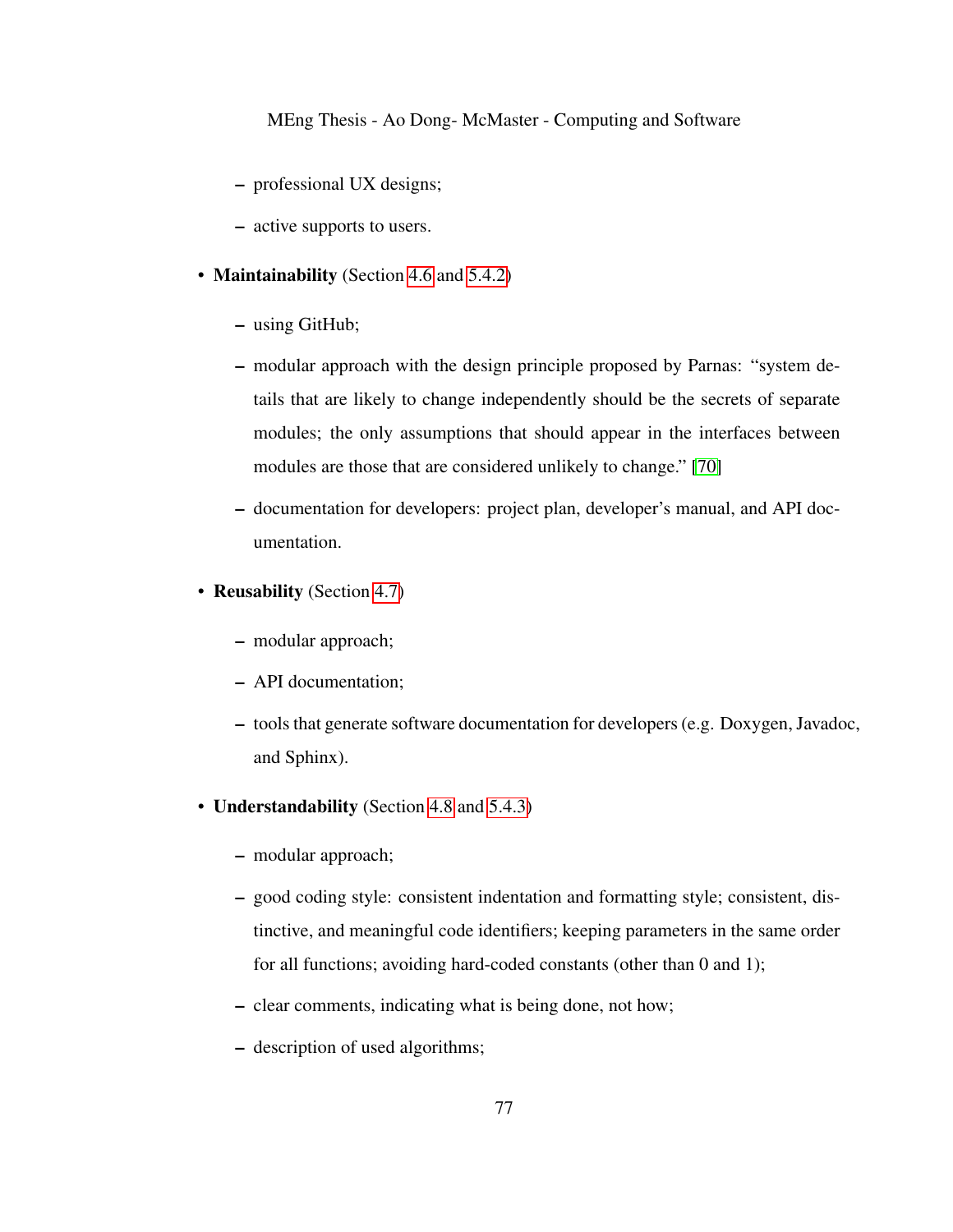- professional UX designs;
  - active supports to users.

- **Maintainability** (Section 4.6 and 5.4.2)
  - using GitHub;
  - modular approach with the design principle proposed by Parnas: "system details that are likely to change independently should be the secrets of separate modules; the only assumptions that should appear in the interfaces between modules are those that are considered unlikely to change." [70]
  - documentation for developers: project plan, developer's manual, and API documentation.

- **Reusability** (Section 4.7)
  - modular approach;
  - API documentation;
  - tools that generate software documentation for developers (e.g. Doxygen, Javadoc, and Sphinx).

- **Understandability** (Section 4.8 and 5.4.3)
  - modular approach;
  - good coding style: consistent indentation and formatting style; consistent, distinctive, and meaningful code identifiers; keeping parameters in the same order for all functions; avoiding hard-coded constants (other than 0 and 1);
  - clear comments, indicating what is being done, not how;
  - description of used algorithms;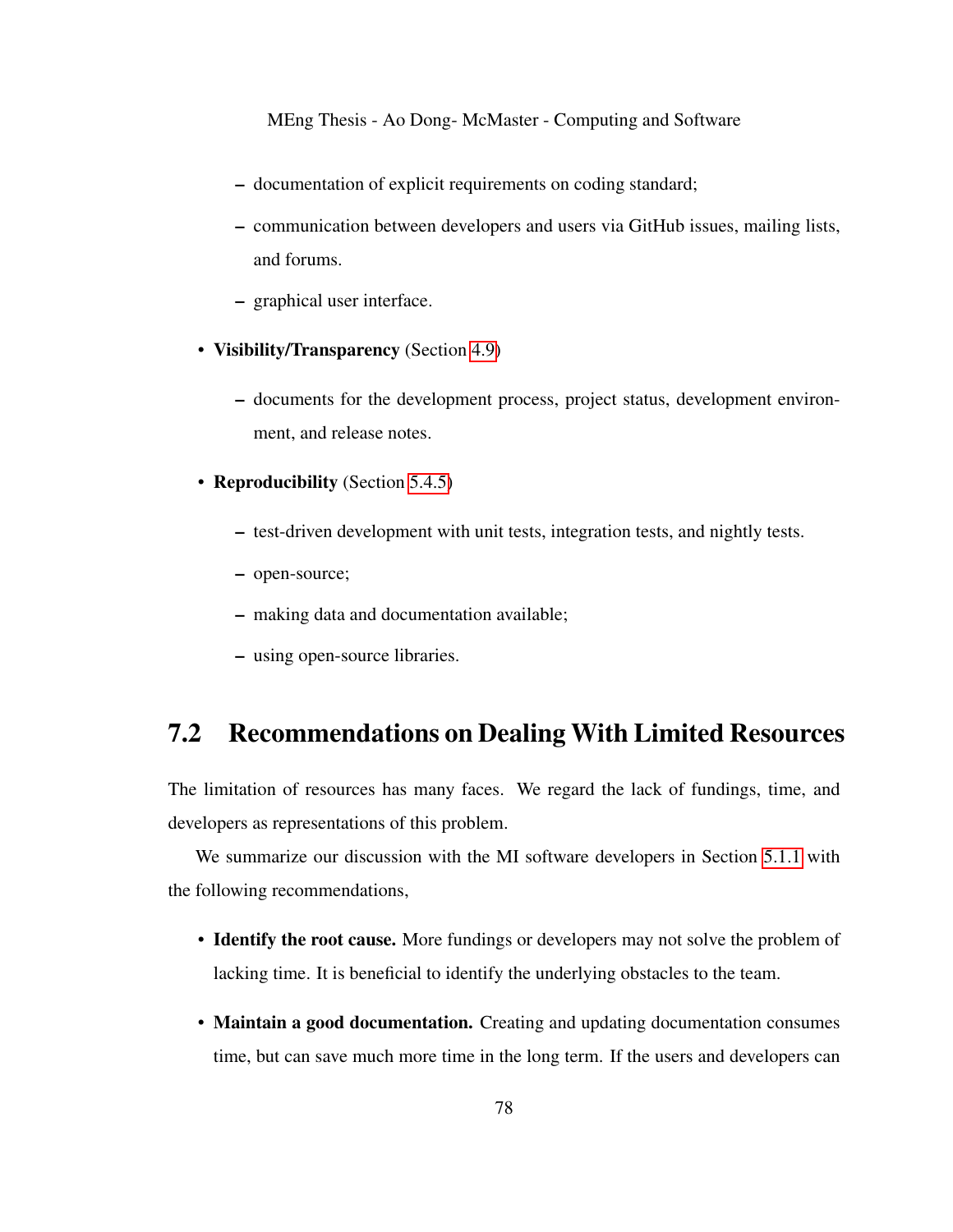- documentation of explicit requirements on coding standard;
  - communication between developers and users via GitHub issues, mailing lists, and forums.
  - graphical user interface.

- **Visibility/Transparency** (Section 4.9)
  - documents for the development process, project status, development environment, and release notes.

- **Reproducibility** (Section 5.4.5)
  - test-driven development with unit tests, integration tests, and nightly tests.
  - open-source;
  - making data and documentation available;
  - using open-source libraries.

## 7.2 Recommendations on Dealing With Limited Resources

The limitation of resources has many faces. We regard the lack of fundings, time, and developers as representations of this problem.

We summarize our discussion with the MI software developers in Section 5.1.1 with the following recommendations,

- **Identify the root cause.** More fundings or developers may not solve the problem of lacking time. It is beneficial to identify the underlying obstacles to the team.
- **Maintain a good documentation.** Creating and updating documentation consumes time, but can save much more time in the long term. If the users and developers can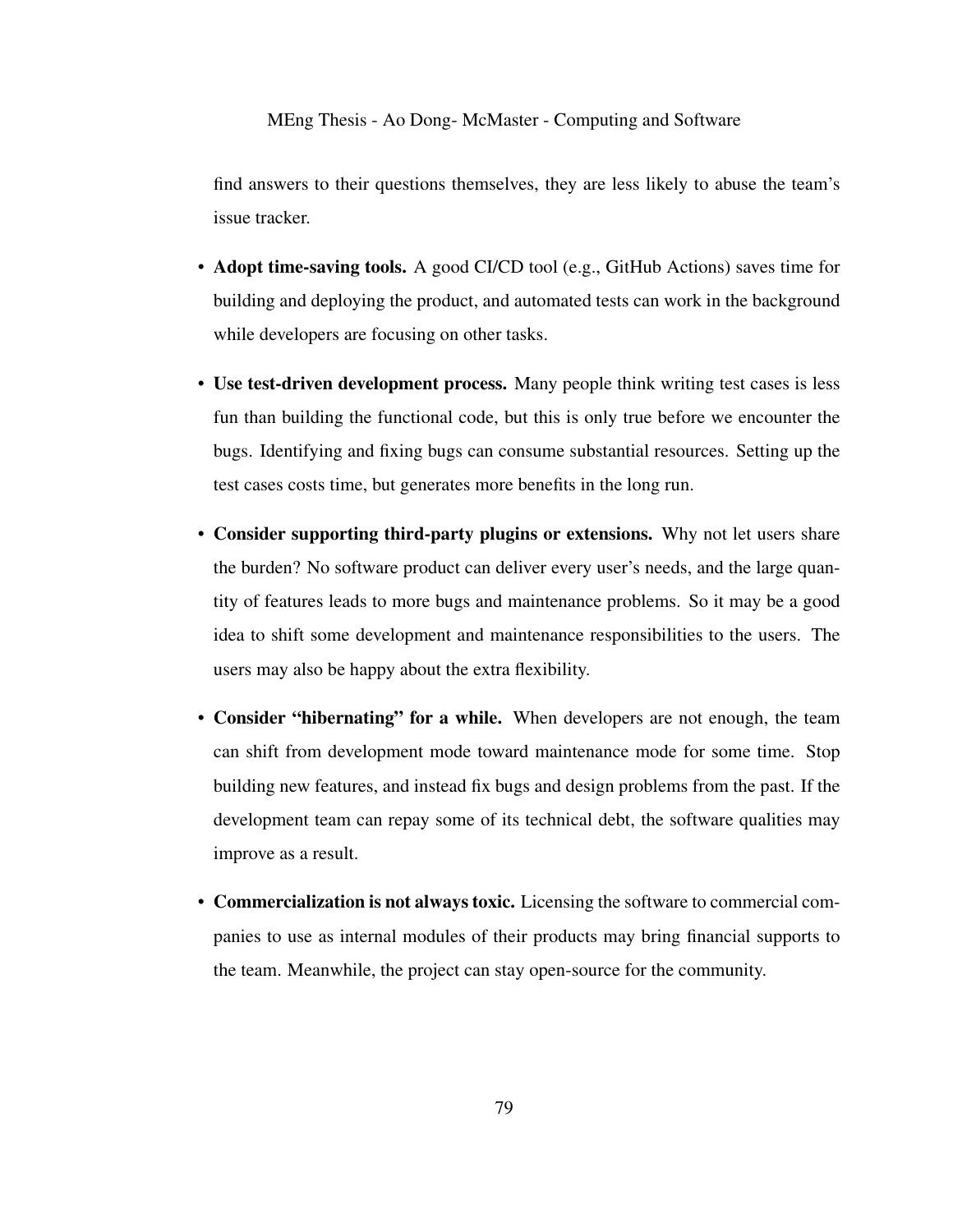find answers to their questions themselves, they are less likely to abuse the team's issue tracker.

- **Adopt time-saving tools.** A good CI/CD tool (e.g., GitHub Actions) saves time for building and deploying the product, and automated tests can work in the background while developers are focusing on other tasks.
- **Use test-driven development process.** Many people think writing test cases is less fun than building the functional code, but this is only true before we encounter the bugs. Identifying and fixing bugs can consume substantial resources. Setting up the test cases costs time, but generates more benefits in the long run.
- **Consider supporting third-party plugins or extensions.** Why not let users share the burden? No software product can deliver every user's needs, and the large quantity of features leads to more bugs and maintenance problems. So it may be a good idea to shift some development and maintenance responsibilities to the users. The users may also be happy about the extra flexibility.
- **Consider "hibernating" for a while.** When developers are not enough, the team can shift from development mode toward maintenance mode for some time. Stop building new features, and instead fix bugs and design problems from the past. If the development team can repay some of its technical debt, the software qualities may improve as a result.
- **Commercialization is not always toxic.** Licensing the software to commercial companies to use as internal modules of their products may bring financial supports to the team. Meanwhile, the project can stay open-source for the community.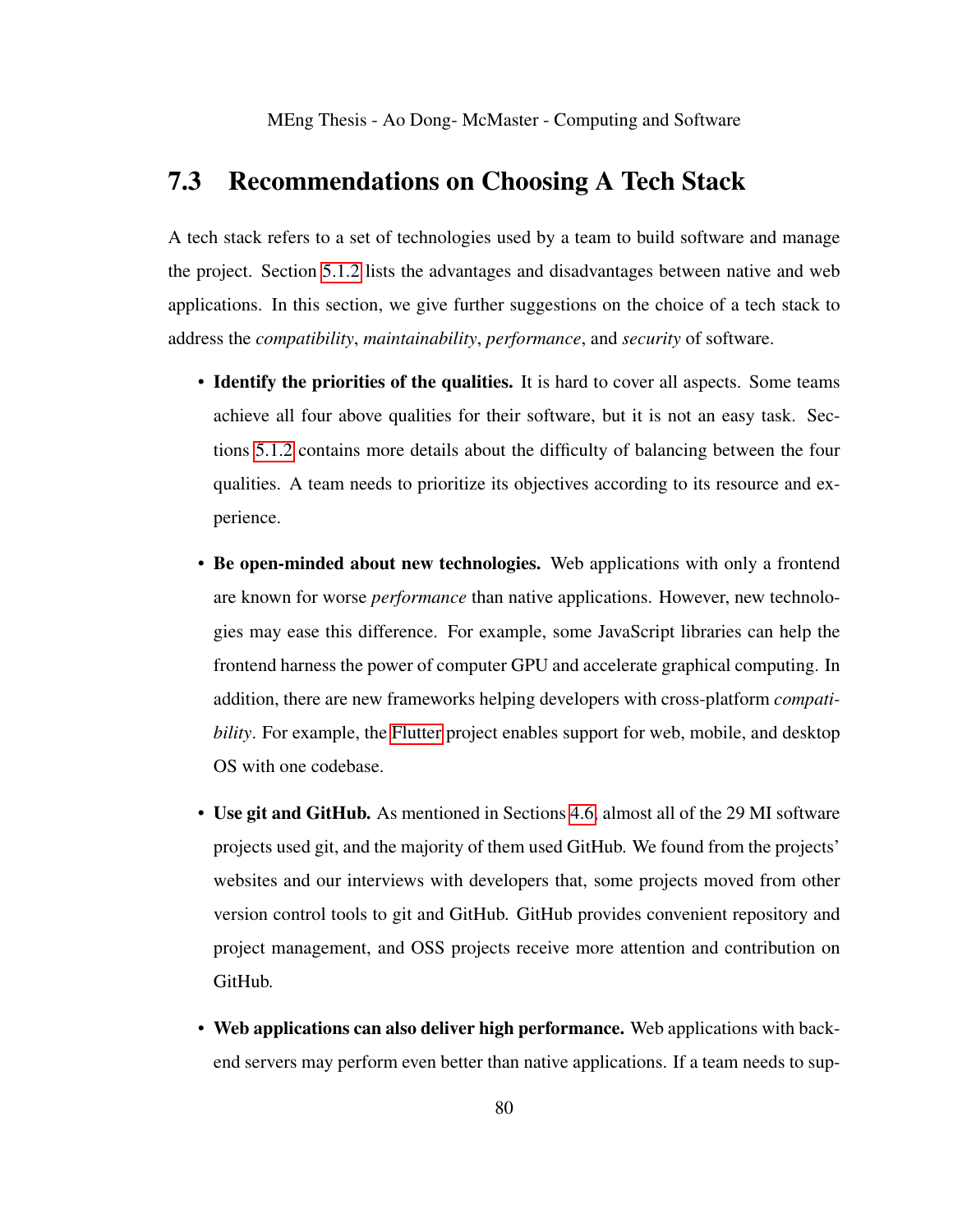## 7.3 Recommendations on Choosing A Tech Stack

A tech stack refers to a set of technologies used by a team to build software and manage the project. Section 5.1.2 lists the advantages and disadvantages between native and web applications. In this section, we give further suggestions on the choice of a tech stack to address the *compatibility*, *maintainability*, *performance*, and *security* of software.

- **Identify the priorities of the qualities.** It is hard to cover all aspects. Some teams achieve all four above qualities for their software, but it is not an easy task. Sections 5.1.2 contains more details about the difficulty of balancing between the four qualities. A team needs to prioritize its objectives according to its resource and experience.

- **Be open-minded about new technologies.** Web applications with only a frontend are known for worse *performance* than native applications. However, new technologies may ease this difference. For example, some JavaScript libraries can help the frontend harness the power of computer GPU and accelerate graphical computing. In addition, there are new frameworks helping developers with cross-platform *compatibility*. For example, the Flutter project enables support for web, mobile, and desktop OS with one codebase.

- **Use git and GitHub.** As mentioned in Sections 4.6, almost all of the 29 MI software projects used git, and the majority of them used GitHub. We found from the projects' websites and our interviews with developers that, some projects moved from other version control tools to git and GitHub. GitHub provides convenient repository and project management, and OSS projects receive more attention and contribution on GitHub.

- **Web applications can also deliver high performance.** Web applications with backend servers may perform even better than native applications. If a team needs to sup-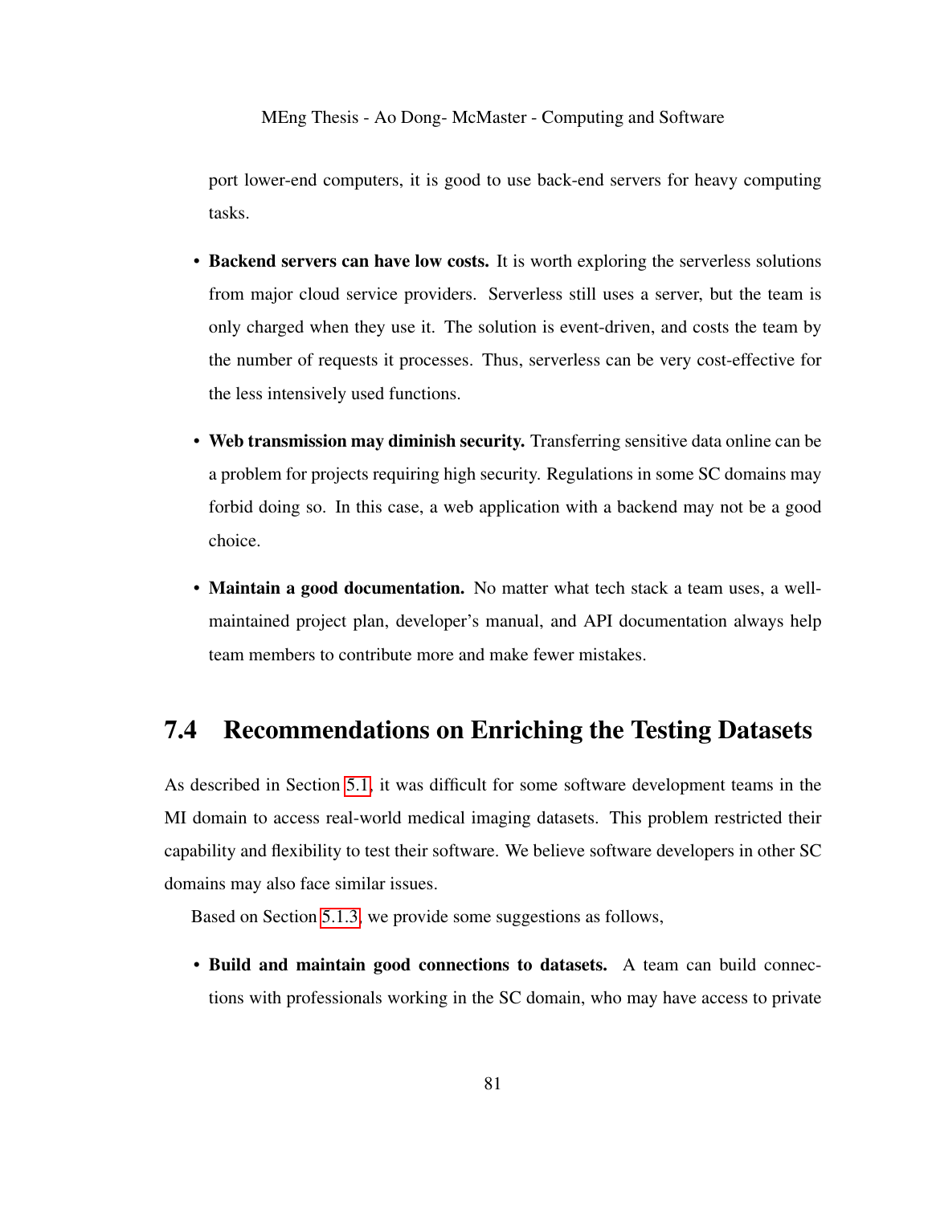port lower-end computers, it is good to use back-end servers for heavy computing tasks.

- **Backend servers can have low costs.** It is worth exploring the serverless solutions from major cloud service providers. Serverless still uses a server, but the team is only charged when they use it. The solution is event-driven, and costs the team by the number of requests it processes. Thus, serverless can be very cost-effective for the less intensively used functions.

- **Web transmission may diminish security.** Transferring sensitive data online can be a problem for projects requiring high security. Regulations in some SC domains may forbid doing so. In this case, a web application with a backend may not be a good choice.

- **Maintain a good documentation.** No matter what tech stack a team uses, a well-maintained project plan, developer's manual, and API documentation always help team members to contribute more and make fewer mistakes.

## 7.4 Recommendations on Enriching the Testing Datasets

As described in Section 5.1, it was difficult for some software development teams in the MI domain to access real-world medical imaging datasets. This problem restricted their capability and flexibility to test their software. We believe software developers in other SC domains may also face similar issues.

Based on Section 5.1.3, we provide some suggestions as follows,

- **Build and maintain good connections to datasets.** A team can build connections with professionals working in the SC domain, who may have access to private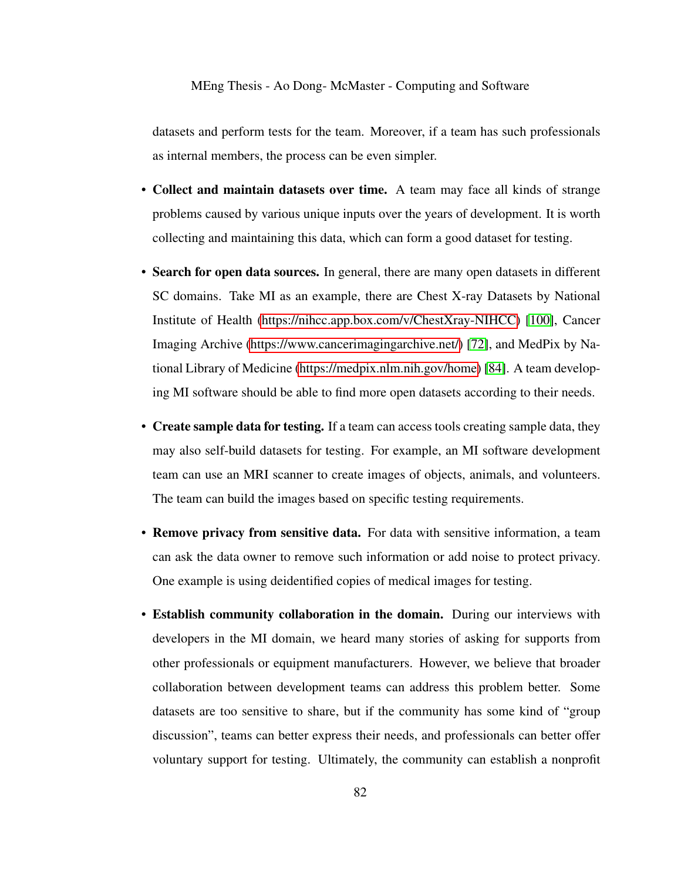datasets and perform tests for the team. Moreover, if a team has such professionals as internal members, the process can be even simpler.

- **Collect and maintain datasets over time.** A team may face all kinds of strange problems caused by various unique inputs over the years of development. It is worth collecting and maintaining this data, which can form a good dataset for testing.
- **Search for open data sources.** In general, there are many open datasets in different SC domains. Take MI as an example, there are Chest X-ray Datasets by National Institute of Health (https://nihcc.app.box.com/v/ChestXray-NIHCC) [100], Cancer Imaging Archive (https://www.cancerimagingarchive.net/) [72], and MedPix by National Library of Medicine (https://medpix.nlm.nih.gov/home) [84]. A team developing MI software should be able to find more open datasets according to their needs.
- **Create sample data for testing.** If a team can access tools creating sample data, they may also self-build datasets for testing. For example, an MI software development team can use an MRI scanner to create images of objects, animals, and volunteers. The team can build the images based on specific testing requirements.
- **Remove privacy from sensitive data.** For data with sensitive information, a team can ask the data owner to remove such information or add noise to protect privacy. One example is using deidentified copies of medical images for testing.
- **Establish community collaboration in the domain.** During our interviews with developers in the MI domain, we heard many stories of asking for supports from other professionals or equipment manufacturers. However, we believe that broader collaboration between development teams can address this problem better. Some datasets are too sensitive to share, but if the community has some kind of "group discussion", teams can better express their needs, and professionals can better offer voluntary support for testing. Ultimately, the community can establish a nonprofit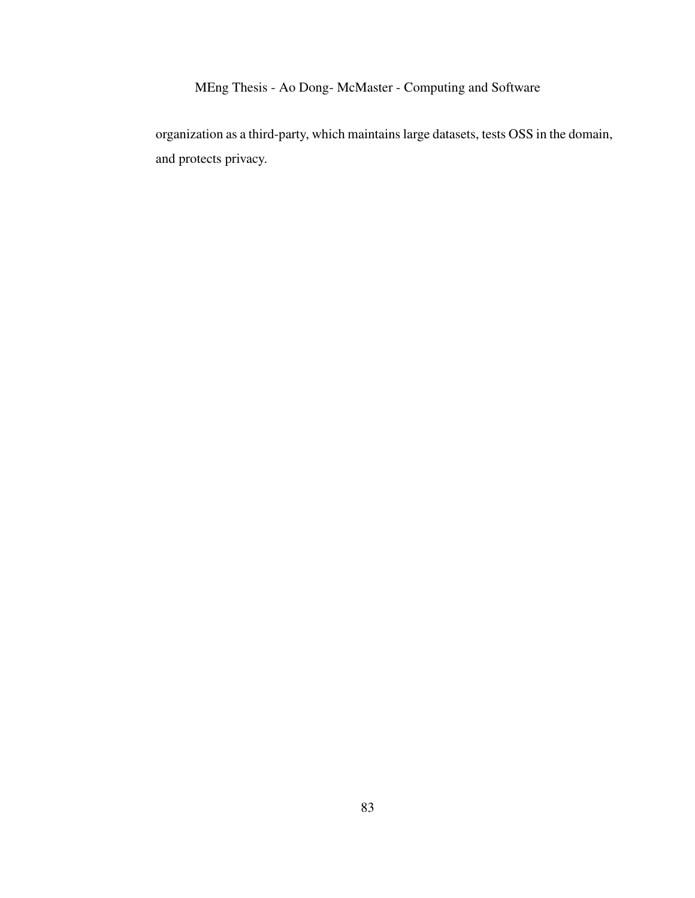organization as a third-party, which maintains large datasets, tests OSS in the domain, and protects privacy.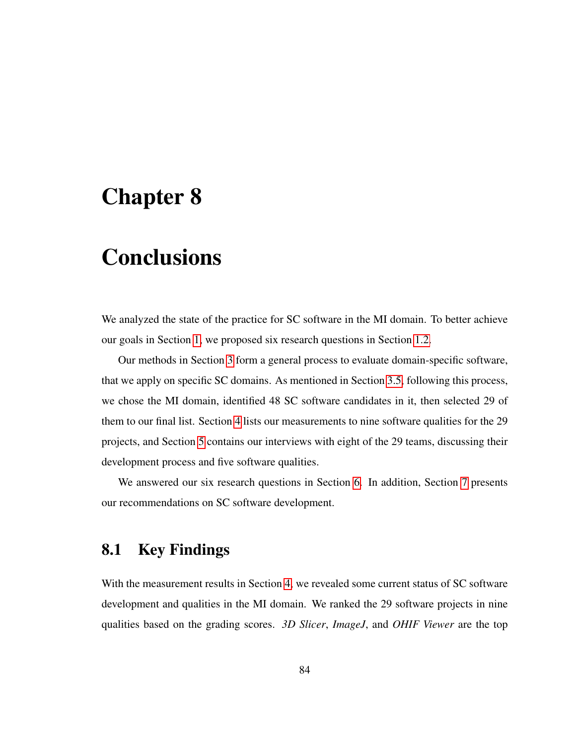# Chapter 8

# Conclusions

We analyzed the state of the practice for SC software in the MI domain. To better achieve our goals in Section 1, we proposed six research questions in Section 1.2.

Our methods in Section 3 form a general process to evaluate domain-specific software, that we apply on specific SC domains. As mentioned in Section 3.5, following this process, we chose the MI domain, identified 48 SC software candidates in it, then selected 29 of them to our final list. Section 4 lists our measurements to nine software qualities for the 29 projects, and Section 5 contains our interviews with eight of the 29 teams, discussing their development process and five software qualities.

We answered our six research questions in Section 6. In addition, Section 7 presents our recommendations on SC software development.

## 8.1 Key Findings

With the measurement results in Section 4, we revealed some current status of SC software development and qualities in the MI domain. We ranked the 29 software projects in nine qualities based on the grading scores. *3D Slicer*, *ImageJ*, and *OHIF Viewer* are the top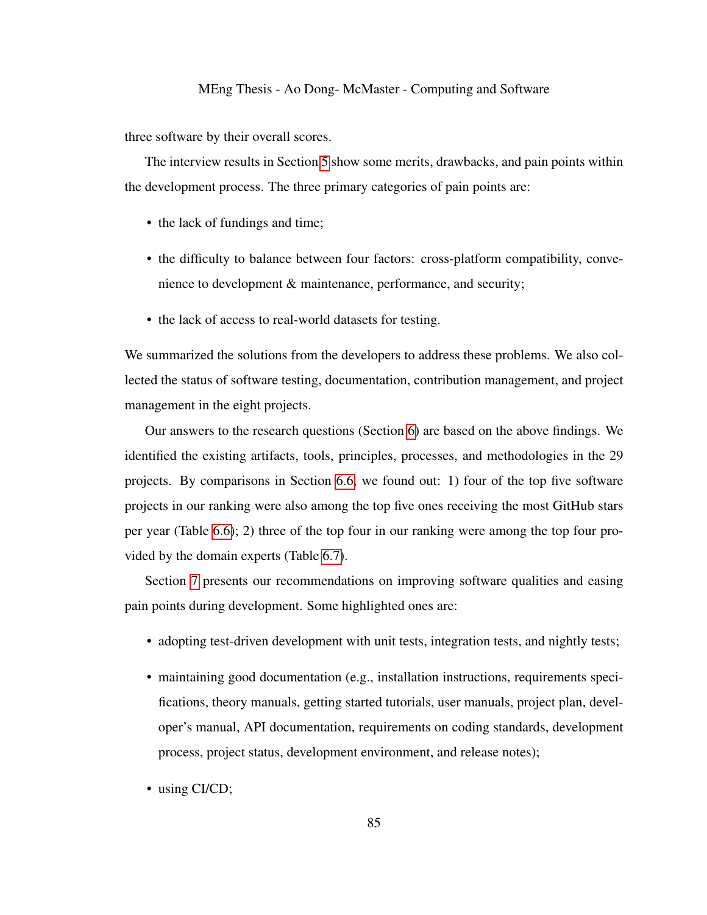three software by their overall scores.

The interview results in Section 5 show some merits, drawbacks, and pain points within the development process. The three primary categories of pain points are:

- the lack of fundings and time;
- the difficulty to balance between four factors: cross-platform compatibility, convenience to development & maintenance, performance, and security;
- the lack of access to real-world datasets for testing.

We summarized the solutions from the developers to address these problems. We also collected the status of software testing, documentation, contribution management, and project management in the eight projects.

Our answers to the research questions (Section 6) are based on the above findings. We identified the existing artifacts, tools, principles, processes, and methodologies in the 29 projects. By comparisons in Section 6.6, we found out: 1) four of the top five software projects in our ranking were also among the top five ones receiving the most GitHub stars per year (Table 6.6); 2) three of the top four in our ranking were among the top four provided by the domain experts (Table 6.7).

Section 7 presents our recommendations on improving software qualities and easing pain points during development. Some highlighted ones are:

- adopting test-driven development with unit tests, integration tests, and nightly tests;
- maintaining good documentation (e.g., installation instructions, requirements specifications, theory manuals, getting started tutorials, user manuals, project plan, developer's manual, API documentation, requirements on coding standards, development process, project status, development environment, and release notes);
- using CI/CD;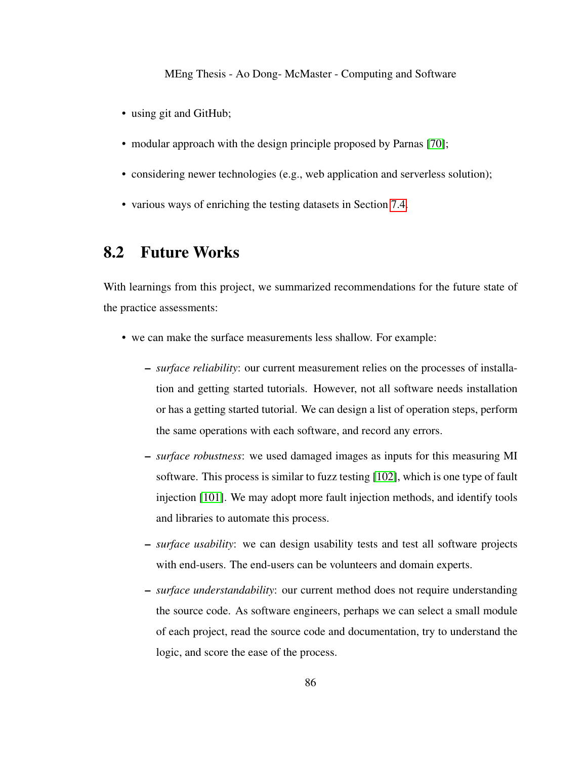- using git and GitHub;
- modular approach with the design principle proposed by Parnas [70];
- considering newer technologies (e.g., web application and serverless solution);
- various ways of enriching the testing datasets in Section 7.4.

## 8.2 Future Works

With learnings from this project, we summarized recommendations for the future state of the practice assessments:

- we can make the surface measurements less shallow. For example:
  - *surface reliability*: our current measurement relies on the processes of installation and getting started tutorials. However, not all software needs installation or has a getting started tutorial. We can design a list of operation steps, perform the same operations with each software, and record any errors.
  - *surface robustness*: we used damaged images as inputs for this measuring MI software. This process is similar to fuzz testing [102], which is one type of fault injection [101]. We may adopt more fault injection methods, and identify tools and libraries to automate this process.
  - *surface usability*: we can design usability tests and test all software projects with end-users. The end-users can be volunteers and domain experts.
  - *surface understandability*: our current method does not require understanding the source code. As software engineers, perhaps we can select a small module of each project, read the source code and documentation, try to understand the logic, and score the ease of the process.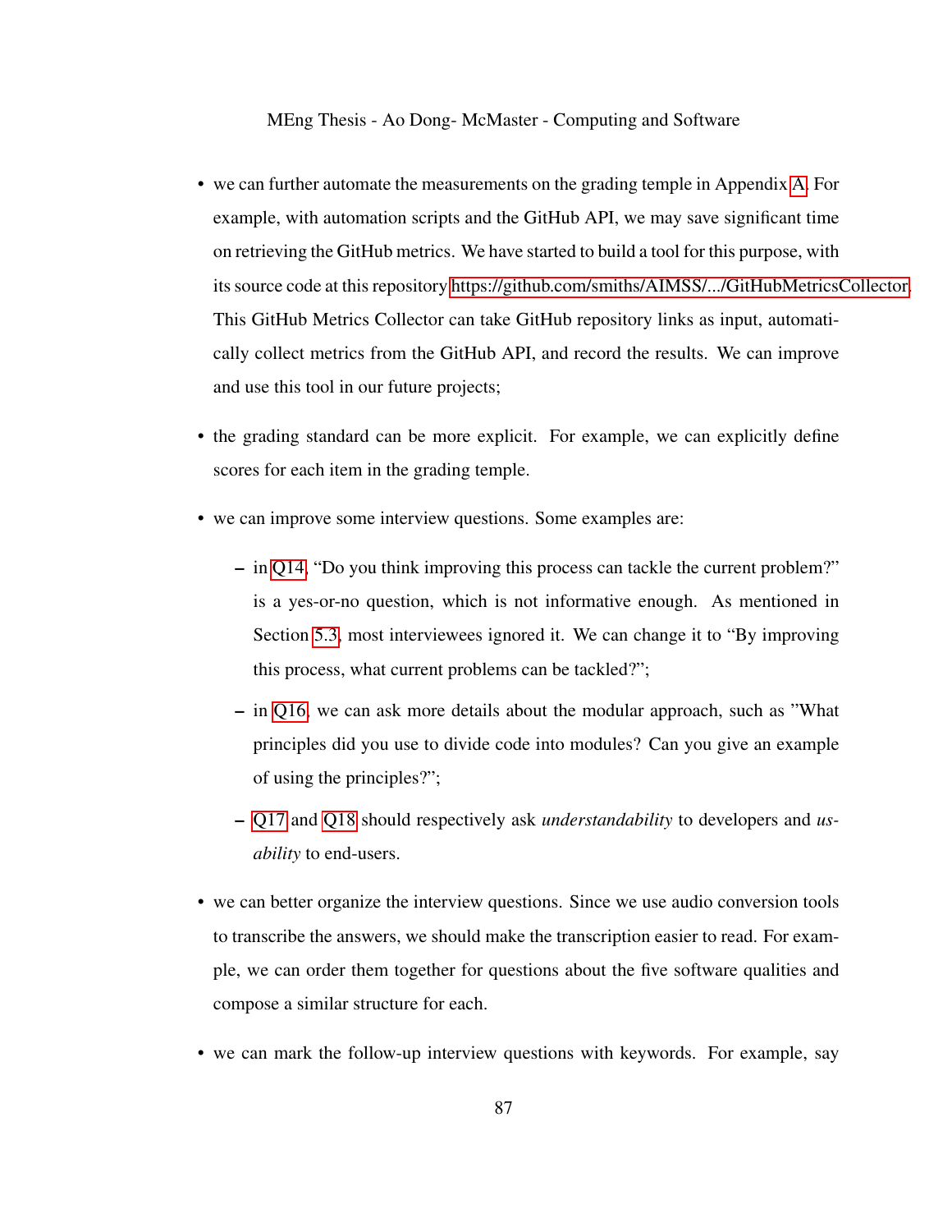- we can further automate the measurements on the grading temple in Appendix A. For example, with automation scripts and the GitHub API, we may save significant time on retrieving the GitHub metrics. We have started to build a tool for this purpose, with its source code at this repository https://github.com/smiths/AIMSS/.../GitHubMetricsCollector. This GitHub Metrics Collector can take GitHub repository links as input, automatically collect metrics from the GitHub API, and record the results. We can improve and use this tool in our future projects;

- the grading standard can be more explicit. For example, we can explicitly define scores for each item in the grading temple.

- we can improve some interview questions. Some examples are:

  - in Q14, "Do you think improving this process can tackle the current problem?" is a yes-or-no question, which is not informative enough. As mentioned in Section 5.3, most interviewees ignored it. We can change it to "By improving this process, what current problems can be tackled?";

  - in Q16, we can ask more details about the modular approach, such as "What principles did you use to divide code into modules? Can you give an example of using the principles?";

  - Q17 and Q18 should respectively ask *understandability* to developers and *usability* to end-users.

- we can better organize the interview questions. Since we use audio conversion tools to transcribe the answers, we should make the transcription easier to read. For example, we can order them together for questions about the five software qualities and compose a similar structure for each.

- we can mark the follow-up interview questions with keywords. For example, say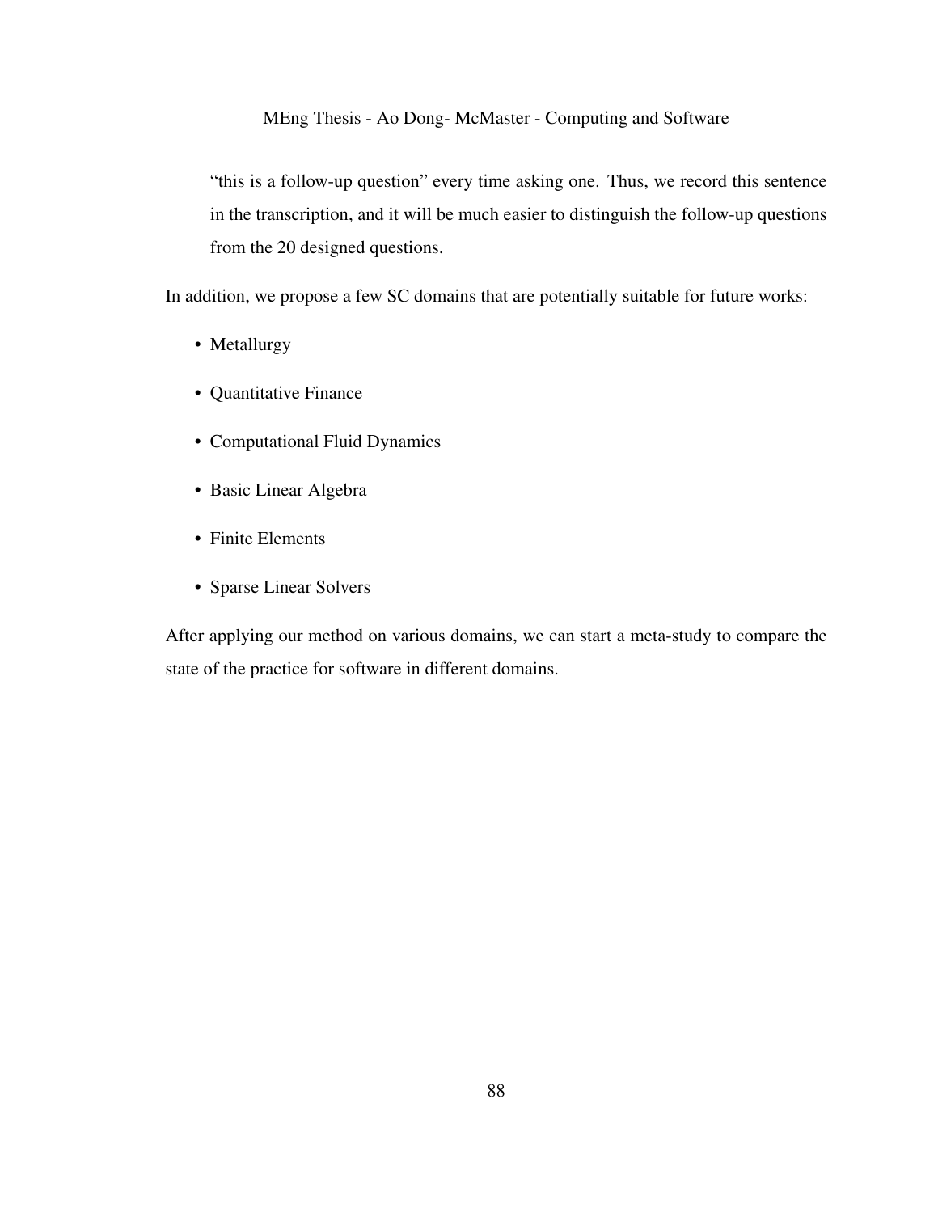"this is a follow-up question" every time asking one. Thus, we record this sentence in the transcription, and it will be much easier to distinguish the follow-up questions from the 20 designed questions.

In addition, we propose a few SC domains that are potentially suitable for future works:

- Metallurgy
- Quantitative Finance
- Computational Fluid Dynamics
- Basic Linear Algebra
- Finite Elements
- Sparse Linear Solvers

After applying our method on various domains, we can start a meta-study to compare the state of the practice for software in different domains.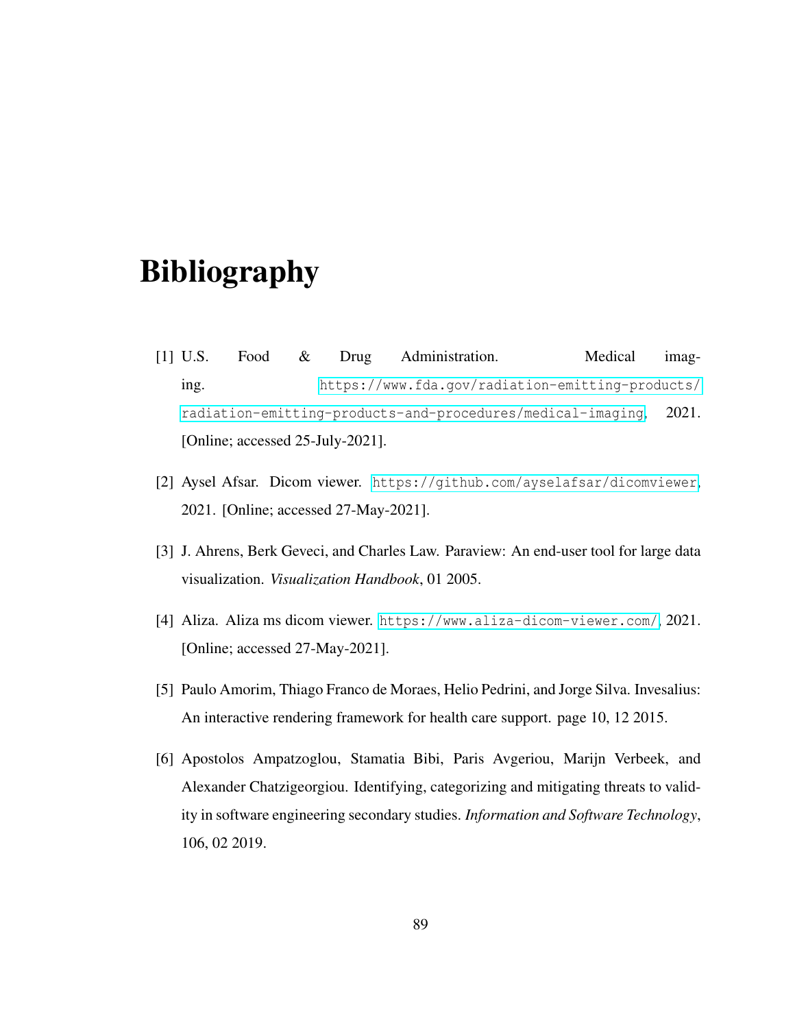# Bibliography

[1] U.S. Food & Drug Administration. Medical imaging. https://www.fda.gov/radiation-emitting-products/radiation-emitting-products-and-procedures/medical-imaging, 2021. [Online; accessed 25-July-2021].

[2] Aysel Afsar. Dicom viewer. https://github.com/ayselafsar/dicomviewer, 2021. [Online; accessed 27-May-2021].

[3] J. Ahrens, Berk Geveci, and Charles Law. Paraview: An end-user tool for large data visualization. *Visualization Handbook*, 01 2005.

[4] Aliza. Aliza ms dicom viewer. https://www.aliza-dicom-viewer.com/, 2021. [Online; accessed 27-May-2021].

[5] Paulo Amorim, Thiago Franco de Moraes, Helio Pedrini, and Jorge Silva. Invesalius: An interactive rendering framework for health care support. page 10, 12 2015.

[6] Apostolos Ampatzoglou, Stamatia Bibi, Paris Avgeriou, Marijn Verbeek, and Alexander Chatzigeorgiou. Identifying, categorizing and mitigating threats to validity in software engineering secondary studies. *Information and Software Technology*, 106, 02 2019.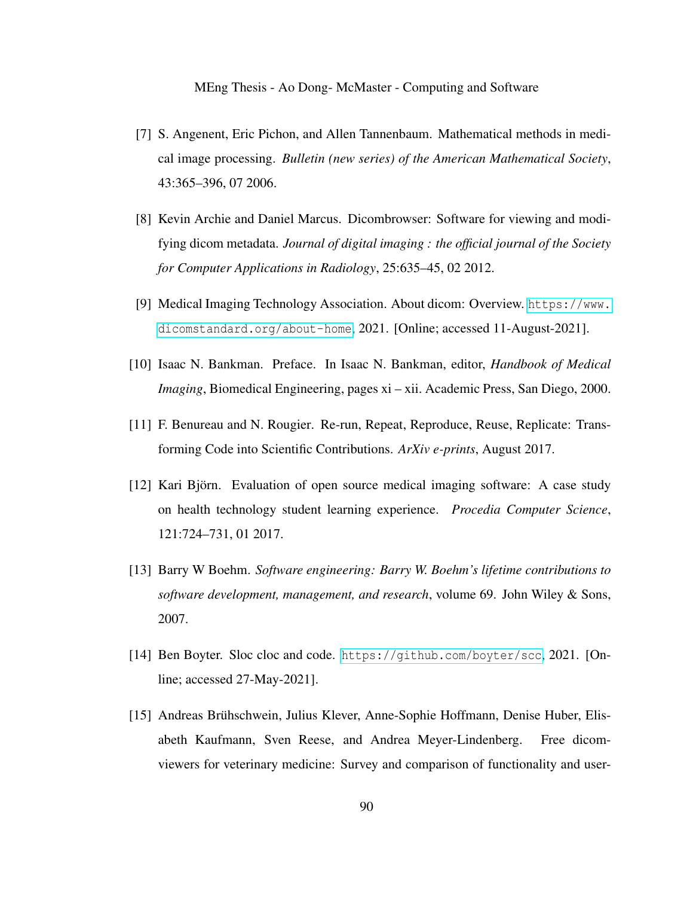[7] S. Angenent, Eric Pichon, and Allen Tannenbaum. Mathematical methods in medical image processing. *Bulletin (new series) of the American Mathematical Society*, 43:365–396, 07 2006.

[8] Kevin Archie and Daniel Marcus. Dicombrowser: Software for viewing and modifying dicom metadata. *Journal of digital imaging : the official journal of the Society for Computer Applications in Radiology*, 25:635–45, 02 2012.

[9] Medical Imaging Technology Association. About dicom: Overview. https://www.dicomstandard.org/about-home, 2021. [Online; accessed 11-August-2021].

[10] Isaac N. Bankman. Preface. In Isaac N. Bankman, editor, *Handbook of Medical Imaging*, Biomedical Engineering, pages xi – xii. Academic Press, San Diego, 2000.

[11] F. Benureau and N. Rougier. Re-run, Repeat, Reproduce, Reuse, Replicate: Transforming Code into Scientific Contributions. *ArXiv e-prints*, August 2017.

[12] Kari Björn. Evaluation of open source medical imaging software: A case study on health technology student learning experience. *Procedia Computer Science*, 121:724–731, 01 2017.

[13] Barry W Boehm. *Software engineering: Barry W. Boehm's lifetime contributions to software development, management, and research*, volume 69. John Wiley & Sons, 2007.

[14] Ben Boyter. Sloc cloc and code. https://github.com/boyter/scc, 2021. [Online; accessed 27-May-2021].

[15] Andreas Brühschwein, Julius Klever, Anne-Sophie Hoffmann, Denise Huber, Elisabeth Kaufmann, Sven Reese, and Andrea Meyer-Lindenberg. Free dicom-viewers for veterinary medicine: Survey and comparison of functionality and user-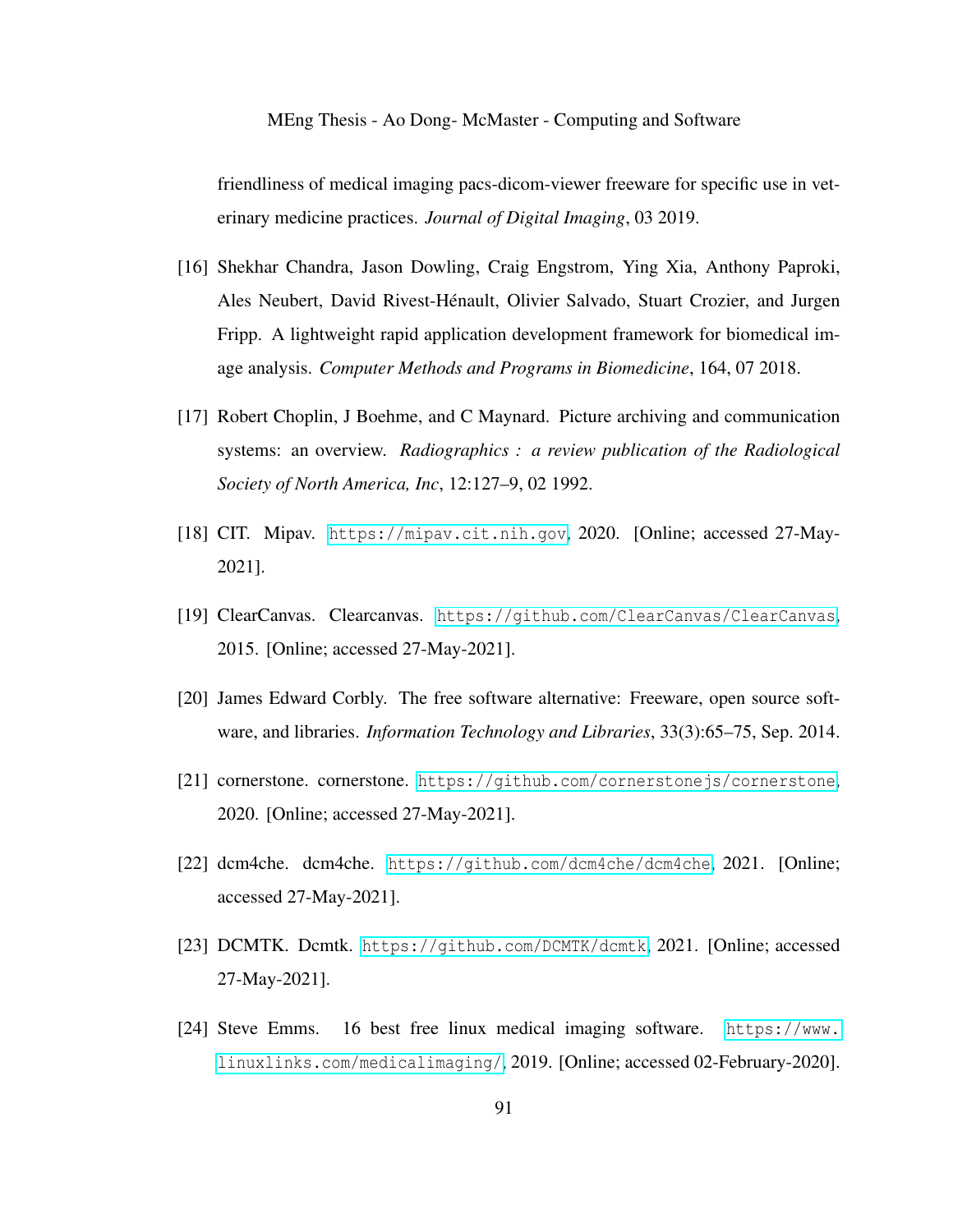friendliness of medical imaging pacs-dicom-viewer freeware for specific use in veterinary medicine practices. *Journal of Digital Imaging*, 03 2019.

[16] Shekhar Chandra, Jason Dowling, Craig Engstrom, Ying Xia, Anthony Paproki, Ales Neubert, David Rivest-Hénault, Olivier Salvado, Stuart Crozier, and Jurgen Fripp. A lightweight rapid application development framework for biomedical image analysis. *Computer Methods and Programs in Biomedicine*, 164, 07 2018.

[17] Robert Choplin, J Boehme, and C Maynard. Picture archiving and communication systems: an overview. *Radiographics : a review publication of the Radiological Society of North America, Inc*, 12:127–9, 02 1992.

[18] CIT. Mipav. `https://mipav.cit.nih.gov`, 2020. [Online; accessed 27-May-2021].

[19] ClearCanvas. Clearcanvas. `https://github.com/ClearCanvas/ClearCanvas`, 2015. [Online; accessed 27-May-2021].

[20] James Edward Corbly. The free software alternative: Freeware, open source software, and libraries. *Information Technology and Libraries*, 33(3):65–75, Sep. 2014.

[21] cornerstone. cornerstone. `https://github.com/cornerstonejs/cornerstone`, 2020. [Online; accessed 27-May-2021].

[22] dcm4che. dcm4che. `https://github.com/dcm4che/dcm4che`, 2021. [Online; accessed 27-May-2021].

[23] DCMTK. Dcmtk. `https://github.com/DCMTK/dcmtk`, 2021. [Online; accessed 27-May-2021].

[24] Steve Emms. 16 best free linux medical imaging software. `https://www.linuxlinks.com/medicalimaging/`, 2019. [Online; accessed 02-February-2020].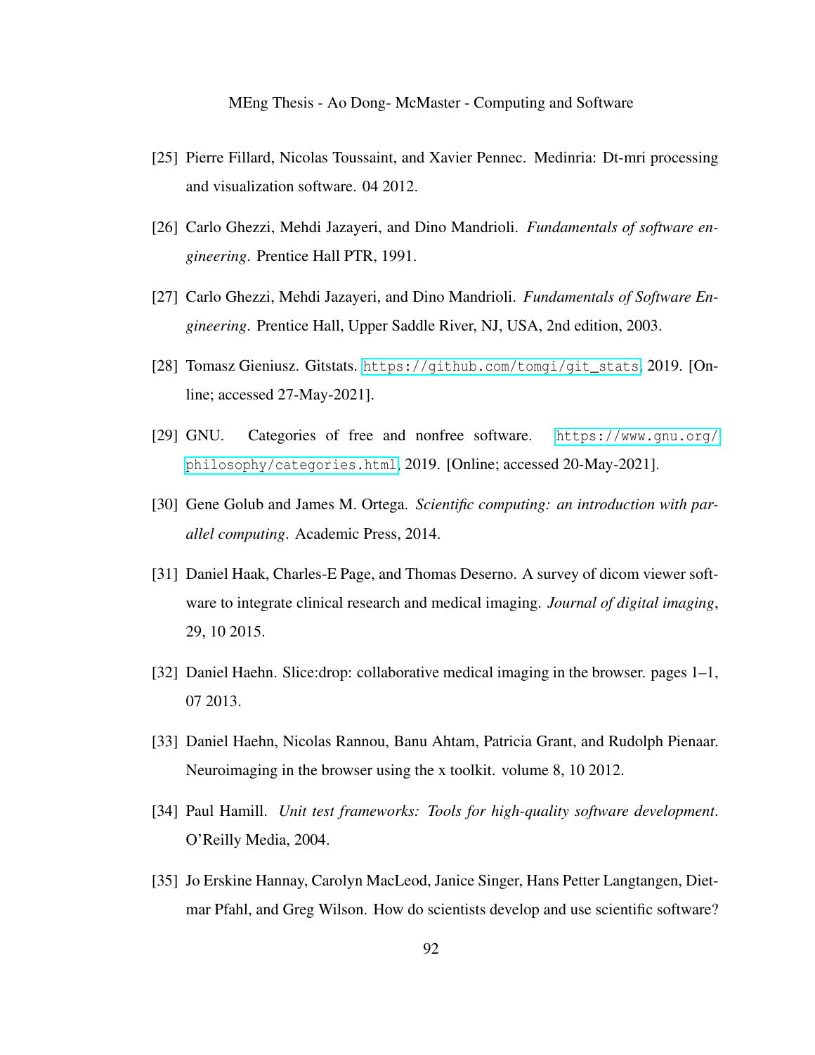[25] Pierre Fillard, Nicolas Toussaint, and Xavier Pennec. Medinria: Dt-mri processing and visualization software. 04 2012.

[26] Carlo Ghezzi, Mehdi Jazayeri, and Dino Mandrioli. *Fundamentals of software engineering*. Prentice Hall PTR, 1991.

[27] Carlo Ghezzi, Mehdi Jazayeri, and Dino Mandrioli. *Fundamentals of Software Engineering*. Prentice Hall, Upper Saddle River, NJ, USA, 2nd edition, 2003.

[28] Tomasz Gieniusz. Gitstats. `https://github.com/tomgi/git_stats`, 2019. [Online; accessed 27-May-2021].

[29] GNU. Categories of free and nonfree software. `https://www.gnu.org/philosophy/categories.html`, 2019. [Online; accessed 20-May-2021].

[30] Gene Golub and James M. Ortega. *Scientific computing: an introduction with parallel computing*. Academic Press, 2014.

[31] Daniel Haak, Charles-E Page, and Thomas Deserno. A survey of dicom viewer software to integrate clinical research and medical imaging. *Journal of digital imaging*, 29, 10 2015.

[32] Daniel Haehn. Slice:drop: collaborative medical imaging in the browser. pages 1–1, 07 2013.

[33] Daniel Haehn, Nicolas Rannou, Banu Ahtam, Patricia Grant, and Rudolph Pienaar. Neuroimaging in the browser using the x toolkit. volume 8, 10 2012.

[34] Paul Hamill. *Unit test frameworks: Tools for high-quality software development*. O'Reilly Media, 2004.

[35] Jo Erskine Hannay, Carolyn MacLeod, Janice Singer, Hans Petter Langtangen, Dietmar Pfahl, and Greg Wilson. How do scientists develop and use scientific software?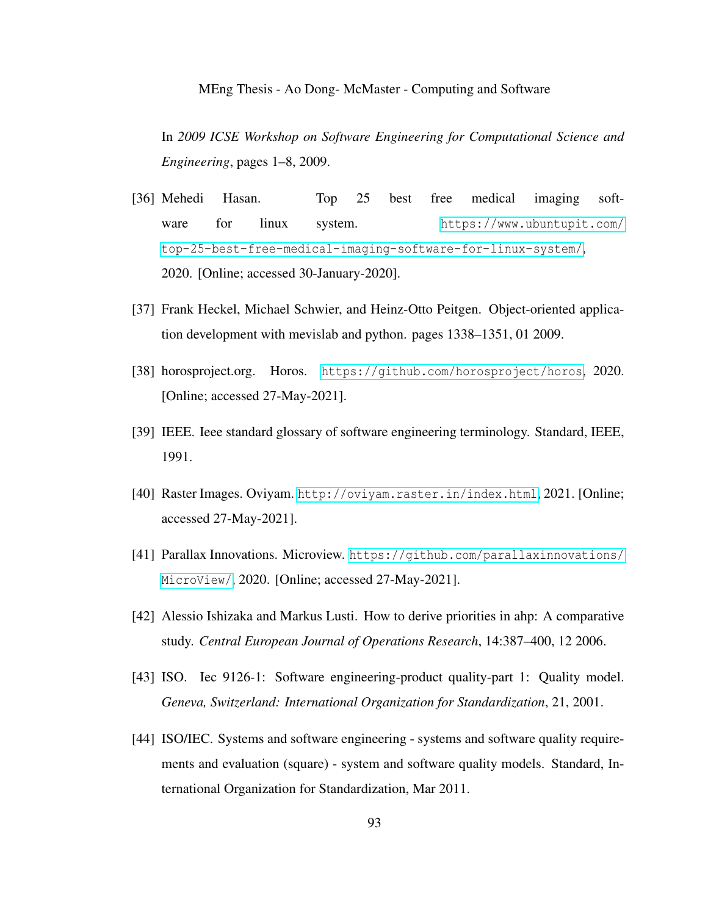In *2009 ICSE Workshop on Software Engineering for Computational Science and Engineering*, pages 1–8, 2009.

[36] Mehedi Hasan. Top 25 best free medical imaging software for linux system. https://www.ubuntupit.com/top-25-best-free-medical-imaging-software-for-linux-system/, 2020. [Online; accessed 30-January-2020].

[37] Frank Heckel, Michael Schwier, and Heinz-Otto Peitgen. Object-oriented application development with mevislab and python. pages 1338–1351, 01 2009.

[38] horosproject.org. Horos. https://github.com/horosproject/horos, 2020. [Online; accessed 27-May-2021].

[39] IEEE. Ieee standard glossary of software engineering terminology. Standard, IEEE, 1991.

[40] Raster Images. Oviyam. http://oviyam.raster.in/index.html, 2021. [Online; accessed 27-May-2021].

[41] Parallax Innovations. Microview. https://github.com/parallaxinnovations/MicroView/, 2020. [Online; accessed 27-May-2021].

[42] Alessio Ishizaka and Markus Lusti. How to derive priorities in ahp: A comparative study. *Central European Journal of Operations Research*, 14:387–400, 12 2006.

[43] ISO. Iec 9126-1: Software engineering-product quality-part 1: Quality model. *Geneva, Switzerland: International Organization for Standardization*, 21, 2001.

[44] ISO/IEC. Systems and software engineering - systems and software quality requirements and evaluation (square) - system and software quality models. Standard, International Organization for Standardization, Mar 2011.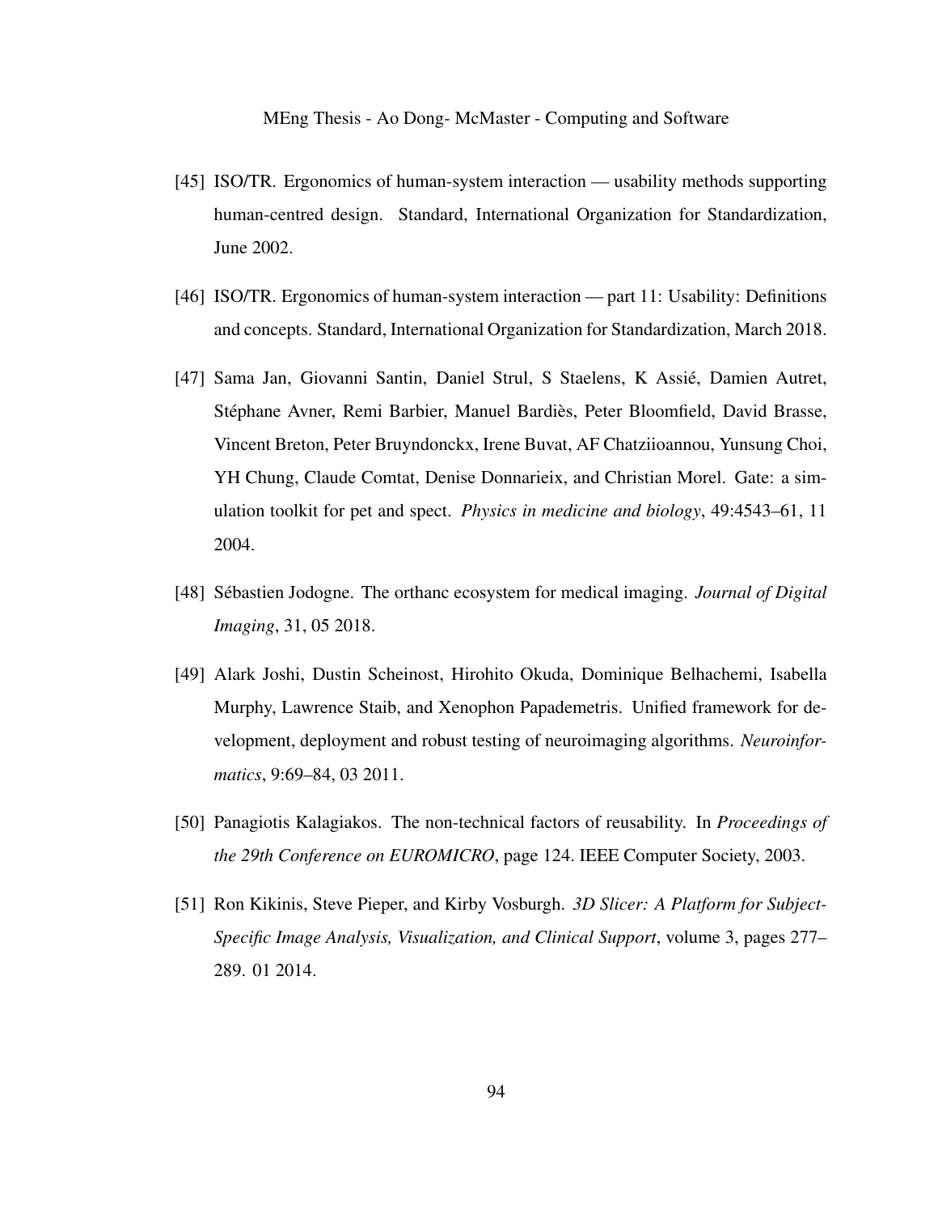[45] ISO/TR. Ergonomics of human-system interaction — usability methods supporting human-centred design. Standard, International Organization for Standardization, June 2002.

[46] ISO/TR. Ergonomics of human-system interaction — part 11: Usability: Definitions and concepts. Standard, International Organization for Standardization, March 2018.

[47] Sama Jan, Giovanni Santin, Daniel Strul, S Staelens, K Assié, Damien Autret, Stéphane Avner, Remi Barbier, Manuel Bardiès, Peter Bloomfield, David Brasse, Vincent Breton, Peter Bruyndonckx, Irene Buvat, AF Chatziioannou, Yunsung Choi, YH Chung, Claude Comtat, Denise Donnarieix, and Christian Morel. Gate: a simulation toolkit for pet and spect. *Physics in medicine and biology*, 49:4543–61, 11 2004.

[48] Sébastien Jodogne. The orthanc ecosystem for medical imaging. *Journal of Digital Imaging*, 31, 05 2018.

[49] Alark Joshi, Dustin Scheinost, Hirohito Okuda, Dominique Belhachemi, Isabella Murphy, Lawrence Staib, and Xenophon Papademetris. Unified framework for development, deployment and robust testing of neuroimaging algorithms. *Neuroinformatics*, 9:69–84, 03 2011.

[50] Panagiotis Kalagiakos. The non-technical factors of reusability. In *Proceedings of the 29th Conference on EUROMICRO*, page 124. IEEE Computer Society, 2003.

[51] Ron Kikinis, Steve Pieper, and Kirby Vosburgh. *3D Slicer: A Platform for Subject-Specific Image Analysis, Visualization, and Clinical Support*, volume 3, pages 277–289. 01 2014.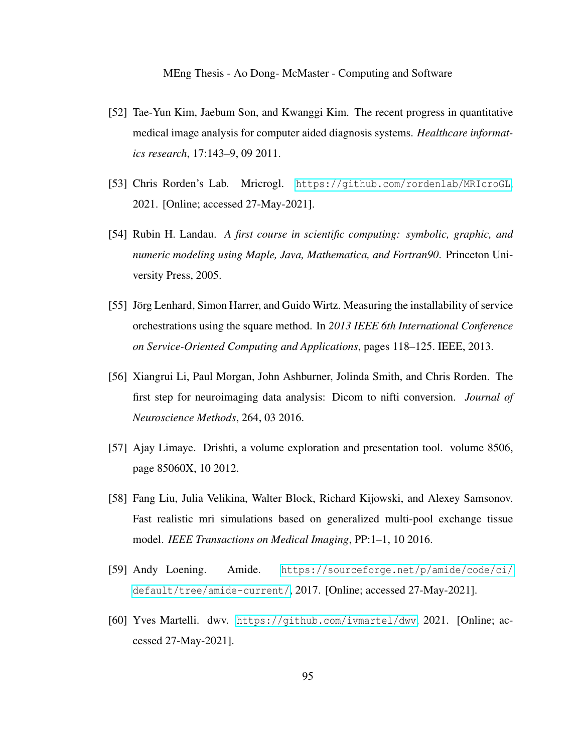[52] Tae-Yun Kim, Jaebum Son, and Kwanggi Kim. The recent progress in quantitative medical image analysis for computer aided diagnosis systems. *Healthcare informatics research*, 17:143–9, 09 2011.

[53] Chris Rorden's Lab. Mricrogl. https://github.com/rordenlab/MRIcroGL, 2021. [Online; accessed 27-May-2021].

[54] Rubin H. Landau. *A first course in scientific computing: symbolic, graphic, and numeric modeling using Maple, Java, Mathematica, and Fortran90*. Princeton University Press, 2005.

[55] Jörg Lenhard, Simon Harrer, and Guido Wirtz. Measuring the installability of service orchestrations using the square method. In *2013 IEEE 6th International Conference on Service-Oriented Computing and Applications*, pages 118–125. IEEE, 2013.

[56] Xiangrui Li, Paul Morgan, John Ashburner, Jolinda Smith, and Chris Rorden. The first step for neuroimaging data analysis: Dicom to nifti conversion. *Journal of Neuroscience Methods*, 264, 03 2016.

[57] Ajay Limaye. Drishti, a volume exploration and presentation tool. volume 8506, page 85060X, 10 2012.

[58] Fang Liu, Julia Velikina, Walter Block, Richard Kijowski, and Alexey Samsonov. Fast realistic mri simulations based on generalized multi-pool exchange tissue model. *IEEE Transactions on Medical Imaging*, PP:1–1, 10 2016.

[59] Andy Loening. Amide. https://sourceforge.net/p/amide/code/ci/default/tree/amide-current/, 2017. [Online; accessed 27-May-2021].

[60] Yves Martelli. dwv. https://github.com/ivmartel/dwv, 2021. [Online; accessed 27-May-2021].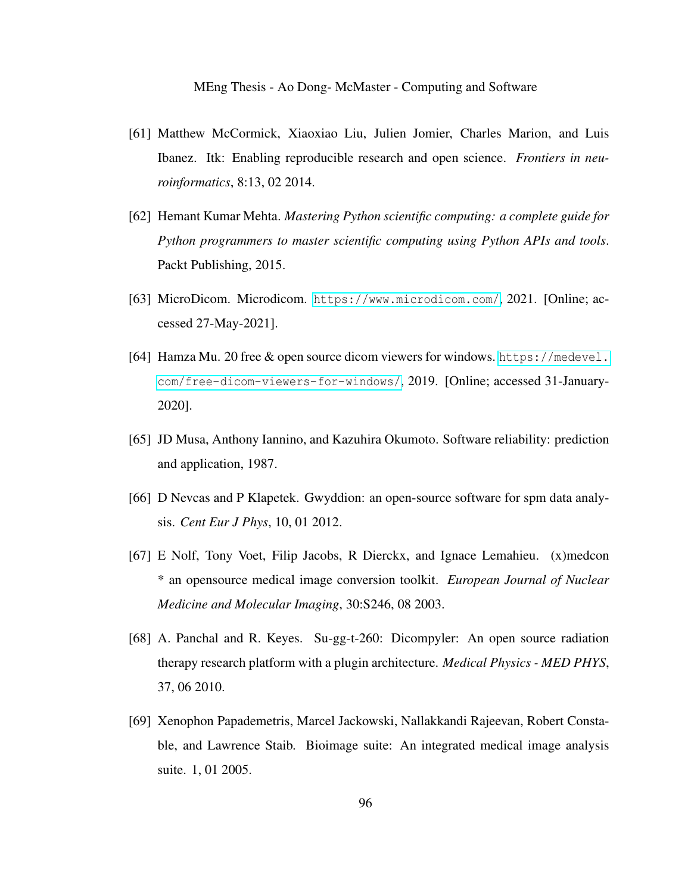[61] Matthew McCormick, Xiaoxiao Liu, Julien Jomier, Charles Marion, and Luis Ibanez. Itk: Enabling reproducible research and open science. *Frontiers in neuroinformatics*, 8:13, 02 2014.

[62] Hemant Kumar Mehta. *Mastering Python scientific computing: a complete guide for Python programmers to master scientific computing using Python APIs and tools*. Packt Publishing, 2015.

[63] MicroDicom. Microdicom. https://www.microdicom.com/, 2021. [Online; accessed 27-May-2021].

[64] Hamza Mu. 20 free & open source dicom viewers for windows. https://medevel.com/free-dicom-viewers-for-windows/, 2019. [Online; accessed 31-January-2020].

[65] JD Musa, Anthony Iannino, and Kazuhira Okumoto. Software reliability: prediction and application, 1987.

[66] D Nevcas and P Klapetek. Gwyddion: an open-source software for spm data analysis. *Cent Eur J Phys*, 10, 01 2012.

[67] E Nolf, Tony Voet, Filip Jacobs, R Dierckx, and Ignace Lemahieu. (x)medcon * an opensource medical image conversion toolkit. *European Journal of Nuclear Medicine and Molecular Imaging*, 30:S246, 08 2003.

[68] A. Panchal and R. Keyes. Su-gg-t-260: Dicompyler: An open source radiation therapy research platform with a plugin architecture. *Medical Physics - MED PHYS*, 37, 06 2010.

[69] Xenophon Papademetris, Marcel Jackowski, Nallakkandi Rajeevan, Robert Constable, and Lawrence Staib. Bioimage suite: An integrated medical image analysis suite. 1, 01 2005.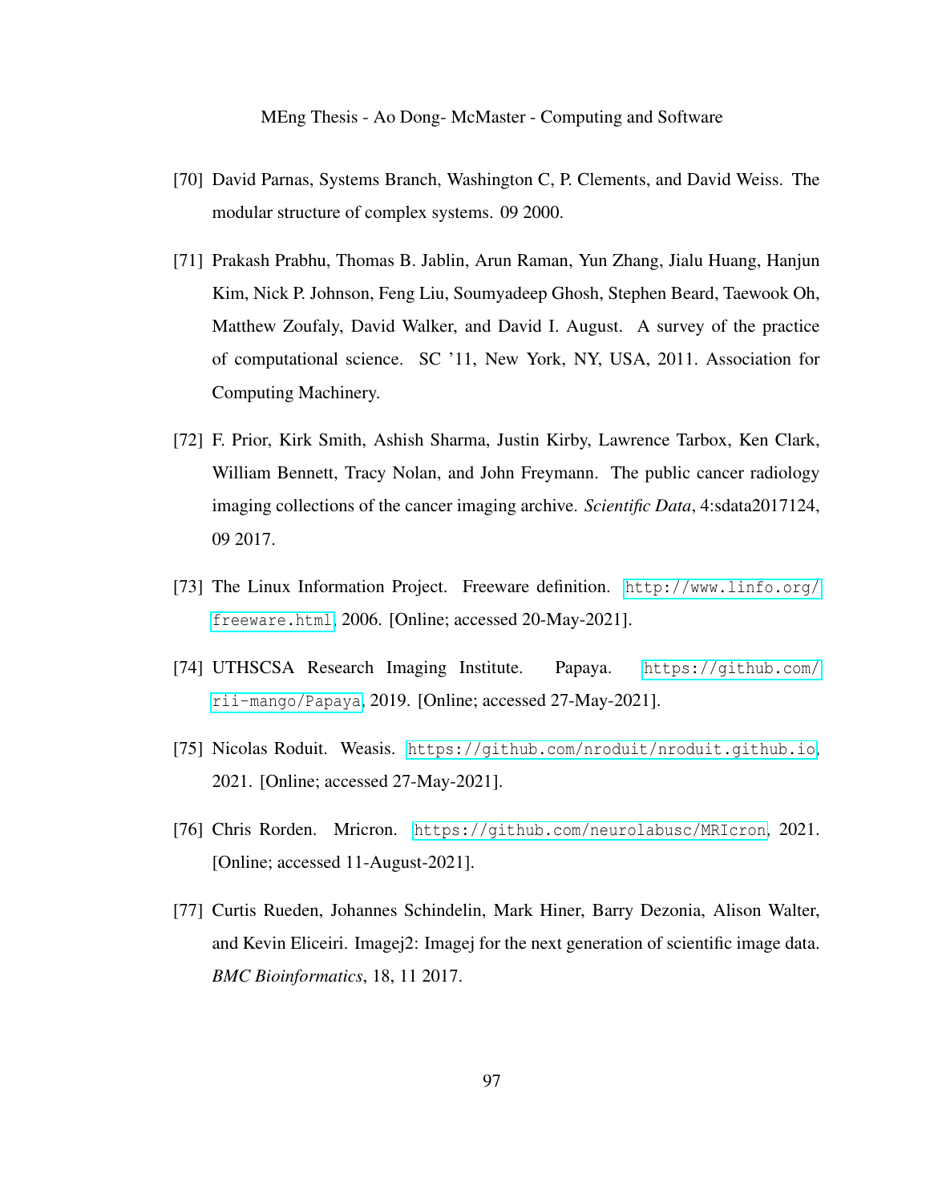[70] David Parnas, Systems Branch, Washington C, P. Clements, and David Weiss. The modular structure of complex systems. 09 2000.

[71] Prakash Prabhu, Thomas B. Jablin, Arun Raman, Yun Zhang, Jialu Huang, Hanjun Kim, Nick P. Johnson, Feng Liu, Soumyadeep Ghosh, Stephen Beard, Taewook Oh, Matthew Zoufaly, David Walker, and David I. August. A survey of the practice of computational science. SC '11, New York, NY, USA, 2011. Association for Computing Machinery.

[72] F. Prior, Kirk Smith, Ashish Sharma, Justin Kirby, Lawrence Tarbox, Ken Clark, William Bennett, Tracy Nolan, and John Freymann. The public cancer radiology imaging collections of the cancer imaging archive. *Scientific Data*, 4:sdata2017124, 09 2017.

[73] The Linux Information Project. Freeware definition. `http://www.linfo.org/freeware.html`, 2006. [Online; accessed 20-May-2021].

[74] UTHSCSA Research Imaging Institute. Papaya. `https://github.com/rii-mango/Papaya`, 2019. [Online; accessed 27-May-2021].

[75] Nicolas Roduit. Weasis. `https://github.com/nroduit/nroduit.github.io`, 2021. [Online; accessed 27-May-2021].

[76] Chris Rorden. Mricron. `https://github.com/neurolabusc/MRIcron`, 2021. [Online; accessed 11-August-2021].

[77] Curtis Rueden, Johannes Schindelin, Mark Hiner, Barry Dezonia, Alison Walter, and Kevin Eliceiri. Imagej2: Imagej for the next generation of scientific image data. *BMC Bioinformatics*, 18, 11 2017.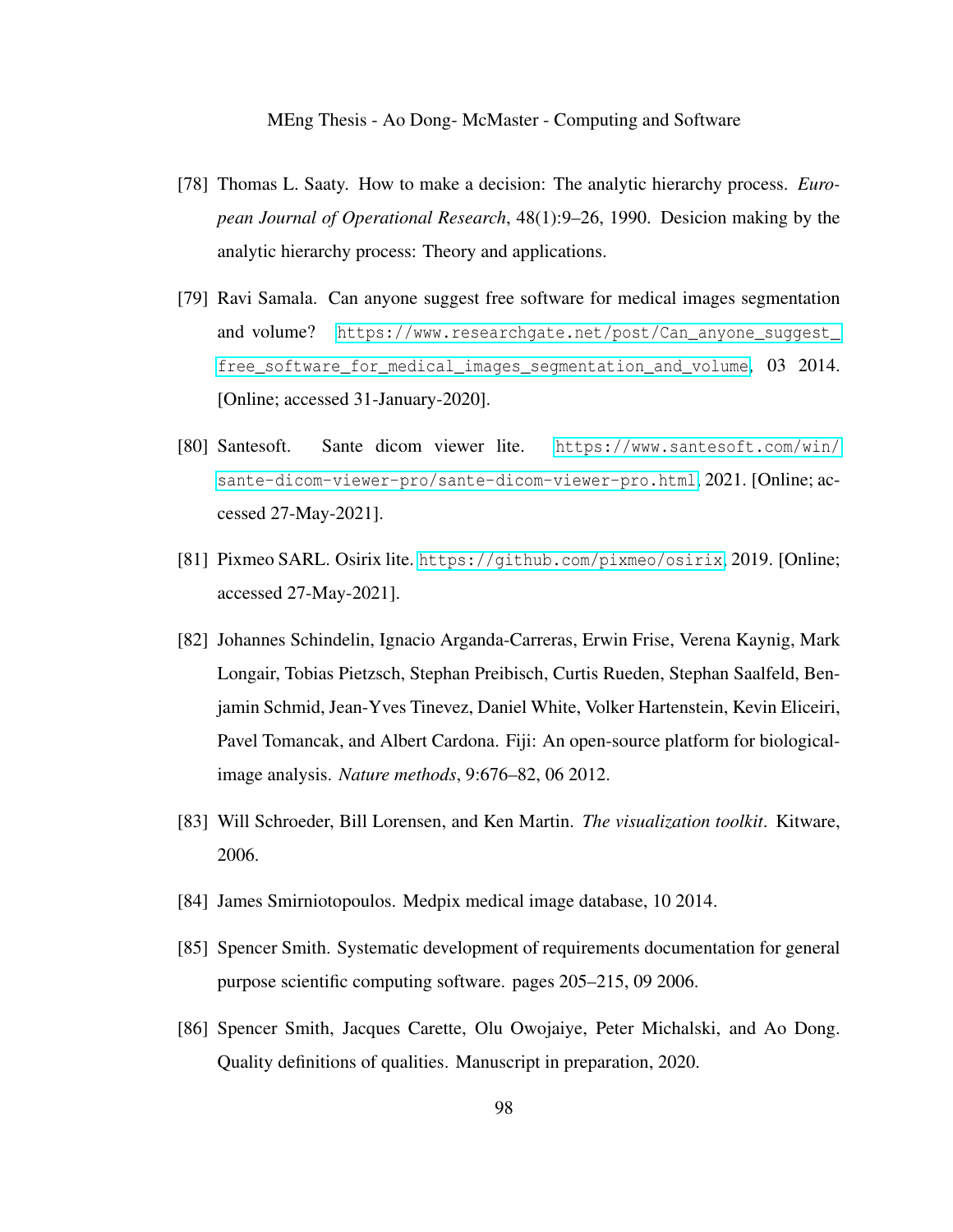[78] Thomas L. Saaty. How to make a decision: The analytic hierarchy process. *European Journal of Operational Research*, 48(1):9–26, 1990. Desicion making by the analytic hierarchy process: Theory and applications.

[79] Ravi Samala. Can anyone suggest free software for medical images segmentation and volume? https://www.researchgate.net/post/Can_anyone_suggest_free_software_for_medical_images_segmentation_and_volume, 03 2014. [Online; accessed 31-January-2020].

[80] Santesoft. Sante dicom viewer lite. https://www.santesoft.com/win/sante-dicom-viewer-pro/sante-dicom-viewer-pro.html, 2021. [Online; accessed 27-May-2021].

[81] Pixmeo SARL. Osirix lite. https://github.com/pixmeo/osirix, 2019. [Online; accessed 27-May-2021].

[82] Johannes Schindelin, Ignacio Arganda-Carreras, Erwin Frise, Verena Kaynig, Mark Longair, Tobias Pietzsch, Stephan Preibisch, Curtis Rueden, Stephan Saalfeld, Benjamin Schmid, Jean-Yves Tinevez, Daniel White, Volker Hartenstein, Kevin Eliceiri, Pavel Tomancak, and Albert Cardona. Fiji: An open-source platform for biological-image analysis. *Nature methods*, 9:676–82, 06 2012.

[83] Will Schroeder, Bill Lorensen, and Ken Martin. *The visualization toolkit*. Kitware, 2006.

[84] James Smirniotopoulos. Medpix medical image database, 10 2014.

[85] Spencer Smith. Systematic development of requirements documentation for general purpose scientific computing software. pages 205–215, 09 2006.

[86] Spencer Smith, Jacques Carette, Olu Owojaiye, Peter Michalski, and Ao Dong. Quality definitions of qualities. Manuscript in preparation, 2020.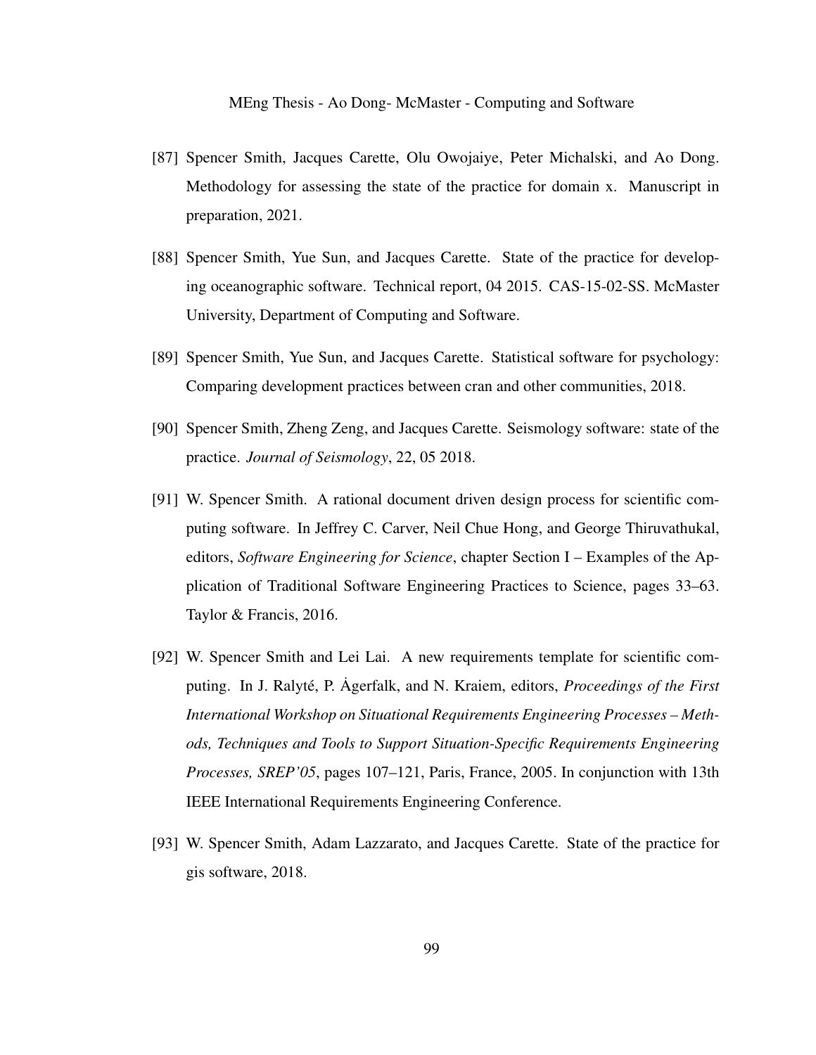[87] Spencer Smith, Jacques Carette, Olu Owojaiye, Peter Michalski, and Ao Dong. Methodology for assessing the state of the practice for domain x. Manuscript in preparation, 2021.

[88] Spencer Smith, Yue Sun, and Jacques Carette. State of the practice for developing oceanographic software. Technical report, 04 2015. CAS-15-02-SS. McMaster University, Department of Computing and Software.

[89] Spencer Smith, Yue Sun, and Jacques Carette. Statistical software for psychology: Comparing development practices between cran and other communities, 2018.

[90] Spencer Smith, Zheng Zeng, and Jacques Carette. Seismology software: state of the practice. *Journal of Seismology*, 22, 05 2018.

[91] W. Spencer Smith. A rational document driven design process for scientific computing software. In Jeffrey C. Carver, Neil Chue Hong, and George Thiruvathukal, editors, *Software Engineering for Science*, chapter Section I – Examples of the Application of Traditional Software Engineering Practices to Science, pages 33–63. Taylor & Francis, 2016.

[92] W. Spencer Smith and Lei Lai. A new requirements template for scientific computing. In J. Ralyté, P. Ȧgerfalk, and N. Kraiem, editors, *Proceedings of the First International Workshop on Situational Requirements Engineering Processes – Methods, Techniques and Tools to Support Situation-Specific Requirements Engineering Processes, SREP'05*, pages 107–121, Paris, France, 2005. In conjunction with 13th IEEE International Requirements Engineering Conference.

[93] W. Spencer Smith, Adam Lazzarato, and Jacques Carette. State of the practice for gis software, 2018.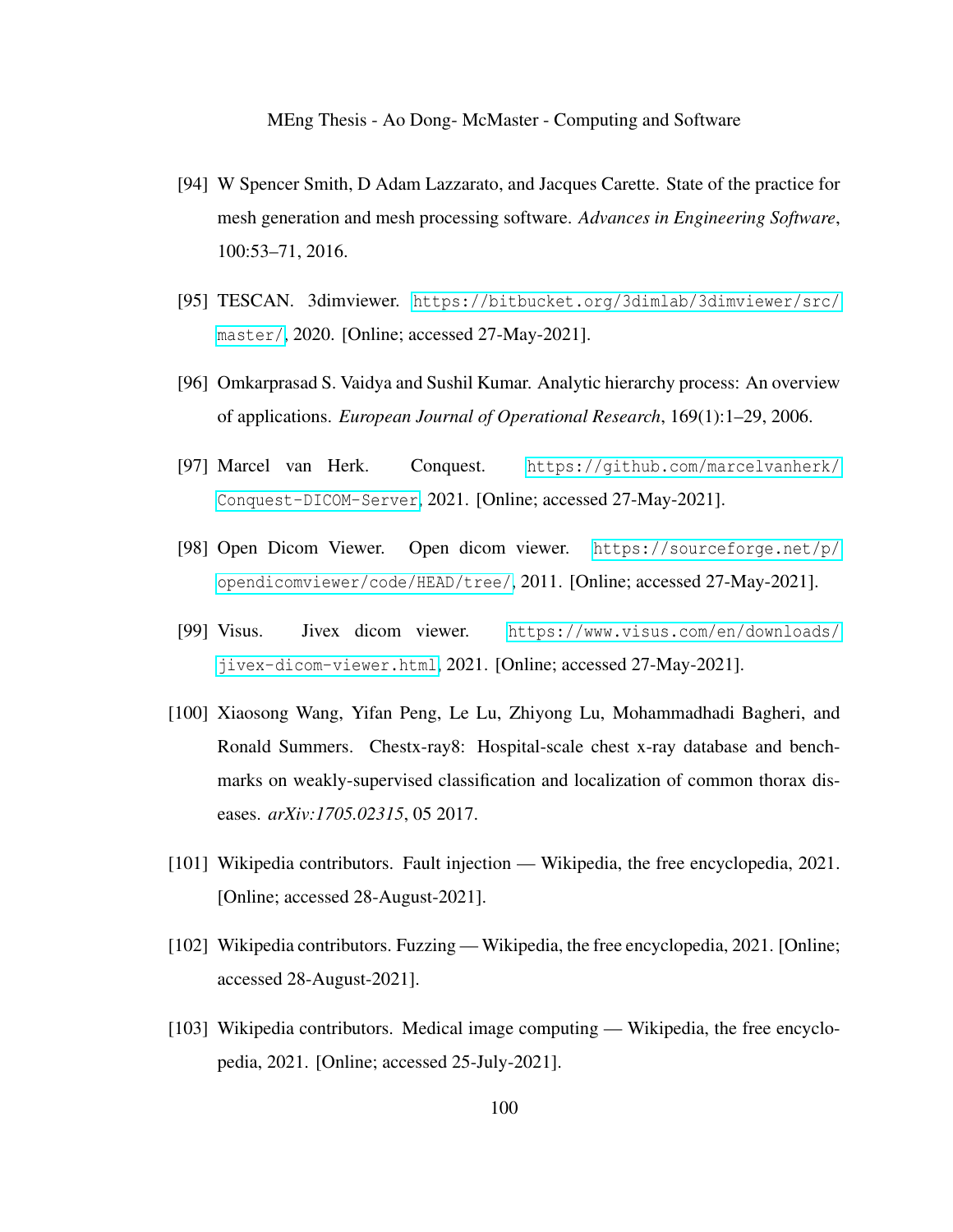[94] W Spencer Smith, D Adam Lazzarato, and Jacques Carette. State of the practice for mesh generation and mesh processing software. *Advances in Engineering Software*, 100:53–71, 2016.

[95] TESCAN. 3dimviewer. https://bitbucket.org/3dimlab/3dimviewer/src/master/, 2020. [Online; accessed 27-May-2021].

[96] Omkarprasad S. Vaidya and Sushil Kumar. Analytic hierarchy process: An overview of applications. *European Journal of Operational Research*, 169(1):1–29, 2006.

[97] Marcel van Herk. Conquest. https://github.com/marcelvanherk/Conquest-DICOM-Server, 2021. [Online; accessed 27-May-2021].

[98] Open Dicom Viewer. Open dicom viewer. https://sourceforge.net/p/opendicomviewer/code/HEAD/tree/, 2011. [Online; accessed 27-May-2021].

[99] Visus. Jivex dicom viewer. https://www.visus.com/en/downloads/jivex-dicom-viewer.html, 2021. [Online; accessed 27-May-2021].

[100] Xiaosong Wang, Yifan Peng, Le Lu, Zhiyong Lu, Mohammadhadi Bagheri, and Ronald Summers. Chestx-ray8: Hospital-scale chest x-ray database and benchmarks on weakly-supervised classification and localization of common thorax diseases. *arXiv:1705.02315*, 05 2017.

[101] Wikipedia contributors. Fault injection — Wikipedia, the free encyclopedia, 2021. [Online; accessed 28-August-2021].

[102] Wikipedia contributors. Fuzzing — Wikipedia, the free encyclopedia, 2021. [Online; accessed 28-August-2021].

[103] Wikipedia contributors. Medical image computing — Wikipedia, the free encyclopedia, 2021. [Online; accessed 25-July-2021].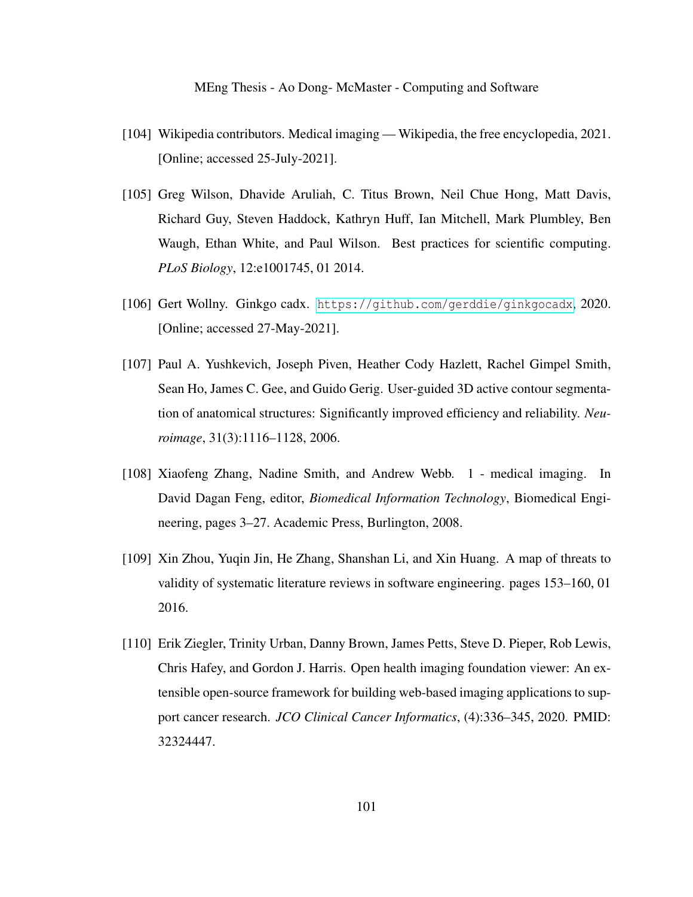[104] Wikipedia contributors. Medical imaging — Wikipedia, the free encyclopedia, 2021. [Online; accessed 25-July-2021].

[105] Greg Wilson, Dhavide Aruliah, C. Titus Brown, Neil Chue Hong, Matt Davis, Richard Guy, Steven Haddock, Kathryn Huff, Ian Mitchell, Mark Plumbley, Ben Waugh, Ethan White, and Paul Wilson. Best practices for scientific computing. *PLoS Biology*, 12:e1001745, 01 2014.

[106] Gert Wollny. Ginkgo cadx. https://github.com/gerddie/ginkgocadx, 2020. [Online; accessed 27-May-2021].

[107] Paul A. Yushkevich, Joseph Piven, Heather Cody Hazlett, Rachel Gimpel Smith, Sean Ho, James C. Gee, and Guido Gerig. User-guided 3D active contour segmentation of anatomical structures: Significantly improved efficiency and reliability. *Neuroimage*, 31(3):1116–1128, 2006.

[108] Xiaofeng Zhang, Nadine Smith, and Andrew Webb. 1 - medical imaging. In David Dagan Feng, editor, *Biomedical Information Technology*, Biomedical Engineering, pages 3–27. Academic Press, Burlington, 2008.

[109] Xin Zhou, Yuqin Jin, He Zhang, Shanshan Li, and Xin Huang. A map of threats to validity of systematic literature reviews in software engineering. pages 153–160, 01 2016.

[110] Erik Ziegler, Trinity Urban, Danny Brown, James Petts, Steve D. Pieper, Rob Lewis, Chris Hafey, and Gordon J. Harris. Open health imaging foundation viewer: An extensible open-source framework for building web-based imaging applications to support cancer research. *JCO Clinical Cancer Informatics*, (4):336–345, 2020. PMID: 32324447.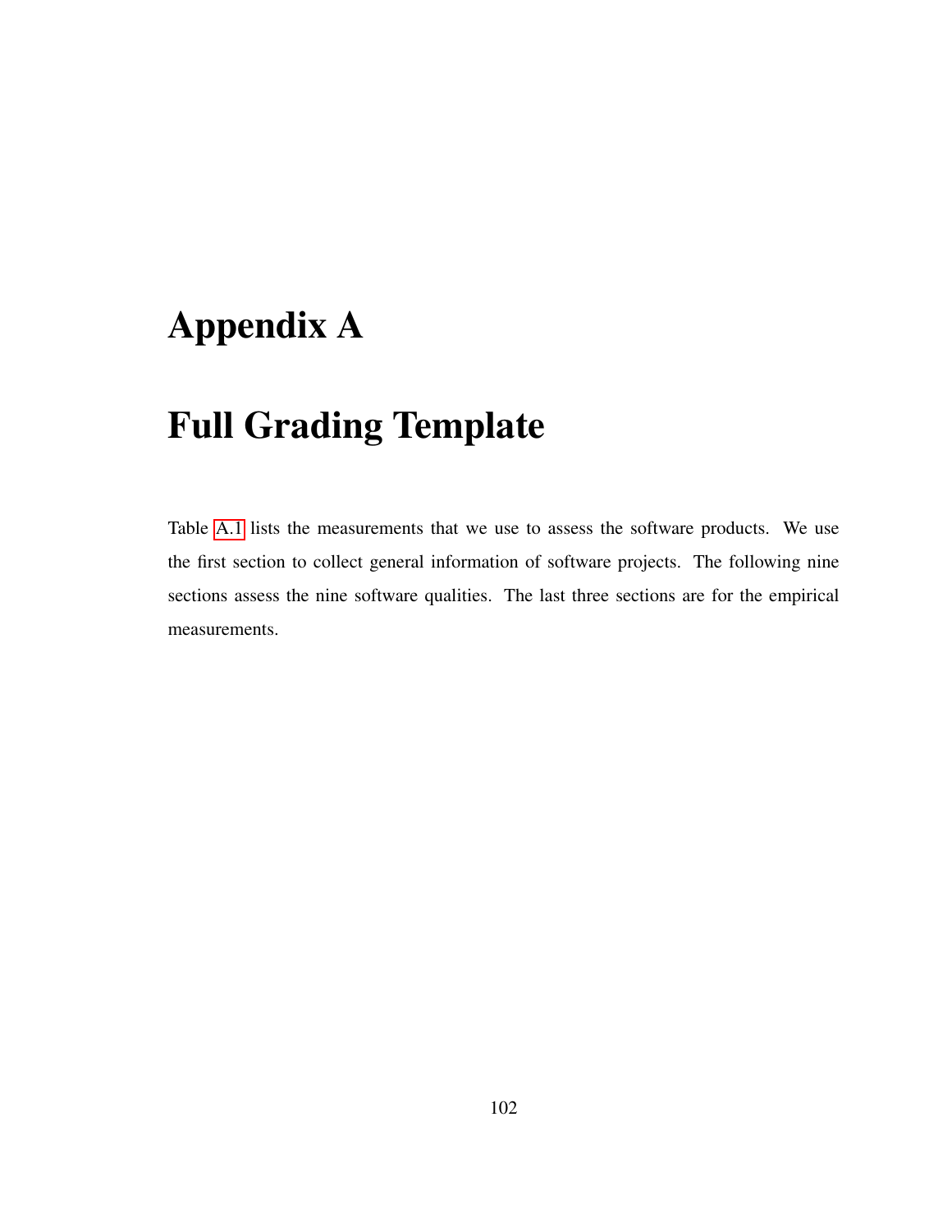# Appendix A

# Full Grading Template

Table A.1 lists the measurements that we use to assess the software products. We use the first section to collect general information of software projects. The following nine sections assess the nine software qualities. The last three sections are for the empirical measurements.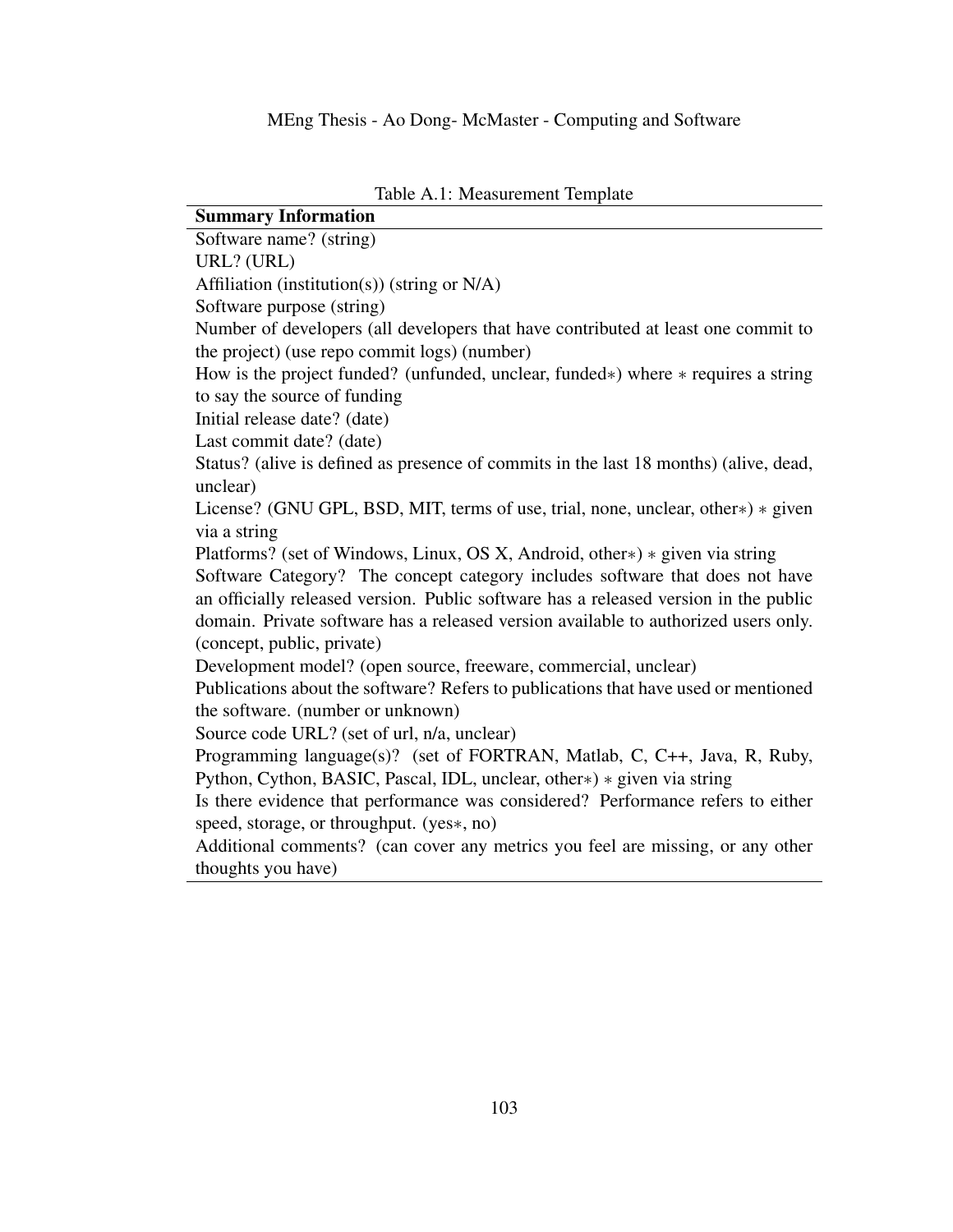Table A.1: Measurement Template

| **Summary Information** |
| --- |
| Software name? (string) |
| URL? (URL) |
| Affiliation (institution(s)) (string or N/A) |
| Software purpose (string) |
| Number of developers (all developers that have contributed at least one commit to the project) (use repo commit logs) (number) |
| How is the project funded? (unfunded, unclear, funded$*$) where $*$ requires a string to say the source of funding |
| Initial release date? (date) |
| Last commit date? (date) |
| Status? (alive is defined as presence of commits in the last 18 months) (alive, dead, unclear) |
| License? (GNU GPL, BSD, MIT, terms of use, trial, none, unclear, other$*$) $*$ given via a string |
| Platforms? (set of Windows, Linux, OS X, Android, other$*$) $*$ given via string |
| Software Category? The concept category includes software that does not have an officially released version. Public software has a released version in the public domain. Private software has a released version available to authorized users only. (concept, public, private) |
| Development model? (open source, freeware, commercial, unclear) |
| Publications about the software? Refers to publications that have used or mentioned the software. (number or unknown) |
| Source code URL? (set of url, n/a, unclear) |
| Programming language(s)? (set of FORTRAN, Matlab, C, C++, Java, R, Ruby, Python, Cython, BASIC, Pascal, IDL, unclear, other$*$) $*$ given via string |
| Is there evidence that performance was considered? Performance refers to either speed, storage, or throughput. (yes$*$, no) |
| Additional comments? (can cover any metrics you feel are missing, or any other thoughts you have) |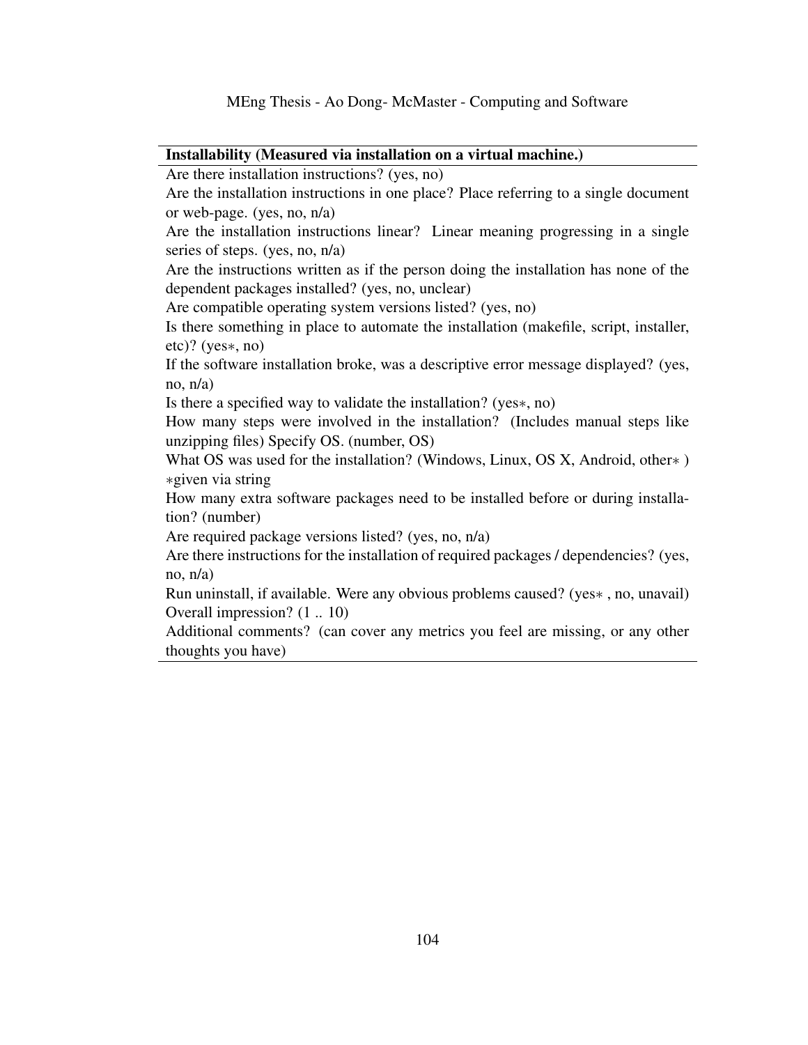| Installability (Measured via installation on a virtual machine.) |
| --- |
| Are there installation instructions? (yes, no) |
| Are the installation instructions in one place? Place referring to a single document or web-page. (yes, no, n/a) |
| Are the installation instructions linear? Linear meaning progressing in a single series of steps. (yes, no, n/a) |
| Are the instructions written as if the person doing the installation has none of the dependent packages installed? (yes, no, unclear) |
| Are compatible operating system versions listed? (yes, no) |
| Is there something in place to automate the installation (makefile, script, installer, etc)? (yes∗, no) |
| If the software installation broke, was a descriptive error message displayed? (yes, no, n/a) |
| Is there a specified way to validate the installation? (yes∗, no) |
| How many steps were involved in the installation? (Includes manual steps like unzipping files) Specify OS. (number, OS) |
| What OS was used for the installation? (Windows, Linux, OS X, Android, other∗ ) ∗given via string |
| How many extra software packages need to be installed before or during installation? (number) |
| Are required package versions listed? (yes, no, n/a) |
| Are there instructions for the installation of required packages / dependencies? (yes, no, n/a) |
| Run uninstall, if available. Were any obvious problems caused? (yes∗ , no, unavail) |
| Overall impression? (1 .. 10) |
| Additional comments? (can cover any metrics you feel are missing, or any other thoughts you have) |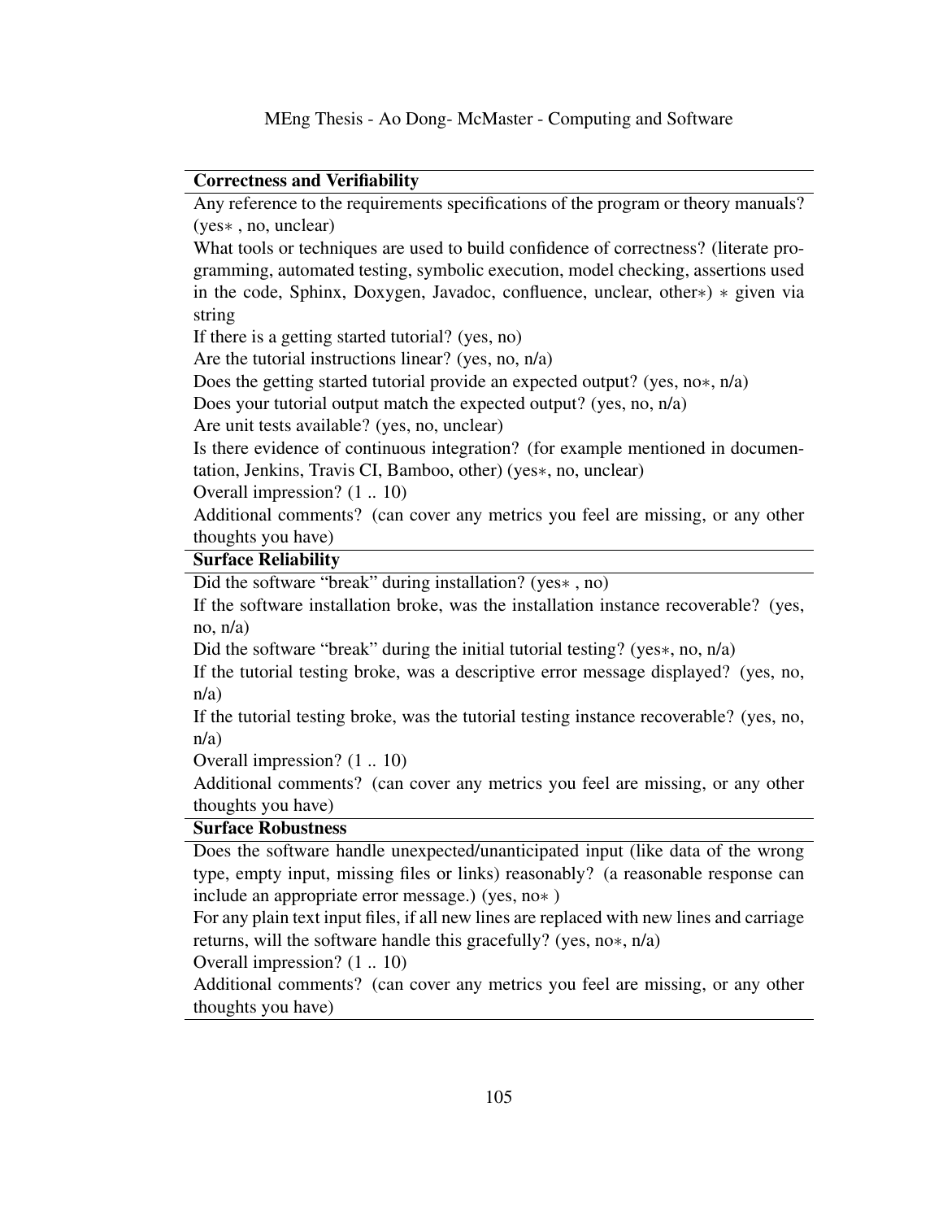| **Correctness and Verifiability** |
|---|
| Any reference to the requirements specifications of the program or theory manuals? (yes∗ , no, unclear) |
| What tools or techniques are used to build confidence of correctness? (literate programming, automated testing, symbolic execution, model checking, assertions used in the code, Sphinx, Doxygen, Javadoc, confluence, unclear, other∗) ∗ given via string |
| If there is a getting started tutorial? (yes, no) |
| Are the tutorial instructions linear? (yes, no, n/a) |
| Does the getting started tutorial provide an expected output? (yes, no∗, n/a) |
| Does your tutorial output match the expected output? (yes, no, n/a) |
| Are unit tests available? (yes, no, unclear) |
| Is there evidence of continuous integration? (for example mentioned in documentation, Jenkins, Travis CI, Bamboo, other) (yes∗, no, unclear) |
| Overall impression? (1 .. 10) |
| Additional comments? (can cover any metrics you feel are missing, or any other thoughts you have) |
| **Surface Reliability** |
| Did the software "break" during installation? (yes∗ , no) |
| If the software installation broke, was the installation instance recoverable? (yes, no, n/a) |
| Did the software "break" during the initial tutorial testing? (yes∗, no, n/a) |
| If the tutorial testing broke, was a descriptive error message displayed? (yes, no, n/a) |
| If the tutorial testing broke, was the tutorial testing instance recoverable? (yes, no, n/a) |
| Overall impression? (1 .. 10) |
| Additional comments? (can cover any metrics you feel are missing, or any other thoughts you have) |
| **Surface Robustness** |
| Does the software handle unexpected/unanticipated input (like data of the wrong type, empty input, missing files or links) reasonably? (a reasonable response can include an appropriate error message.) (yes, no∗ ) |
| For any plain text input files, if all new lines are replaced with new lines and carriage returns, will the software handle this gracefully? (yes, no∗, n/a) |
| Overall impression? (1 .. 10) |
| Additional comments? (can cover any metrics you feel are missing, or any other thoughts you have) |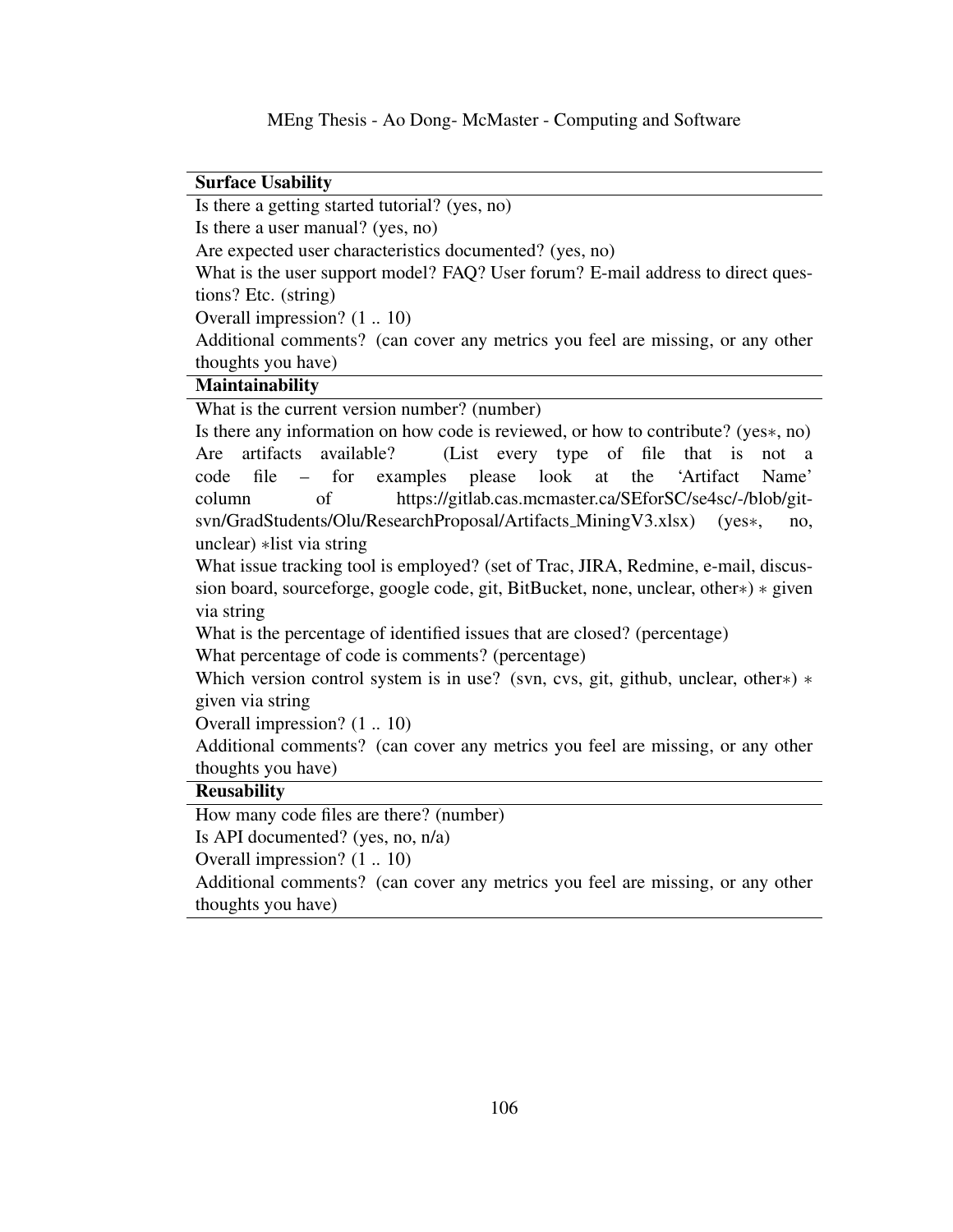| **Surface Usability** |
|---|
| Is there a getting started tutorial? (yes, no) |
| Is there a user manual? (yes, no) |
| Are expected user characteristics documented? (yes, no) |
| What is the user support model? FAQ? User forum? E-mail address to direct questions? Etc. (string) |
| Overall impression? (1 .. 10) |
| Additional comments? (can cover any metrics you feel are missing, or any other thoughts you have) |
| **Maintainability** |
| What is the current version number? (number) |
| Is there any information on how code is reviewed, or how to contribute? (yes∗, no) |
| Are artifacts available? (List every type of file that is not a code file – for examples please look at the 'Artifact Name' column of https://gitlab.cas.mcmaster.ca/SEforSC/se4sc/-/blob/git-svn/GradStudents/Olu/ResearchProposal/Artifacts_MiningV3.xlsx) (yes∗, no, unclear) ∗list via string |
| What issue tracking tool is employed? (set of Trac, JIRA, Redmine, e-mail, discussion board, sourceforge, google code, git, BitBucket, none, unclear, other∗) ∗ given via string |
| What is the percentage of identified issues that are closed? (percentage) |
| What percentage of code is comments? (percentage) |
| Which version control system is in use? (svn, cvs, git, github, unclear, other∗) ∗ given via string |
| Overall impression? (1 .. 10) |
| Additional comments? (can cover any metrics you feel are missing, or any other thoughts you have) |
| **Reusability** |
| How many code files are there? (number) |
| Is API documented? (yes, no, n/a) |
| Overall impression? (1 .. 10) |
| Additional comments? (can cover any metrics you feel are missing, or any other thoughts you have) |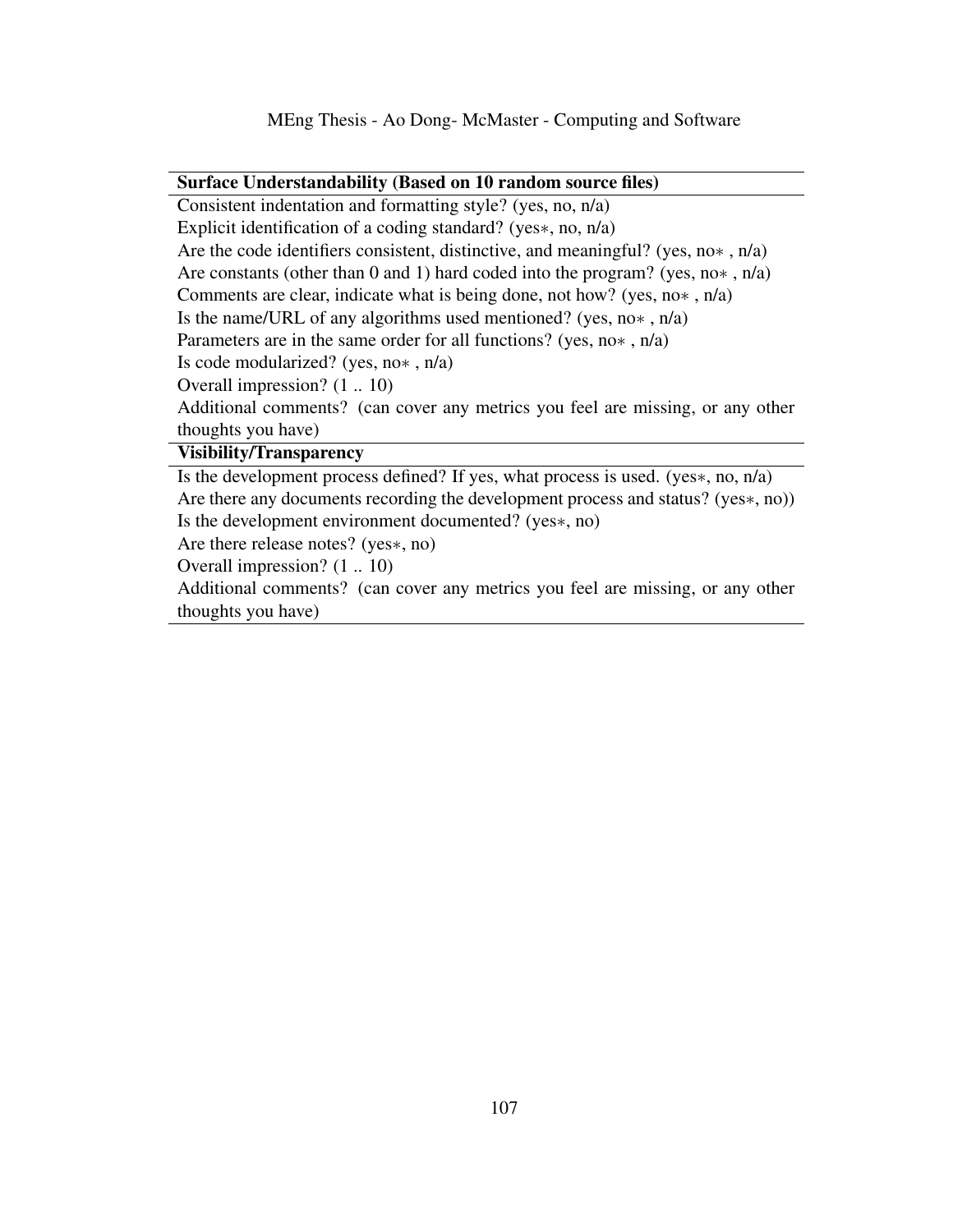| **Surface Understandability (Based on 10 random source files)** |
|---|
| Consistent indentation and formatting style? (yes, no, n/a) |
| Explicit identification of a coding standard? (yes∗, no, n/a) |
| Are the code identifiers consistent, distinctive, and meaningful? (yes, no∗ , n/a) |
| Are constants (other than 0 and 1) hard coded into the program? (yes, no∗ , n/a) |
| Comments are clear, indicate what is being done, not how? (yes, no∗ , n/a) |
| Is the name/URL of any algorithms used mentioned? (yes, no∗ , n/a) |
| Parameters are in the same order for all functions? (yes, no∗ , n/a) |
| Is code modularized? (yes, no∗ , n/a) |
| Overall impression? (1 .. 10) |
| Additional comments? (can cover any metrics you feel are missing, or any other thoughts you have) |
| **Visibility/Transparency** |
| Is the development process defined? If yes, what process is used. (yes∗, no, n/a) |
| Are there any documents recording the development process and status? (yes∗, no)) |
| Is the development environment documented? (yes∗, no) |
| Are there release notes? (yes∗, no) |
| Overall impression? (1 .. 10) |
| Additional comments? (can cover any metrics you feel are missing, or any other thoughts you have) |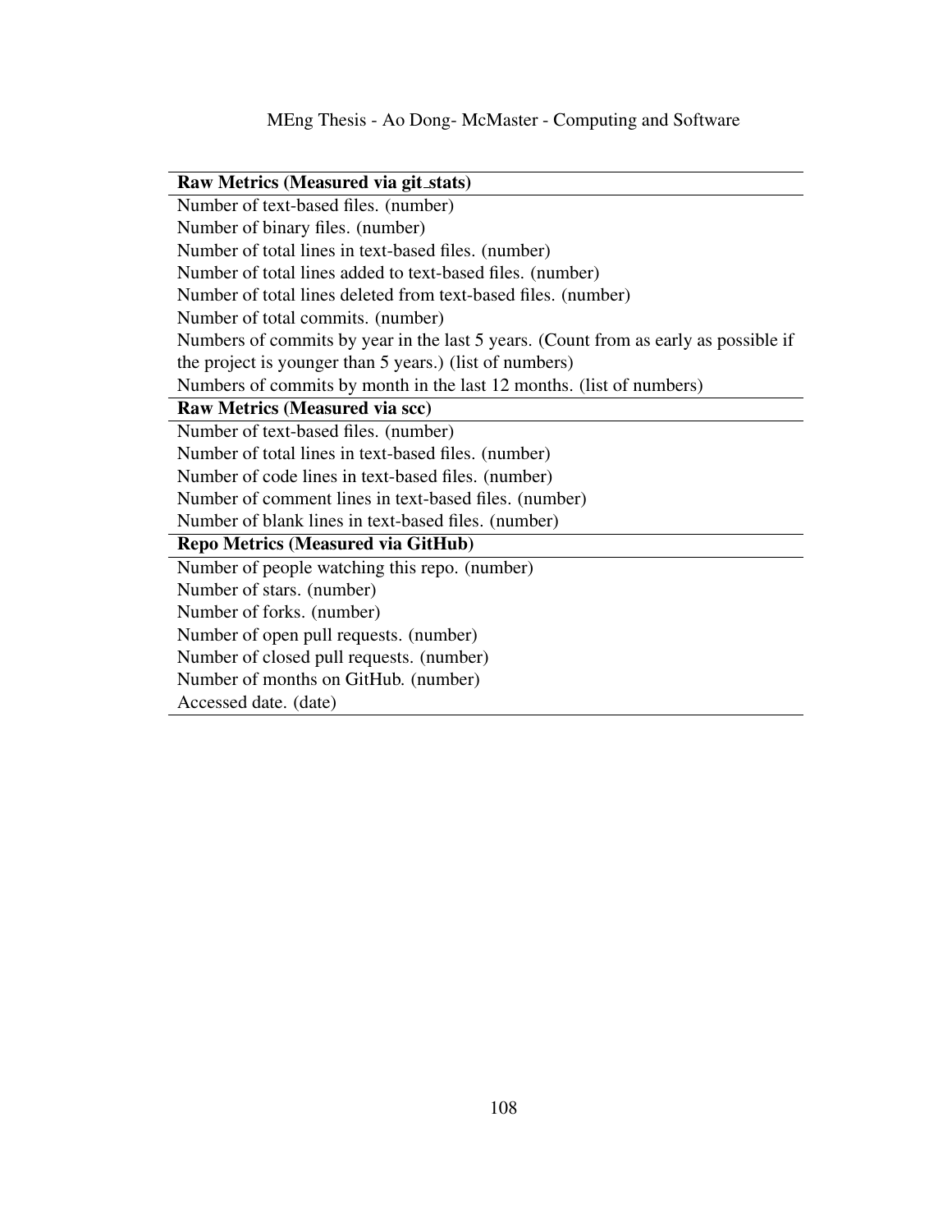| Raw Metrics (Measured via git_stats) |
|---|
| Number of text-based files. (number) |
| Number of binary files. (number) |
| Number of total lines in text-based files. (number) |
| Number of total lines added to text-based files. (number) |
| Number of total lines deleted from text-based files. (number) |
| Number of total commits. (number) |
| Numbers of commits by year in the last 5 years. (Count from as early as possible if the project is younger than 5 years.) (list of numbers) |
| Numbers of commits by month in the last 12 months. (list of numbers) |
| **Raw Metrics (Measured via scc)** |
| Number of text-based files. (number) |
| Number of total lines in text-based files. (number) |
| Number of code lines in text-based files. (number) |
| Number of comment lines in text-based files. (number) |
| Number of blank lines in text-based files. (number) |
| **Repo Metrics (Measured via GitHub)** |
| Number of people watching this repo. (number) |
| Number of stars. (number) |
| Number of forks. (number) |
| Number of open pull requests. (number) |
| Number of closed pull requests. (number) |
| Number of months on GitHub. (number) |
| Accessed date. (date) |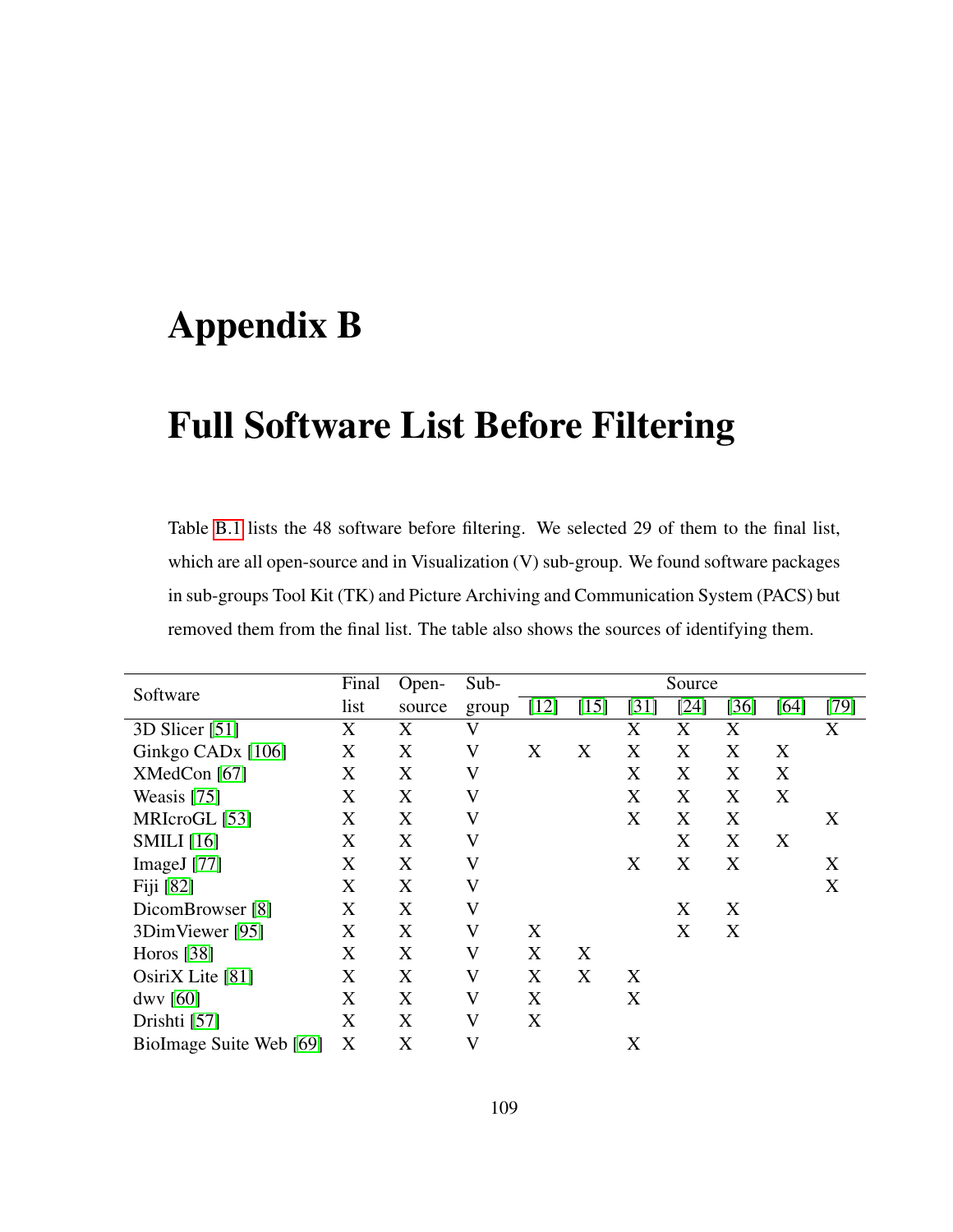# Appendix B

# Full Software List Before Filtering

Table B.1 lists the 48 software before filtering. We selected 29 of them to the final list, which are all open-source and in Visualization (V) sub-group. We found software packages in sub-groups Tool Kit (TK) and Picture Archiving and Communication System (PACS) but removed them from the final list. The table also shows the sources of identifying them.

| Software | Final list | Open-source | Sub-group | Source | | | | | | |
|---|---|---|---|---|---|---|---|---|---|---|
| | | | | [12] | [15] | [31] | [24] | [36] | [64] | [79] |
| 3D Slicer [51] | X | X | V | | | X | X | X | | X |
| Ginkgo CADx [106] | X | X | V | X | X | X | X | X | X | |
| XMedCon [67] | X | X | V | | | X | X | X | X | |
| Weasis [75] | X | X | V | | | X | X | X | X | |
| MRIcroGL [53] | X | X | V | | | X | X | X | | X |
| SMILI [16] | X | X | V | | | | X | X | X | |
| ImageJ [77] | X | X | V | | | X | X | X | | X |
| Fiji [82] | X | X | V | | | | | | | X |
| DicomBrowser [8] | X | X | V | | | | X | X | | |
| 3DimViewer [95] | X | X | V | X | | | X | X | | |
| Horos [38] | X | X | V | X | X | | | | | |
| OsiriX Lite [81] | X | X | V | X | X | X | | | | |
| dwv [60] | X | X | V | X | | X | | | | |
| Drishti [57] | X | X | V | X | | | | | | |
| BioImage Suite Web [69] | X | X | V | | | X | | | | |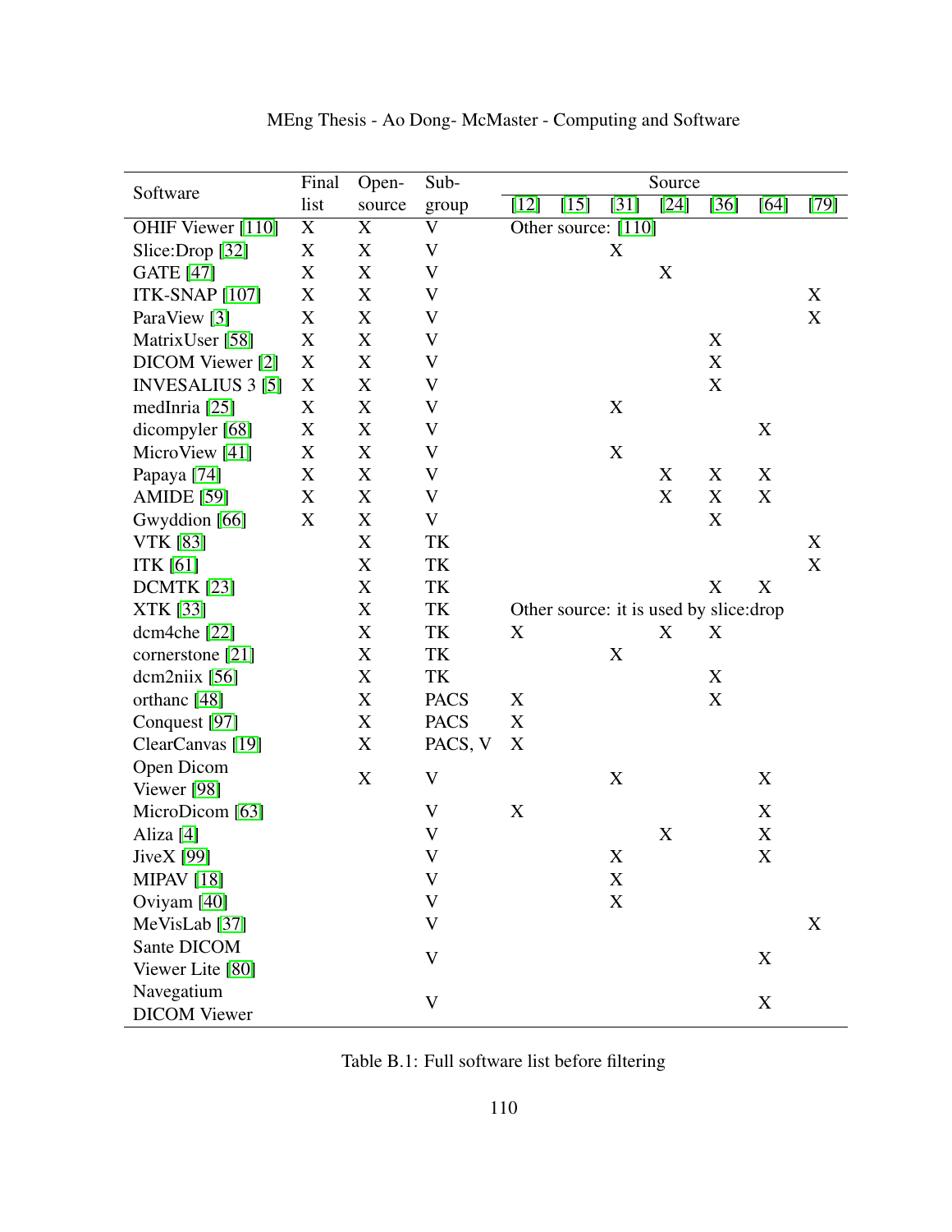| Software | Final list | Open-source | Sub-group | Source | | | | | | |
|---|---|---|---|---|---|---|---|---|---|---|
| | | | | [12] | [15] | [31] | [24] | [36] | [64] | [79] |
| OHIF Viewer [110] | X | X | V | Other source: [110] | | | | | | |
| Slice:Drop [32] | X | X | V | | | X | | | | |
| GATE [47] | X | X | V | | | | X | | | |
| ITK-SNAP [107] | X | X | V | | | | | | | X |
| ParaView [3] | X | X | V | | | | | | | X |
| MatrixUser [58] | X | X | V | | | | | X | | |
| DICOM Viewer [2] | X | X | V | | | | | X | | |
| INVESALIUS 3 [5] | X | X | V | | | | | X | | |
| medInria [25] | X | X | V | | | X | | | | |
| dicompyler [68] | X | X | V | | | | | | X | |
| MicroView [41] | X | X | V | | | X | | | | |
| Papaya [74] | X | X | V | | | | X | X | X | |
| AMIDE [59] | X | X | V | | | | X | X | X | |
| Gwyddion [66] | X | X | V | | | | | X | | |
| VTK [83] | | X | TK | | | | | | | X |
| ITK [61] | | X | TK | | | | | | | X |
| DCMTK [23] | | X | TK | | | | | X | X | |
| XTK [33] | | X | TK | Other source: it is used by slice:drop | | | | | | |
| dcm4che [22] | | X | TK | X | | | X | X | | |
| cornerstone [21] | | X | TK | | | X | | | | |
| dcm2niix [56] | | X | TK | | | | | X | | |
| orthanc [48] | | X | PACS | X | | | | X | | |
| Conquest [97] | | X | PACS | X | | | | | | |
| ClearCanvas [19] | | X | PACS, V | X | | | | | | |
| Open Dicom Viewer [98] | | X | V | | | X | | | X | |
| MicroDicom [63] | | | V | X | | | | | X | |
| Aliza [4] | | | V | | | | X | | X | |
| JiveX [99] | | | V | | | X | | | X | |
| MIPAV [18] | | | V | | | X | | | | |
| Oviyam [40] | | | V | | | X | | | | |
| MeVisLab [37] | | | V | | | | | | | X |
| Sante DICOM Viewer Lite [80] | | | V | | | | | | X | |
| Navegatium DICOM Viewer | | | V | | | | | | X | |

Table B.1: Full software list before filtering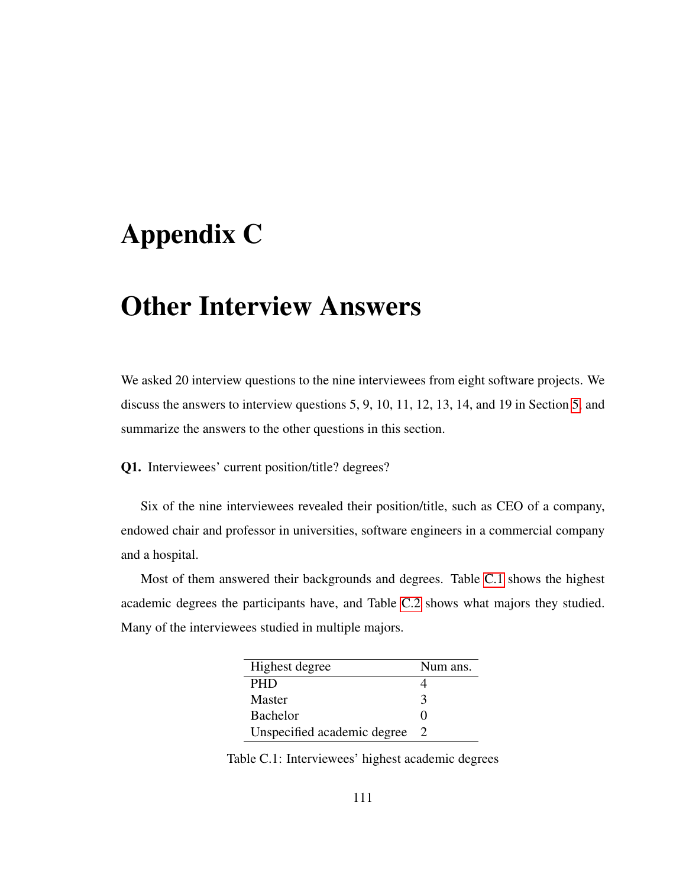# Appendix C

# Other Interview Answers

We asked 20 interview questions to the nine interviewees from eight software projects. We discuss the answers to interview questions 5, 9, 10, 11, 12, 13, 14, and 19 in Section 5, and summarize the answers to the other questions in this section.

**Q1.** Interviewees' current position/title? degrees?

Six of the nine interviewees revealed their position/title, such as CEO of a company, endowed chair and professor in universities, software engineers in a commercial company and a hospital.

Most of them answered their backgrounds and degrees. Table C.1 shows the highest academic degrees the participants have, and Table C.2 shows what majors they studied. Many of the interviewees studied in multiple majors.

| Highest degree | Num ans. |
|---|---|
| PHD | 4 |
| Master | 3 |
| Bachelor | 0 |
| Unspecified academic degree | 2 |

Table C.1: Interviewees' highest academic degrees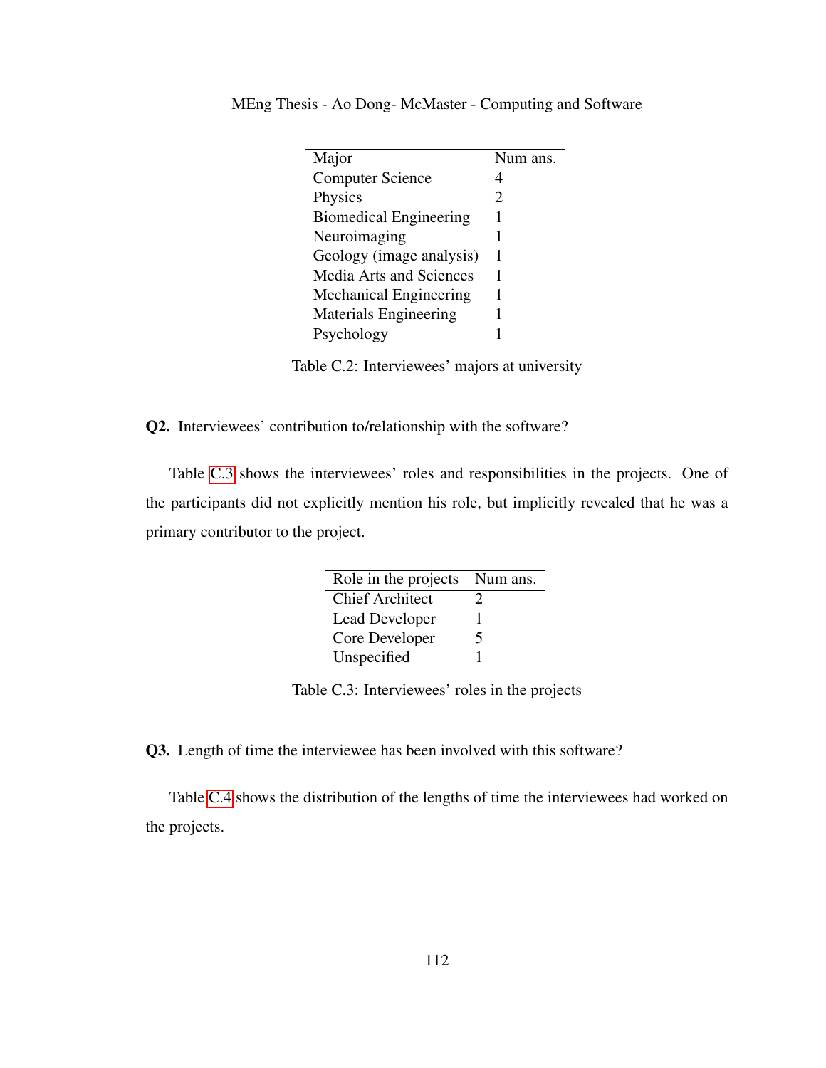| Major | Num ans. |
| --- | --- |
| Computer Science | 4 |
| Physics | 2 |
| Biomedical Engineering | 1 |
| Neuroimaging | 1 |
| Geology (image analysis) | 1 |
| Media Arts and Sciences | 1 |
| Mechanical Engineering | 1 |
| Materials Engineering | 1 |
| Psychology | 1 |

Table C.2: Interviewees' majors at university

**Q2.** Interviewees' contribution to/relationship with the software?

Table C.3 shows the interviewees' roles and responsibilities in the projects. One of the participants did not explicitly mention his role, but implicitly revealed that he was a primary contributor to the project.

| Role in the projects | Num ans. |
| --- | --- |
| Chief Architect | 2 |
| Lead Developer | 1 |
| Core Developer | 5 |
| Unspecified | 1 |

Table C.3: Interviewees' roles in the projects

**Q3.** Length of time the interviewee has been involved with this software?

Table C.4 shows the distribution of the lengths of time the interviewees had worked on the projects.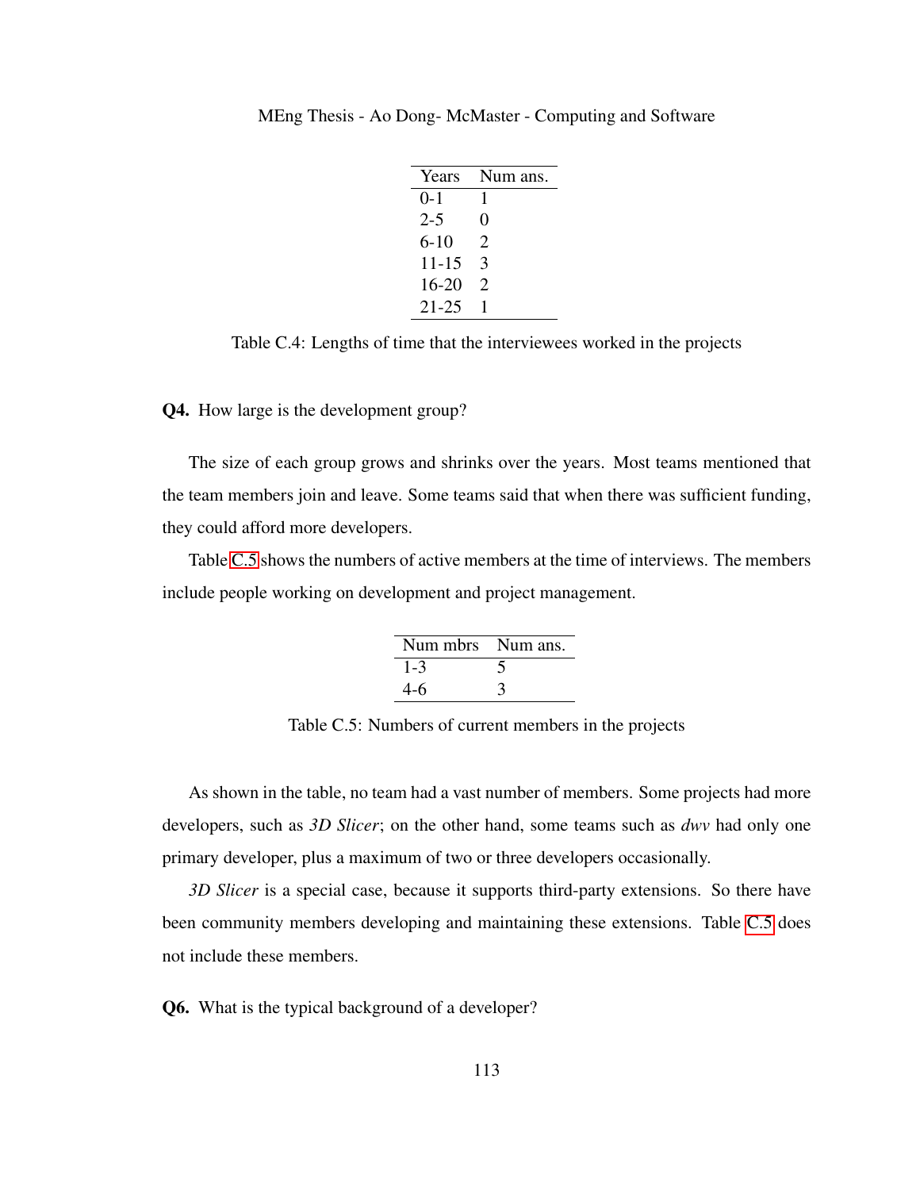| Years | Num ans. |
|---|---|
| 0-1 | 1 |
| 2-5 | 0 |
| 6-10 | 2 |
| 11-15 | 3 |
| 16-20 | 2 |
| 21-25 | 1 |

Table C.4: Lengths of time that the interviewees worked in the projects

**Q4.** How large is the development group?

The size of each group grows and shrinks over the years. Most teams mentioned that the team members join and leave. Some teams said that when there was sufficient funding, they could afford more developers.

Table C.5 shows the numbers of active members at the time of interviews. The members include people working on development and project management.

| Num mbrs | Num ans. |
|---|---|
| 1-3 | 5 |
| 4-6 | 3 |

Table C.5: Numbers of current members in the projects

As shown in the table, no team had a vast number of members. Some projects had more developers, such as *3D Slicer*; on the other hand, some teams such as *dwv* had only one primary developer, plus a maximum of two or three developers occasionally.

*3D Slicer* is a special case, because it supports third-party extensions. So there have been community members developing and maintaining these extensions. Table C.5 does not include these members.

**Q6.** What is the typical background of a developer?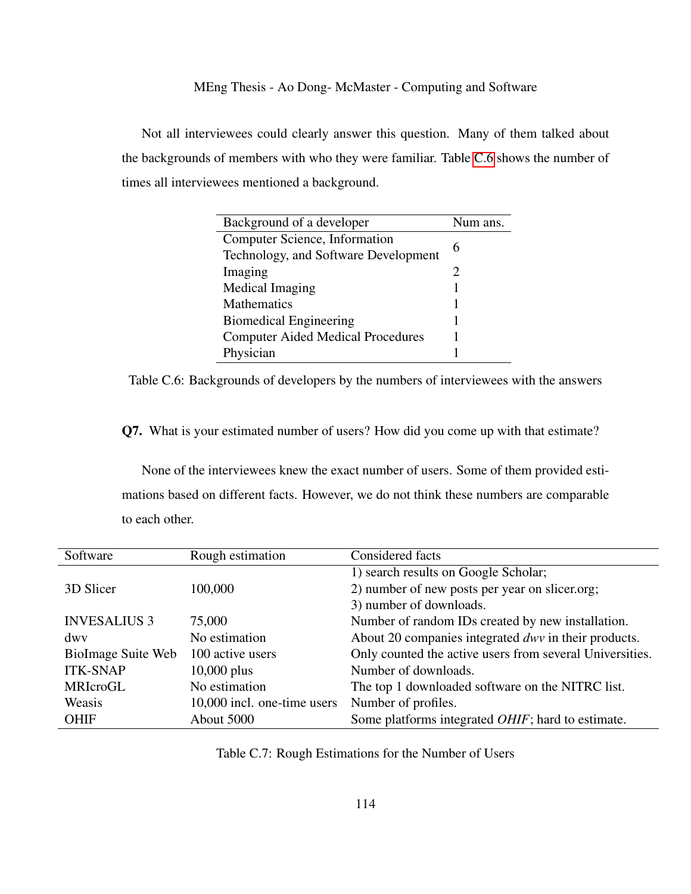Not all interviewees could clearly answer this question. Many of them talked about the backgrounds of members with who they were familiar. Table C.6 shows the number of times all interviewees mentioned a background.

| Background of a developer | Num ans. |
|---|---|
| Computer Science, Information Technology, and Software Development | 6 |
| Imaging | 2 |
| Medical Imaging | 1 |
| Mathematics | 1 |
| Biomedical Engineering | 1 |
| Computer Aided Medical Procedures | 1 |
| Physician | 1 |

Table C.6: Backgrounds of developers by the numbers of interviewees with the answers

**Q7.** What is your estimated number of users? How did you come up with that estimate?

None of the interviewees knew the exact number of users. Some of them provided estimations based on different facts. However, we do not think these numbers are comparable to each other.

| Software | Rough estimation | Considered facts |
|---|---|---|
| 3D Slicer | 100,000 | 1) search results on Google Scholar; 2) number of new posts per year on slicer.org; 3) number of downloads. |
| INVESALIUS 3 | 75,000 | Number of random IDs created by new installation. |
| dwv | No estimation | About 20 companies integrated *dwv* in their products. |
| BioImage Suite Web | 100 active users | Only counted the active users from several Universities. |
| ITK-SNAP | 10,000 plus | Number of downloads. |
| MRIcroGL | No estimation | The top 1 downloaded software on the NITRC list. |
| Weasis | 10,000 incl. one-time users | Number of profiles. |
| OHIF | About 5000 | Some platforms integrated *OHIF*; hard to estimate. |

Table C.7: Rough Estimations for the Number of Users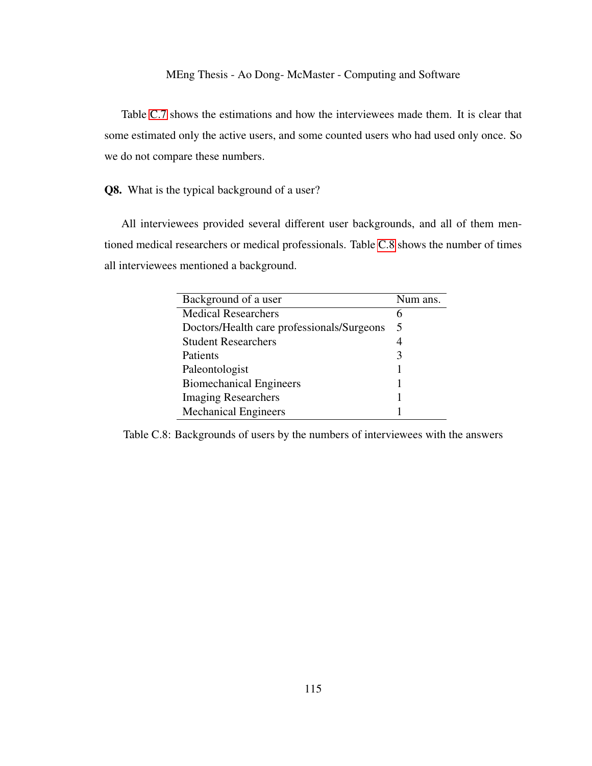Table C.7 shows the estimations and how the interviewees made them. It is clear that some estimated only the active users, and some counted users who had used only once. So we do not compare these numbers.

**Q8.** What is the typical background of a user?

All interviewees provided several different user backgrounds, and all of them mentioned medical researchers or medical professionals. Table C.8 shows the number of times all interviewees mentioned a background.

| Background of a user | Num ans. |
|---|---|
| Medical Researchers | 6 |
| Doctors/Health care professionals/Surgeons | 5 |
| Student Researchers | 4 |
| Patients | 3 |
| Paleontologist | 1 |
| Biomechanical Engineers | 1 |
| Imaging Researchers | 1 |
| Mechanical Engineers | 1 |

Table C.8: Backgrounds of users by the numbers of interviewees with the answers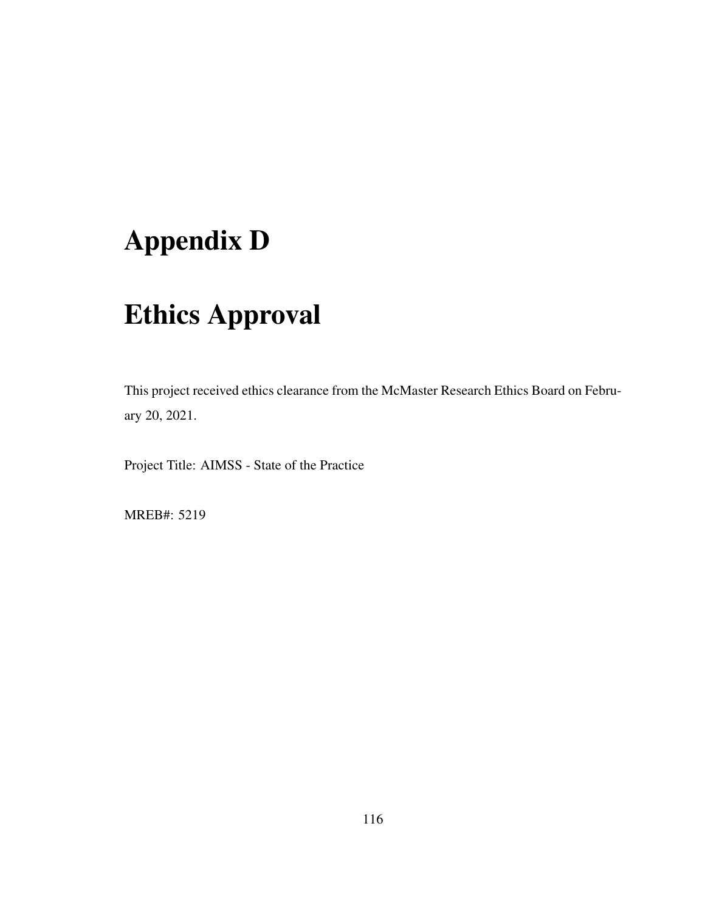# Appendix D

# Ethics Approval

This project received ethics clearance from the McMaster Research Ethics Board on February 20, 2021.

Project Title: AIMSS - State of the Practice

MREB#: 5219